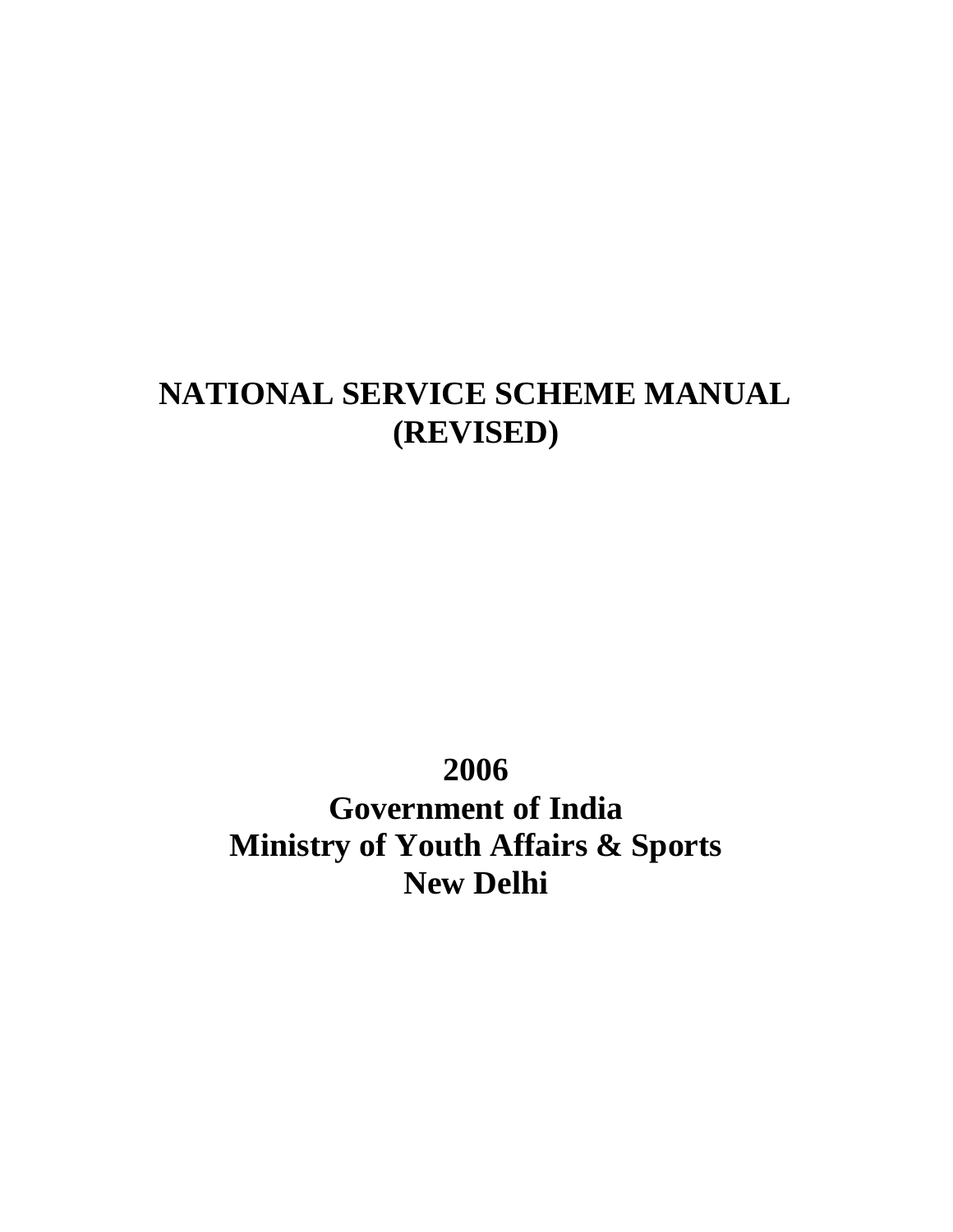# NATIONAL SERVICE SCHEME MANUAL (REVISED)

**2006**

**Government of India**

**Ministry of Youth Affairs & Sports**

**New Delhi**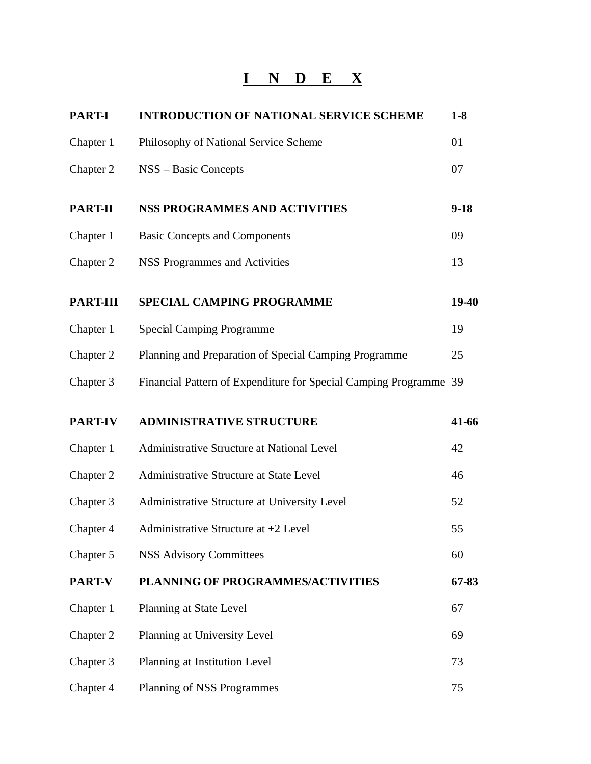# I N D E X

| | | |
|---|---|---|
| **PART-I** | **INTRODUCTION OF NATIONAL SERVICE SCHEME** | **1-8** |
| Chapter 1 | Philosophy of National Service Scheme | 01 |
| Chapter 2 | NSS – Basic Concepts | 07 |
| **PART-II** | **NSS PROGRAMMES AND ACTIVITIES** | **9-18** |
| Chapter 1 | Basic Concepts and Components | 09 |
| Chapter 2 | NSS Programmes and Activities | 13 |
| **PART-III** | **SPECIAL CAMPING PROGRAMME** | **19-40** |
| Chapter 1 | Special Camping Programme | 19 |
| Chapter 2 | Planning and Preparation of Special Camping Programme | 25 |
| Chapter 3 | Financial Pattern of Expenditure for Special Camping Programme | 39 |
| **PART-IV** | **ADMINISTRATIVE STRUCTURE** | **41-66** |
| Chapter 1 | Administrative Structure at National Level | 42 |
| Chapter 2 | Administrative Structure at State Level | 46 |
| Chapter 3 | Administrative Structure at University Level | 52 |
| Chapter 4 | Administrative Structure at +2 Level | 55 |
| Chapter 5 | NSS Advisory Committees | 60 |
| **PART-V** | **PLANNING OF PROGRAMMES/ACTIVITIES** | **67-83** |
| Chapter 1 | Planning at State Level | 67 |
| Chapter 2 | Planning at University Level | 69 |
| Chapter 3 | Planning at Institution Level | 73 |
| Chapter 4 | Planning of NSS Programmes | 75 |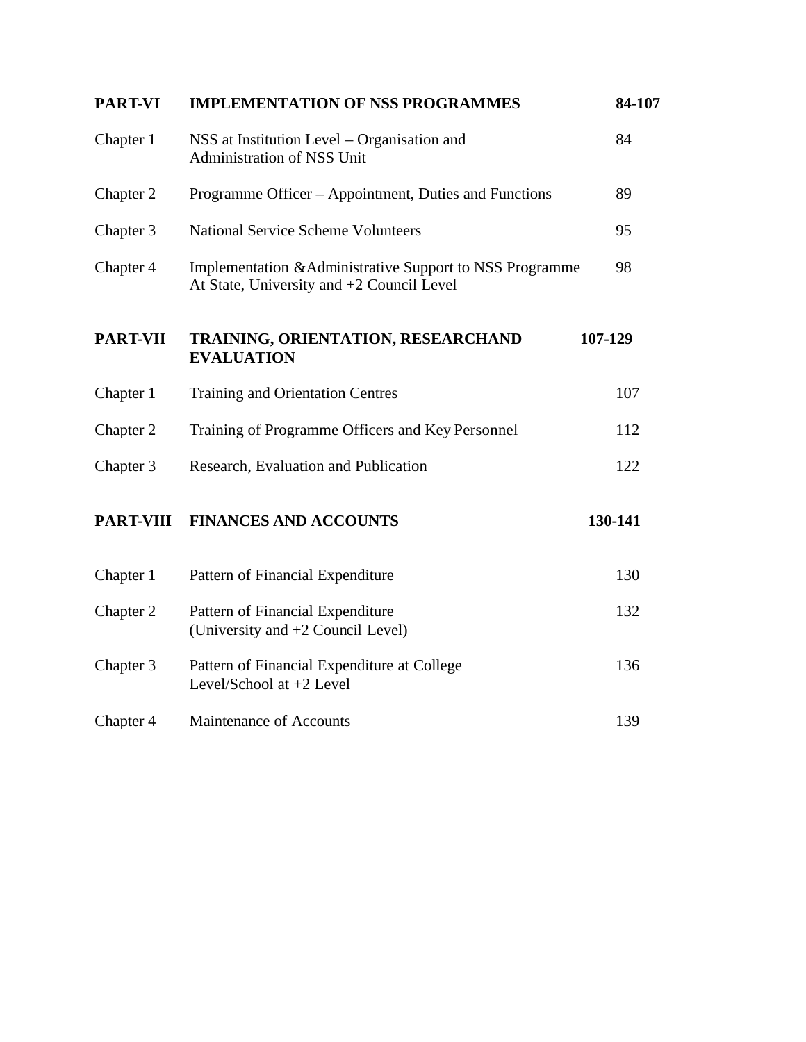| | | |
|---|---|---|
| **PART-VI** | **IMPLEMENTATION OF NSS PROGRAMMES** | **84-107** |
| Chapter 1 | NSS at Institution Level – Organisation and Administration of NSS Unit | 84 |
| Chapter 2 | Programme Officer – Appointment, Duties and Functions | 89 |
| Chapter 3 | National Service Scheme Volunteers | 95 |
| Chapter 4 | Implementation &Administrative Support to NSS Programme At State, University and +2 Council Level | 98 |
| **PART-VII** | **TRAINING, ORIENTATION, RESEARCHAND EVALUATION** | **107-129** |
| Chapter 1 | Training and Orientation Centres | 107 |
| Chapter 2 | Training of Programme Officers and Key Personnel | 112 |
| Chapter 3 | Research, Evaluation and Publication | 122 |
| **PART-VIII** | **FINANCES AND ACCOUNTS** | **130-141** |
| Chapter 1 | Pattern of Financial Expenditure | 130 |
| Chapter 2 | Pattern of Financial Expenditure (University and +2 Council Level) | 132 |
| Chapter 3 | Pattern of Financial Expenditure at College Level/School at +2 Level | 136 |
| Chapter 4 | Maintenance of Accounts | 139 |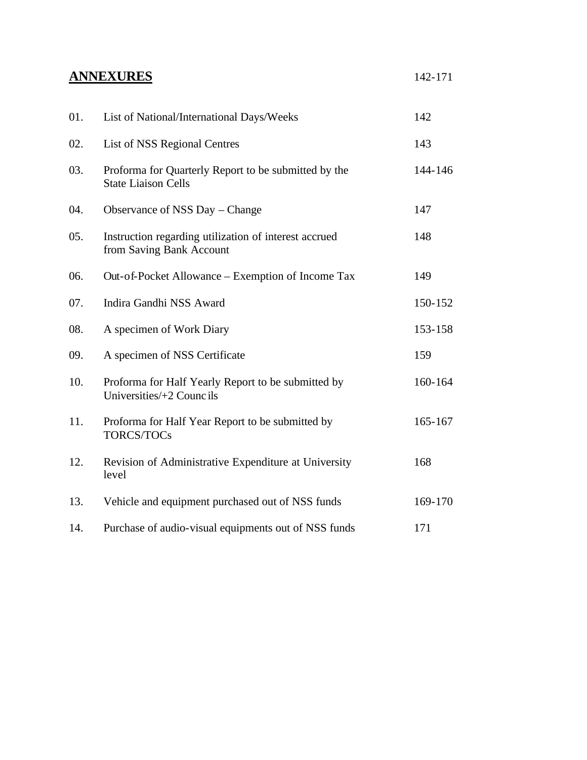## ANNEXURES 142-171

| | | |
|---|---|---|
| 01. | List of National/International Days/Weeks | 142 |
| 02. | List of NSS Regional Centres | 143 |
| 03. | Proforma for Quarterly Report to be submitted by the State Liaison Cells | 144-146 |
| 04. | Observance of NSS Day – Change | 147 |
| 05. | Instruction regarding utilization of interest accrued from Saving Bank Account | 148 |
| 06. | Out-of-Pocket Allowance – Exemption of Income Tax | 149 |
| 07. | Indira Gandhi NSS Award | 150-152 |
| 08. | A specimen of Work Diary | 153-158 |
| 09. | A specimen of NSS Certificate | 159 |
| 10. | Proforma for Half Yearly Report to be submitted by Universities/+2 Councils | 160-164 |
| 11. | Proforma for Half Year Report to be submitted by TORCS/TOCs | 165-167 |
| 12. | Revision of Administrative Expenditure at University level | 168 |
| 13. | Vehicle and equipment purchased out of NSS funds | 169-170 |
| 14. | Purchase of audio-visual equipments out of NSS funds | 171 |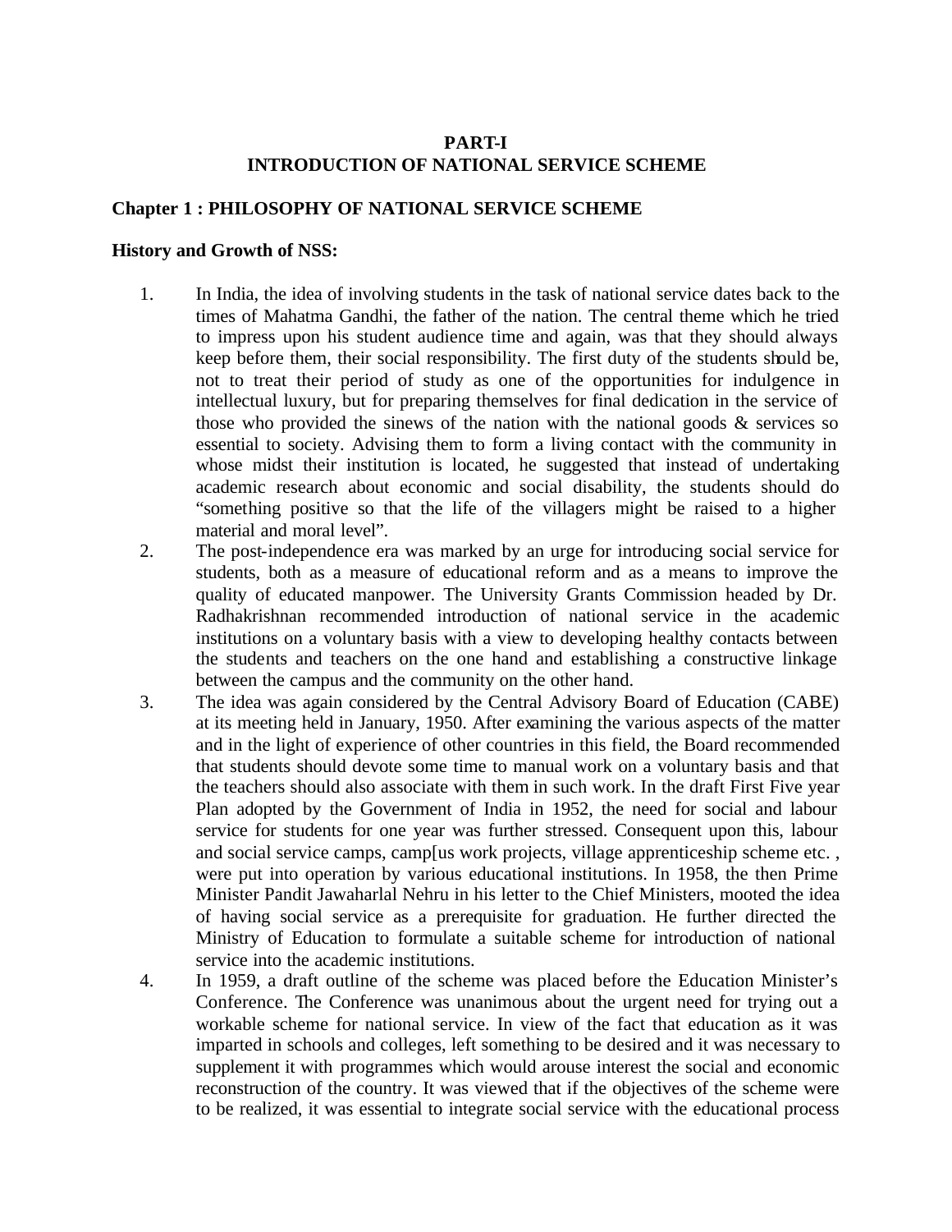# PART-I
# INTRODUCTION OF NATIONAL SERVICE SCHEME

## Chapter 1 : PHILOSOPHY OF NATIONAL SERVICE SCHEME

### History and Growth of NSS:

1. In India, the idea of involving students in the task of national service dates back to the times of Mahatma Gandhi, the father of the nation. The central theme which he tried to impress upon his student audience time and again, was that they should always keep before them, their social responsibility. The first duty of the students should be, not to treat their period of study as one of the opportunities for indulgence in intellectual luxury, but for preparing themselves for final dedication in the service of those who provided the sinews of the nation with the national goods & services so essential to society. Advising them to form a living contact with the community in whose midst their institution is located, he suggested that instead of undertaking academic research about economic and social disability, the students should do "something positive so that the life of the villagers might be raised to a higher material and moral level".
2. The post-independence era was marked by an urge for introducing social service for students, both as a measure of educational reform and as a means to improve the quality of educated manpower. The University Grants Commission headed by Dr. Radhakrishnan recommended introduction of national service in the academic institutions on a voluntary basis with a view to developing healthy contacts between the students and teachers on the one hand and establishing a constructive linkage between the campus and the community on the other hand.
3. The idea was again considered by the Central Advisory Board of Education (CABE) at its meeting held in January, 1950. After examining the various aspects of the matter and in the light of experience of other countries in this field, the Board recommended that students should devote some time to manual work on a voluntary basis and that the teachers should also associate with them in such work. In the draft First Five year Plan adopted by the Government of India in 1952, the need for social and labour service for students for one year was further stressed. Consequent upon this, labour and social service camps, camp[us work projects, village apprenticeship scheme etc. , were put into operation by various educational institutions. In 1958, the then Prime Minister Pandit Jawaharlal Nehru in his letter to the Chief Ministers, mooted the idea of having social service as a prerequisite for graduation. He further directed the Ministry of Education to formulate a suitable scheme for introduction of national service into the academic institutions.
4. In 1959, a draft outline of the scheme was placed before the Education Minister's Conference. The Conference was unanimous about the urgent need for trying out a workable scheme for national service. In view of the fact that education as it was imparted in schools and colleges, left something to be desired and it was necessary to supplement it with programmes which would arouse interest the social and economic reconstruction of the country. It was viewed that if the objectives of the scheme were to be realized, it was essential to integrate social service with the educational process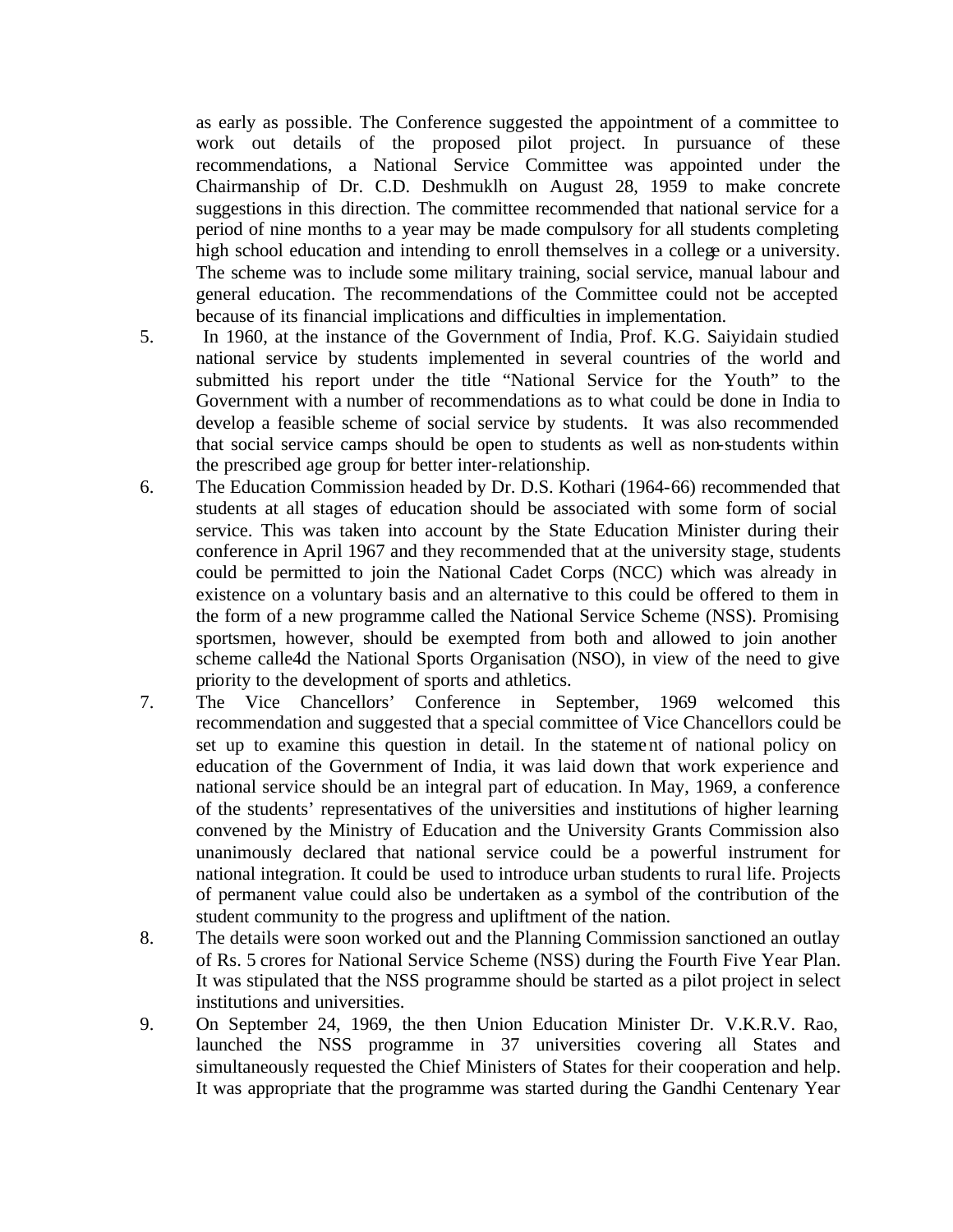as early as possible. The Conference suggested the appointment of a committee to work out details of the proposed pilot project. In pursuance of these recommendations, a National Service Committee was appointed under the Chairmanship of Dr. C.D. Deshmuklh on August 28, 1959 to make concrete suggestions in this direction. The committee recommended that national service for a period of nine months to a year may be made compulsory for all students completing high school education and intending to enroll themselves in a college or a university. The scheme was to include some military training, social service, manual labour and general education. The recommendations of the Committee could not be accepted because of its financial implications and difficulties in implementation.

5. In 1960, at the instance of the Government of India, Prof. K.G. Saiyidain studied national service by students implemented in several countries of the world and submitted his report under the title "National Service for the Youth" to the Government with a number of recommendations as to what could be done in India to develop a feasible scheme of social service by students. It was also recommended that social service camps should be open to students as well as non-students within the prescribed age group for better inter-relationship.

6. The Education Commission headed by Dr. D.S. Kothari (1964-66) recommended that students at all stages of education should be associated with some form of social service. This was taken into account by the State Education Minister during their conference in April 1967 and they recommended that at the university stage, students could be permitted to join the National Cadet Corps (NCC) which was already in existence on a voluntary basis and an alternative to this could be offered to them in the form of a new programme called the National Service Scheme (NSS). Promising sportsmen, however, should be exempted from both and allowed to join another scheme calle4d the National Sports Organisation (NSO), in view of the need to give priority to the development of sports and athletics.

7. The Vice Chancellors' Conference in September, 1969 welcomed this recommendation and suggested that a special committee of Vice Chancellors could be set up to examine this question in detail. In the statement of national policy on education of the Government of India, it was laid down that work experience and national service should be an integral part of education. In May, 1969, a conference of the students' representatives of the universities and institutions of higher learning convened by the Ministry of Education and the University Grants Commission also unanimously declared that national service could be a powerful instrument for national integration. It could be used to introduce urban students to rural life. Projects of permanent value could also be undertaken as a symbol of the contribution of the student community to the progress and upliftment of the nation.

8. The details were soon worked out and the Planning Commission sanctioned an outlay of Rs. 5 crores for National Service Scheme (NSS) during the Fourth Five Year Plan. It was stipulated that the NSS programme should be started as a pilot project in select institutions and universities.

9. On September 24, 1969, the then Union Education Minister Dr. V.K.R.V. Rao, launched the NSS programme in 37 universities covering all States and simultaneously requested the Chief Ministers of States for their cooperation and help. It was appropriate that the programme was started during the Gandhi Centenary Year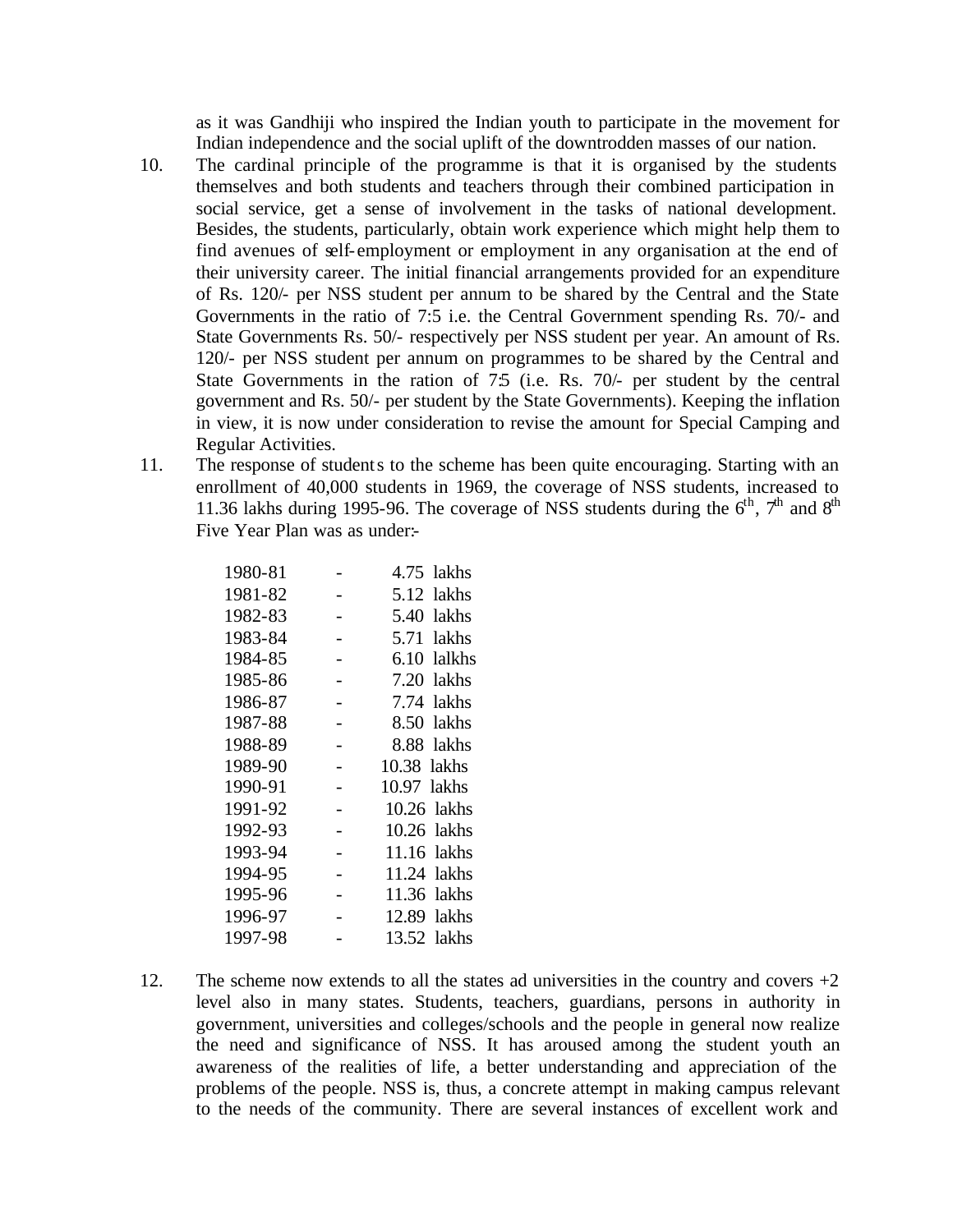as it was Gandhiji who inspired the Indian youth to participate in the movement for Indian independence and the social uplift of the downtrodden masses of our nation.

10. The cardinal principle of the programme is that it is organised by the students themselves and both students and teachers through their combined participation in social service, get a sense of involvement in the tasks of national development. Besides, the students, particularly, obtain work experience which might help them to find avenues of self-employment or employment in any organisation at the end of their university career. The initial financial arrangements provided for an expenditure of Rs. 120/- per NSS student per annum to be shared by the Central and the State Governments in the ratio of 7:5 i.e. the Central Government spending Rs. 70/- and State Governments Rs. 50/- respectively per NSS student per year. An amount of Rs. 120/- per NSS student per annum on programmes to be shared by the Central and State Governments in the ration of 7:5 (i.e. Rs. 70/- per student by the central government and Rs. 50/- per student by the State Governments). Keeping the inflation in view, it is now under consideration to revise the amount for Special Camping and Regular Activities.

11. The response of students to the scheme has been quite encouraging. Starting with an enrollment of 40,000 students in 1969, the coverage of NSS students, increased to 11.36 lakhs during 1995-96. The coverage of NSS students during the 6th, 7th and 8th Five Year Plan was as under:-

| | | |
|---|---|---|
| 1980-81 | - | 4.75 lakhs |
| 1981-82 | - | 5.12 lakhs |
| 1982-83 | - | 5.40 lakhs |
| 1983-84 | - | 5.71 lakhs |
| 1984-85 | - | 6.10 lalkhs |
| 1985-86 | - | 7.20 lakhs |
| 1986-87 | - | 7.74 lakhs |
| 1987-88 | - | 8.50 lakhs |
| 1988-89 | - | 8.88 lakhs |
| 1989-90 | - | 10.38 lakhs |
| 1990-91 | - | 10.97 lakhs |
| 1991-92 | - | 10.26 lakhs |
| 1992-93 | - | 10.26 lakhs |
| 1993-94 | - | 11.16 lakhs |
| 1994-95 | - | 11.24 lakhs |
| 1995-96 | - | 11.36 lakhs |
| 1996-97 | - | 12.89 lakhs |
| 1997-98 | - | 13.52 lakhs |

12. The scheme now extends to all the states ad universities in the country and covers +2 level also in many states. Students, teachers, guardians, persons in authority in government, universities and colleges/schools and the people in general now realize the need and significance of NSS. It has aroused among the student youth an awareness of the realities of life, a better understanding and appreciation of the problems of the people. NSS is, thus, a concrete attempt in making campus relevant to the needs of the community. There are several instances of excellent work and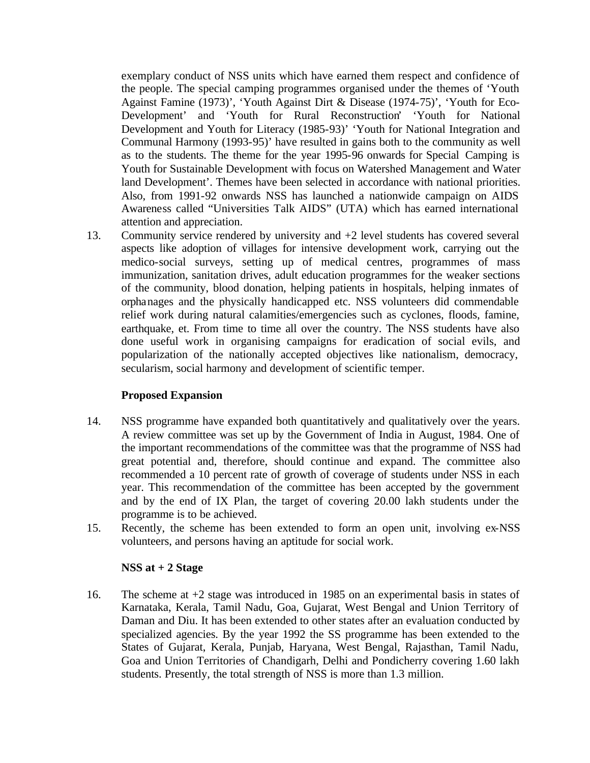exemplary conduct of NSS units which have earned them respect and confidence of the people. The special camping programmes organised under the themes of 'Youth Against Famine (1973)', 'Youth Against Dirt & Disease (1974-75)', 'Youth for Eco-Development' and 'Youth for Rural Reconstruction' 'Youth for National Development and Youth for Literacy (1985-93)' 'Youth for National Integration and Communal Harmony (1993-95)' have resulted in gains both to the community as well as to the students. The theme for the year 1995-96 onwards for Special Camping is Youth for Sustainable Development with focus on Watershed Management and Water land Development'. Themes have been selected in accordance with national priorities. Also, from 1991-92 onwards NSS has launched a nationwide campaign on AIDS Awareness called "Universities Talk AIDS" (UTA) which has earned international attention and appreciation.

13. Community service rendered by university and +2 level students has covered several aspects like adoption of villages for intensive development work, carrying out the medico-social surveys, setting up of medical centres, programmes of mass immunization, sanitation drives, adult education programmes for the weaker sections of the community, blood donation, helping patients in hospitals, helping inmates of orphanages and the physically handicapped etc. NSS volunteers did commendable relief work during natural calamities/emergencies such as cyclones, floods, famine, earthquake, et. From time to time all over the country. The NSS students have also done useful work in organising campaigns for eradication of social evils, and popularization of the nationally accepted objectives like nationalism, democracy, secularism, social harmony and development of scientific temper.

**Proposed Expansion**

14. NSS programme have expanded both quantitatively and qualitatively over the years. A review committee was set up by the Government of India in August, 1984. One of the important recommendations of the committee was that the programme of NSS had great potential and, therefore, should continue and expand. The committee also recommended a 10 percent rate of growth of coverage of students under NSS in each year. This recommendation of the committee has been accepted by the government and by the end of IX Plan, the target of covering 20.00 lakh students under the programme is to be achieved.

15. Recently, the scheme has been extended to form an open unit, involving ex-NSS volunteers, and persons having an aptitude for social work.

**NSS at + 2 Stage**

16. The scheme at +2 stage was introduced in 1985 on an experimental basis in states of Karnataka, Kerala, Tamil Nadu, Goa, Gujarat, West Bengal and Union Territory of Daman and Diu. It has been extended to other states after an evaluation conducted by specialized agencies. By the year 1992 the SS programme has been extended to the States of Gujarat, Kerala, Punjab, Haryana, West Bengal, Rajasthan, Tamil Nadu, Goa and Union Territories of Chandigarh, Delhi and Pondicherry covering 1.60 lakh students. Presently, the total strength of NSS is more than 1.3 million.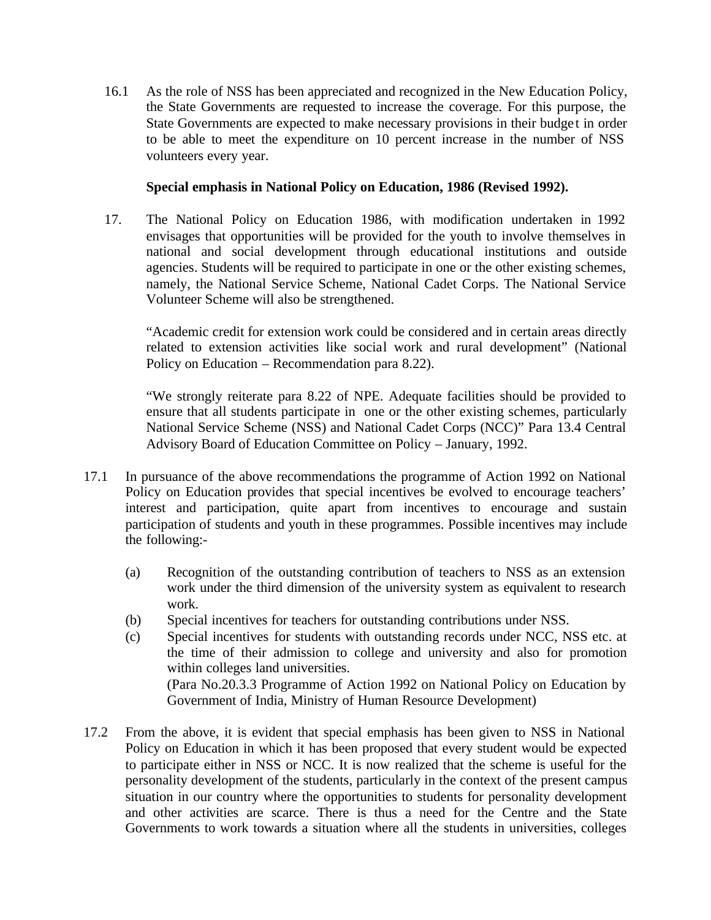16.1 As the role of NSS has been appreciated and recognized in the New Education Policy, the State Governments are requested to increase the coverage. For this purpose, the State Governments are expected to make necessary provisions in their budget in order to be able to meet the expenditure on 10 percent increase in the number of NSS volunteers every year.

**Special emphasis in National Policy on Education, 1986 (Revised 1992).**

17. The National Policy on Education 1986, with modification undertaken in 1992 envisages that opportunities will be provided for the youth to involve themselves in national and social development through educational institutions and outside agencies. Students will be required to participate in one or the other existing schemes, namely, the National Service Scheme, National Cadet Corps. The National Service Volunteer Scheme will also be strengthened.

"Academic credit for extension work could be considered and in certain areas directly related to extension activities like social work and rural development" (National Policy on Education – Recommendation para 8.22).

"We strongly reiterate para 8.22 of NPE. Adequate facilities should be provided to ensure that all students participate in one or the other existing schemes, particularly National Service Scheme (NSS) and National Cadet Corps (NCC)" Para 13.4 Central Advisory Board of Education Committee on Policy – January, 1992.

17.1 In pursuance of the above recommendations the programme of Action 1992 on National Policy on Education provides that special incentives be evolved to encourage teachers' interest and participation, quite apart from incentives to encourage and sustain participation of students and youth in these programmes. Possible incentives may include the following:-

(a) Recognition of the outstanding contribution of teachers to NSS as an extension work under the third dimension of the university system as equivalent to research work.

(b) Special incentives for teachers for outstanding contributions under NSS.

(c) Special incentives for students with outstanding records under NCC, NSS etc. at the time of their admission to college and university and also for promotion within colleges land universities.

(Para No.20.3.3 Programme of Action 1992 on National Policy on Education by Government of India, Ministry of Human Resource Development)

17.2 From the above, it is evident that special emphasis has been given to NSS in National Policy on Education in which it has been proposed that every student would be expected to participate either in NSS or NCC. It is now realized that the scheme is useful for the personality development of the students, particularly in the context of the present campus situation in our country where the opportunities to students for personality development and other activities are scarce. There is thus a need for the Centre and the State Governments to work towards a situation where all the students in universities, colleges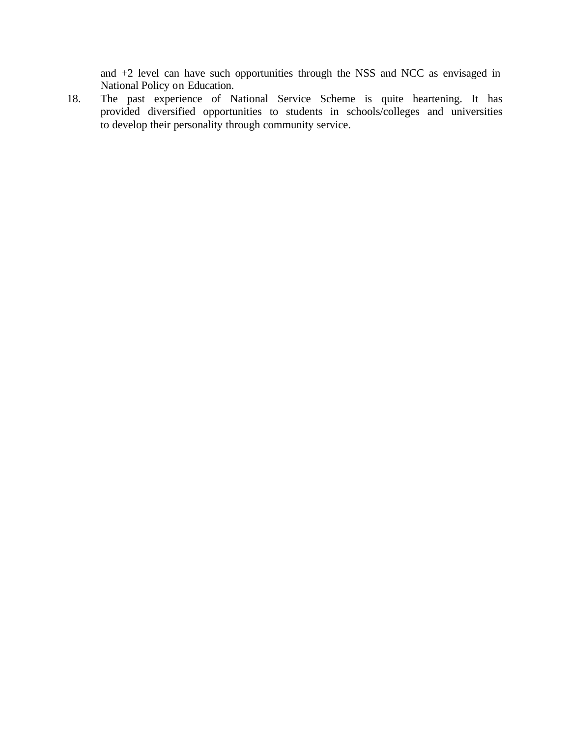and +2 level can have such opportunities through the NSS and NCC as envisaged in National Policy on Education.

18. The past experience of National Service Scheme is quite heartening. It has provided diversified opportunities to students in schools/colleges and universities to develop their personality through community service.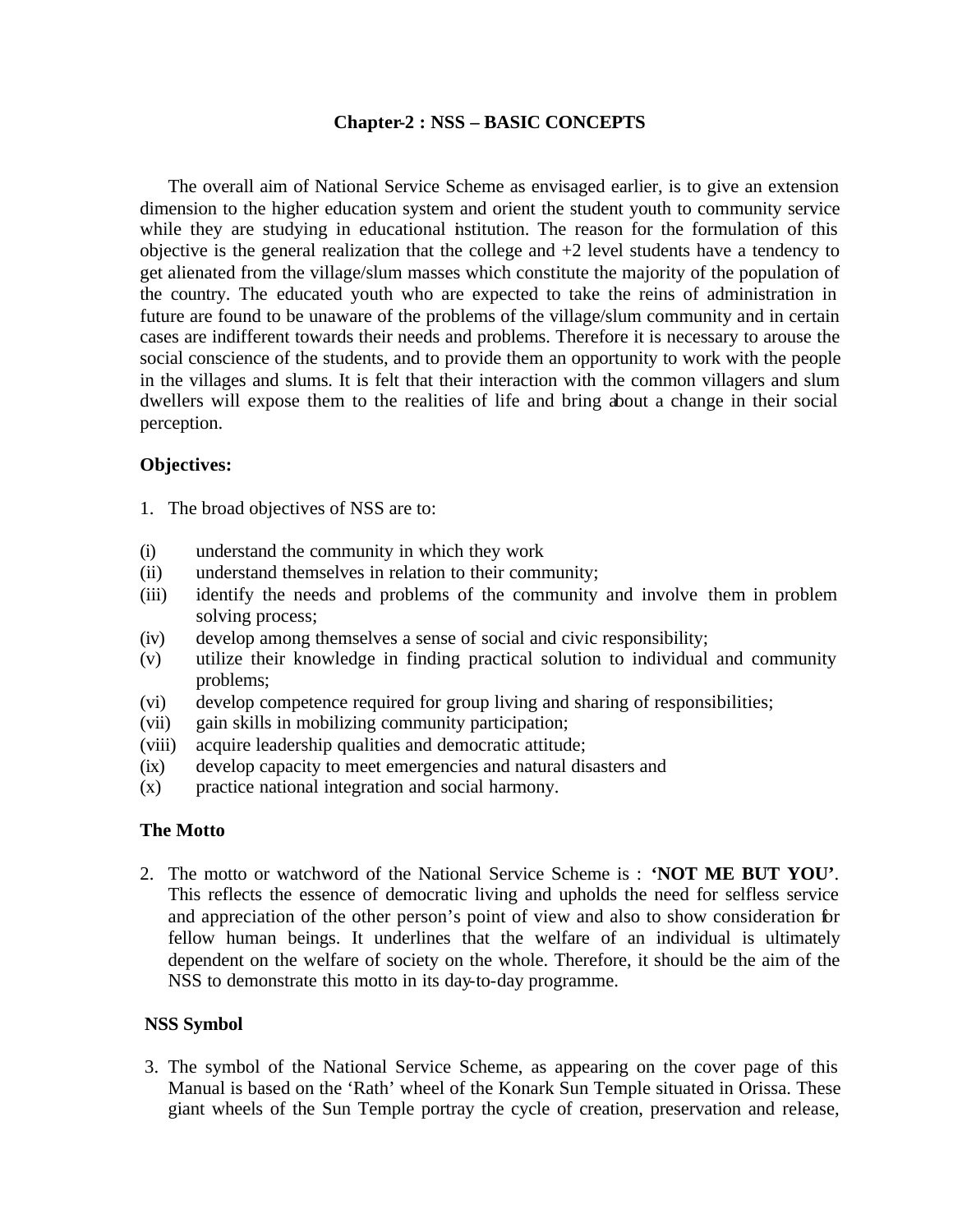## Chapter-2 : NSS – BASIC CONCEPTS

The overall aim of National Service Scheme as envisaged earlier, is to give an extension dimension to the higher education system and orient the student youth to community service while they are studying in educational institution. The reason for the formulation of this objective is the general realization that the college and +2 level students have a tendency to get alienated from the village/slum masses which constitute the majority of the population of the country. The educated youth who are expected to take the reins of administration in future are found to be unaware of the problems of the village/slum community and in certain cases are indifferent towards their needs and problems. Therefore it is necessary to arouse the social conscience of the students, and to provide them an opportunity to work with the people in the villages and slums. It is felt that their interaction with the common villagers and slum dwellers will expose them to the realities of life and bring about a change in their social perception.

**Objectives:**

1. The broad objectives of NSS are to:

(i) understand the community in which they work
(ii) understand themselves in relation to their community;
(iii) identify the needs and problems of the community and involve them in problem solving process;
(iv) develop among themselves a sense of social and civic responsibility;
(v) utilize their knowledge in finding practical solution to individual and community problems;
(vi) develop competence required for group living and sharing of responsibilities;
(vii) gain skills in mobilizing community participation;
(viii) acquire leadership qualities and democratic attitude;
(ix) develop capacity to meet emergencies and natural disasters and
(x) practice national integration and social harmony.

**The Motto**

2. The motto or watchword of the National Service Scheme is : **'NOT ME BUT YOU'**. This reflects the essence of democratic living and upholds the need for selfless service and appreciation of the other person's point of view and also to show consideration for fellow human beings. It underlines that the welfare of an individual is ultimately dependent on the welfare of society on the whole. Therefore, it should be the aim of the NSS to demonstrate this motto in its day-to-day programme.

**NSS Symbol**

3. The symbol of the National Service Scheme, as appearing on the cover page of this Manual is based on the 'Rath' wheel of the Konark Sun Temple situated in Orissa. These giant wheels of the Sun Temple portray the cycle of creation, preservation and release,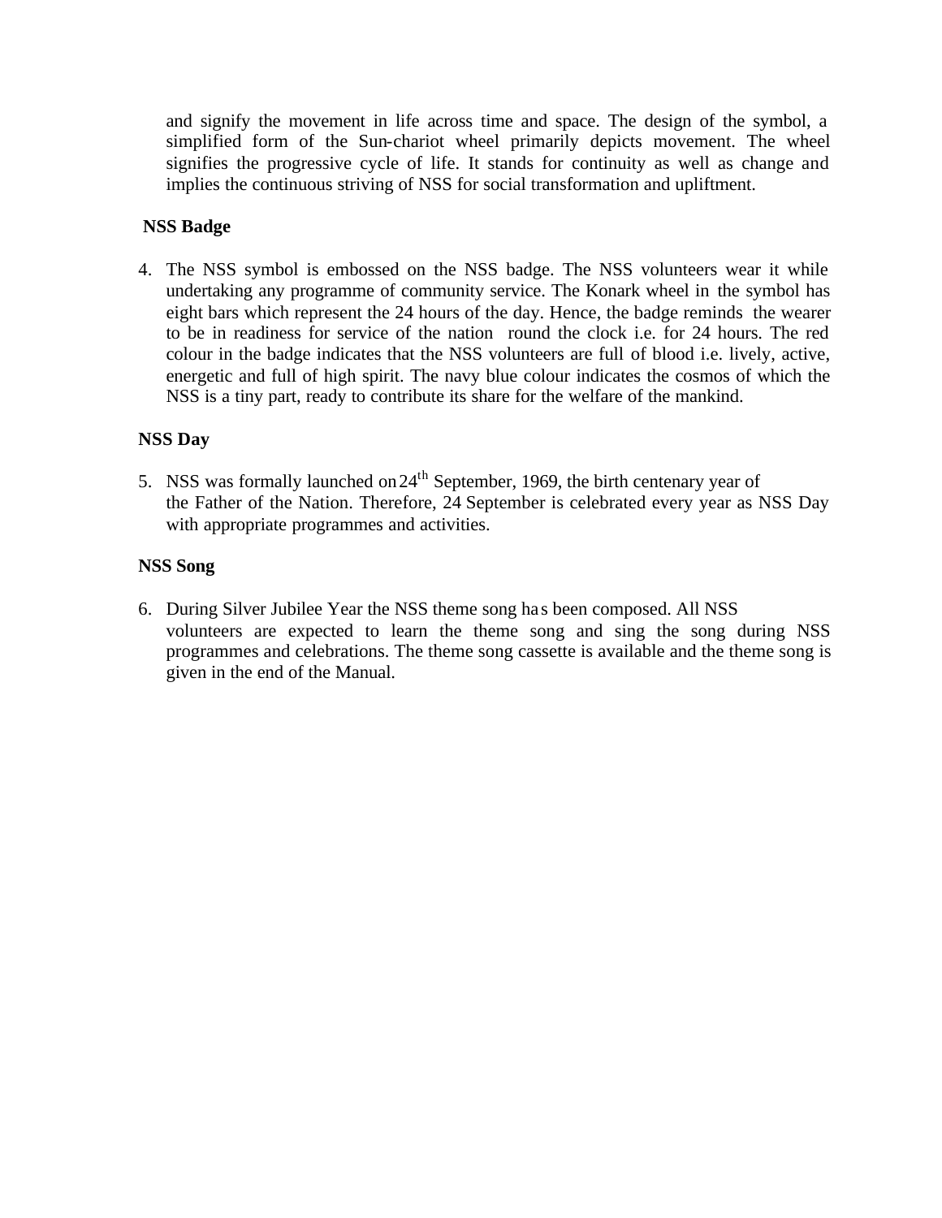and signify the movement in life across time and space. The design of the symbol, a simplified form of the Sun-chariot wheel primarily depicts movement. The wheel signifies the progressive cycle of life. It stands for continuity as well as change and implies the continuous striving of NSS for social transformation and upliftment.

**NSS Badge**

4. The NSS symbol is embossed on the NSS badge. The NSS volunteers wear it while undertaking any programme of community service. The Konark wheel in the symbol has eight bars which represent the 24 hours of the day. Hence, the badge reminds the wearer to be in readiness for service of the nation round the clock i.e. for 24 hours. The red colour in the badge indicates that the NSS volunteers are full of blood i.e. lively, active, energetic and full of high spirit. The navy blue colour indicates the cosmos of which the NSS is a tiny part, ready to contribute its share for the welfare of the mankind.

**NSS Day**

5. NSS was formally launched on 24th September, 1969, the birth centenary year of the Father of the Nation. Therefore, 24 September is celebrated every year as NSS Day with appropriate programmes and activities.

**NSS Song**

6. During Silver Jubilee Year the NSS theme song has been composed. All NSS volunteers are expected to learn the theme song and sing the song during NSS programmes and celebrations. The theme song cassette is available and the theme song is given in the end of the Manual.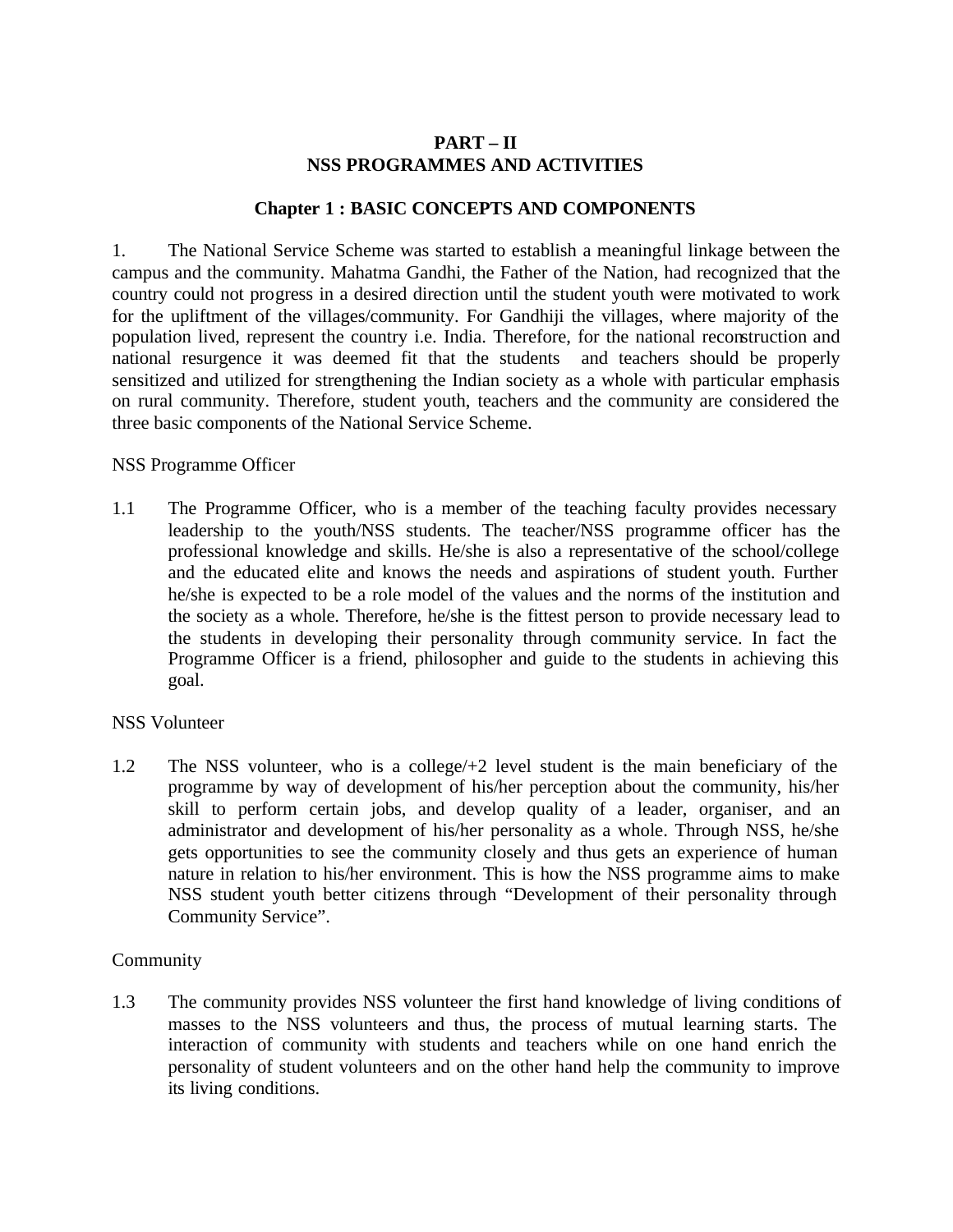# PART – II
# NSS PROGRAMMES AND ACTIVITIES

## Chapter 1 : BASIC CONCEPTS AND COMPONENTS

1. The National Service Scheme was started to establish a meaningful linkage between the campus and the community. Mahatma Gandhi, the Father of the Nation, had recognized that the country could not progress in a desired direction until the student youth were motivated to work for the upliftment of the villages/community. For Gandhiji the villages, where majority of the population lived, represent the country i.e. India. Therefore, for the national reconstruction and national resurgence it was deemed fit that the students and teachers should be properly sensitized and utilized for strengthening the Indian society as a whole with particular emphasis on rural community. Therefore, student youth, teachers and the community are considered the three basic components of the National Service Scheme.

NSS Programme Officer

1.1 The Programme Officer, who is a member of the teaching faculty provides necessary leadership to the youth/NSS students. The teacher/NSS programme officer has the professional knowledge and skills. He/she is also a representative of the school/college and the educated elite and knows the needs and aspirations of student youth. Further he/she is expected to be a role model of the values and the norms of the institution and the society as a whole. Therefore, he/she is the fittest person to provide necessary lead to the students in developing their personality through community service. In fact the Programme Officer is a friend, philosopher and guide to the students in achieving this goal.

NSS Volunteer

1.2 The NSS volunteer, who is a college/+2 level student is the main beneficiary of the programme by way of development of his/her perception about the community, his/her skill to perform certain jobs, and develop quality of a leader, organiser, and an administrator and development of his/her personality as a whole. Through NSS, he/she gets opportunities to see the community closely and thus gets an experience of human nature in relation to his/her environment. This is how the NSS programme aims to make NSS student youth better citizens through "Development of their personality through Community Service".

Community

1.3 The community provides NSS volunteer the first hand knowledge of living conditions of masses to the NSS volunteers and thus, the process of mutual learning starts. The interaction of community with students and teachers while on one hand enrich the personality of student volunteers and on the other hand help the community to improve its living conditions.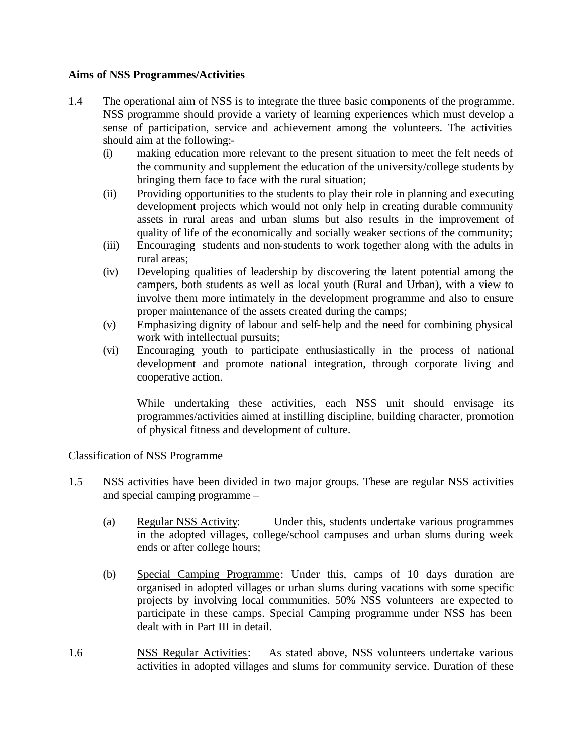**Aims of NSS Programmes/Activities**

1.4 The operational aim of NSS is to integrate the three basic components of the programme. NSS programme should provide a variety of learning experiences which must develop a sense of participation, service and achievement among the volunteers. The activities should aim at the following:-

   (i) making education more relevant to the present situation to meet the felt needs of the community and supplement the education of the university/college students by bringing them face to face with the rural situation;

   (ii) Providing opportunities to the students to play their role in planning and executing development projects which would not only help in creating durable community assets in rural areas and urban slums but also results in the improvement of quality of life of the economically and socially weaker sections of the community;

   (iii) Encouraging students and non-students to work together along with the adults in rural areas;

   (iv) Developing qualities of leadership by discovering the latent potential among the campers, both students as well as local youth (Rural and Urban), with a view to involve them more intimately in the development programme and also to ensure proper maintenance of the assets created during the camps;

   (v) Emphasizing dignity of labour and self-help and the need for combining physical work with intellectual pursuits;

   (vi) Encouraging youth to participate enthusiastically in the process of national development and promote national integration, through corporate living and cooperative action.

   While undertaking these activities, each NSS unit should envisage its programmes/activities aimed at instilling discipline, building character, promotion of physical fitness and development of culture.

Classification of NSS Programme

1.5 NSS activities have been divided in two major groups. These are regular NSS activities and special camping programme –

   (a) <u>Regular NSS Activity</u>: Under this, students undertake various programmes in the adopted villages, college/school campuses and urban slums during week ends or after college hours;

   (b) <u>Special Camping Programme</u>: Under this, camps of 10 days duration are organised in adopted villages or urban slums during vacations with some specific projects by involving local communities. 50% NSS volunteers are expected to participate in these camps. Special Camping programme under NSS has been dealt with in Part III in detail.

1.6 <u>NSS Regular Activities</u>: As stated above, NSS volunteers undertake various activities in adopted villages and slums for community service. Duration of these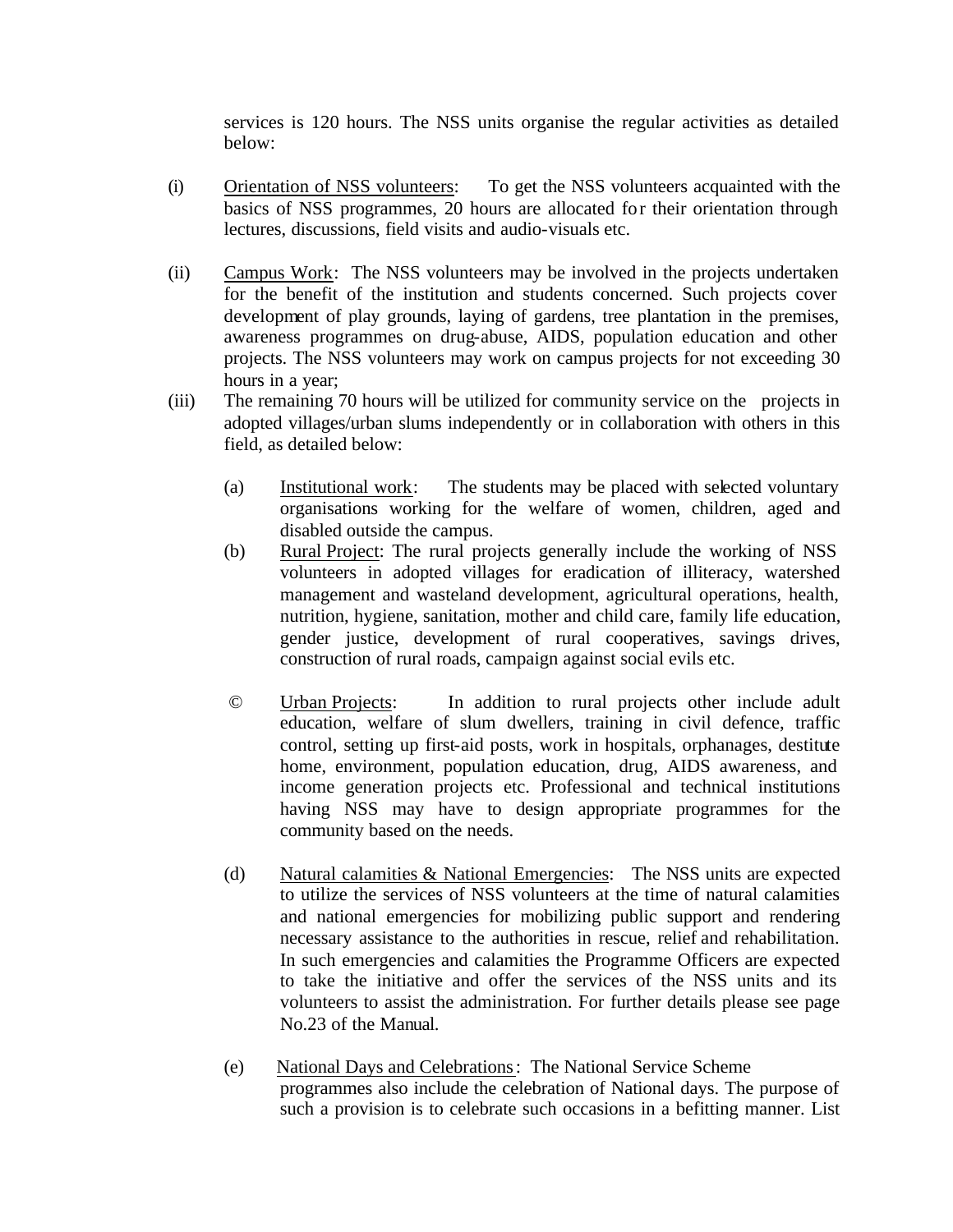services is 120 hours. The NSS units organise the regular activities as detailed below:

(i) Orientation of NSS volunteers: To get the NSS volunteers acquainted with the basics of NSS programmes, 20 hours are allocated for their orientation through lectures, discussions, field visits and audio-visuals etc.

(ii) Campus Work: The NSS volunteers may be involved in the projects undertaken for the benefit of the institution and students concerned. Such projects cover development of play grounds, laying of gardens, tree plantation in the premises, awareness programmes on drug-abuse, AIDS, population education and other projects. The NSS volunteers may work on campus projects for not exceeding 30 hours in a year;

(iii) The remaining 70 hours will be utilized for community service on the projects in adopted villages/urban slums independently or in collaboration with others in this field, as detailed below:

  (a) Institutional work: The students may be placed with selected voluntary organisations working for the welfare of women, children, aged and disabled outside the campus.

  (b) Rural Project: The rural projects generally include the working of NSS volunteers in adopted villages for eradication of illiteracy, watershed management and wasteland development, agricultural operations, health, nutrition, hygiene, sanitation, mother and child care, family life education, gender justice, development of rural cooperatives, savings drives, construction of rural roads, campaign against social evils etc.

  © Urban Projects: In addition to rural projects other include adult education, welfare of slum dwellers, training in civil defence, traffic control, setting up first-aid posts, work in hospitals, orphanages, destitute home, environment, population education, drug, AIDS awareness, and income generation projects etc. Professional and technical institutions having NSS may have to design appropriate programmes for the community based on the needs.

  (d) Natural calamities & National Emergencies: The NSS units are expected to utilize the services of NSS volunteers at the time of natural calamities and national emergencies for mobilizing public support and rendering necessary assistance to the authorities in rescue, relief and rehabilitation. In such emergencies and calamities the Programme Officers are expected to take the initiative and offer the services of the NSS units and its volunteers to assist the administration. For further details please see page No.23 of the Manual.

  (e) National Days and Celebrations: The National Service Scheme programmes also include the celebration of National days. The purpose of such a provision is to celebrate such occasions in a befitting manner. List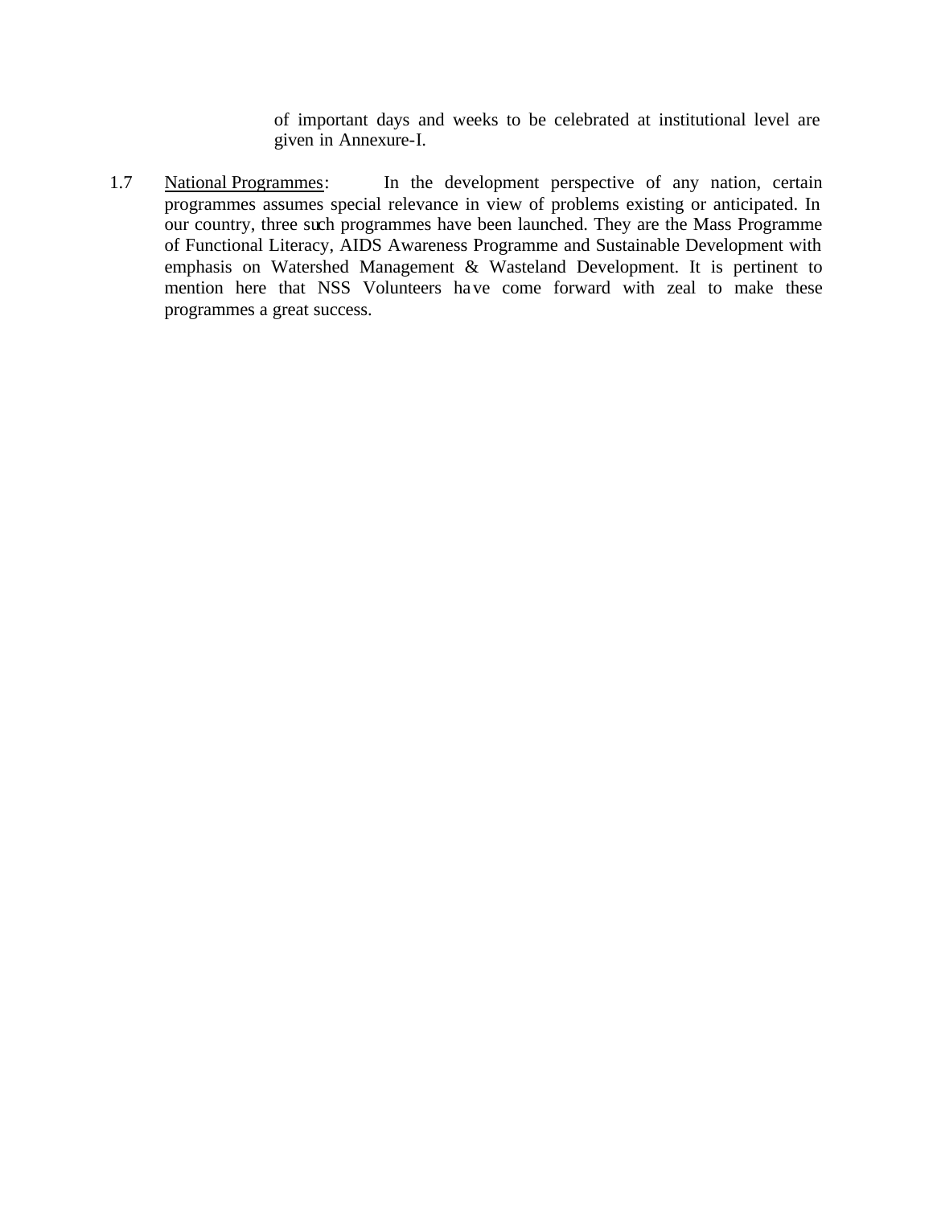of important days and weeks to be celebrated at institutional level are given in Annexure-I.

1.7 National Programmes: In the development perspective of any nation, certain programmes assumes special relevance in view of problems existing or anticipated. In our country, three such programmes have been launched. They are the Mass Programme of Functional Literacy, AIDS Awareness Programme and Sustainable Development with emphasis on Watershed Management & Wasteland Development. It is pertinent to mention here that NSS Volunteers have come forward with zeal to make these programmes a great success.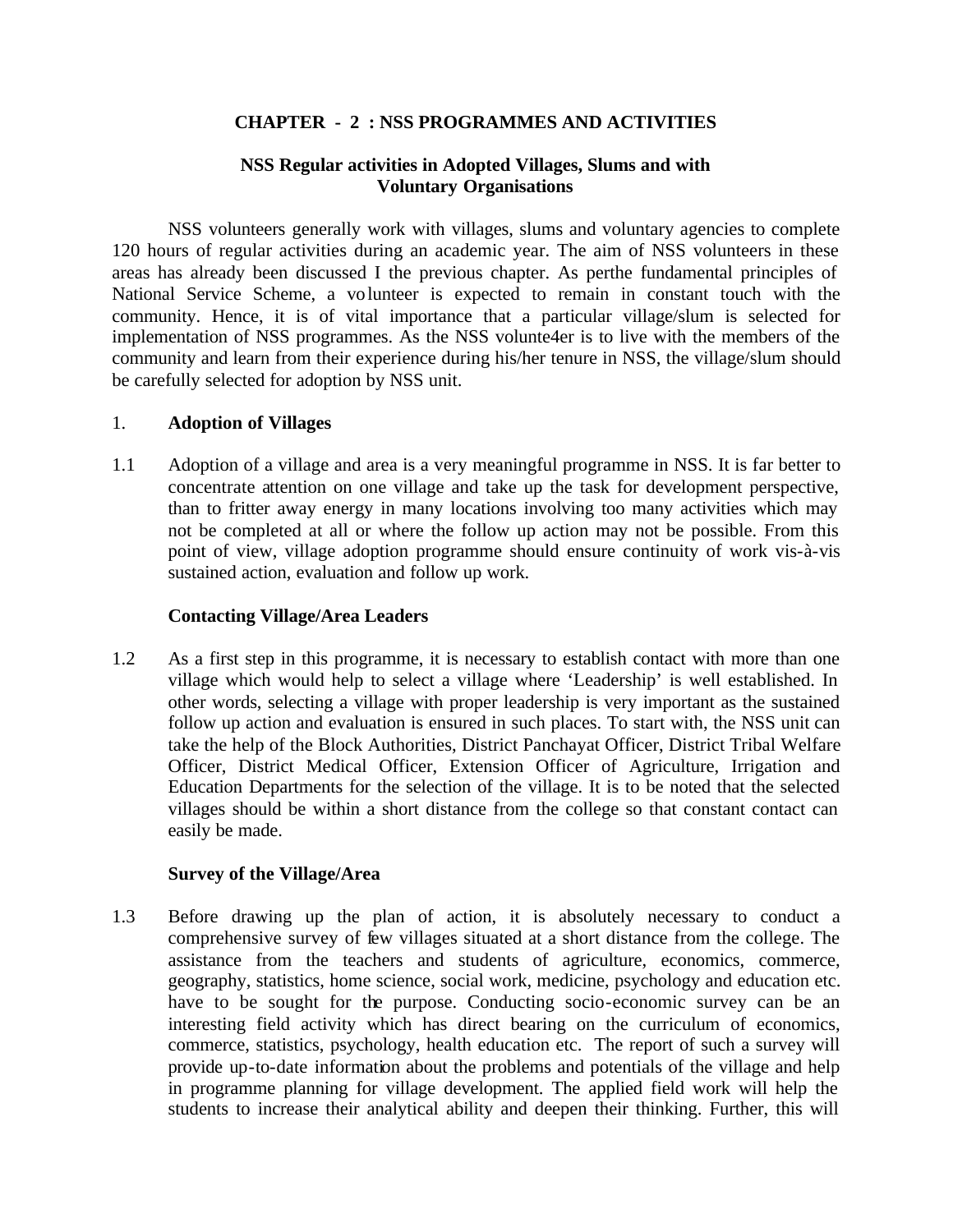# CHAPTER - 2 : NSS PROGRAMMES AND ACTIVITIES

## NSS Regular activities in Adopted Villages, Slums and with Voluntary Organisations

NSS volunteers generally work with villages, slums and voluntary agencies to complete 120 hours of regular activities during an academic year. The aim of NSS volunteers in these areas has already been discussed I the previous chapter. As perthe fundamental principles of National Service Scheme, a volunteer is expected to remain in constant touch with the community. Hence, it is of vital importance that a particular village/slum is selected for implementation of NSS programmes. As the NSS volunte4er is to live with the members of the community and learn from their experience during his/her tenure in NSS, the village/slum should be carefully selected for adoption by NSS unit.

1. **Adoption of Villages**

1.1 Adoption of a village and area is a very meaningful programme in NSS. It is far better to concentrate attention on one village and take up the task for development perspective, than to fritter away energy in many locations involving too many activities which may not be completed at all or where the follow up action may not be possible. From this point of view, village adoption programme should ensure continuity of work vis-à-vis sustained action, evaluation and follow up work.

**Contacting Village/Area Leaders**

1.2 As a first step in this programme, it is necessary to establish contact with more than one village which would help to select a village where 'Leadership' is well established. In other words, selecting a village with proper leadership is very important as the sustained follow up action and evaluation is ensured in such places. To start with, the NSS unit can take the help of the Block Authorities, District Panchayat Officer, District Tribal Welfare Officer, District Medical Officer, Extension Officer of Agriculture, Irrigation and Education Departments for the selection of the village. It is to be noted that the selected villages should be within a short distance from the college so that constant contact can easily be made.

**Survey of the Village/Area**

1.3 Before drawing up the plan of action, it is absolutely necessary to conduct a comprehensive survey of few villages situated at a short distance from the college. The assistance from the teachers and students of agriculture, economics, commerce, geography, statistics, home science, social work, medicine, psychology and education etc. have to be sought for the purpose. Conducting socio-economic survey can be an interesting field activity which has direct bearing on the curriculum of economics, commerce, statistics, psychology, health education etc. The report of such a survey will provide up-to-date information about the problems and potentials of the village and help in programme planning for village development. The applied field work will help the students to increase their analytical ability and deepen their thinking. Further, this will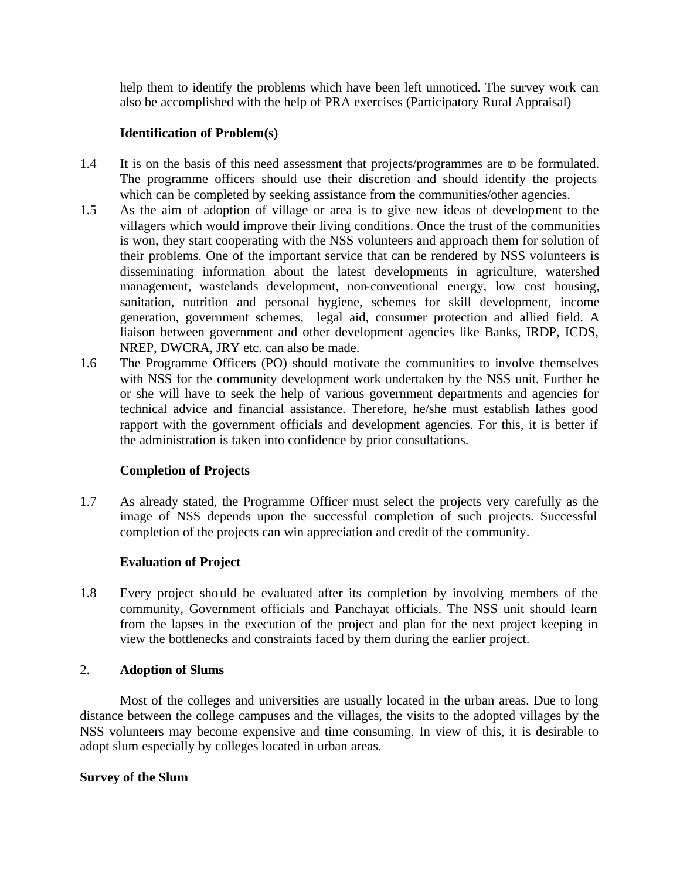help them to identify the problems which have been left unnoticed. The survey work can also be accomplished with the help of PRA exercises (Participatory Rural Appraisal)

**Identification of Problem(s)**

1.4 It is on the basis of this need assessment that projects/programmes are to be formulated. The programme officers should use their discretion and should identify the projects which can be completed by seeking assistance from the communities/other agencies.

1.5 As the aim of adoption of village or area is to give new ideas of development to the villagers which would improve their living conditions. Once the trust of the communities is won, they start cooperating with the NSS volunteers and approach them for solution of their problems. One of the important service that can be rendered by NSS volunteers is disseminating information about the latest developments in agriculture, watershed management, wastelands development, non-conventional energy, low cost housing, sanitation, nutrition and personal hygiene, schemes for skill development, income generation, government schemes, legal aid, consumer protection and allied field. A liaison between government and other development agencies like Banks, IRDP, ICDS, NREP, DWCRA, JRY etc. can also be made.

1.6 The Programme Officers (PO) should motivate the communities to involve themselves with NSS for the community development work undertaken by the NSS unit. Further he or she will have to seek the help of various government departments and agencies for technical advice and financial assistance. Therefore, he/she must establish lathes good rapport with the government officials and development agencies. For this, it is better if the administration is taken into confidence by prior consultations.

**Completion of Projects**

1.7 As already stated, the Programme Officer must select the projects very carefully as the image of NSS depends upon the successful completion of such projects. Successful completion of the projects can win appreciation and credit of the community.

**Evaluation of Project**

1.8 Every project should be evaluated after its completion by involving members of the community, Government officials and Panchayat officials. The NSS unit should learn from the lapses in the execution of the project and plan for the next project keeping in view the bottlenecks and constraints faced by them during the earlier project.

## 2. Adoption of Slums

Most of the colleges and universities are usually located in the urban areas. Due to long distance between the college campuses and the villages, the visits to the adopted villages by the NSS volunteers may become expensive and time consuming. In view of this, it is desirable to adopt slum especially by colleges located in urban areas.

**Survey of the Slum**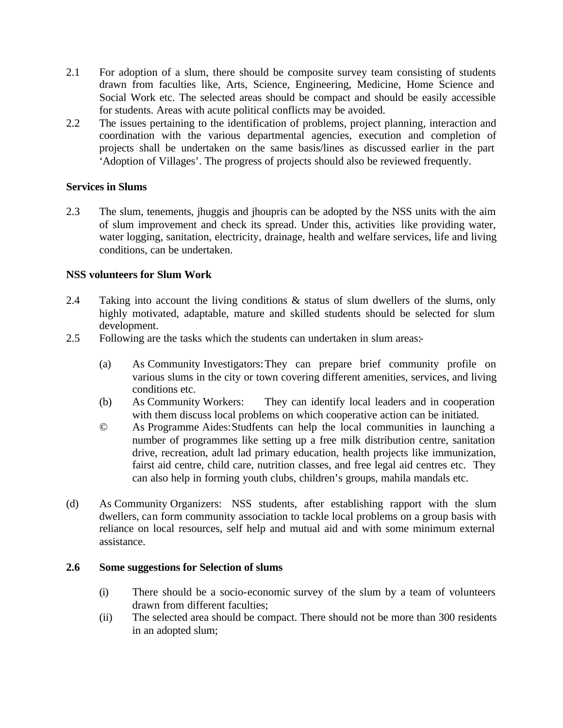2.1 For adoption of a slum, there should be composite survey team consisting of students drawn from faculties like, Arts, Science, Engineering, Medicine, Home Science and Social Work etc. The selected areas should be compact and should be easily accessible for students. Areas with acute political conflicts may be avoided.

2.2 The issues pertaining to the identification of problems, project planning, interaction and coordination with the various departmental agencies, execution and completion of projects shall be undertaken on the same basis/lines as discussed earlier in the part 'Adoption of Villages'. The progress of projects should also be reviewed frequently.

**Services in Slums**

2.3 The slum, tenements, jhuggis and jhoupris can be adopted by the NSS units with the aim of slum improvement and check its spread. Under this, activities like providing water, water logging, sanitation, electricity, drainage, health and welfare services, life and living conditions, can be undertaken.

**NSS volunteers for Slum Work**

2.4 Taking into account the living conditions & status of slum dwellers of the slums, only highly motivated, adaptable, mature and skilled students should be selected for slum development.

2.5 Following are the tasks which the students can undertaken in slum areas:-

(a) As Community Investigators: They can prepare brief community profile on various slums in the city or town covering different amenities, services, and living conditions etc.

(b) As Community Workers: They can identify local leaders and in cooperation with them discuss local problems on which cooperative action can be initiated.

© As Programme Aides: Studfents can help the local communities in launching a number of programmes like setting up a free milk distribution centre, sanitation drive, recreation, adult lad primary education, health projects like immunization, fairst aid centre, child care, nutrition classes, and free legal aid centres etc. They can also help in forming youth clubs, children's groups, mahila mandals etc.

(d) As Community Organizers: NSS students, after establishing rapport with the slum dwellers, can form community association to tackle local problems on a group basis with reliance on local resources, self help and mutual aid and with some minimum external assistance.

**2.6 Some suggestions for Selection of slums**

(i) There should be a socio-economic survey of the slum by a team of volunteers drawn from different faculties;

(ii) The selected area should be compact. There should not be more than 300 residents in an adopted slum;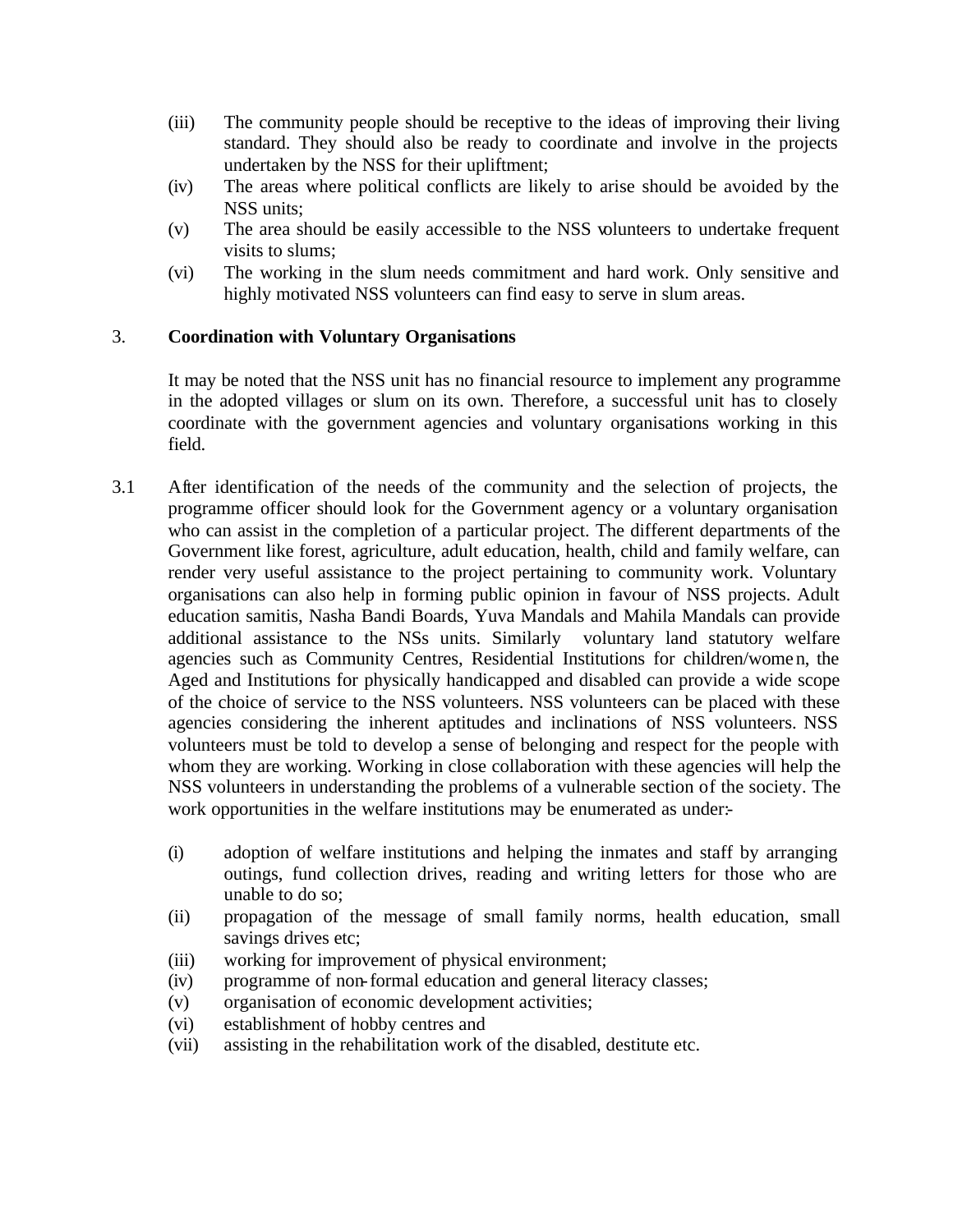(iii) The community people should be receptive to the ideas of improving their living standard. They should also be ready to coordinate and involve in the projects undertaken by the NSS for their upliftment;

(iv) The areas where political conflicts are likely to arise should be avoided by the NSS units;

(v) The area should be easily accessible to the NSS volunteers to undertake frequent visits to slums;

(vi) The working in the slum needs commitment and hard work. Only sensitive and highly motivated NSS volunteers can find easy to serve in slum areas.

3. **Coordination with Voluntary Organisations**

It may be noted that the NSS unit has no financial resource to implement any programme in the adopted villages or slum on its own. Therefore, a successful unit has to closely coordinate with the government agencies and voluntary organisations working in this field.

3.1 After identification of the needs of the community and the selection of projects, the programme officer should look for the Government agency or a voluntary organisation who can assist in the completion of a particular project. The different departments of the Government like forest, agriculture, adult education, health, child and family welfare, can render very useful assistance to the project pertaining to community work. Voluntary organisations can also help in forming public opinion in favour of NSS projects. Adult education samitis, Nasha Bandi Boards, Yuva Mandals and Mahila Mandals can provide additional assistance to the NSs units. Similarly voluntary land statutory welfare agencies such as Community Centres, Residential Institutions for children/women, the Aged and Institutions for physically handicapped and disabled can provide a wide scope of the choice of service to the NSS volunteers. NSS volunteers can be placed with these agencies considering the inherent aptitudes and inclinations of NSS volunteers. NSS volunteers must be told to develop a sense of belonging and respect for the people with whom they are working. Working in close collaboration with these agencies will help the NSS volunteers in understanding the problems of a vulnerable section of the society. The work opportunities in the welfare institutions may be enumerated as under:-

(i) adoption of welfare institutions and helping the inmates and staff by arranging outings, fund collection drives, reading and writing letters for those who are unable to do so;

(ii) propagation of the message of small family norms, health education, small savings drives etc;

(iii) working for improvement of physical environment;

(iv) programme of non-formal education and general literacy classes;

(v) organisation of economic development activities;

(vi) establishment of hobby centres and

(vii) assisting in the rehabilitation work of the disabled, destitute etc.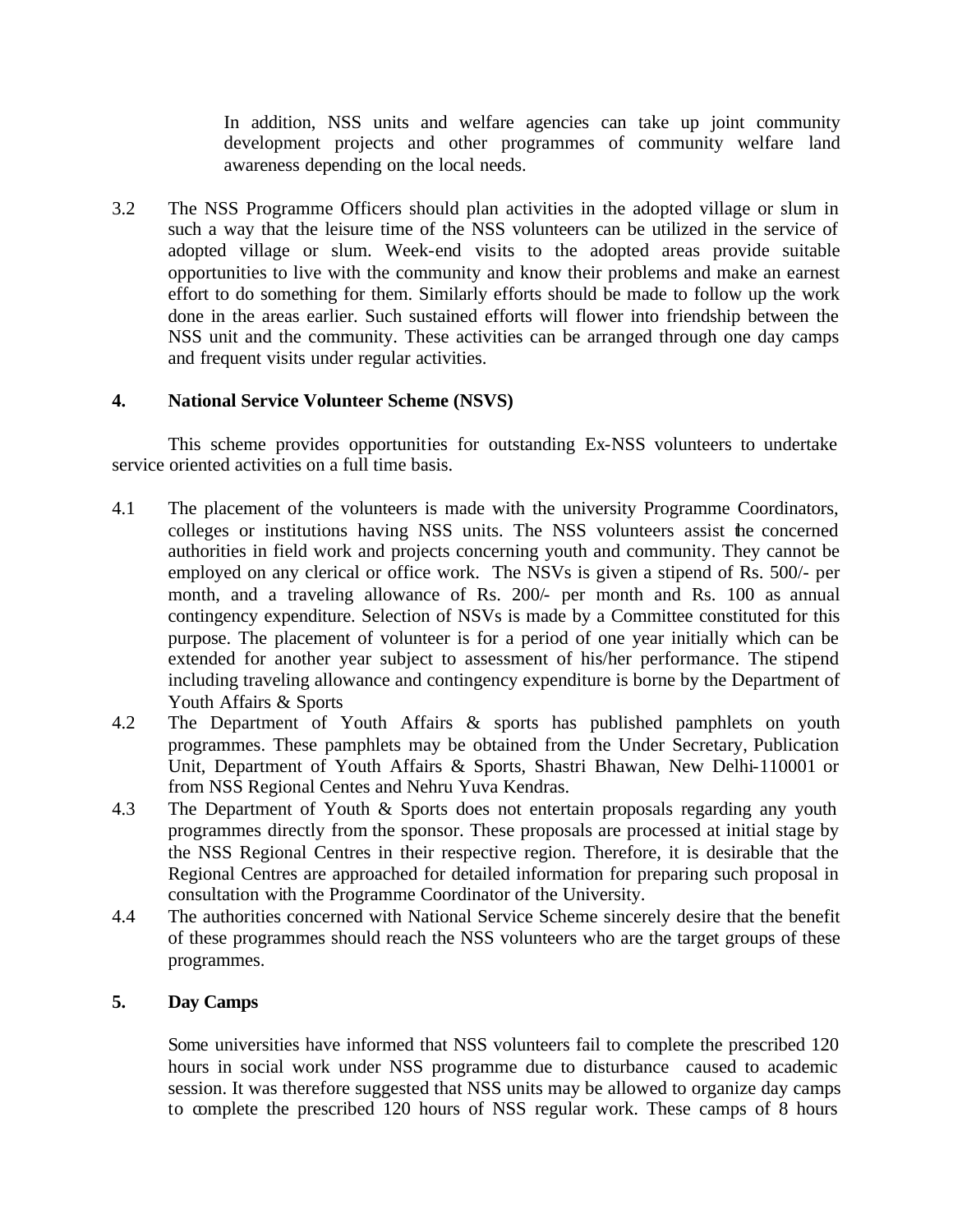In addition, NSS units and welfare agencies can take up joint community development projects and other programmes of community welfare land awareness depending on the local needs.

3.2 The NSS Programme Officers should plan activities in the adopted village or slum in such a way that the leisure time of the NSS volunteers can be utilized in the service of adopted village or slum. Week-end visits to the adopted areas provide suitable opportunities to live with the community and know their problems and make an earnest effort to do something for them. Similarly efforts should be made to follow up the work done in the areas earlier. Such sustained efforts will flower into friendship between the NSS unit and the community. These activities can be arranged through one day camps and frequent visits under regular activities.

## 4. National Service Volunteer Scheme (NSVS)

This scheme provides opportunities for outstanding Ex-NSS volunteers to undertake service oriented activities on a full time basis.

4.1 The placement of the volunteers is made with the university Programme Coordinators, colleges or institutions having NSS units. The NSS volunteers assist the concerned authorities in field work and projects concerning youth and community. They cannot be employed on any clerical or office work. The NSVs is given a stipend of Rs. 500/- per month, and a traveling allowance of Rs. 200/- per month and Rs. 100 as annual contingency expenditure. Selection of NSVs is made by a Committee constituted for this purpose. The placement of volunteer is for a period of one year initially which can be extended for another year subject to assessment of his/her performance. The stipend including traveling allowance and contingency expenditure is borne by the Department of Youth Affairs & Sports

4.2 The Department of Youth Affairs & sports has published pamphlets on youth programmes. These pamphlets may be obtained from the Under Secretary, Publication Unit, Department of Youth Affairs & Sports, Shastri Bhawan, New Delhi-110001 or from NSS Regional Centes and Nehru Yuva Kendras.

4.3 The Department of Youth & Sports does not entertain proposals regarding any youth programmes directly from the sponsor. These proposals are processed at initial stage by the NSS Regional Centres in their respective region. Therefore, it is desirable that the Regional Centres are approached for detailed information for preparing such proposal in consultation with the Programme Coordinator of the University.

4.4 The authorities concerned with National Service Scheme sincerely desire that the benefit of these programmes should reach the NSS volunteers who are the target groups of these programmes.

## 5. Day Camps

Some universities have informed that NSS volunteers fail to complete the prescribed 120 hours in social work under NSS programme due to disturbance caused to academic session. It was therefore suggested that NSS units may be allowed to organize day camps to complete the prescribed 120 hours of NSS regular work. These camps of 8 hours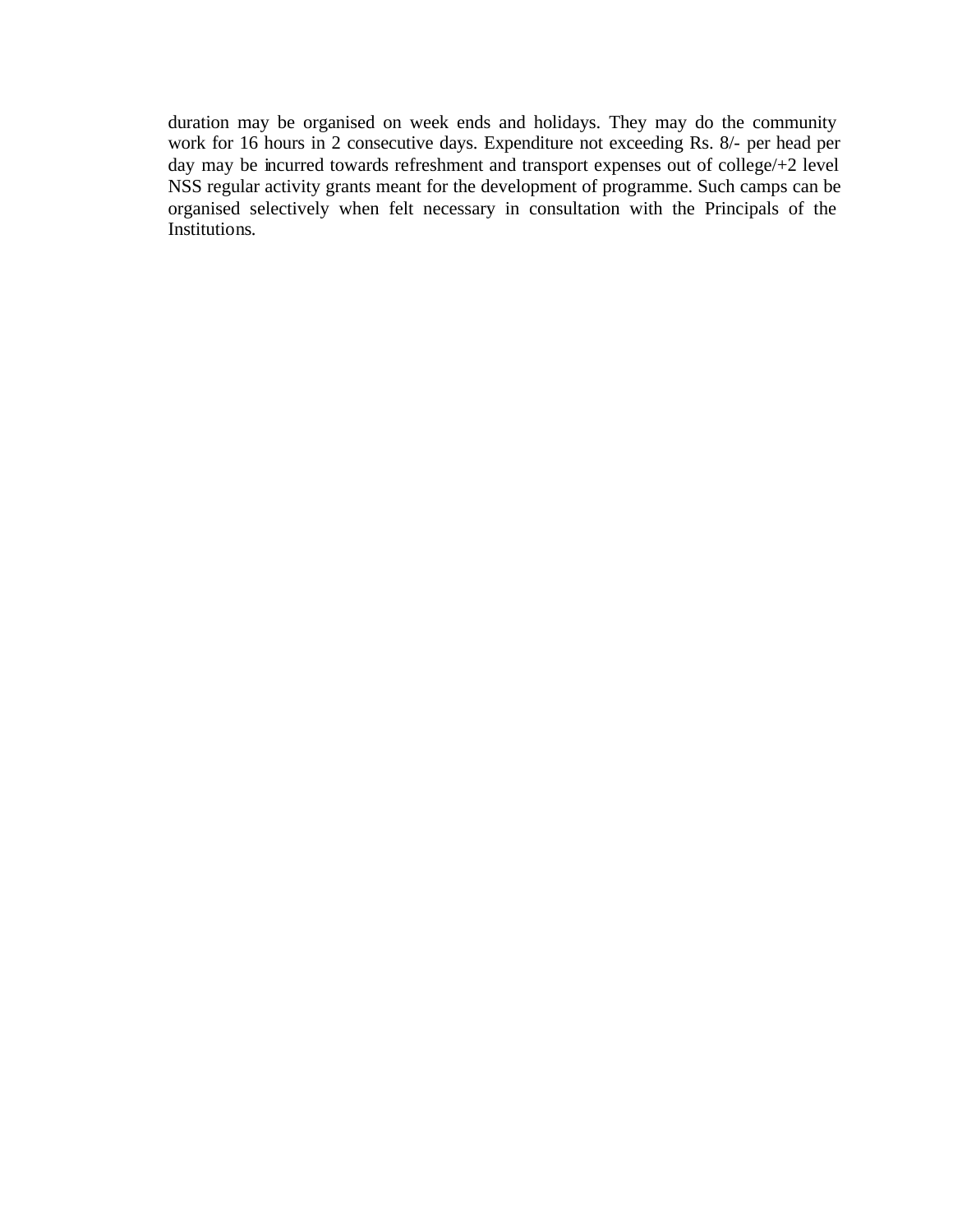duration may be organised on week ends and holidays. They may do the community work for 16 hours in 2 consecutive days. Expenditure not exceeding Rs. 8/- per head per day may be incurred towards refreshment and transport expenses out of college/+2 level NSS regular activity grants meant for the development of programme. Such camps can be organised selectively when felt necessary in consultation with the Principals of the Institutions.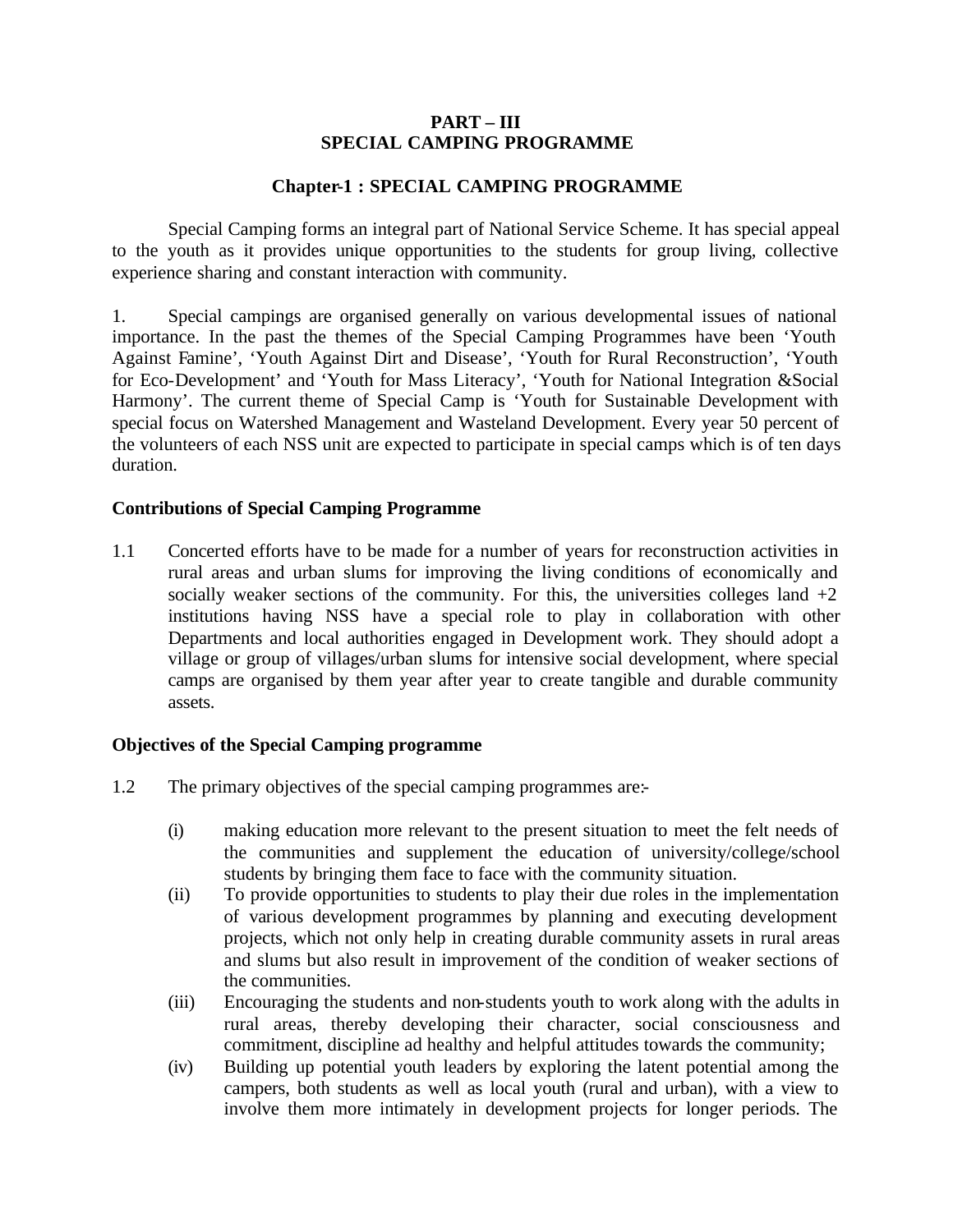# PART – III
# SPECIAL CAMPING PROGRAMME

## Chapter-1 : SPECIAL CAMPING PROGRAMME

Special Camping forms an integral part of National Service Scheme. It has special appeal to the youth as it provides unique opportunities to the students for group living, collective experience sharing and constant interaction with community.

1. Special campings are organised generally on various developmental issues of national importance. In the past the themes of the Special Camping Programmes have been 'Youth Against Famine', 'Youth Against Dirt and Disease', 'Youth for Rural Reconstruction', 'Youth for Eco-Development' and 'Youth for Mass Literacy', 'Youth for National Integration &Social Harmony'. The current theme of Special Camp is 'Youth for Sustainable Development with special focus on Watershed Management and Wasteland Development. Every year 50 percent of the volunteers of each NSS unit are expected to participate in special camps which is of ten days duration.

### Contributions of Special Camping Programme

1.1 Concerted efforts have to be made for a number of years for reconstruction activities in rural areas and urban slums for improving the living conditions of economically and socially weaker sections of the community. For this, the universities colleges land +2 institutions having NSS have a special role to play in collaboration with other Departments and local authorities engaged in Development work. They should adopt a village or group of villages/urban slums for intensive social development, where special camps are organised by them year after year to create tangible and durable community assets.

### Objectives of the Special Camping programme

1.2 The primary objectives of the special camping programmes are:-

(i) making education more relevant to the present situation to meet the felt needs of the communities and supplement the education of university/college/school students by bringing them face to face with the community situation.

(ii) To provide opportunities to students to play their due roles in the implementation of various development programmes by planning and executing development projects, which not only help in creating durable community assets in rural areas and slums but also result in improvement of the condition of weaker sections of the communities.

(iii) Encouraging the students and non-students youth to work along with the adults in rural areas, thereby developing their character, social consciousness and commitment, discipline ad healthy and helpful attitudes towards the community;

(iv) Building up potential youth leaders by exploring the latent potential among the campers, both students as well as local youth (rural and urban), with a view to involve them more intimately in development projects for longer periods. The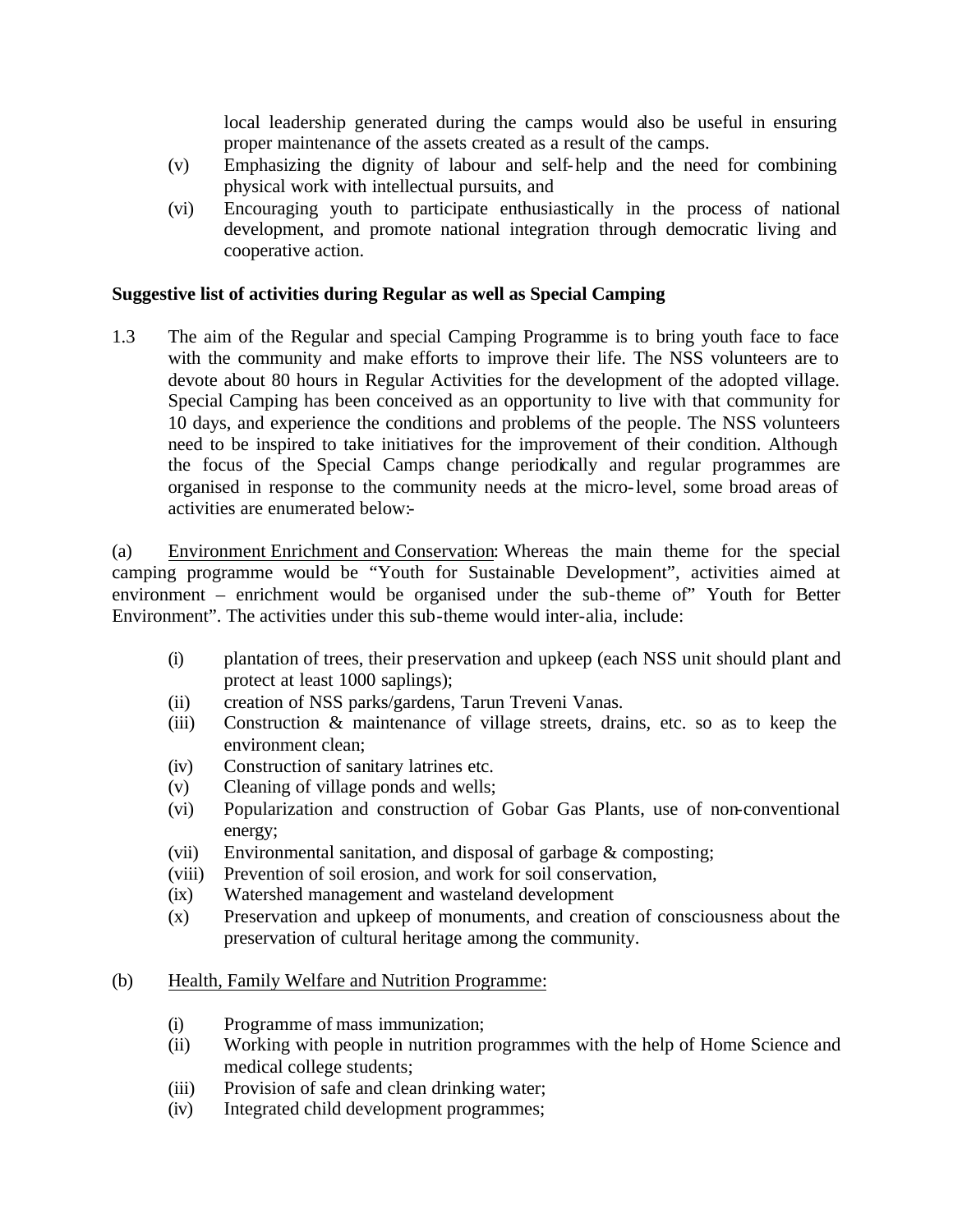local leadership generated during the camps would also be useful in ensuring proper maintenance of the assets created as a result of the camps.

(v) Emphasizing the dignity of labour and self-help and the need for combining physical work with intellectual pursuits, and

(vi) Encouraging youth to participate enthusiastically in the process of national development, and promote national integration through democratic living and cooperative action.

**Suggestive list of activities during Regular as well as Special Camping**

1.3 The aim of the Regular and special Camping Programme is to bring youth face to face with the community and make efforts to improve their life. The NSS volunteers are to devote about 80 hours in Regular Activities for the development of the adopted village. Special Camping has been conceived as an opportunity to live with that community for 10 days, and experience the conditions and problems of the people. The NSS volunteers need to be inspired to take initiatives for the improvement of their condition. Although the focus of the Special Camps change periodically and regular programmes are organised in response to the community needs at the micro-level, some broad areas of activities are enumerated below:-

(a) Environment Enrichment and Conservation: Whereas the main theme for the special camping programme would be "Youth for Sustainable Development", activities aimed at environment – enrichment would be organised under the sub-theme of" Youth for Better Environment". The activities under this sub-theme would inter-alia, include:

(i) plantation of trees, their preservation and upkeep (each NSS unit should plant and protect at least 1000 saplings);
(ii) creation of NSS parks/gardens, Tarun Treveni Vanas.
(iii) Construction & maintenance of village streets, drains, etc. so as to keep the environment clean;
(iv) Construction of sanitary latrines etc.
(v) Cleaning of village ponds and wells;
(vi) Popularization and construction of Gobar Gas Plants, use of non-conventional energy;
(vii) Environmental sanitation, and disposal of garbage & composting;
(viii) Prevention of soil erosion, and work for soil conservation,
(ix) Watershed management and wasteland development
(x) Preservation and upkeep of monuments, and creation of consciousness about the preservation of cultural heritage among the community.

(b) Health, Family Welfare and Nutrition Programme:

(i) Programme of mass immunization;
(ii) Working with people in nutrition programmes with the help of Home Science and medical college students;
(iii) Provision of safe and clean drinking water;
(iv) Integrated child development programmes;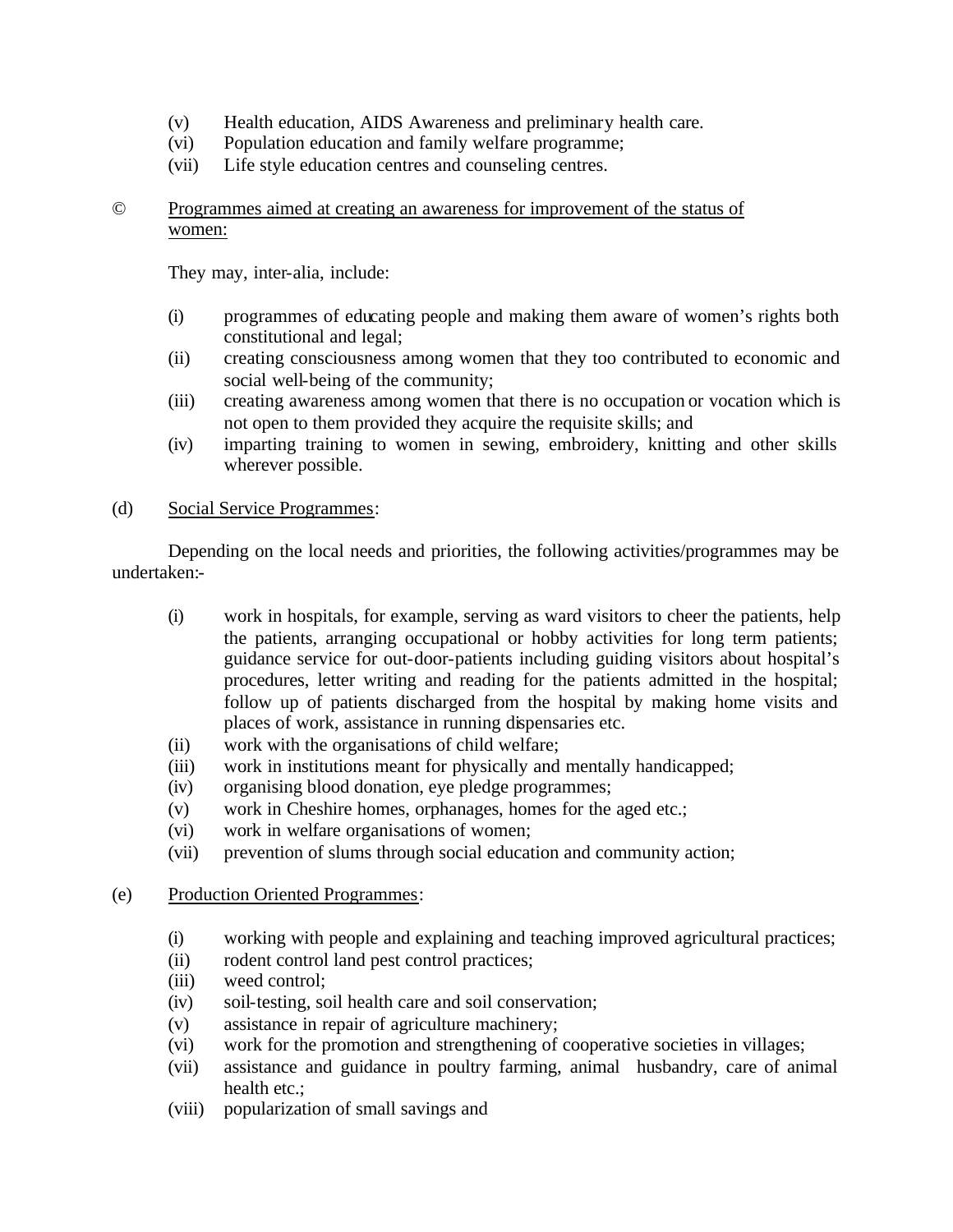(v) Health education, AIDS Awareness and preliminary health care.
(vi) Population education and family welfare programme;
(vii) Life style education centres and counseling centres.

© <u>Programmes aimed at creating an awareness for improvement of the status of women:</u>

They may, inter-alia, include:

(i) programmes of educating people and making them aware of women's rights both constitutional and legal;
(ii) creating consciousness among women that they too contributed to economic and social well-being of the community;
(iii) creating awareness among women that there is no occupation or vocation which is not open to them provided they acquire the requisite skills; and
(iv) imparting training to women in sewing, embroidery, knitting and other skills wherever possible.

(d) <u>Social Service Programmes</u>:

Depending on the local needs and priorities, the following activities/programmes may be undertaken:-

(i) work in hospitals, for example, serving as ward visitors to cheer the patients, help the patients, arranging occupational or hobby activities for long term patients; guidance service for out-door-patients including guiding visitors about hospital's procedures, letter writing and reading for the patients admitted in the hospital; follow up of patients discharged from the hospital by making home visits and places of work, assistance in running dispensaries etc.
(ii) work with the organisations of child welfare;
(iii) work in institutions meant for physically and mentally handicapped;
(iv) organising blood donation, eye pledge programmes;
(v) work in Cheshire homes, orphanages, homes for the aged etc.;
(vi) work in welfare organisations of women;
(vii) prevention of slums through social education and community action;

(e) <u>Production Oriented Programmes</u>:

(i) working with people and explaining and teaching improved agricultural practices;
(ii) rodent control land pest control practices;
(iii) weed control;
(iv) soil-testing, soil health care and soil conservation;
(v) assistance in repair of agriculture machinery;
(vi) work for the promotion and strengthening of cooperative societies in villages;
(vii) assistance and guidance in poultry farming, animal husbandry, care of animal health etc.;
(viii) popularization of small savings and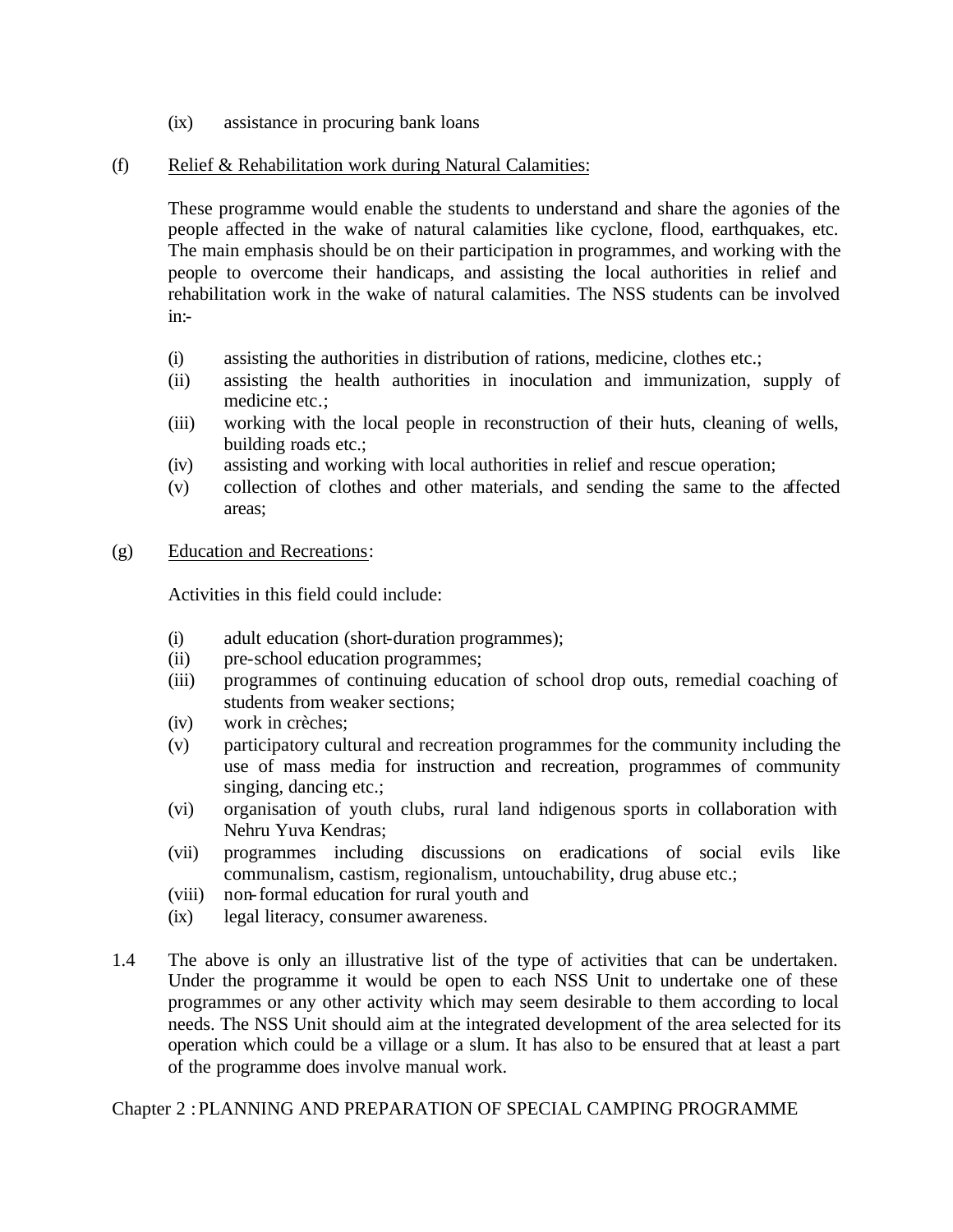(ix) assistance in procuring bank loans

(f) Relief & Rehabilitation work during Natural Calamities:

These programme would enable the students to understand and share the agonies of the people affected in the wake of natural calamities like cyclone, flood, earthquakes, etc. The main emphasis should be on their participation in programmes, and working with the people to overcome their handicaps, and assisting the local authorities in relief and rehabilitation work in the wake of natural calamities. The NSS students can be involved in:-

(i) assisting the authorities in distribution of rations, medicine, clothes etc.;
(ii) assisting the health authorities in inoculation and immunization, supply of medicine etc.;
(iii) working with the local people in reconstruction of their huts, cleaning of wells, building roads etc.;
(iv) assisting and working with local authorities in relief and rescue operation;
(v) collection of clothes and other materials, and sending the same to the affected areas;

(g) Education and Recreations:

Activities in this field could include:

(i) adult education (short-duration programmes);
(ii) pre-school education programmes;
(iii) programmes of continuing education of school drop outs, remedial coaching of students from weaker sections;
(iv) work in crèches;
(v) participatory cultural and recreation programmes for the community including the use of mass media for instruction and recreation, programmes of community singing, dancing etc.;
(vi) organisation of youth clubs, rural land indigenous sports in collaboration with Nehru Yuva Kendras;
(vii) programmes including discussions on eradications of social evils like communalism, castism, regionalism, untouchability, drug abuse etc.;
(viii) non-formal education for rural youth and
(ix) legal literacy, consumer awareness.

1.4 The above is only an illustrative list of the type of activities that can be undertaken. Under the programme it would be open to each NSS Unit to undertake one of these programmes or any other activity which may seem desirable to them according to local needs. The NSS Unit should aim at the integrated development of the area selected for its operation which could be a village or a slum. It has also to be ensured that at least a part of the programme does involve manual work.

## Chapter 2 : PLANNING AND PREPARATION OF SPECIAL CAMPING PROGRAMME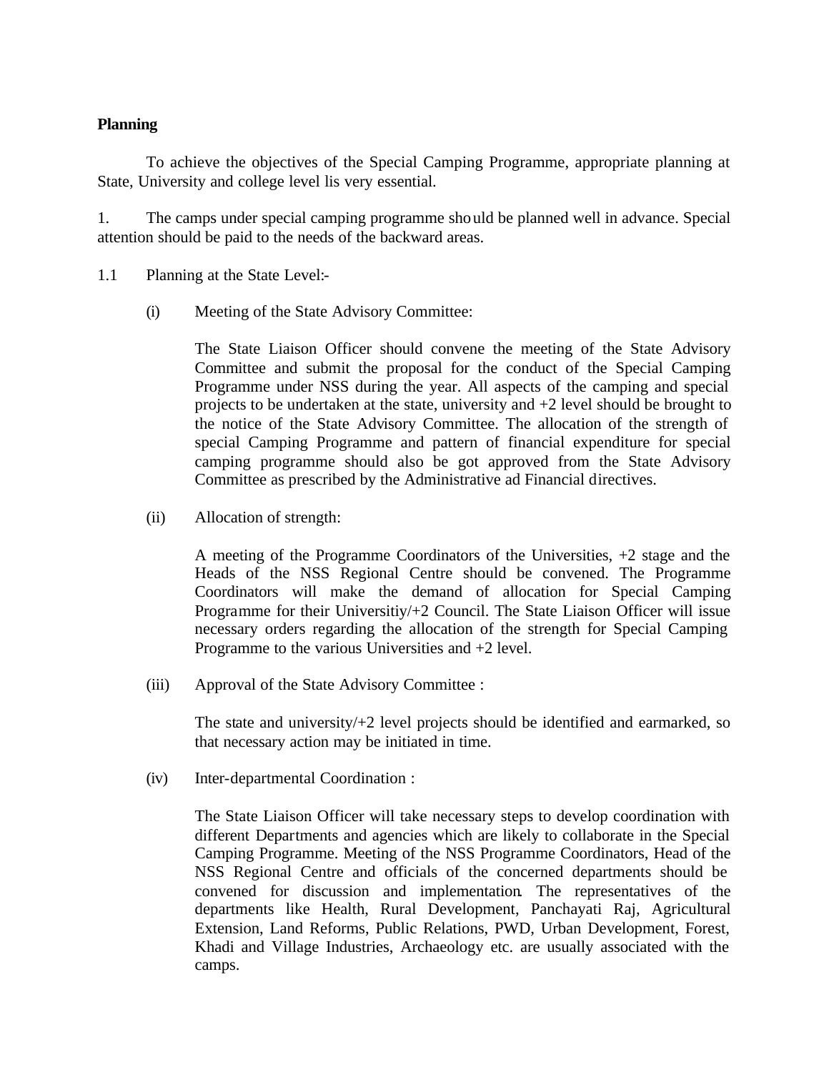**Planning**

To achieve the objectives of the Special Camping Programme, appropriate planning at State, University and college level lis very essential.

1. The camps under special camping programme should be planned well in advance. Special attention should be paid to the needs of the backward areas.

1.1 Planning at the State Level:-

(i) Meeting of the State Advisory Committee:

The State Liaison Officer should convene the meeting of the State Advisory Committee and submit the proposal for the conduct of the Special Camping Programme under NSS during the year. All aspects of the camping and special projects to be undertaken at the state, university and +2 level should be brought to the notice of the State Advisory Committee. The allocation of the strength of special Camping Programme and pattern of financial expenditure for special camping programme should also be got approved from the State Advisory Committee as prescribed by the Administrative ad Financial directives.

(ii) Allocation of strength:

A meeting of the Programme Coordinators of the Universities, +2 stage and the Heads of the NSS Regional Centre should be convened. The Programme Coordinators will make the demand of allocation for Special Camping Programme for their Universitiy/+2 Council. The State Liaison Officer will issue necessary orders regarding the allocation of the strength for Special Camping Programme to the various Universities and +2 level.

(iii) Approval of the State Advisory Committee :

The state and university/+2 level projects should be identified and earmarked, so that necessary action may be initiated in time.

(iv) Inter-departmental Coordination :

The State Liaison Officer will take necessary steps to develop coordination with different Departments and agencies which are likely to collaborate in the Special Camping Programme. Meeting of the NSS Programme Coordinators, Head of the NSS Regional Centre and officials of the concerned departments should be convened for discussion and implementation. The representatives of the departments like Health, Rural Development, Panchayati Raj, Agricultural Extension, Land Reforms, Public Relations, PWD, Urban Development, Forest, Khadi and Village Industries, Archaeology etc. are usually associated with the camps.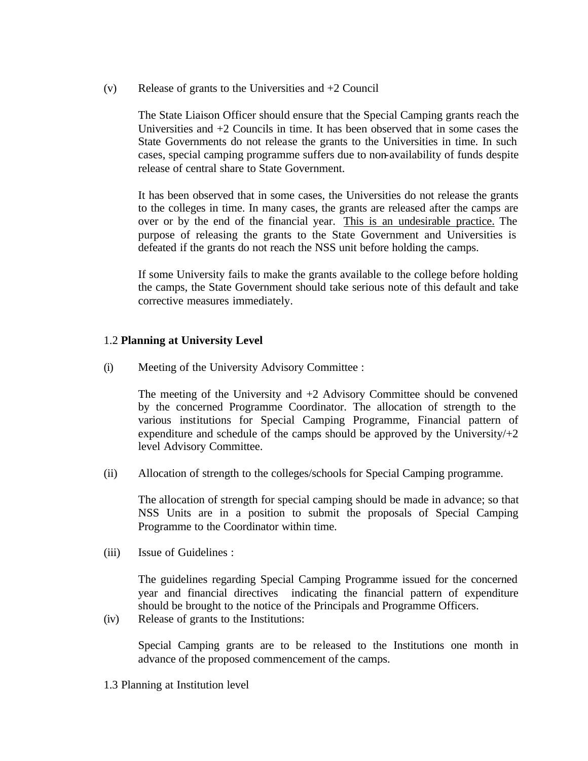(v) Release of grants to the Universities and +2 Council

The State Liaison Officer should ensure that the Special Camping grants reach the Universities and +2 Councils in time. It has been observed that in some cases the State Governments do not release the grants to the Universities in time. In such cases, special camping programme suffers due to non-availability of funds despite release of central share to State Government.

It has been observed that in some cases, the Universities do not release the grants to the colleges in time. In many cases, the grants are released after the camps are over or by the end of the financial year. <u>This is an undesirable practice.</u> The purpose of releasing the grants to the State Government and Universities is defeated if the grants do not reach the NSS unit before holding the camps.

If some University fails to make the grants available to the college before holding the camps, the State Government should take serious note of this default and take corrective measures immediately.

### 1.2 **Planning at University Level**

(i) Meeting of the University Advisory Committee :

The meeting of the University and +2 Advisory Committee should be convened by the concerned Programme Coordinator. The allocation of strength to the various institutions for Special Camping Programme, Financial pattern of expenditure and schedule of the camps should be approved by the University/+2 level Advisory Committee.

(ii) Allocation of strength to the colleges/schools for Special Camping programme.

The allocation of strength for special camping should be made in advance; so that NSS Units are in a position to submit the proposals of Special Camping Programme to the Coordinator within time.

(iii) Issue of Guidelines :

The guidelines regarding Special Camping Programme issued for the concerned year and financial directives indicating the financial pattern of expenditure should be brought to the notice of the Principals and Programme Officers.

(iv) Release of grants to the Institutions:

Special Camping grants are to be released to the Institutions one month in advance of the proposed commencement of the camps.

### 1.3 Planning at Institution level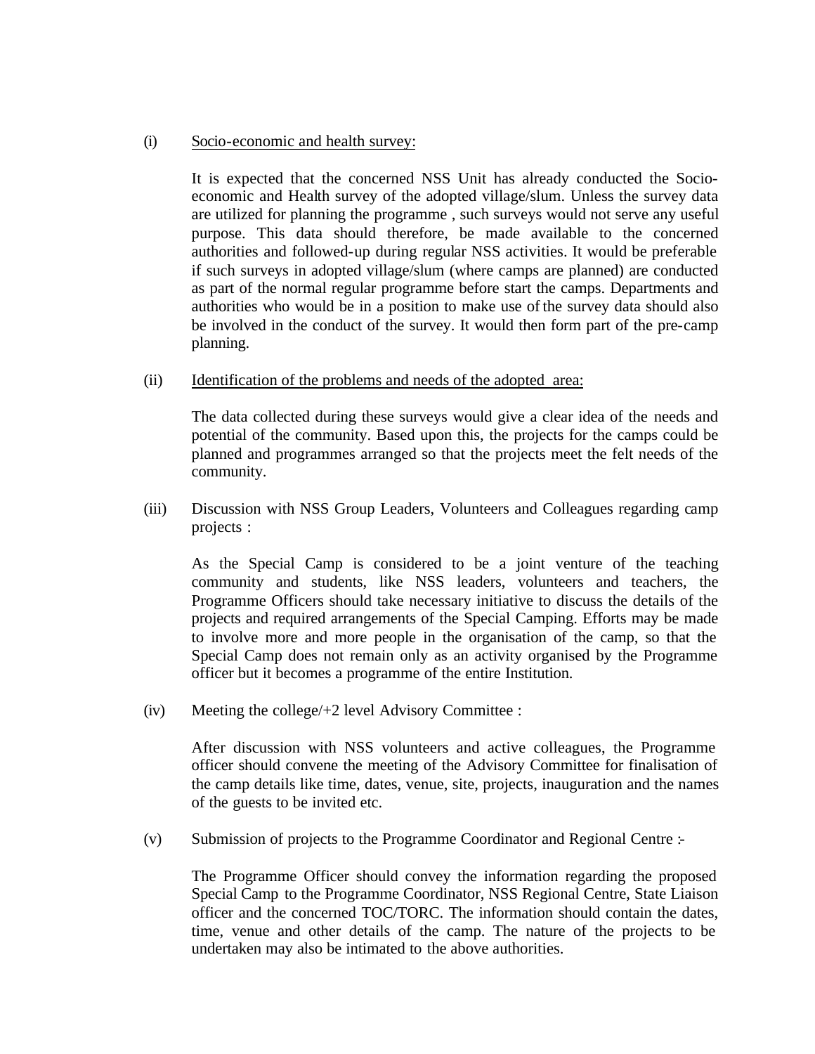(i) Socio-economic and health survey:

It is expected that the concerned NSS Unit has already conducted the Socio-economic and Health survey of the adopted village/slum. Unless the survey data are utilized for planning the programme , such surveys would not serve any useful purpose. This data should therefore, be made available to the concerned authorities and followed-up during regular NSS activities. It would be preferable if such surveys in adopted village/slum (where camps are planned) are conducted as part of the normal regular programme before start the camps. Departments and authorities who would be in a position to make use of the survey data should also be involved in the conduct of the survey. It would then form part of the pre-camp planning.

(ii) Identification of the problems and needs of the adopted area:

The data collected during these surveys would give a clear idea of the needs and potential of the community. Based upon this, the projects for the camps could be planned and programmes arranged so that the projects meet the felt needs of the community.

(iii) Discussion with NSS Group Leaders, Volunteers and Colleagues regarding camp projects :

As the Special Camp is considered to be a joint venture of the teaching community and students, like NSS leaders, volunteers and teachers, the Programme Officers should take necessary initiative to discuss the details of the projects and required arrangements of the Special Camping. Efforts may be made to involve more and more people in the organisation of the camp, so that the Special Camp does not remain only as an activity organised by the Programme officer but it becomes a programme of the entire Institution.

(iv) Meeting the college/+2 level Advisory Committee :

After discussion with NSS volunteers and active colleagues, the Programme officer should convene the meeting of the Advisory Committee for finalisation of the camp details like time, dates, venue, site, projects, inauguration and the names of the guests to be invited etc.

(v) Submission of projects to the Programme Coordinator and Regional Centre :-

The Programme Officer should convey the information regarding the proposed Special Camp to the Programme Coordinator, NSS Regional Centre, State Liaison officer and the concerned TOC/TORC. The information should contain the dates, time, venue and other details of the camp. The nature of the projects to be undertaken may also be intimated to the above authorities.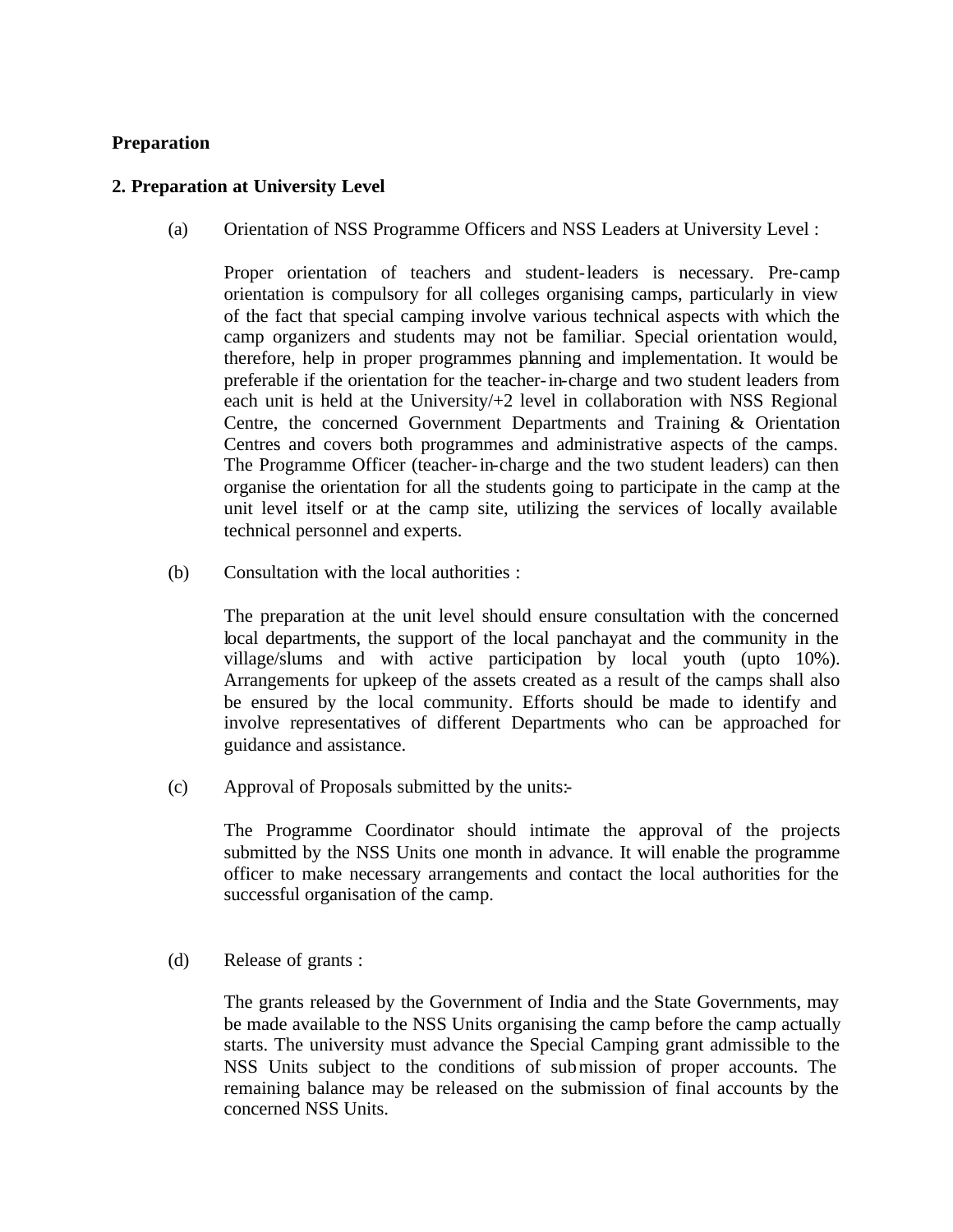**Preparation**

**2. Preparation at University Level**

(a) Orientation of NSS Programme Officers and NSS Leaders at University Level :

Proper orientation of teachers and student-leaders is necessary. Pre-camp orientation is compulsory for all colleges organising camps, particularly in view of the fact that special camping involve various technical aspects with which the camp organizers and students may not be familiar. Special orientation would, therefore, help in proper programmes planning and implementation. It would be preferable if the orientation for the teacher-in-charge and two student leaders from each unit is held at the University/+2 level in collaboration with NSS Regional Centre, the concerned Government Departments and Training & Orientation Centres and covers both programmes and administrative aspects of the camps. The Programme Officer (teacher-in-charge and the two student leaders) can then organise the orientation for all the students going to participate in the camp at the unit level itself or at the camp site, utilizing the services of locally available technical personnel and experts.

(b) Consultation with the local authorities :

The preparation at the unit level should ensure consultation with the concerned local departments, the support of the local panchayat and the community in the village/slums and with active participation by local youth (upto 10%). Arrangements for upkeep of the assets created as a result of the camps shall also be ensured by the local community. Efforts should be made to identify and involve representatives of different Departments who can be approached for guidance and assistance.

(c) Approval of Proposals submitted by the units:-

The Programme Coordinator should intimate the approval of the projects submitted by the NSS Units one month in advance. It will enable the programme officer to make necessary arrangements and contact the local authorities for the successful organisation of the camp.

(d) Release of grants :

The grants released by the Government of India and the State Governments, may be made available to the NSS Units organising the camp before the camp actually starts. The university must advance the Special Camping grant admissible to the NSS Units subject to the conditions of submission of proper accounts. The remaining balance may be released on the submission of final accounts by the concerned NSS Units.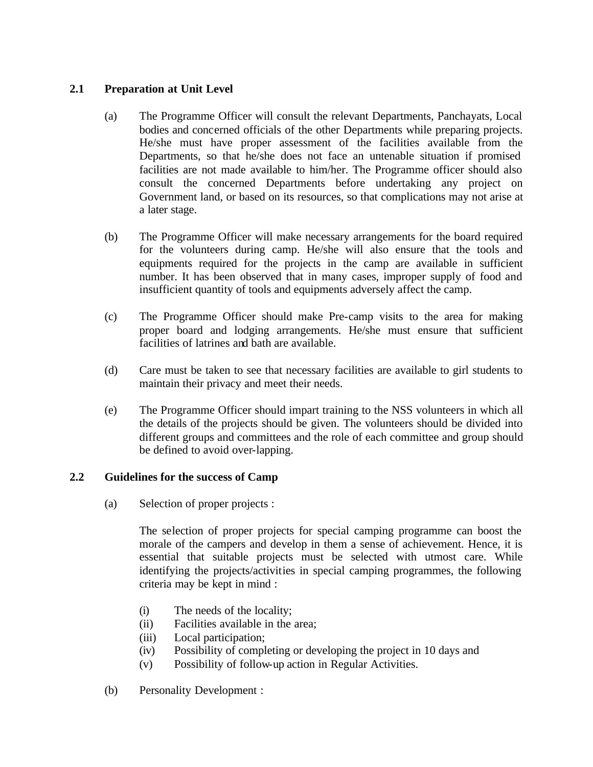### 2.1 Preparation at Unit Level

(a) The Programme Officer will consult the relevant Departments, Panchayats, Local bodies and concerned officials of the other Departments while preparing projects. He/she must have proper assessment of the facilities available from the Departments, so that he/she does not face an untenable situation if promised facilities are not made available to him/her. The Programme officer should also consult the concerned Departments before undertaking any project on Government land, or based on its resources, so that complications may not arise at a later stage.

(b) The Programme Officer will make necessary arrangements for the board required for the volunteers during camp. He/she will also ensure that the tools and equipments required for the projects in the camp are available in sufficient number. It has been observed that in many cases, improper supply of food and insufficient quantity of tools and equipments adversely affect the camp.

(c) The Programme Officer should make Pre-camp visits to the area for making proper board and lodging arrangements. He/she must ensure that sufficient facilities of latrines and bath are available.

(d) Care must be taken to see that necessary facilities are available to girl students to maintain their privacy and meet their needs.

(e) The Programme Officer should impart training to the NSS volunteers in which all the details of the projects should be given. The volunteers should be divided into different groups and committees and the role of each committee and group should be defined to avoid over-lapping.

### 2.2 Guidelines for the success of Camp

(a) Selection of proper projects :

The selection of proper projects for special camping programme can boost the morale of the campers and develop in them a sense of achievement. Hence, it is essential that suitable projects must be selected with utmost care. While identifying the projects/activities in special camping programmes, the following criteria may be kept in mind :

(i) The needs of the locality;
(ii) Facilities available in the area;
(iii) Local participation;
(iv) Possibility of completing or developing the project in 10 days and
(v) Possibility of follow-up action in Regular Activities.

(b) Personality Development :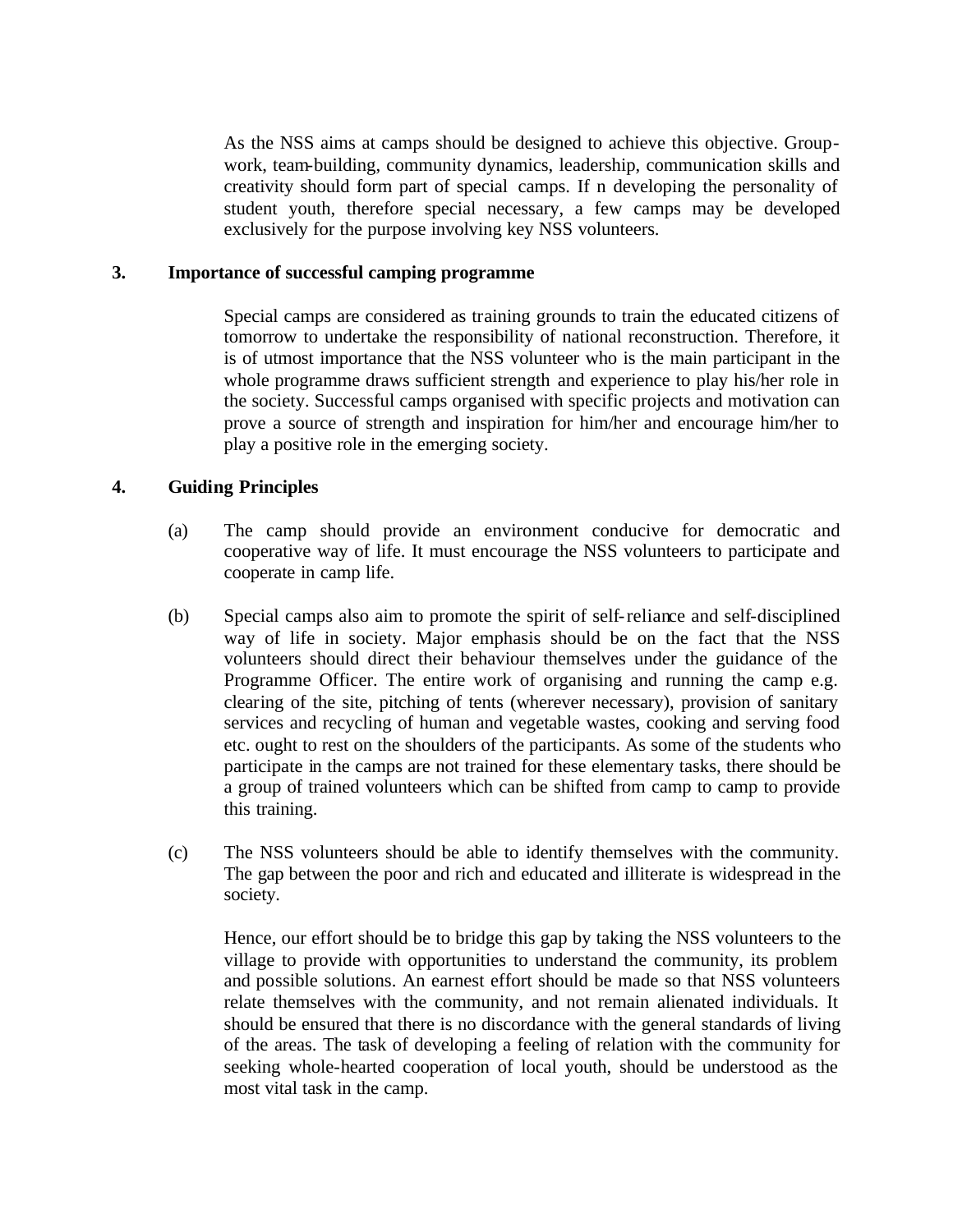As the NSS aims at camps should be designed to achieve this objective. Group-work, team-building, community dynamics, leadership, communication skills and creativity should form part of special camps. If n developing the personality of student youth, therefore special necessary, a few camps may be developed exclusively for the purpose involving key NSS volunteers.

### 3. Importance of successful camping programme

Special camps are considered as training grounds to train the educated citizens of tomorrow to undertake the responsibility of national reconstruction. Therefore, it is of utmost importance that the NSS volunteer who is the main participant in the whole programme draws sufficient strength and experience to play his/her role in the society. Successful camps organised with specific projects and motivation can prove a source of strength and inspiration for him/her and encourage him/her to play a positive role in the emerging society.

### 4. Guiding Principles

(a) The camp should provide an environment conducive for democratic and cooperative way of life. It must encourage the NSS volunteers to participate and cooperate in camp life.

(b) Special camps also aim to promote the spirit of self-reliance and self-disciplined way of life in society. Major emphasis should be on the fact that the NSS volunteers should direct their behaviour themselves under the guidance of the Programme Officer. The entire work of organising and running the camp e.g. clearing of the site, pitching of tents (wherever necessary), provision of sanitary services and recycling of human and vegetable wastes, cooking and serving food etc. ought to rest on the shoulders of the participants. As some of the students who participate in the camps are not trained for these elementary tasks, there should be a group of trained volunteers which can be shifted from camp to camp to provide this training.

(c) The NSS volunteers should be able to identify themselves with the community. The gap between the poor and rich and educated and illiterate is widespread in the society.

Hence, our effort should be to bridge this gap by taking the NSS volunteers to the village to provide with opportunities to understand the community, its problem and possible solutions. An earnest effort should be made so that NSS volunteers relate themselves with the community, and not remain alienated individuals. It should be ensured that there is no discordance with the general standards of living of the areas. The task of developing a feeling of relation with the community for seeking whole-hearted cooperation of local youth, should be understood as the most vital task in the camp.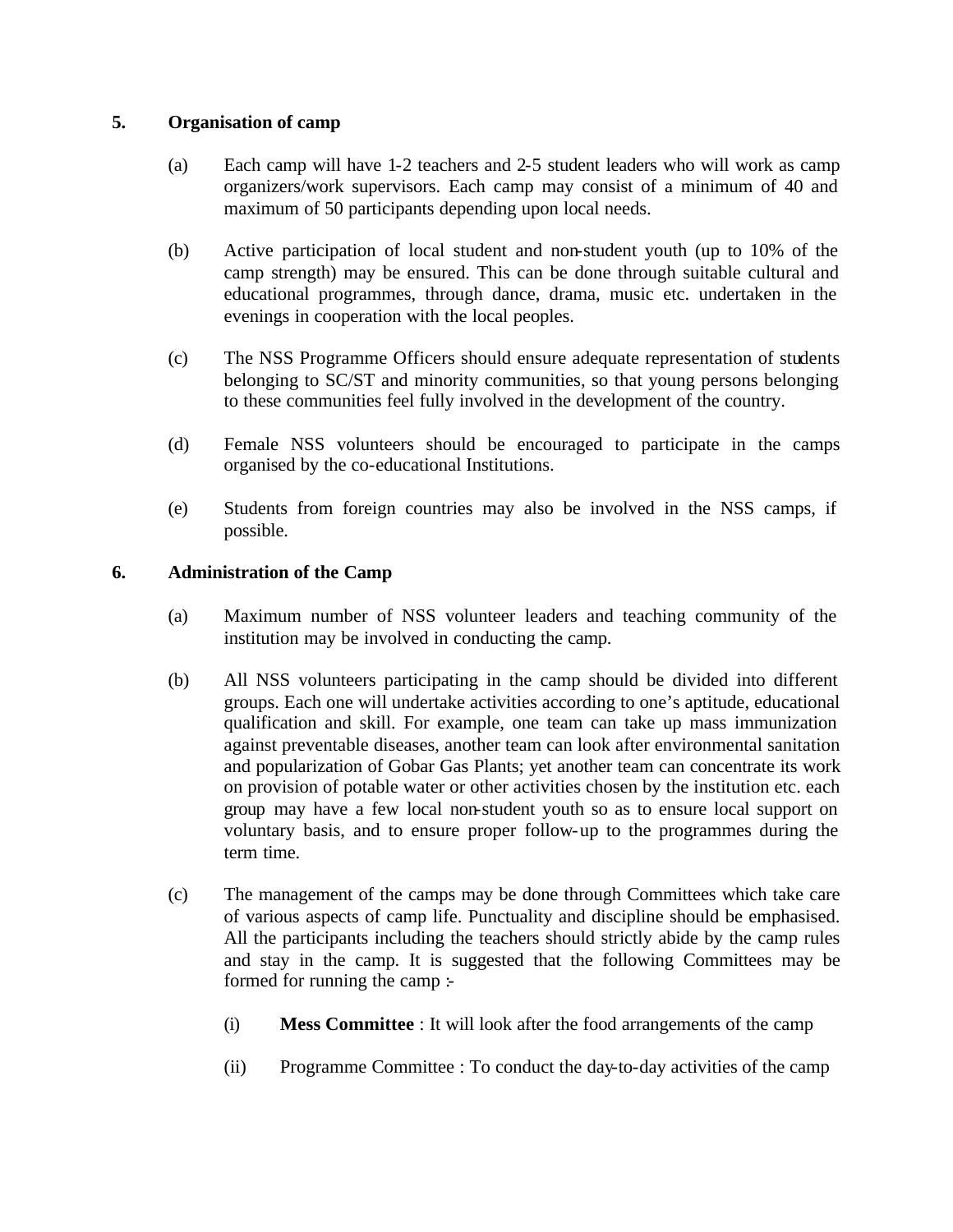## 5. Organisation of camp

(a) Each camp will have 1-2 teachers and 2-5 student leaders who will work as camp organizers/work supervisors. Each camp may consist of a minimum of 40 and maximum of 50 participants depending upon local needs.

(b) Active participation of local student and non-student youth (up to 10% of the camp strength) may be ensured. This can be done through suitable cultural and educational programmes, through dance, drama, music etc. undertaken in the evenings in cooperation with the local peoples.

(c) The NSS Programme Officers should ensure adequate representation of students belonging to SC/ST and minority communities, so that young persons belonging to these communities feel fully involved in the development of the country.

(d) Female NSS volunteers should be encouraged to participate in the camps organised by the co-educational Institutions.

(e) Students from foreign countries may also be involved in the NSS camps, if possible.

## 6. Administration of the Camp

(a) Maximum number of NSS volunteer leaders and teaching community of the institution may be involved in conducting the camp.

(b) All NSS volunteers participating in the camp should be divided into different groups. Each one will undertake activities according to one's aptitude, educational qualification and skill. For example, one team can take up mass immunization against preventable diseases, another team can look after environmental sanitation and popularization of Gobar Gas Plants; yet another team can concentrate its work on provision of potable water or other activities chosen by the institution etc. each group may have a few local non-student youth so as to ensure local support on voluntary basis, and to ensure proper follow-up to the programmes during the term time.

(c) The management of the camps may be done through Committees which take care of various aspects of camp life. Punctuality and discipline should be emphasised. All the participants including the teachers should strictly abide by the camp rules and stay in the camp. It is suggested that the following Committees may be formed for running the camp :-

(i) **Mess Committee** : It will look after the food arrangements of the camp

(ii) Programme Committee : To conduct the day-to-day activities of the camp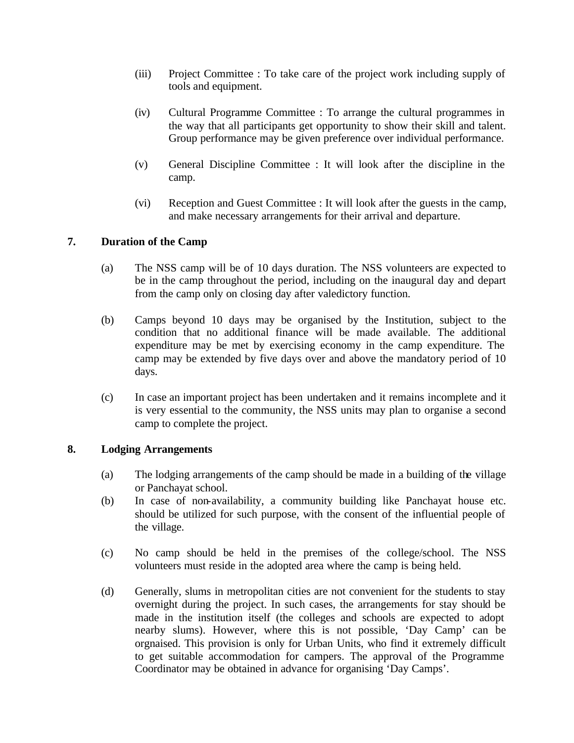(iii) Project Committee : To take care of the project work including supply of tools and equipment.

(iv) Cultural Programme Committee : To arrange the cultural programmes in the way that all participants get opportunity to show their skill and talent. Group performance may be given preference over individual performance.

(v) General Discipline Committee : It will look after the discipline in the camp.

(vi) Reception and Guest Committee : It will look after the guests in the camp, and make necessary arrangements for their arrival and departure.

## 7. Duration of the Camp

(a) The NSS camp will be of 10 days duration. The NSS volunteers are expected to be in the camp throughout the period, including on the inaugural day and depart from the camp only on closing day after valedictory function.

(b) Camps beyond 10 days may be organised by the Institution, subject to the condition that no additional finance will be made available. The additional expenditure may be met by exercising economy in the camp expenditure. The camp may be extended by five days over and above the mandatory period of 10 days.

(c) In case an important project has been undertaken and it remains incomplete and it is very essential to the community, the NSS units may plan to organise a second camp to complete the project.

## 8. Lodging Arrangements

(a) The lodging arrangements of the camp should be made in a building of the village or Panchayat school.

(b) In case of non-availability, a community building like Panchayat house etc. should be utilized for such purpose, with the consent of the influential people of the village.

(c) No camp should be held in the premises of the college/school. The NSS volunteers must reside in the adopted area where the camp is being held.

(d) Generally, slums in metropolitan cities are not convenient for the students to stay overnight during the project. In such cases, the arrangements for stay should be made in the institution itself (the colleges and schools are expected to adopt nearby slums). However, where this is not possible, 'Day Camp' can be orgnaised. This provision is only for Urban Units, who find it extremely difficult to get suitable accommodation for campers. The approval of the Programme Coordinator may be obtained in advance for organising 'Day Camps'.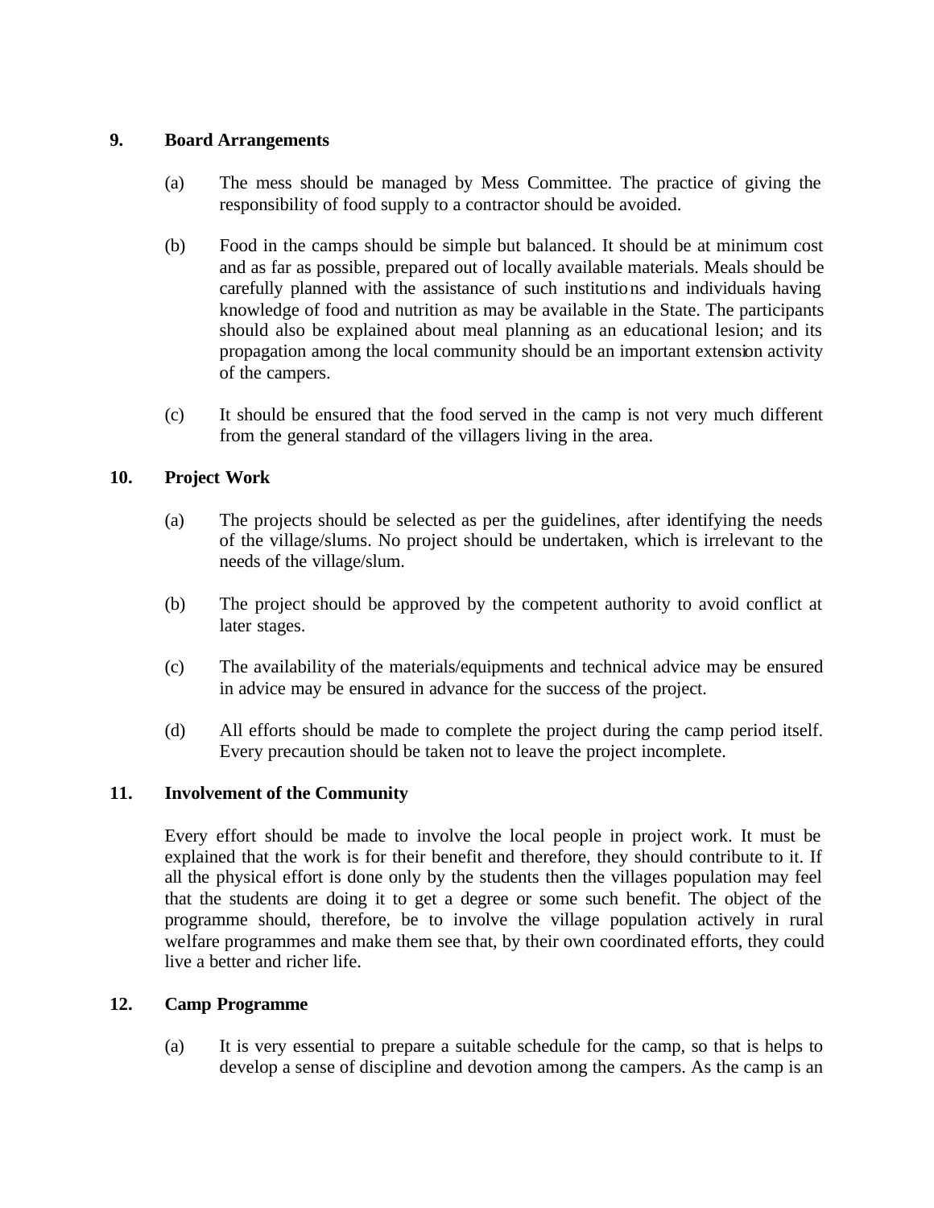**9. Board Arrangements**

(a) The mess should be managed by Mess Committee. The practice of giving the responsibility of food supply to a contractor should be avoided.

(b) Food in the camps should be simple but balanced. It should be at minimum cost and as far as possible, prepared out of locally available materials. Meals should be carefully planned with the assistance of such institutions and individuals having knowledge of food and nutrition as may be available in the State. The participants should also be explained about meal planning as an educational lesion; and its propagation among the local community should be an important extension activity of the campers.

(c) It should be ensured that the food served in the camp is not very much different from the general standard of the villagers living in the area.

**10. Project Work**

(a) The projects should be selected as per the guidelines, after identifying the needs of the village/slums. No project should be undertaken, which is irrelevant to the needs of the village/slum.

(b) The project should be approved by the competent authority to avoid conflict at later stages.

(c) The availability of the materials/equipments and technical advice may be ensured in advice may be ensured in advance for the success of the project.

(d) All efforts should be made to complete the project during the camp period itself. Every precaution should be taken not to leave the project incomplete.

**11. Involvement of the Community**

Every effort should be made to involve the local people in project work. It must be explained that the work is for their benefit and therefore, they should contribute to it. If all the physical effort is done only by the students then the villages population may feel that the students are doing it to get a degree or some such benefit. The object of the programme should, therefore, be to involve the village population actively in rural welfare programmes and make them see that, by their own coordinated efforts, they could live a better and richer life.

**12. Camp Programme**

(a) It is very essential to prepare a suitable schedule for the camp, so that is helps to develop a sense of discipline and devotion among the campers. As the camp is an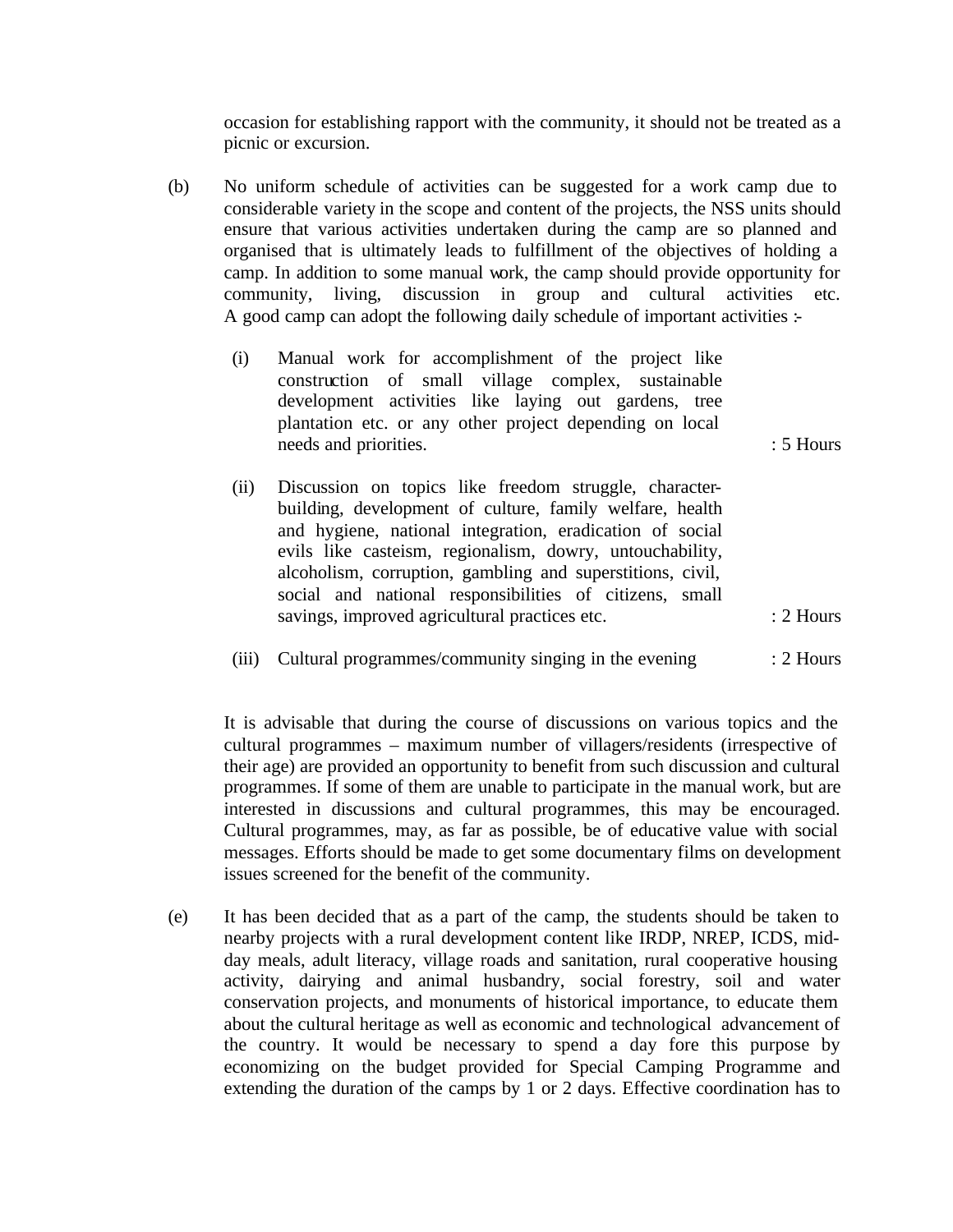occasion for establishing rapport with the community, it should not be treated as a picnic or excursion.

(b) No uniform schedule of activities can be suggested for a work camp due to considerable variety in the scope and content of the projects, the NSS units should ensure that various activities undertaken during the camp are so planned and organised that is ultimately leads to fulfillment of the objectives of holding a camp. In addition to some manual work, the camp should provide opportunity for community, living, discussion in group and cultural activities etc. A good camp can adopt the following daily schedule of important activities :-

(i) Manual work for accomplishment of the project like construction of small village complex, sustainable development activities like laying out gardens, tree plantation etc. or any other project depending on local needs and priorities. : 5 Hours

(ii) Discussion on topics like freedom struggle, character-building, development of culture, family welfare, health and hygiene, national integration, eradication of social evils like casteism, regionalism, dowry, untouchability, alcoholism, corruption, gambling and superstitions, civil, social and national responsibilities of citizens, small savings, improved agricultural practices etc. : 2 Hours

(iii) Cultural programmes/community singing in the evening : 2 Hours

It is advisable that during the course of discussions on various topics and the cultural programmes – maximum number of villagers/residents (irrespective of their age) are provided an opportunity to benefit from such discussion and cultural programmes. If some of them are unable to participate in the manual work, but are interested in discussions and cultural programmes, this may be encouraged. Cultural programmes, may, as far as possible, be of educative value with social messages. Efforts should be made to get some documentary films on development issues screened for the benefit of the community.

(e) It has been decided that as a part of the camp, the students should be taken to nearby projects with a rural development content like IRDP, NREP, ICDS, mid-day meals, adult literacy, village roads and sanitation, rural cooperative housing activity, dairying and animal husbandry, social forestry, soil and water conservation projects, and monuments of historical importance, to educate them about the cultural heritage as well as economic and technological advancement of the country. It would be necessary to spend a day fore this purpose by economizing on the budget provided for Special Camping Programme and extending the duration of the camps by 1 or 2 days. Effective coordination has to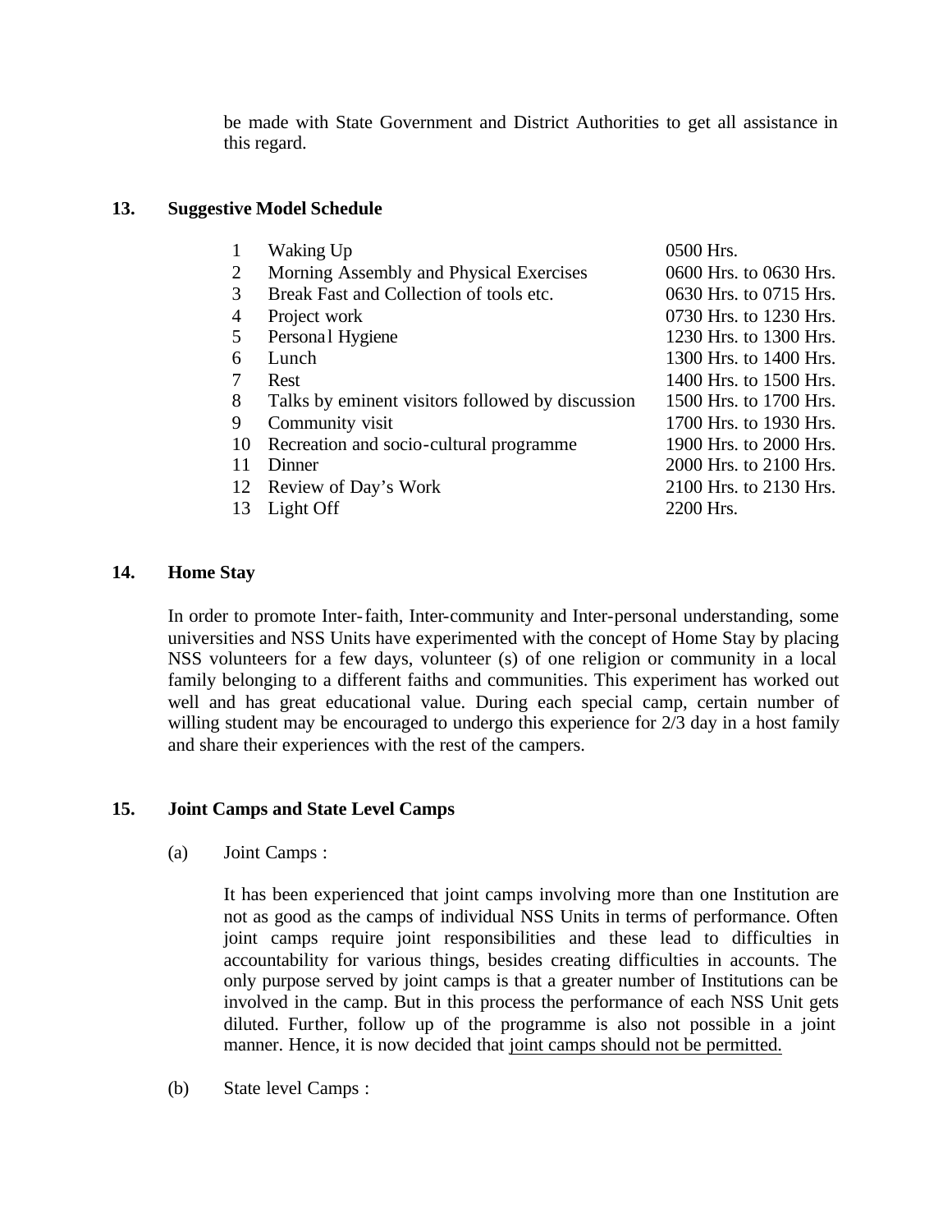be made with State Government and District Authorities to get all assistance in this regard.

## 13. Suggestive Model Schedule

| | | |
|---|---|---|
| 1 | Waking Up | 0500 Hrs. |
| 2 | Morning Assembly and Physical Exercises | 0600 Hrs. to 0630 Hrs. |
| 3 | Break Fast and Collection of tools etc. | 0630 Hrs. to 0715 Hrs. |
| 4 | Project work | 0730 Hrs. to 1230 Hrs. |
| 5 | Personal Hygiene | 1230 Hrs. to 1300 Hrs. |
| 6 | Lunch | 1300 Hrs. to 1400 Hrs. |
| 7 | Rest | 1400 Hrs. to 1500 Hrs. |
| 8 | Talks by eminent visitors followed by discussion | 1500 Hrs. to 1700 Hrs. |
| 9 | Community visit | 1700 Hrs. to 1930 Hrs. |
| 10 | Recreation and socio-cultural programme | 1900 Hrs. to 2000 Hrs. |
| 11 | Dinner | 2000 Hrs. to 2100 Hrs. |
| 12 | Review of Day's Work | 2100 Hrs. to 2130 Hrs. |
| 13 | Light Off | 2200 Hrs. |

## 14. Home Stay

In order to promote Inter-faith, Inter-community and Inter-personal understanding, some universities and NSS Units have experimented with the concept of Home Stay by placing NSS volunteers for a few days, volunteer (s) of one religion or community in a local family belonging to a different faiths and communities. This experiment has worked out well and has great educational value. During each special camp, certain number of willing student may be encouraged to undergo this experience for 2/3 day in a host family and share their experiences with the rest of the campers.

## 15. Joint Camps and State Level Camps

(a) Joint Camps :

It has been experienced that joint camps involving more than one Institution are not as good as the camps of individual NSS Units in terms of performance. Often joint camps require joint responsibilities and these lead to difficulties in accountability for various things, besides creating difficulties in accounts. The only purpose served by joint camps is that a greater number of Institutions can be involved in the camp. But in this process the performance of each NSS Unit gets diluted. Further, follow up of the programme is also not possible in a joint manner. Hence, it is now decided that <u>joint camps should not be permitted.</u>

(b) State level Camps :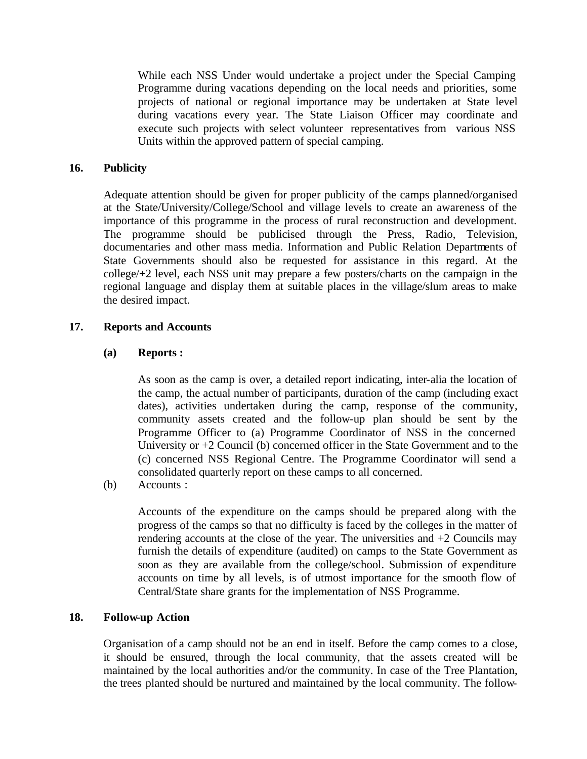While each NSS Under would undertake a project under the Special Camping Programme during vacations depending on the local needs and priorities, some projects of national or regional importance may be undertaken at State level during vacations every year. The State Liaison Officer may coordinate and execute such projects with select volunteer representatives from various NSS Units within the approved pattern of special camping.

## 16. Publicity

Adequate attention should be given for proper publicity of the camps planned/organised at the State/University/College/School and village levels to create an awareness of the importance of this programme in the process of rural reconstruction and development. The programme should be publicised through the Press, Radio, Television, documentaries and other mass media. Information and Public Relation Departments of State Governments should also be requested for assistance in this regard. At the college/+2 level, each NSS unit may prepare a few posters/charts on the campaign in the regional language and display them at suitable places in the village/slum areas to make the desired impact.

## 17. Reports and Accounts

### (a) Reports :

As soon as the camp is over, a detailed report indicating, inter-alia the location of the camp, the actual number of participants, duration of the camp (including exact dates), activities undertaken during the camp, response of the community, community assets created and the follow-up plan should be sent by the Programme Officer to (a) Programme Coordinator of NSS in the concerned University or +2 Council (b) concerned officer in the State Government and to the (c) concerned NSS Regional Centre. The Programme Coordinator will send a consolidated quarterly report on these camps to all concerned.

(b) Accounts :

Accounts of the expenditure on the camps should be prepared along with the progress of the camps so that no difficulty is faced by the colleges in the matter of rendering accounts at the close of the year. The universities and +2 Councils may furnish the details of expenditure (audited) on camps to the State Government as soon as they are available from the college/school. Submission of expenditure accounts on time by all levels, is of utmost importance for the smooth flow of Central/State share grants for the implementation of NSS Programme.

## 18. Follow-up Action

Organisation of a camp should not be an end in itself. Before the camp comes to a close, it should be ensured, through the local community, that the assets created will be maintained by the local authorities and/or the community. In case of the Tree Plantation, the trees planted should be nurtured and maintained by the local community. The follow-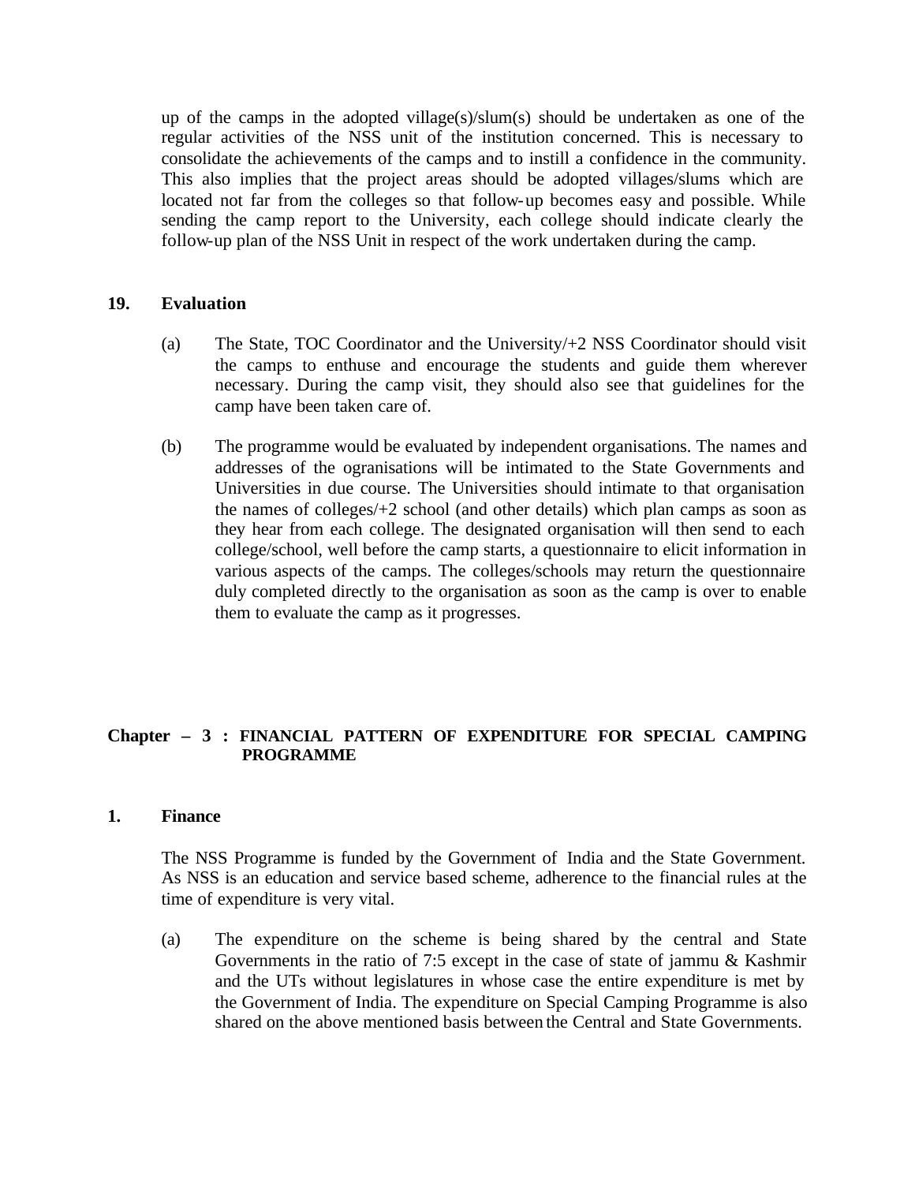up of the camps in the adopted village(s)/slum(s) should be undertaken as one of the regular activities of the NSS unit of the institution concerned. This is necessary to consolidate the achievements of the camps and to instill a confidence in the community. This also implies that the project areas should be adopted villages/slums which are located not far from the colleges so that follow-up becomes easy and possible. While sending the camp report to the University, each college should indicate clearly the follow-up plan of the NSS Unit in respect of the work undertaken during the camp.

**19. Evaluation**

(a) The State, TOC Coordinator and the University/+2 NSS Coordinator should visit the camps to enthuse and encourage the students and guide them wherever necessary. During the camp visit, they should also see that guidelines for the camp have been taken care of.

(b) The programme would be evaluated by independent organisations. The names and addresses of the ogranisations will be intimated to the State Governments and Universities in due course. The Universities should intimate to that organisation the names of colleges/+2 school (and other details) which plan camps as soon as they hear from each college. The designated organisation will then send to each college/school, well before the camp starts, a questionnaire to elicit information in various aspects of the camps. The colleges/schools may return the questionnaire duly completed directly to the organisation as soon as the camp is over to enable them to evaluate the camp as it progresses.

## Chapter – 3 : FINANCIAL PATTERN OF EXPENDITURE FOR SPECIAL CAMPING PROGRAMME

**1. Finance**

The NSS Programme is funded by the Government of India and the State Government. As NSS is an education and service based scheme, adherence to the financial rules at the time of expenditure is very vital.

(a) The expenditure on the scheme is being shared by the central and State Governments in the ratio of 7:5 except in the case of state of jammu & Kashmir and the UTs without legislatures in whose case the entire expenditure is met by the Government of India. The expenditure on Special Camping Programme is also shared on the above mentioned basis between the Central and State Governments.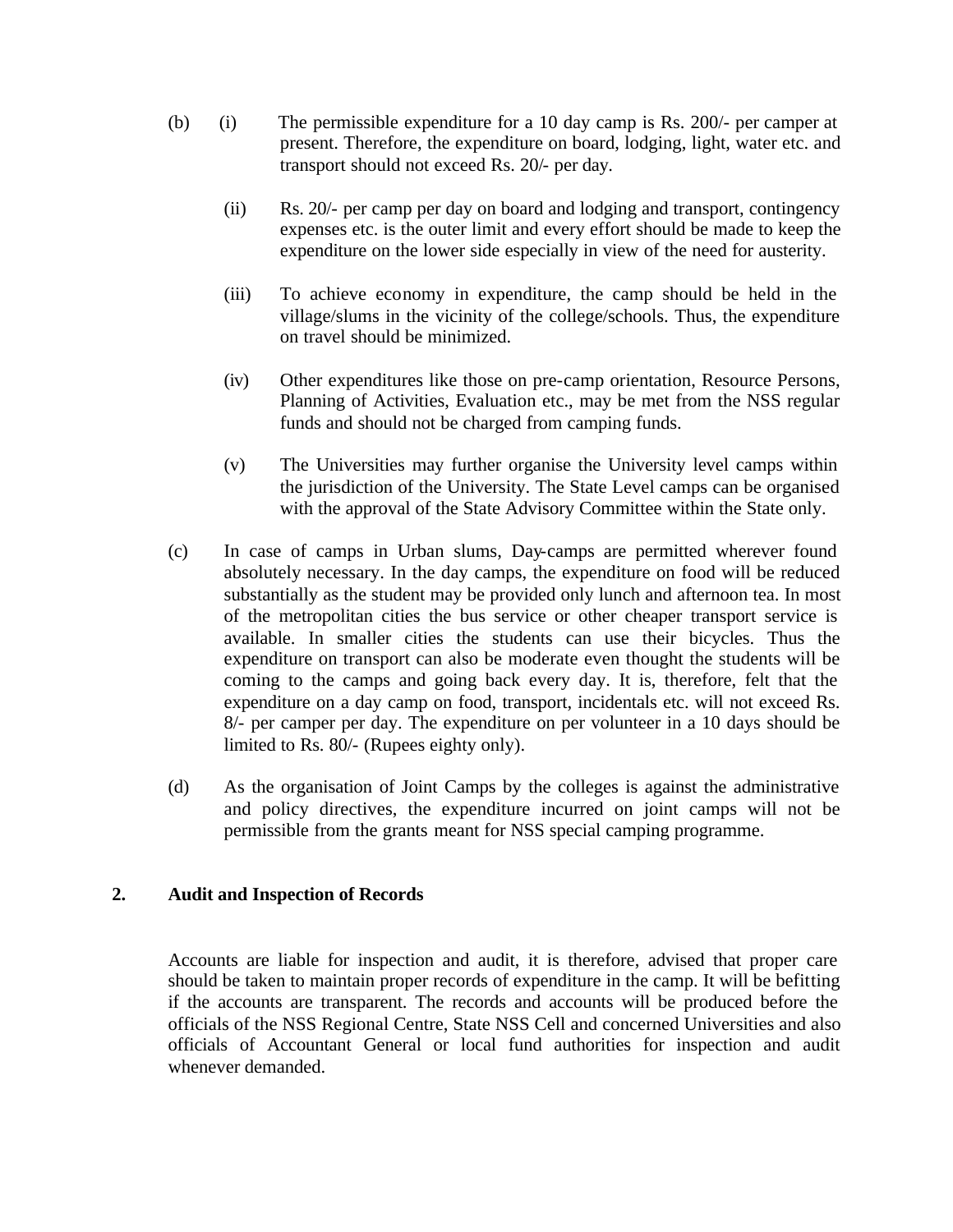(b) (i) The permissible expenditure for a 10 day camp is Rs. 200/- per camper at present. Therefore, the expenditure on board, lodging, light, water etc. and transport should not exceed Rs. 20/- per day.

(ii) Rs. 20/- per camp per day on board and lodging and transport, contingency expenses etc. is the outer limit and every effort should be made to keep the expenditure on the lower side especially in view of the need for austerity.

(iii) To achieve economy in expenditure, the camp should be held in the village/slums in the vicinity of the college/schools. Thus, the expenditure on travel should be minimized.

(iv) Other expenditures like those on pre-camp orientation, Resource Persons, Planning of Activities, Evaluation etc., may be met from the NSS regular funds and should not be charged from camping funds.

(v) The Universities may further organise the University level camps within the jurisdiction of the University. The State Level camps can be organised with the approval of the State Advisory Committee within the State only.

(c) In case of camps in Urban slums, Day-camps are permitted wherever found absolutely necessary. In the day camps, the expenditure on food will be reduced substantially as the student may be provided only lunch and afternoon tea. In most of the metropolitan cities the bus service or other cheaper transport service is available. In smaller cities the students can use their bicycles. Thus the expenditure on transport can also be moderate even thought the students will be coming to the camps and going back every day. It is, therefore, felt that the expenditure on a day camp on food, transport, incidentals etc. will not exceed Rs. 8/- per camper per day. The expenditure on per volunteer in a 10 days should be limited to Rs. 80/- (Rupees eighty only).

(d) As the organisation of Joint Camps by the colleges is against the administrative and policy directives, the expenditure incurred on joint camps will not be permissible from the grants meant for NSS special camping programme.

## 2. Audit and Inspection of Records

Accounts are liable for inspection and audit, it is therefore, advised that proper care should be taken to maintain proper records of expenditure in the camp. It will be befitting if the accounts are transparent. The records and accounts will be produced before the officials of the NSS Regional Centre, State NSS Cell and concerned Universities and also officials of Accountant General or local fund authorities for inspection and audit whenever demanded.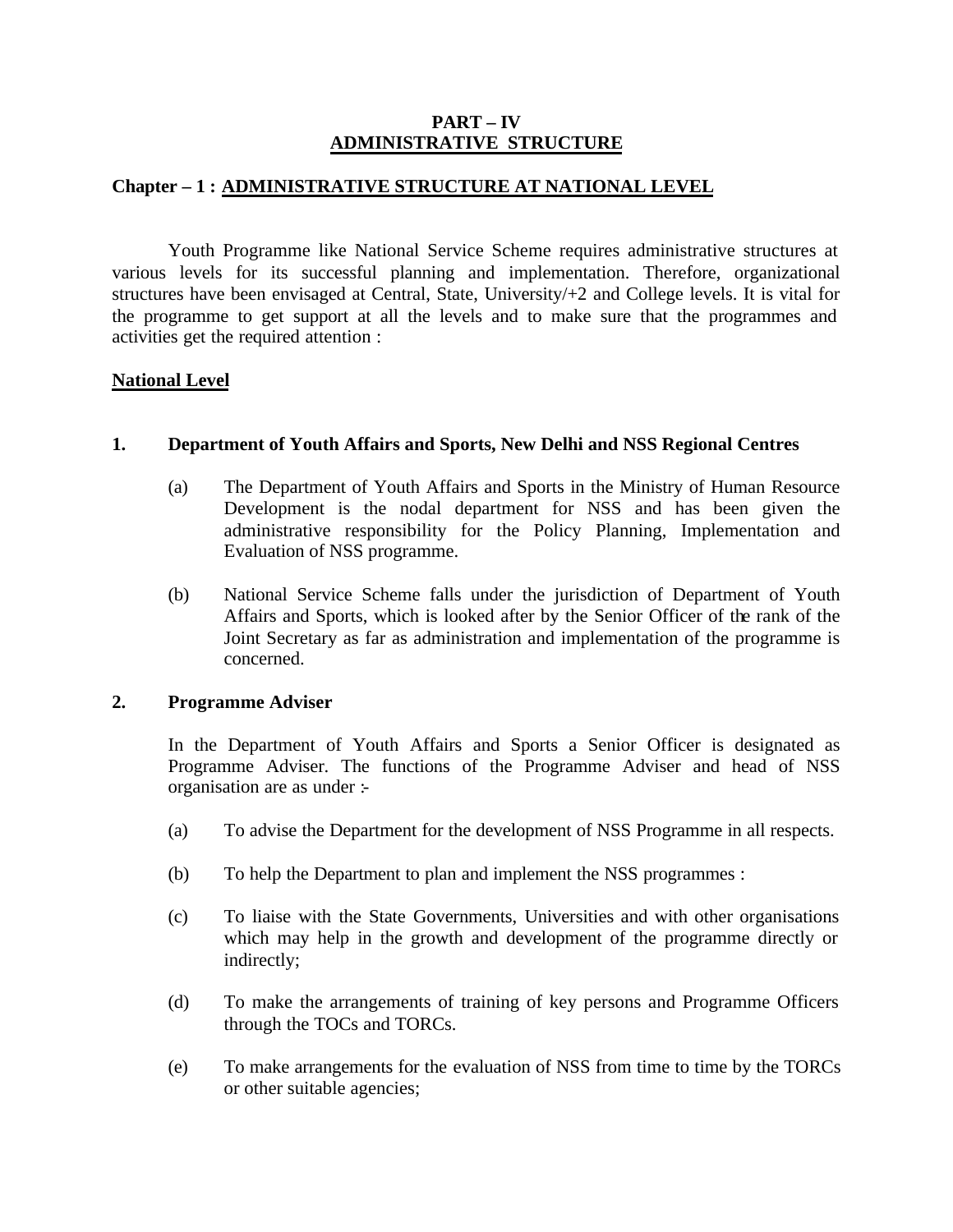# PART – IV
# ADMINISTRATIVE STRUCTURE

## Chapter – 1 : ADMINISTRATIVE STRUCTURE AT NATIONAL LEVEL

Youth Programme like National Service Scheme requires administrative structures at various levels for its successful planning and implementation. Therefore, organizational structures have been envisaged at Central, State, University/+2 and College levels. It is vital for the programme to get support at all the levels and to make sure that the programmes and activities get the required attention :

### National Level

**1. Department of Youth Affairs and Sports, New Delhi and NSS Regional Centres**

(a) The Department of Youth Affairs and Sports in the Ministry of Human Resource Development is the nodal department for NSS and has been given the administrative responsibility for the Policy Planning, Implementation and Evaluation of NSS programme.

(b) National Service Scheme falls under the jurisdiction of Department of Youth Affairs and Sports, which is looked after by the Senior Officer of the rank of the Joint Secretary as far as administration and implementation of the programme is concerned.

**2. Programme Adviser**

In the Department of Youth Affairs and Sports a Senior Officer is designated as Programme Adviser. The functions of the Programme Adviser and head of NSS organisation are as under :-

(a) To advise the Department for the development of NSS Programme in all respects.

(b) To help the Department to plan and implement the NSS programmes :

(c) To liaise with the State Governments, Universities and with other organisations which may help in the growth and development of the programme directly or indirectly;

(d) To make the arrangements of training of key persons and Programme Officers through the TOCs and TORCs.

(e) To make arrangements for the evaluation of NSS from time to time by the TORCs or other suitable agencies;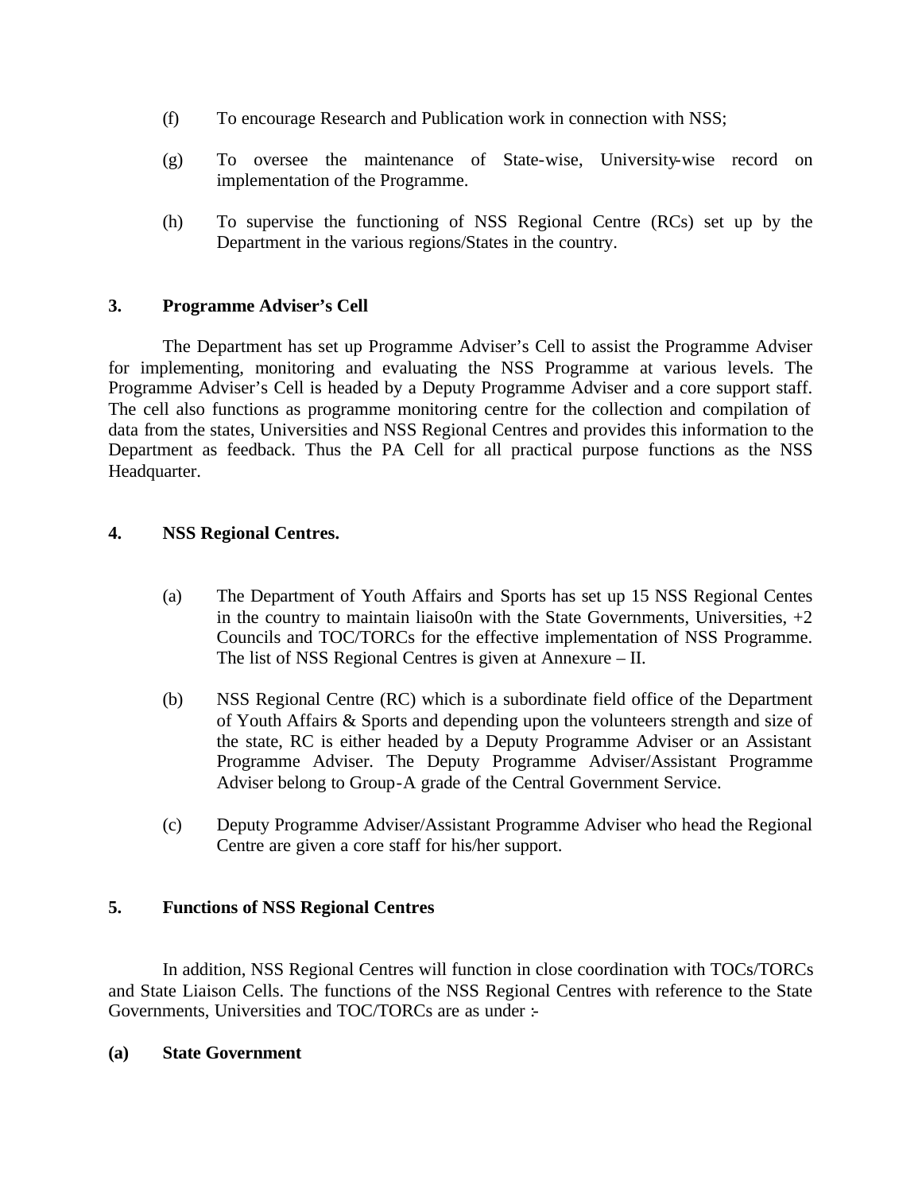(f) To encourage Research and Publication work in connection with NSS;

(g) To oversee the maintenance of State-wise, University-wise record on implementation of the Programme.

(h) To supervise the functioning of NSS Regional Centre (RCs) set up by the Department in the various regions/States in the country.

## 3. Programme Adviser's Cell

The Department has set up Programme Adviser's Cell to assist the Programme Adviser for implementing, monitoring and evaluating the NSS Programme at various levels. The Programme Adviser's Cell is headed by a Deputy Programme Adviser and a core support staff. The cell also functions as programme monitoring centre for the collection and compilation of data from the states, Universities and NSS Regional Centres and provides this information to the Department as feedback. Thus the PA Cell for all practical purpose functions as the NSS Headquarter.

## 4. NSS Regional Centres.

(a) The Department of Youth Affairs and Sports has set up 15 NSS Regional Centes in the country to maintain liaiso0n with the State Governments, Universities, +2 Councils and TOC/TORCs for the effective implementation of NSS Programme. The list of NSS Regional Centres is given at Annexure – II.

(b) NSS Regional Centre (RC) which is a subordinate field office of the Department of Youth Affairs & Sports and depending upon the volunteers strength and size of the state, RC is either headed by a Deputy Programme Adviser or an Assistant Programme Adviser. The Deputy Programme Adviser/Assistant Programme Adviser belong to Group-A grade of the Central Government Service.

(c) Deputy Programme Adviser/Assistant Programme Adviser who head the Regional Centre are given a core staff for his/her support.

## 5. Functions of NSS Regional Centres

In addition, NSS Regional Centres will function in close coordination with TOCs/TORCs and State Liaison Cells. The functions of the NSS Regional Centres with reference to the State Governments, Universities and TOC/TORCs are as under :-

**(a) State Government**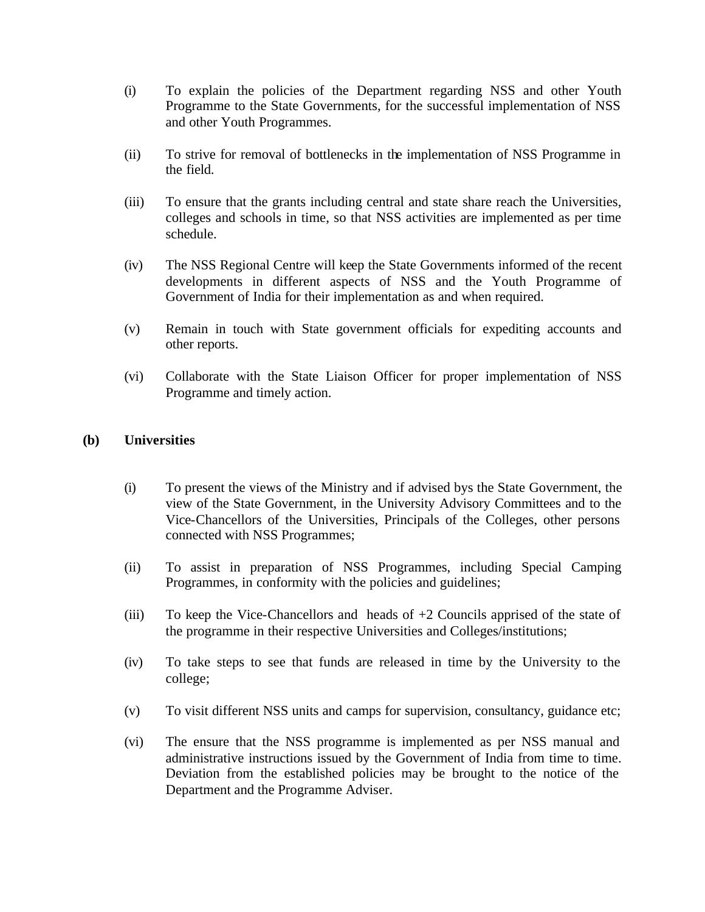(i) To explain the policies of the Department regarding NSS and other Youth Programme to the State Governments, for the successful implementation of NSS and other Youth Programmes.

(ii) To strive for removal of bottlenecks in the implementation of NSS Programme in the field.

(iii) To ensure that the grants including central and state share reach the Universities, colleges and schools in time, so that NSS activities are implemented as per time schedule.

(iv) The NSS Regional Centre will keep the State Governments informed of the recent developments in different aspects of NSS and the Youth Programme of Government of India for their implementation as and when required.

(v) Remain in touch with State government officials for expediting accounts and other reports.

(vi) Collaborate with the State Liaison Officer for proper implementation of NSS Programme and timely action.

**(b) Universities**

(i) To present the views of the Ministry and if advised bys the State Government, the view of the State Government, in the University Advisory Committees and to the Vice-Chancellors of the Universities, Principals of the Colleges, other persons connected with NSS Programmes;

(ii) To assist in preparation of NSS Programmes, including Special Camping Programmes, in conformity with the policies and guidelines;

(iii) To keep the Vice-Chancellors and heads of +2 Councils apprised of the state of the programme in their respective Universities and Colleges/institutions;

(iv) To take steps to see that funds are released in time by the University to the college;

(v) To visit different NSS units and camps for supervision, consultancy, guidance etc;

(vi) The ensure that the NSS programme is implemented as per NSS manual and administrative instructions issued by the Government of India from time to time. Deviation from the established policies may be brought to the notice of the Department and the Programme Adviser.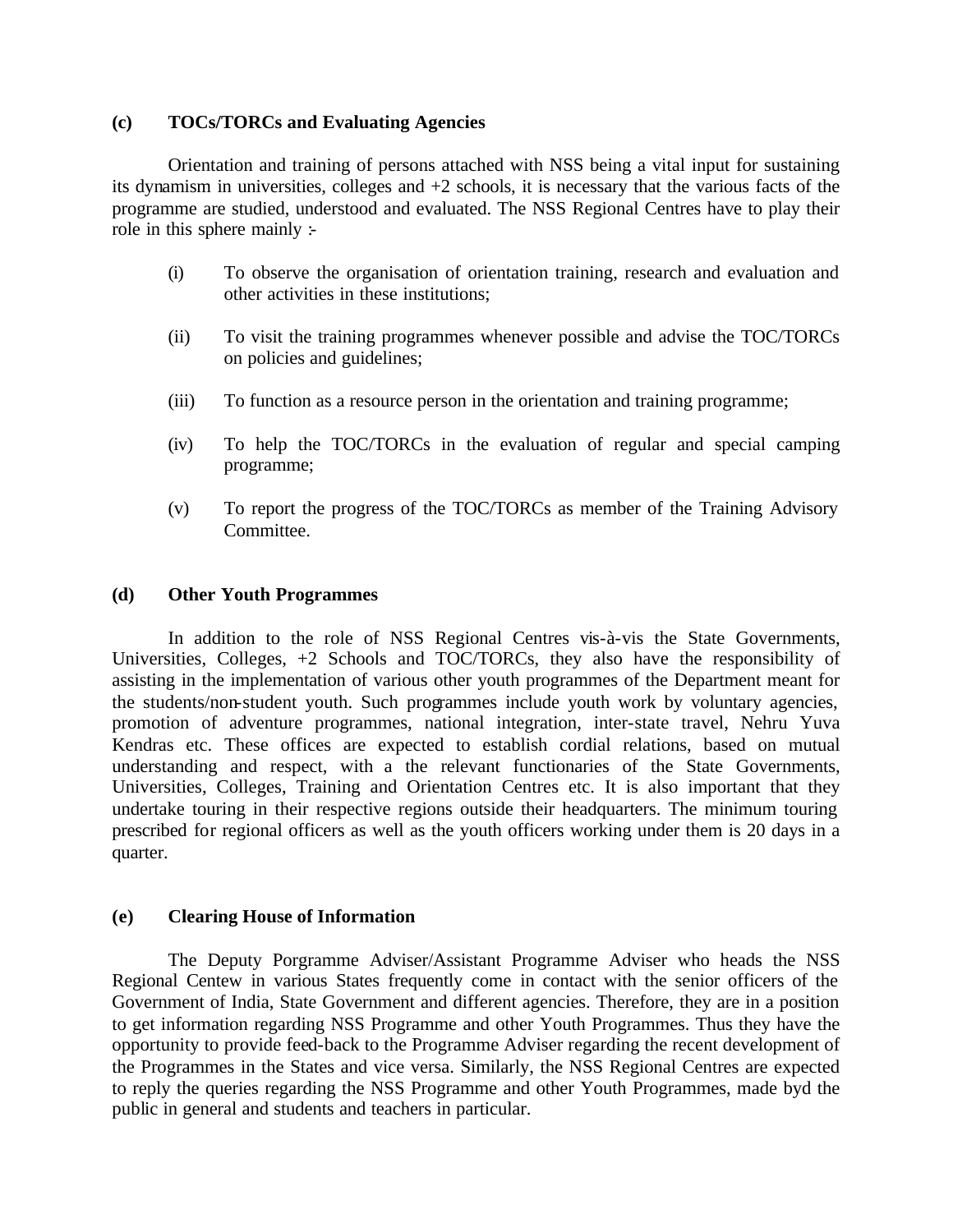**(c) TOCs/TORCs and Evaluating Agencies**

Orientation and training of persons attached with NSS being a vital input for sustaining its dynamism in universities, colleges and +2 schools, it is necessary that the various facts of the programme are studied, understood and evaluated. The NSS Regional Centres have to play their role in this sphere mainly :-

(i) To observe the organisation of orientation training, research and evaluation and other activities in these institutions;

(ii) To visit the training programmes whenever possible and advise the TOC/TORCs on policies and guidelines;

(iii) To function as a resource person in the orientation and training programme;

(iv) To help the TOC/TORCs in the evaluation of regular and special camping programme;

(v) To report the progress of the TOC/TORCs as member of the Training Advisory Committee.

**(d) Other Youth Programmes**

In addition to the role of NSS Regional Centres vis-à-vis the State Governments, Universities, Colleges, +2 Schools and TOC/TORCs, they also have the responsibility of assisting in the implementation of various other youth programmes of the Department meant for the students/non-student youth. Such programmes include youth work by voluntary agencies, promotion of adventure programmes, national integration, inter-state travel, Nehru Yuva Kendras etc. These offices are expected to establish cordial relations, based on mutual understanding and respect, with a the relevant functionaries of the State Governments, Universities, Colleges, Training and Orientation Centres etc. It is also important that they undertake touring in their respective regions outside their headquarters. The minimum touring prescribed for regional officers as well as the youth officers working under them is 20 days in a quarter.

**(e) Clearing House of Information**

The Deputy Porgramme Adviser/Assistant Programme Adviser who heads the NSS Regional Centew in various States frequently come in contact with the senior officers of the Government of India, State Government and different agencies. Therefore, they are in a position to get information regarding NSS Programme and other Youth Programmes. Thus they have the opportunity to provide feed-back to the Programme Adviser regarding the recent development of the Programmes in the States and vice versa. Similarly, the NSS Regional Centres are expected to reply the queries regarding the NSS Programme and other Youth Programmes, made byd the public in general and students and teachers in particular.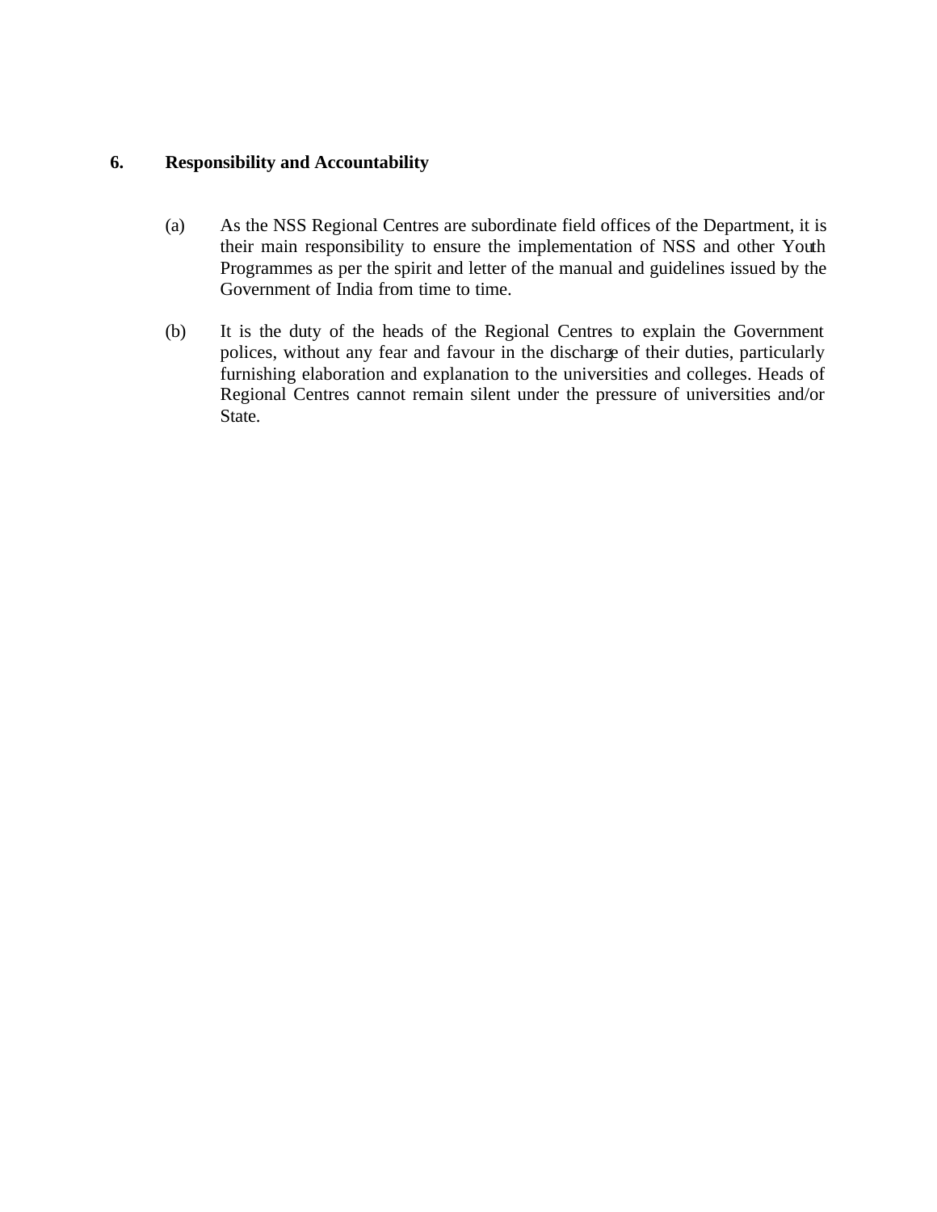## 6. Responsibility and Accountability

(a) As the NSS Regional Centres are subordinate field offices of the Department, it is their main responsibility to ensure the implementation of NSS and other Youth Programmes as per the spirit and letter of the manual and guidelines issued by the Government of India from time to time.

(b) It is the duty of the heads of the Regional Centres to explain the Government polices, without any fear and favour in the discharge of their duties, particularly furnishing elaboration and explanation to the universities and colleges. Heads of Regional Centres cannot remain silent under the pressure of universities and/or State.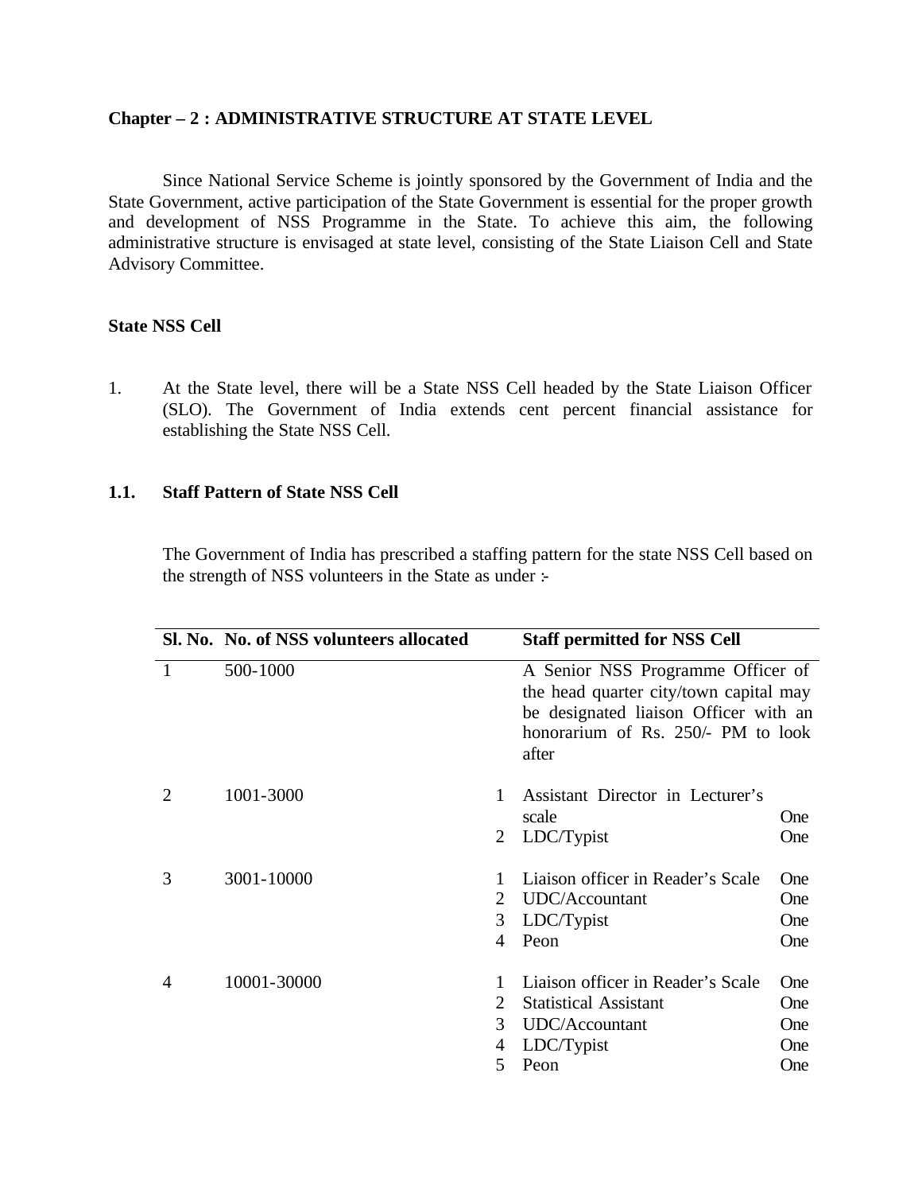**Chapter – 2 : ADMINISTRATIVE STRUCTURE AT STATE LEVEL**

Since National Service Scheme is jointly sponsored by the Government of India and the State Government, active participation of the State Government is essential for the proper growth and development of NSS Programme in the State. To achieve this aim, the following administrative structure is envisaged at state level, consisting of the State Liaison Cell and State Advisory Committee.

**State NSS Cell**

1. At the State level, there will be a State NSS Cell headed by the State Liaison Officer (SLO). The Government of India extends cent percent financial assistance for establishing the State NSS Cell.

**1.1. Staff Pattern of State NSS Cell**

The Government of India has prescribed a staffing pattern for the state NSS Cell based on the strength of NSS volunteers in the State as under :-

| Sl. No. | No. of NSS volunteers allocated | | Staff permitted for NSS Cell | |
|---|---|---|---|---|
| 1 | 500-1000 | | A Senior NSS Programme Officer of the head quarter city/town capital may be designated liaison Officer with an honorarium of Rs. 250/- PM to look after | |
| 2 | 1001-3000 | 1 | Assistant Director in Lecturer's scale | One |
| | | 2 | LDC/Typist | One |
| 3 | 3001-10000 | 1 | Liaison officer in Reader's Scale | One |
| | | 2 | UDC/Accountant | One |
| | | 3 | LDC/Typist | One |
| | | 4 | Peon | One |
| 4 | 10001-30000 | 1 | Liaison officer in Reader's Scale | One |
| | | 2 | Statistical Assistant | One |
| | | 3 | UDC/Accountant | One |
| | | 4 | LDC/Typist | One |
| | | 5 | Peon | One |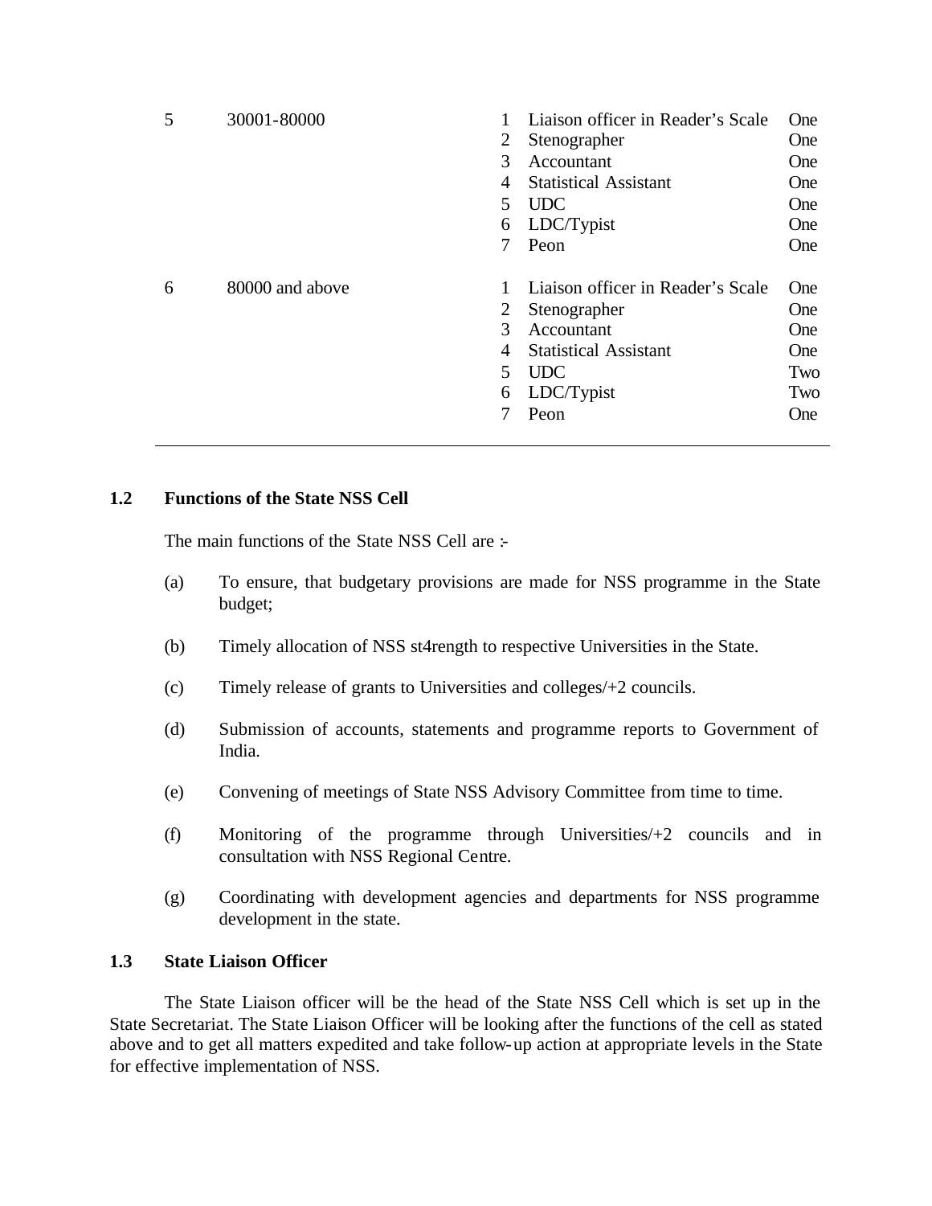| | | | | |
|---|---|---|---|---|
| 5 | 30001-80000 | 1 | Liaison officer in Reader's Scale | One |
| | | 2 | Stenographer | One |
| | | 3 | Accountant | One |
| | | 4 | Statistical Assistant | One |
| | | 5 | UDC | One |
| | | 6 | LDC/Typist | One |
| | | 7 | Peon | One |
| 6 | 80000 and above | 1 | Liaison officer in Reader's Scale | One |
| | | 2 | Stenographer | One |
| | | 3 | Accountant | One |
| | | 4 | Statistical Assistant | One |
| | | 5 | UDC | Two |
| | | 6 | LDC/Typist | Two |
| | | 7 | Peon | One |

### 1.2 Functions of the State NSS Cell

The main functions of the State NSS Cell are :-

(a) To ensure, that budgetary provisions are made for NSS programme in the State budget;

(b) Timely allocation of NSS st4rength to respective Universities in the State.

(c) Timely release of grants to Universities and colleges/+2 councils.

(d) Submission of accounts, statements and programme reports to Government of India.

(e) Convening of meetings of State NSS Advisory Committee from time to time.

(f) Monitoring of the programme through Universities/+2 councils and in consultation with NSS Regional Centre.

(g) Coordinating with development agencies and departments for NSS programme development in the state.

### 1.3 State Liaison Officer

The State Liaison officer will be the head of the State NSS Cell which is set up in the State Secretariat. The State Liaison Officer will be looking after the functions of the cell as stated above and to get all matters expedited and take follow-up action at appropriate levels in the State for effective implementation of NSS.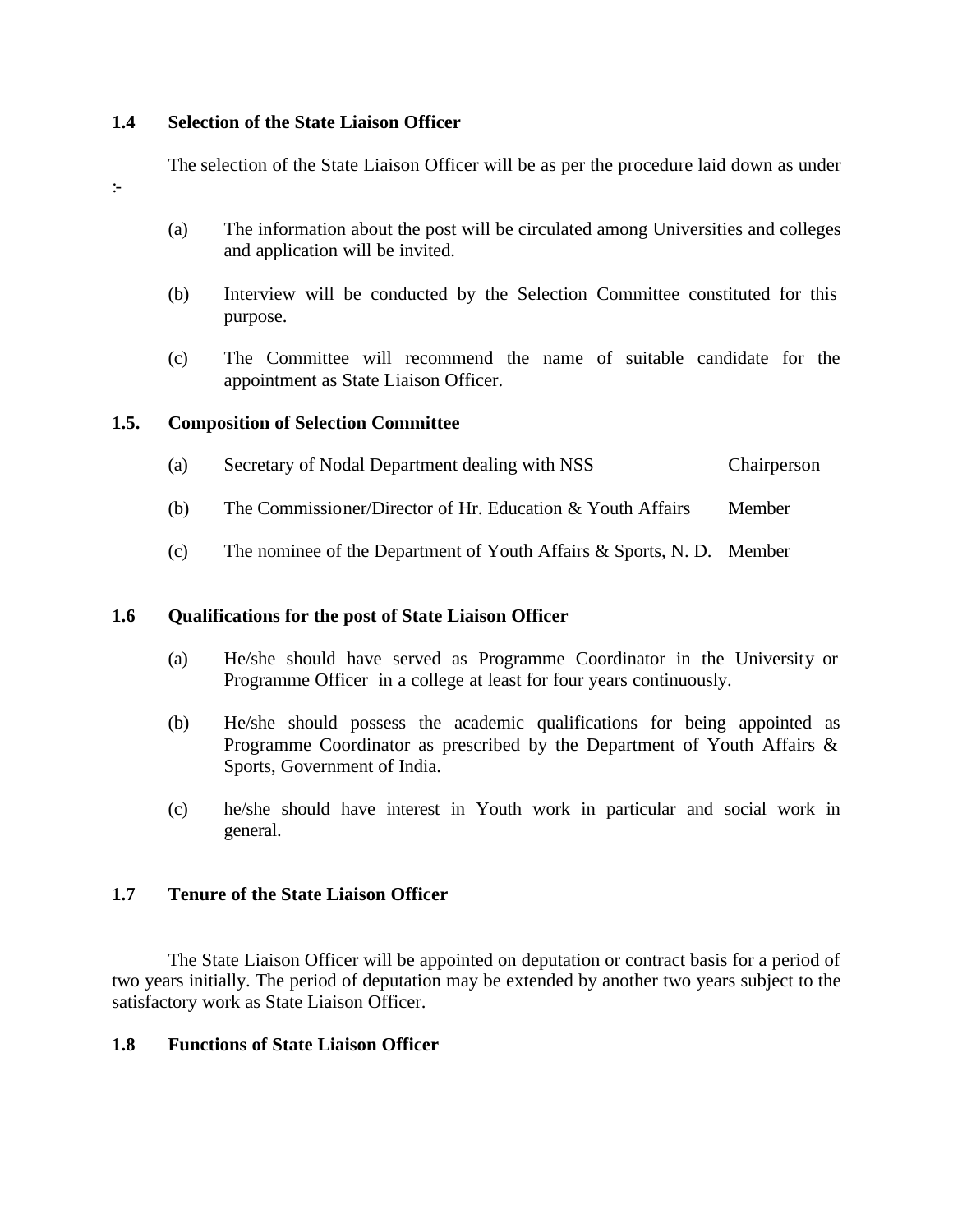### 1.4 Selection of the State Liaison Officer

The selection of the State Liaison Officer will be as per the procedure laid down as under :-

(a) The information about the post will be circulated among Universities and colleges and application will be invited.

(b) Interview will be conducted by the Selection Committee constituted for this purpose.

(c) The Committee will recommend the name of suitable candidate for the appointment as State Liaison Officer.

### 1.5. Composition of Selection Committee

| | | |
|---|---|---|
| (a) | Secretary of Nodal Department dealing with NSS | Chairperson |
| (b) | The Commissioner/Director of Hr. Education & Youth Affairs | Member |
| (c) | The nominee of the Department of Youth Affairs & Sports, N. D. | Member |

### 1.6 Qualifications for the post of State Liaison Officer

(a) He/she should have served as Programme Coordinator in the University or Programme Officer in a college at least for four years continuously.

(b) He/she should possess the academic qualifications for being appointed as Programme Coordinator as prescribed by the Department of Youth Affairs & Sports, Government of India.

(c) he/she should have interest in Youth work in particular and social work in general.

### 1.7 Tenure of the State Liaison Officer

The State Liaison Officer will be appointed on deputation or contract basis for a period of two years initially. The period of deputation may be extended by another two years subject to the satisfactory work as State Liaison Officer.

### 1.8 Functions of State Liaison Officer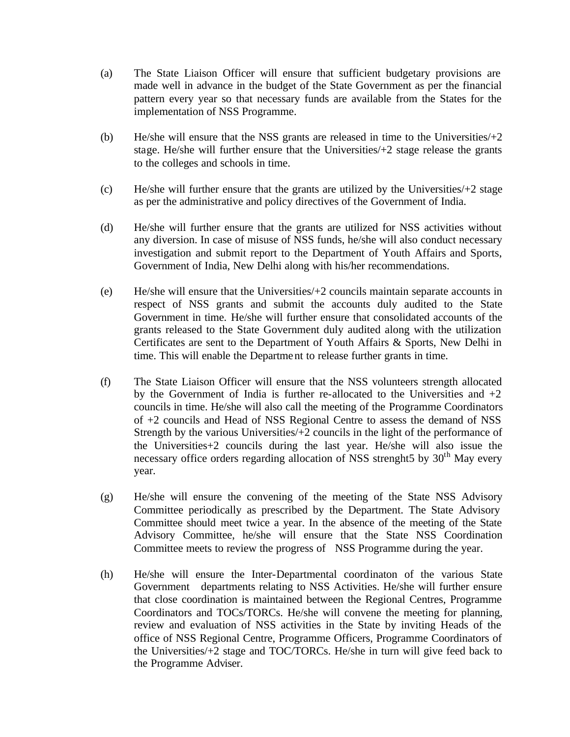(a) The State Liaison Officer will ensure that sufficient budgetary provisions are made well in advance in the budget of the State Government as per the financial pattern every year so that necessary funds are available from the States for the implementation of NSS Programme.

(b) He/she will ensure that the NSS grants are released in time to the Universities/+2 stage. He/she will further ensure that the Universities/+2 stage release the grants to the colleges and schools in time.

(c) He/she will further ensure that the grants are utilized by the Universities/+2 stage as per the administrative and policy directives of the Government of India.

(d) He/she will further ensure that the grants are utilized for NSS activities without any diversion. In case of misuse of NSS funds, he/she will also conduct necessary investigation and submit report to the Department of Youth Affairs and Sports, Government of India, New Delhi along with his/her recommendations.

(e) He/she will ensure that the Universities/+2 councils maintain separate accounts in respect of NSS grants and submit the accounts duly audited to the State Government in time. He/she will further ensure that consolidated accounts of the grants released to the State Government duly audited along with the utilization Certificates are sent to the Department of Youth Affairs & Sports, New Delhi in time. This will enable the Department to release further grants in time.

(f) The State Liaison Officer will ensure that the NSS volunteers strength allocated by the Government of India is further re-allocated to the Universities and +2 councils in time. He/she will also call the meeting of the Programme Coordinators of +2 councils and Head of NSS Regional Centre to assess the demand of NSS Strength by the various Universities/+2 councils in the light of the performance of the Universities+2 councils during the last year. He/she will also issue the necessary office orders regarding allocation of NSS strenght5 by 30th May every year.

(g) He/she will ensure the convening of the meeting of the State NSS Advisory Committee periodically as prescribed by the Department. The State Advisory Committee should meet twice a year. In the absence of the meeting of the State Advisory Committee, he/she will ensure that the State NSS Coordination Committee meets to review the progress of NSS Programme during the year.

(h) He/she will ensure the Inter-Departmental coordinaton of the various State Government departments relating to NSS Activities. He/she will further ensure that close coordination is maintained between the Regional Centres, Programme Coordinators and TOCs/TORCs. He/she will convene the meeting for planning, review and evaluation of NSS activities in the State by inviting Heads of the office of NSS Regional Centre, Programme Officers, Programme Coordinators of the Universities/+2 stage and TOC/TORCs. He/she in turn will give feed back to the Programme Adviser.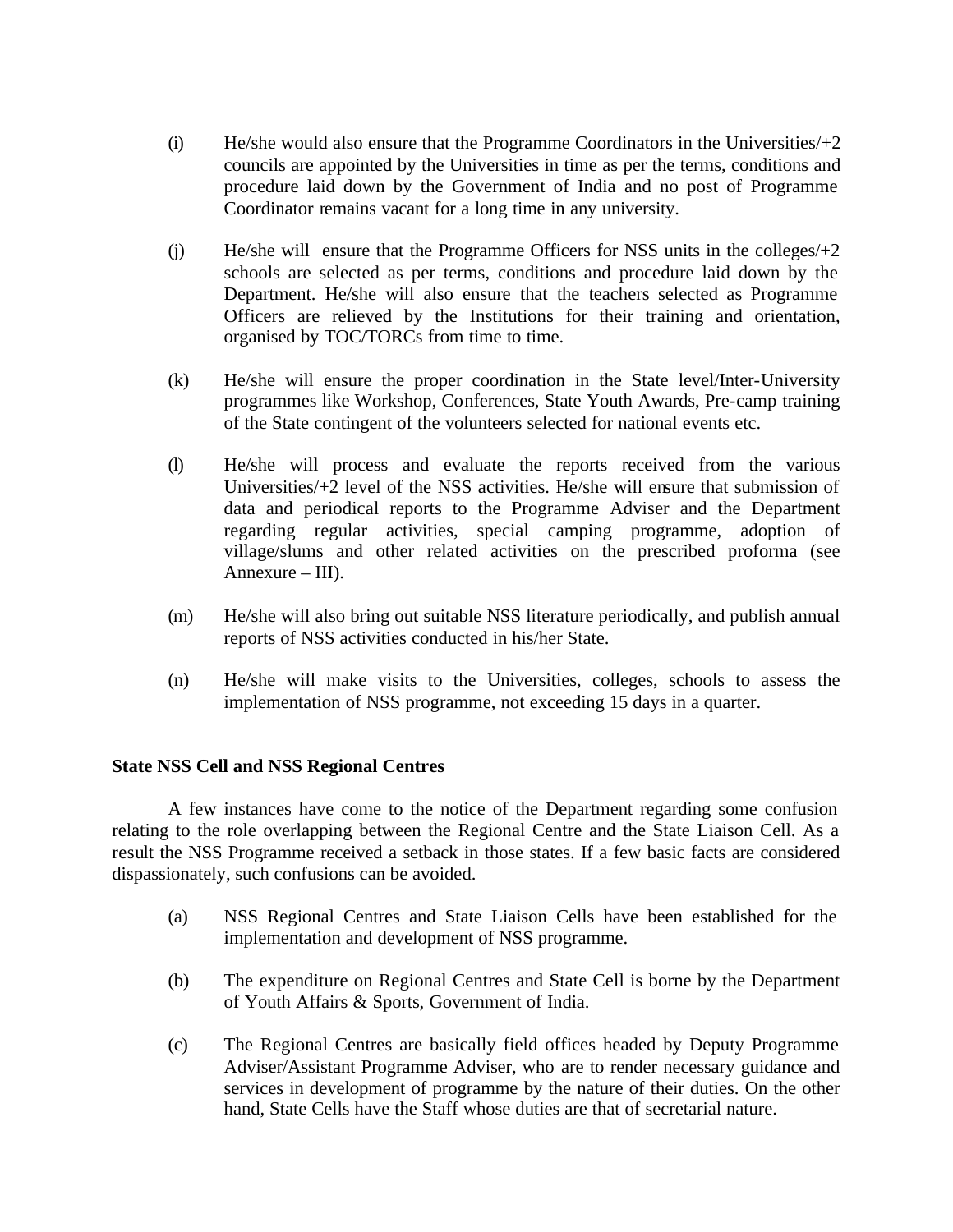(i) He/she would also ensure that the Programme Coordinators in the Universities/+2 councils are appointed by the Universities in time as per the terms, conditions and procedure laid down by the Government of India and no post of Programme Coordinator remains vacant for a long time in any university.

(j) He/she will ensure that the Programme Officers for NSS units in the colleges/+2 schools are selected as per terms, conditions and procedure laid down by the Department. He/she will also ensure that the teachers selected as Programme Officers are relieved by the Institutions for their training and orientation, organised by TOC/TORCs from time to time.

(k) He/she will ensure the proper coordination in the State level/Inter-University programmes like Workshop, Conferences, State Youth Awards, Pre-camp training of the State contingent of the volunteers selected for national events etc.

(l) He/she will process and evaluate the reports received from the various Universities/+2 level of the NSS activities. He/she will ensure that submission of data and periodical reports to the Programme Adviser and the Department regarding regular activities, special camping programme, adoption of village/slums and other related activities on the prescribed proforma (see Annexure – III).

(m) He/she will also bring out suitable NSS literature periodically, and publish annual reports of NSS activities conducted in his/her State.

(n) He/she will make visits to the Universities, colleges, schools to assess the implementation of NSS programme, not exceeding 15 days in a quarter.

**State NSS Cell and NSS Regional Centres**

A few instances have come to the notice of the Department regarding some confusion relating to the role overlapping between the Regional Centre and the State Liaison Cell. As a result the NSS Programme received a setback in those states. If a few basic facts are considered dispassionately, such confusions can be avoided.

(a) NSS Regional Centres and State Liaison Cells have been established for the implementation and development of NSS programme.

(b) The expenditure on Regional Centres and State Cell is borne by the Department of Youth Affairs & Sports, Government of India.

(c) The Regional Centres are basically field offices headed by Deputy Programme Adviser/Assistant Programme Adviser, who are to render necessary guidance and services in development of programme by the nature of their duties. On the other hand, State Cells have the Staff whose duties are that of secretarial nature.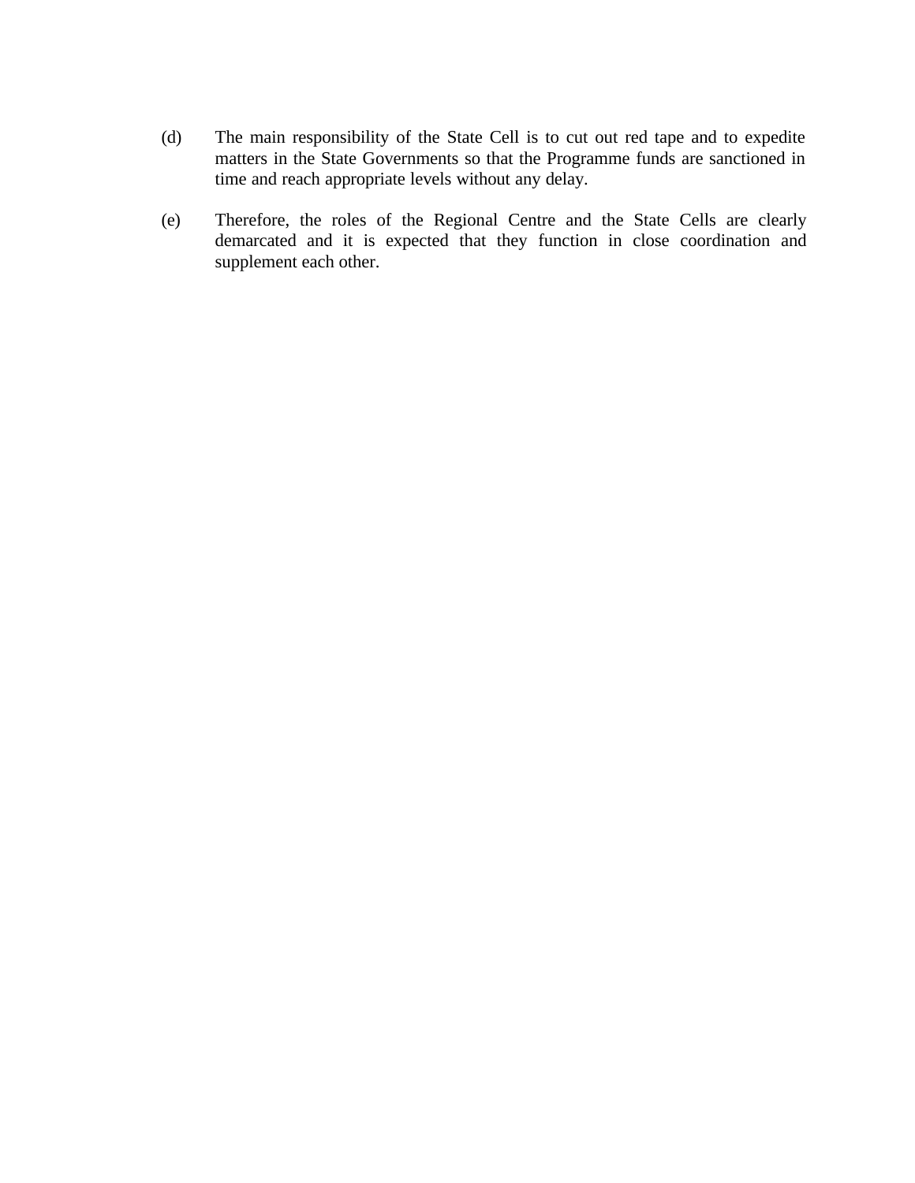(d) The main responsibility of the State Cell is to cut out red tape and to expedite matters in the State Governments so that the Programme funds are sanctioned in time and reach appropriate levels without any delay.

(e) Therefore, the roles of the Regional Centre and the State Cells are clearly demarcated and it is expected that they function in close coordination and supplement each other.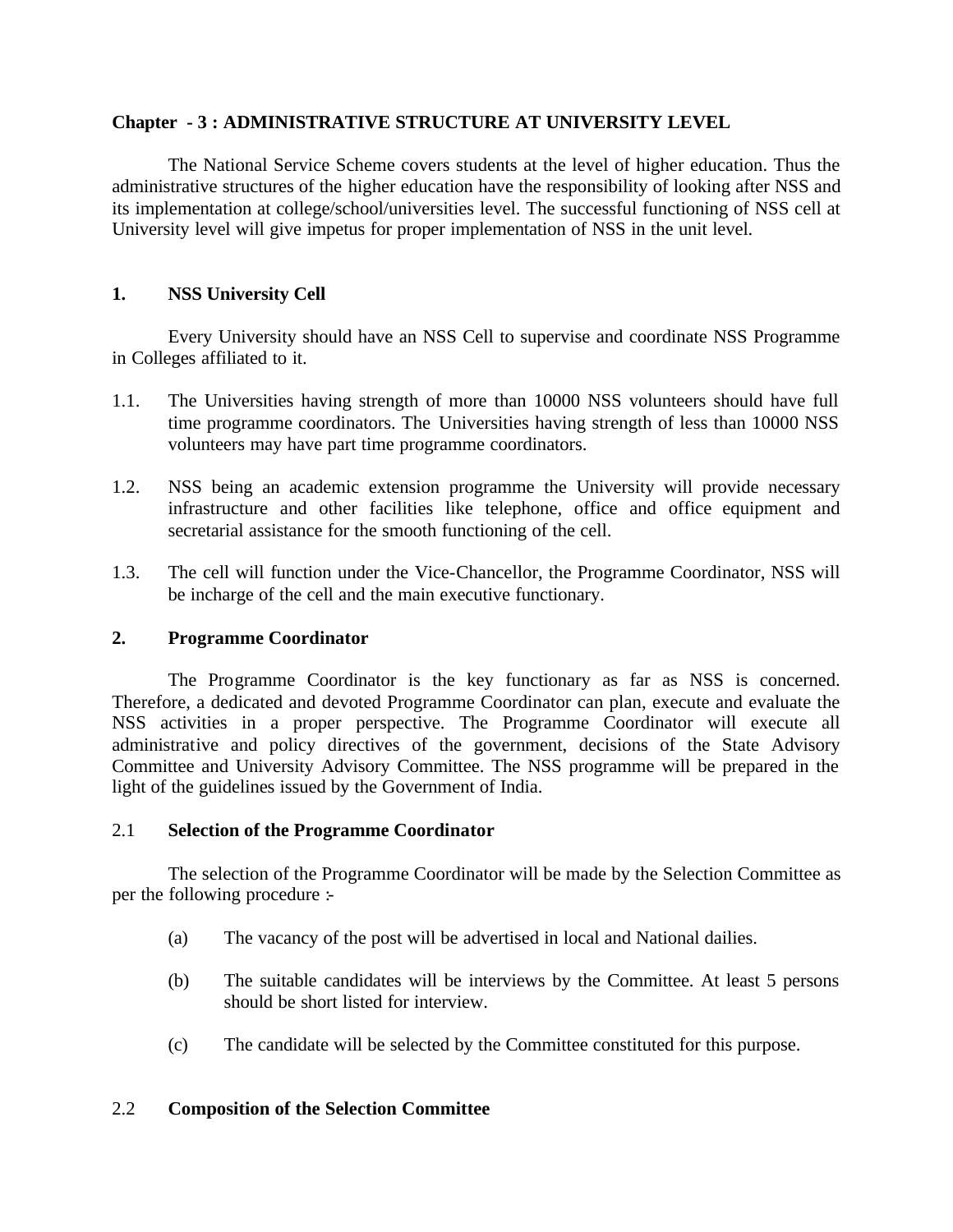## Chapter - 3 : ADMINISTRATIVE STRUCTURE AT UNIVERSITY LEVEL

The National Service Scheme covers students at the level of higher education. Thus the administrative structures of the higher education have the responsibility of looking after NSS and its implementation at college/school/universities level. The successful functioning of NSS cell at University level will give impetus for proper implementation of NSS in the unit level.

### 1. NSS University Cell

Every University should have an NSS Cell to supervise and coordinate NSS Programme in Colleges affiliated to it.

1.1. The Universities having strength of more than 10000 NSS volunteers should have full time programme coordinators. The Universities having strength of less than 10000 NSS volunteers may have part time programme coordinators.

1.2. NSS being an academic extension programme the University will provide necessary infrastructure and other facilities like telephone, office and office equipment and secretarial assistance for the smooth functioning of the cell.

1.3. The cell will function under the Vice-Chancellor, the Programme Coordinator, NSS will be incharge of the cell and the main executive functionary.

### 2. Programme Coordinator

The Programme Coordinator is the key functionary as far as NSS is concerned. Therefore, a dedicated and devoted Programme Coordinator can plan, execute and evaluate the NSS activities in a proper perspective. The Programme Coordinator will execute all administrative and policy directives of the government, decisions of the State Advisory Committee and University Advisory Committee. The NSS programme will be prepared in the light of the guidelines issued by the Government of India.

#### 2.1 Selection of the Programme Coordinator

The selection of the Programme Coordinator will be made by the Selection Committee as per the following procedure :-

(a) The vacancy of the post will be advertised in local and National dailies.

(b) The suitable candidates will be interviews by the Committee. At least 5 persons should be short listed for interview.

(c) The candidate will be selected by the Committee constituted for this purpose.

#### 2.2 Composition of the Selection Committee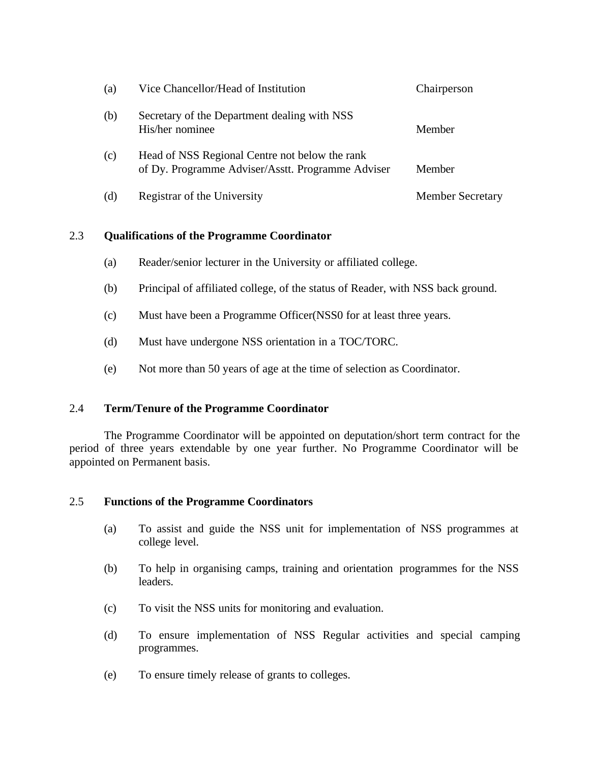| | | |
|---|---|---|
| (a) | Vice Chancellor/Head of Institution | Chairperson |
| (b) | Secretary of the Department dealing with NSS His/her nominee | Member |
| (c) | Head of NSS Regional Centre not below the rank of Dy. Programme Adviser/Asstt. Programme Adviser | Member |
| (d) | Registrar of the University | Member Secretary |

### 2.3 Qualifications of the Programme Coordinator

(a) Reader/senior lecturer in the University or affiliated college.

(b) Principal of affiliated college, of the status of Reader, with NSS back ground.

(c) Must have been a Programme Officer(NSS0 for at least three years.

(d) Must have undergone NSS orientation in a TOC/TORC.

(e) Not more than 50 years of age at the time of selection as Coordinator.

### 2.4 Term/Tenure of the Programme Coordinator

The Programme Coordinator will be appointed on deputation/short term contract for the period of three years extendable by one year further. No Programme Coordinator will be appointed on Permanent basis.

### 2.5 Functions of the Programme Coordinators

(a) To assist and guide the NSS unit for implementation of NSS programmes at college level.

(b) To help in organising camps, training and orientation programmes for the NSS leaders.

(c) To visit the NSS units for monitoring and evaluation.

(d) To ensure implementation of NSS Regular activities and special camping programmes.

(e) To ensure timely release of grants to colleges.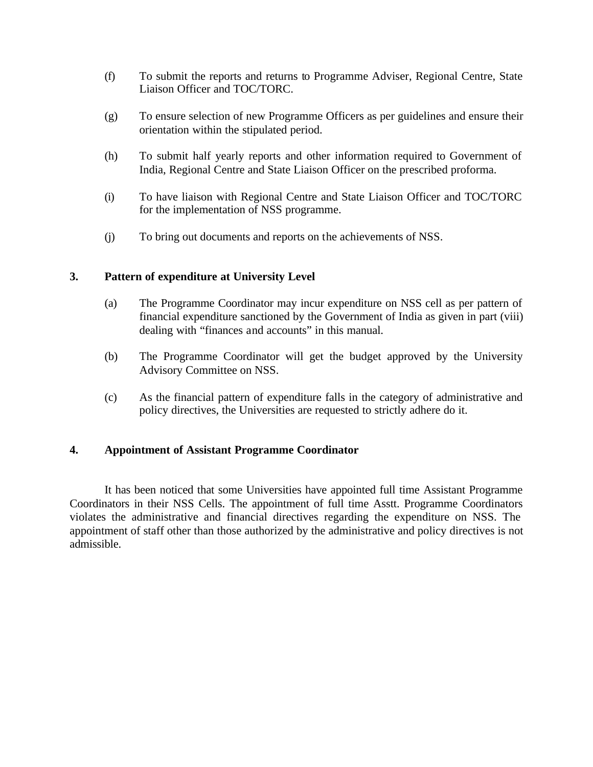(f) To submit the reports and returns to Programme Adviser, Regional Centre, State Liaison Officer and TOC/TORC.

(g) To ensure selection of new Programme Officers as per guidelines and ensure their orientation within the stipulated period.

(h) To submit half yearly reports and other information required to Government of India, Regional Centre and State Liaison Officer on the prescribed proforma.

(i) To have liaison with Regional Centre and State Liaison Officer and TOC/TORC for the implementation of NSS programme.

(j) To bring out documents and reports on the achievements of NSS.

## 3. Pattern of expenditure at University Level

(a) The Programme Coordinator may incur expenditure on NSS cell as per pattern of financial expenditure sanctioned by the Government of India as given in part (viii) dealing with "finances and accounts" in this manual.

(b) The Programme Coordinator will get the budget approved by the University Advisory Committee on NSS.

(c) As the financial pattern of expenditure falls in the category of administrative and policy directives, the Universities are requested to strictly adhere do it.

## 4. Appointment of Assistant Programme Coordinator

It has been noticed that some Universities have appointed full time Assistant Programme Coordinators in their NSS Cells. The appointment of full time Asstt. Programme Coordinators violates the administrative and financial directives regarding the expenditure on NSS. The appointment of staff other than those authorized by the administrative and policy directives is not admissible.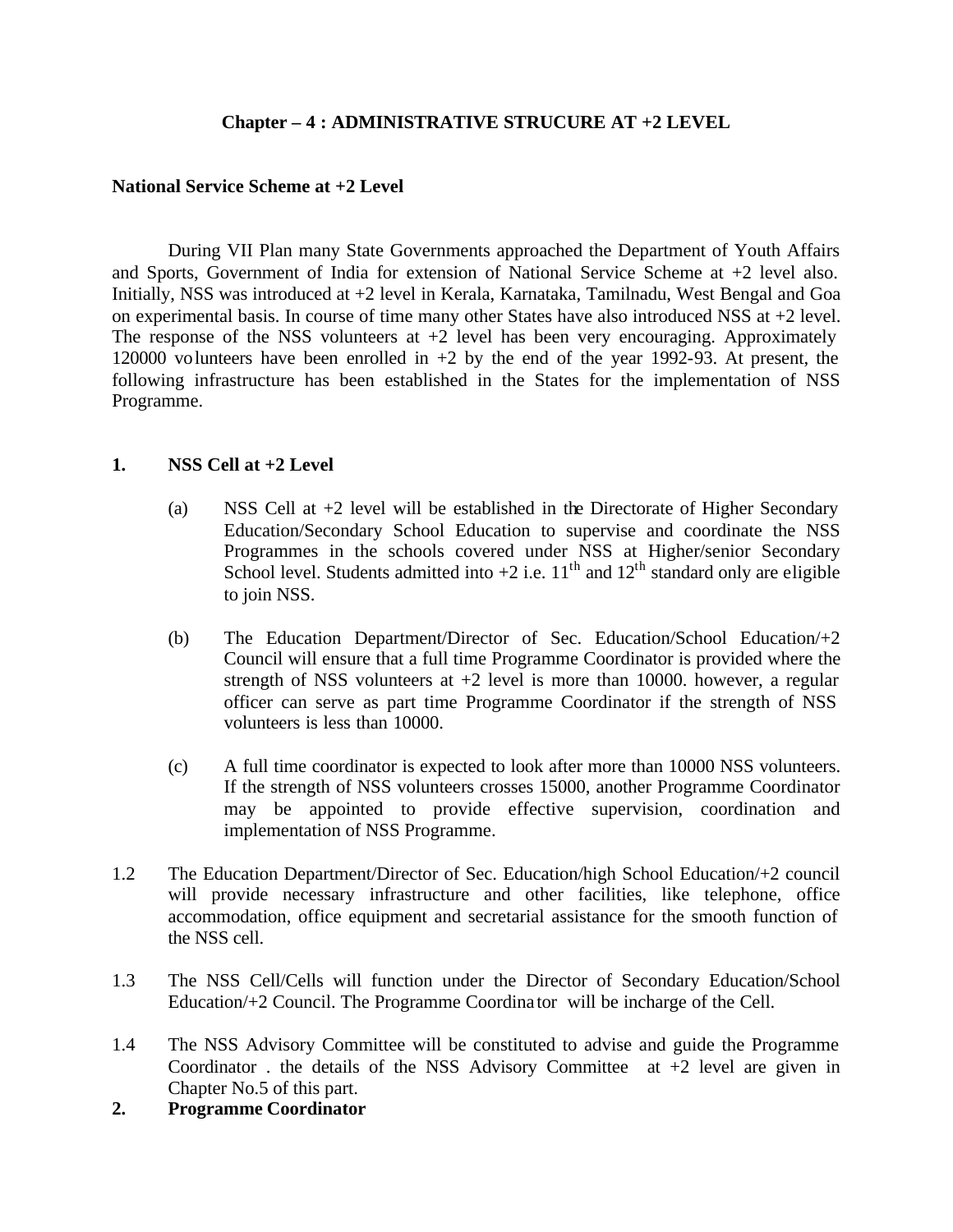# Chapter – 4 : ADMINISTRATIVE STRUCURE AT +2 LEVEL

## National Service Scheme at +2 Level

During VII Plan many State Governments approached the Department of Youth Affairs and Sports, Government of India for extension of National Service Scheme at +2 level also. Initially, NSS was introduced at +2 level in Kerala, Karnataka, Tamilnadu, West Bengal and Goa on experimental basis. In course of time many other States have also introduced NSS at +2 level. The response of the NSS volunteers at +2 level has been very encouraging. Approximately 120000 volunteers have been enrolled in +2 by the end of the year 1992-93. At present, the following infrastructure has been established in the States for the implementation of NSS Programme.

## 1. NSS Cell at +2 Level

(a) NSS Cell at +2 level will be established in the Directorate of Higher Secondary Education/Secondary School Education to supervise and coordinate the NSS Programmes in the schools covered under NSS at Higher/senior Secondary School level. Students admitted into +2 i.e. 11th and 12th standard only are eligible to join NSS.

(b) The Education Department/Director of Sec. Education/School Education/+2 Council will ensure that a full time Programme Coordinator is provided where the strength of NSS volunteers at +2 level is more than 10000. however, a regular officer can serve as part time Programme Coordinator if the strength of NSS volunteers is less than 10000.

(c) A full time coordinator is expected to look after more than 10000 NSS volunteers. If the strength of NSS volunteers crosses 15000, another Programme Coordinator may be appointed to provide effective supervision, coordination and implementation of NSS Programme.

1.2 The Education Department/Director of Sec. Education/high School Education/+2 council will provide necessary infrastructure and other facilities, like telephone, office accommodation, office equipment and secretarial assistance for the smooth function of the NSS cell.

1.3 The NSS Cell/Cells will function under the Director of Secondary Education/School Education/+2 Council. The Programme Coordinator will be incharge of the Cell.

1.4 The NSS Advisory Committee will be constituted to advise and guide the Programme Coordinator . the details of the NSS Advisory Committee at +2 level are given in Chapter No.5 of this part.

## 2. Programme Coordinator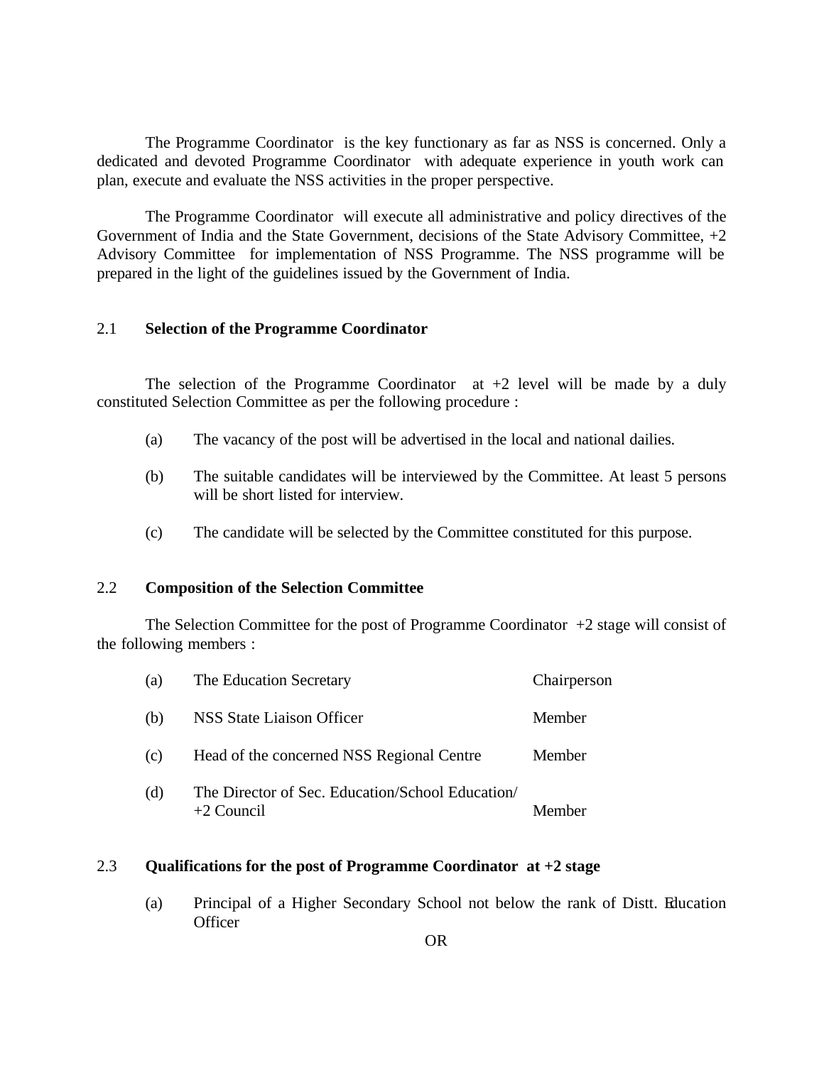The Programme Coordinator is the key functionary as far as NSS is concerned. Only a dedicated and devoted Programme Coordinator with adequate experience in youth work can plan, execute and evaluate the NSS activities in the proper perspective.

The Programme Coordinator will execute all administrative and policy directives of the Government of India and the State Government, decisions of the State Advisory Committee, +2 Advisory Committee for implementation of NSS Programme. The NSS programme will be prepared in the light of the guidelines issued by the Government of India.

## 2.1 Selection of the Programme Coordinator

The selection of the Programme Coordinator at +2 level will be made by a duly constituted Selection Committee as per the following procedure :

(a) The vacancy of the post will be advertised in the local and national dailies.

(b) The suitable candidates will be interviewed by the Committee. At least 5 persons will be short listed for interview.

(c) The candidate will be selected by the Committee constituted for this purpose.

## 2.2 Composition of the Selection Committee

The Selection Committee for the post of Programme Coordinator +2 stage will consist of the following members :

| | | |
|---|---|---|
| (a) | The Education Secretary | Chairperson |
| (b) | NSS State Liaison Officer | Member |
| (c) | Head of the concerned NSS Regional Centre | Member |
| (d) | The Director of Sec. Education/School Education/ +2 Council | Member |

## 2.3 Qualifications for the post of Programme Coordinator at +2 stage

(a) Principal of a Higher Secondary School not below the rank of Distt. Education Officer

OR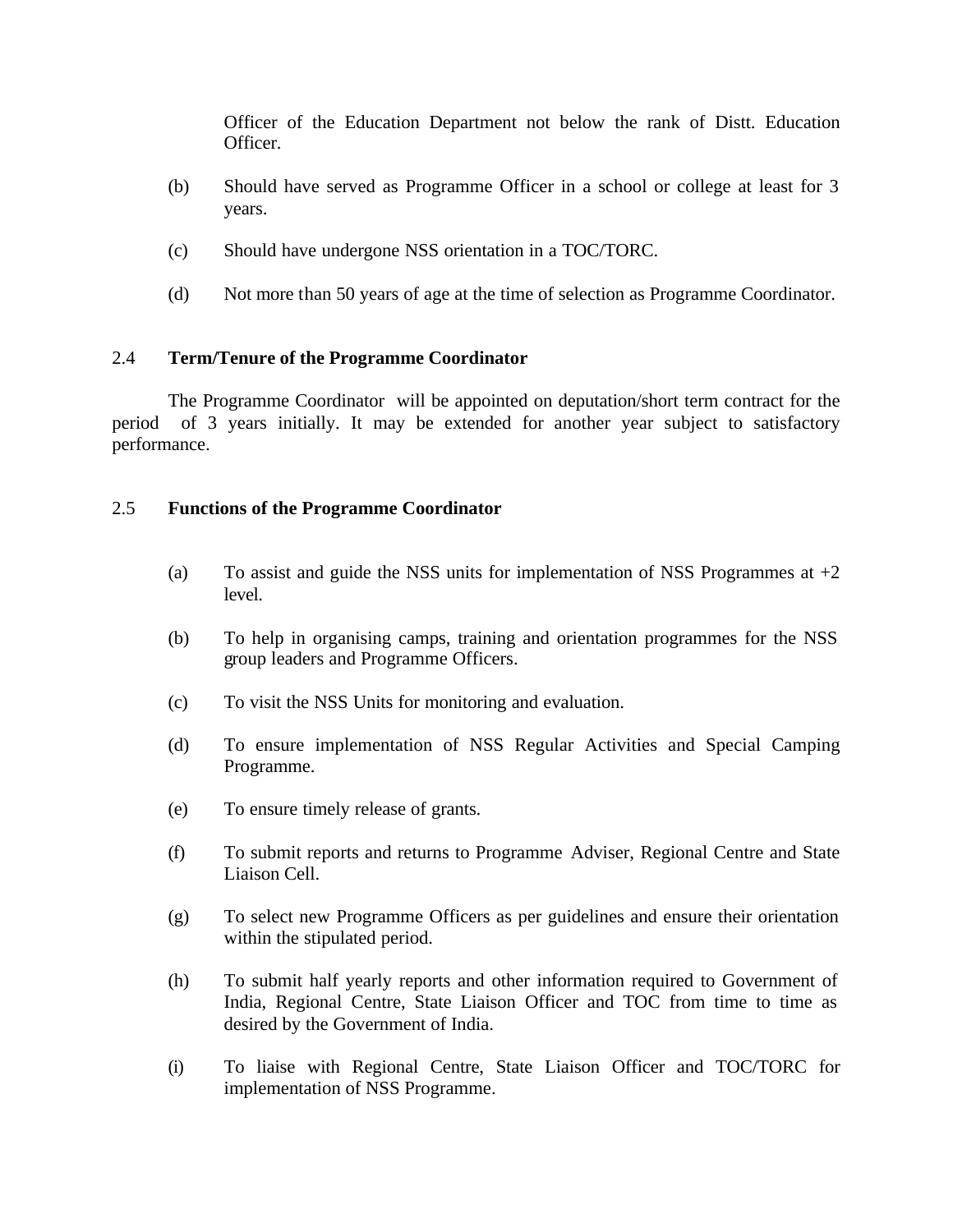Officer of the Education Department not below the rank of Distt. Education Officer.

(b) Should have served as Programme Officer in a school or college at least for 3 years.

(c) Should have undergone NSS orientation in a TOC/TORC.

(d) Not more than 50 years of age at the time of selection as Programme Coordinator.

### 2.4 **Term/Tenure of the Programme Coordinator**

The Programme Coordinator will be appointed on deputation/short term contract for the period of 3 years initially. It may be extended for another year subject to satisfactory performance.

### 2.5 **Functions of the Programme Coordinator**

(a) To assist and guide the NSS units for implementation of NSS Programmes at +2 level.

(b) To help in organising camps, training and orientation programmes for the NSS group leaders and Programme Officers.

(c) To visit the NSS Units for monitoring and evaluation.

(d) To ensure implementation of NSS Regular Activities and Special Camping Programme.

(e) To ensure timely release of grants.

(f) To submit reports and returns to Programme Adviser, Regional Centre and State Liaison Cell.

(g) To select new Programme Officers as per guidelines and ensure their orientation within the stipulated period.

(h) To submit half yearly reports and other information required to Government of India, Regional Centre, State Liaison Officer and TOC from time to time as desired by the Government of India.

(i) To liaise with Regional Centre, State Liaison Officer and TOC/TORC for implementation of NSS Programme.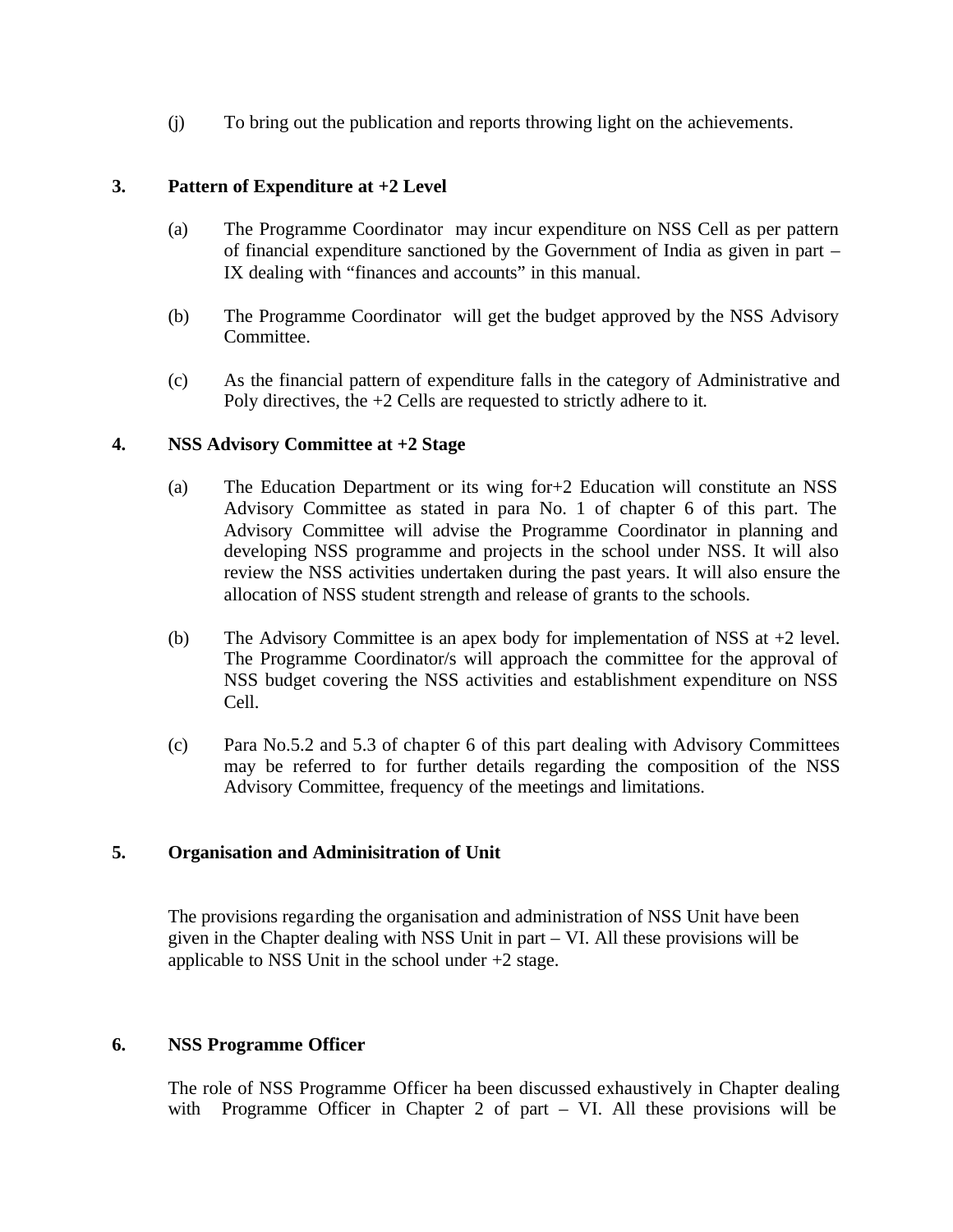(j) To bring out the publication and reports throwing light on the achievements.

### 3. Pattern of Expenditure at +2 Level

(a) The Programme Coordinator may incur expenditure on NSS Cell as per pattern of financial expenditure sanctioned by the Government of India as given in part – IX dealing with "finances and accounts" in this manual.

(b) The Programme Coordinator will get the budget approved by the NSS Advisory Committee.

(c) As the financial pattern of expenditure falls in the category of Administrative and Poly directives, the +2 Cells are requested to strictly adhere to it.

### 4. NSS Advisory Committee at +2 Stage

(a) The Education Department or its wing for+2 Education will constitute an NSS Advisory Committee as stated in para No. 1 of chapter 6 of this part. The Advisory Committee will advise the Programme Coordinator in planning and developing NSS programme and projects in the school under NSS. It will also review the NSS activities undertaken during the past years. It will also ensure the allocation of NSS student strength and release of grants to the schools.

(b) The Advisory Committee is an apex body for implementation of NSS at +2 level. The Programme Coordinator/s will approach the committee for the approval of NSS budget covering the NSS activities and establishment expenditure on NSS Cell.

(c) Para No.5.2 and 5.3 of chapter 6 of this part dealing with Advisory Committees may be referred to for further details regarding the composition of the NSS Advisory Committee, frequency of the meetings and limitations.

### 5. Organisation and Adminisitration of Unit

The provisions regarding the organisation and administration of NSS Unit have been given in the Chapter dealing with NSS Unit in part – VI. All these provisions will be applicable to NSS Unit in the school under +2 stage.

### 6. NSS Programme Officer

The role of NSS Programme Officer ha been discussed exhaustively in Chapter dealing with Programme Officer in Chapter 2 of part – VI. All these provisions will be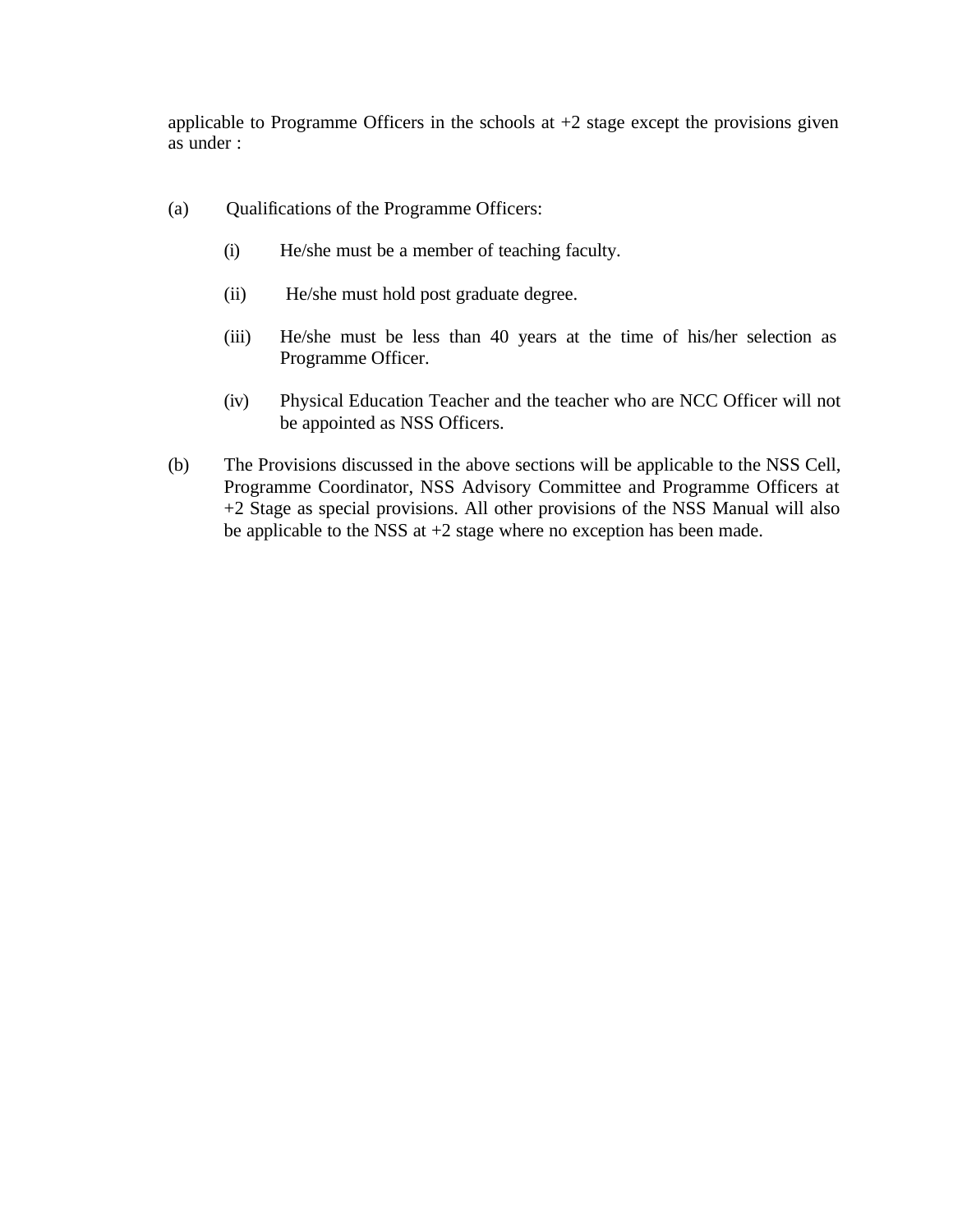applicable to Programme Officers in the schools at +2 stage except the provisions given as under :

(a) Qualifications of the Programme Officers:

  (i) He/she must be a member of teaching faculty.

  (ii) He/she must hold post graduate degree.

  (iii) He/she must be less than 40 years at the time of his/her selection as Programme Officer.

  (iv) Physical Education Teacher and the teacher who are NCC Officer will not be appointed as NSS Officers.

(b) The Provisions discussed in the above sections will be applicable to the NSS Cell, Programme Coordinator, NSS Advisory Committee and Programme Officers at +2 Stage as special provisions. All other provisions of the NSS Manual will also be applicable to the NSS at +2 stage where no exception has been made.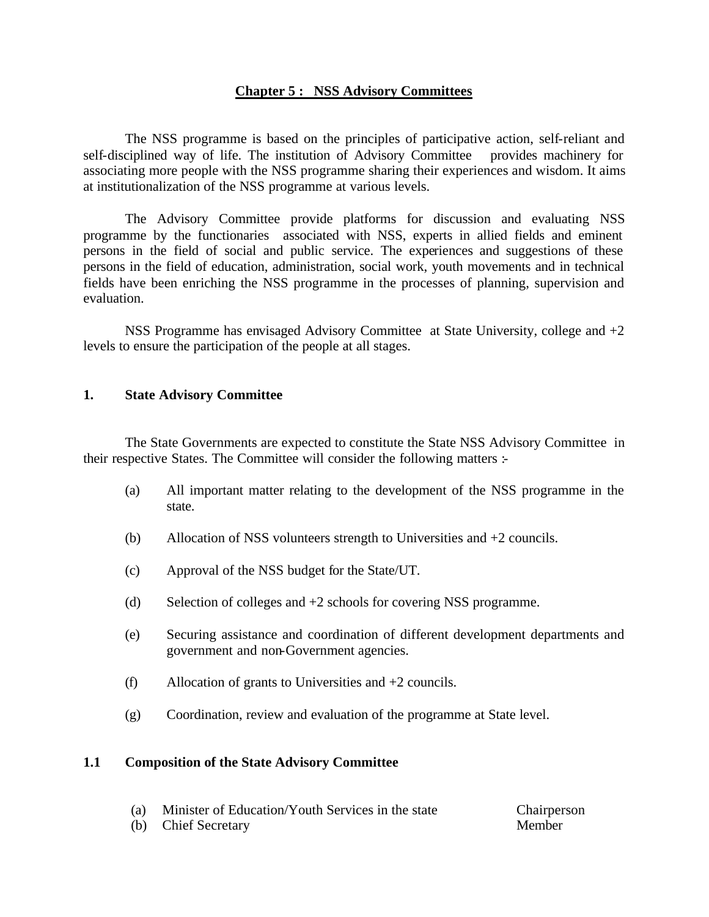## Chapter 5 : NSS Advisory Committees

The NSS programme is based on the principles of participative action, self-reliant and self-disciplined way of life. The institution of Advisory Committee provides machinery for associating more people with the NSS programme sharing their experiences and wisdom. It aims at institutionalization of the NSS programme at various levels.

The Advisory Committee provide platforms for discussion and evaluating NSS programme by the functionaries associated with NSS, experts in allied fields and eminent persons in the field of social and public service. The experiences and suggestions of these persons in the field of education, administration, social work, youth movements and in technical fields have been enriching the NSS programme in the processes of planning, supervision and evaluation.

NSS Programme has envisaged Advisory Committee at State University, college and +2 levels to ensure the participation of the people at all stages.

### 1. State Advisory Committee

The State Governments are expected to constitute the State NSS Advisory Committee in their respective States. The Committee will consider the following matters :-

(a) All important matter relating to the development of the NSS programme in the state.

(b) Allocation of NSS volunteers strength to Universities and +2 councils.

(c) Approval of the NSS budget for the State/UT.

(d) Selection of colleges and +2 schools for covering NSS programme.

(e) Securing assistance and coordination of different development departments and government and non-Government agencies.

(f) Allocation of grants to Universities and +2 councils.

(g) Coordination, review and evaluation of the programme at State level.

### 1.1 Composition of the State Advisory Committee

| | | |
|---|---|---|
| (a) | Minister of Education/Youth Services in the state | Chairperson |
| (b) | Chief Secretary | Member |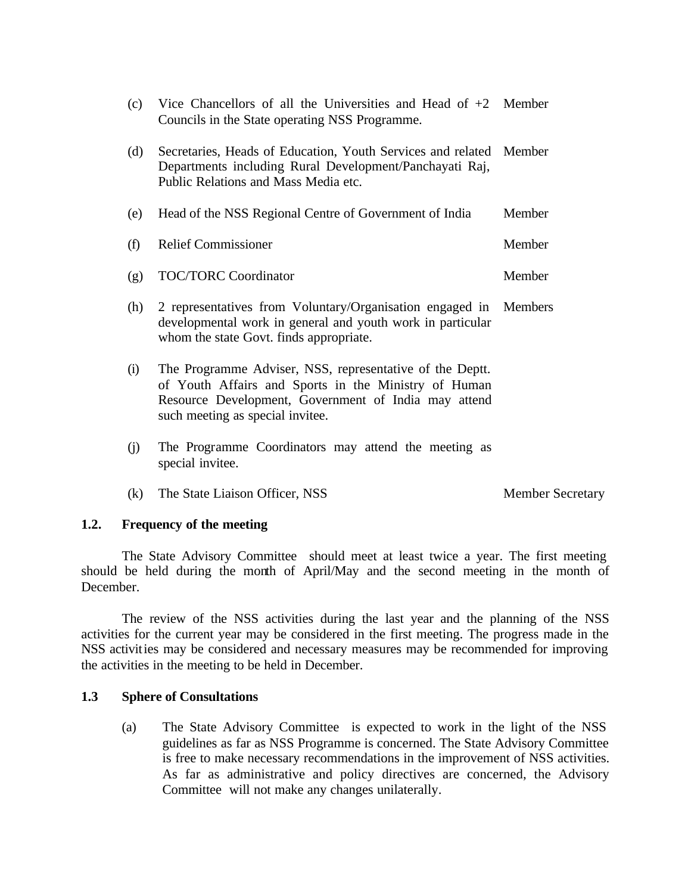| | | |
|---|---|---|
| (c) | Vice Chancellors of all the Universities and Head of +2 Councils in the State operating NSS Programme. | Member |
| (d) | Secretaries, Heads of Education, Youth Services and related Departments including Rural Development/Panchayati Raj, Public Relations and Mass Media etc. | Member |
| (e) | Head of the NSS Regional Centre of Government of India | Member |
| (f) | Relief Commissioner | Member |
| (g) | TOC/TORC Coordinator | Member |
| (h) | 2 representatives from Voluntary/Organisation engaged in developmental work in general and youth work in particular whom the state Govt. finds appropriate. | Members |
| (i) | The Programme Adviser, NSS, representative of the Deptt. of Youth Affairs and Sports in the Ministry of Human Resource Development, Government of India may attend such meeting as special invitee. | |
| (j) | The Programme Coordinators may attend the meeting as special invitee. | |
| (k) | The State Liaison Officer, NSS | Member Secretary |

**1.2. Frequency of the meeting**

The State Advisory Committee should meet at least twice a year. The first meeting should be held during the month of April/May and the second meeting in the month of December.

The review of the NSS activities during the last year and the planning of the NSS activities for the current year may be considered in the first meeting. The progress made in the NSS activities may be considered and necessary measures may be recommended for improving the activities in the meeting to be held in December.

**1.3 Sphere of Consultations**

(a) The State Advisory Committee is expected to work in the light of the NSS guidelines as far as NSS Programme is concerned. The State Advisory Committee is free to make necessary recommendations in the improvement of NSS activities. As far as administrative and policy directives are concerned, the Advisory Committee will not make any changes unilaterally.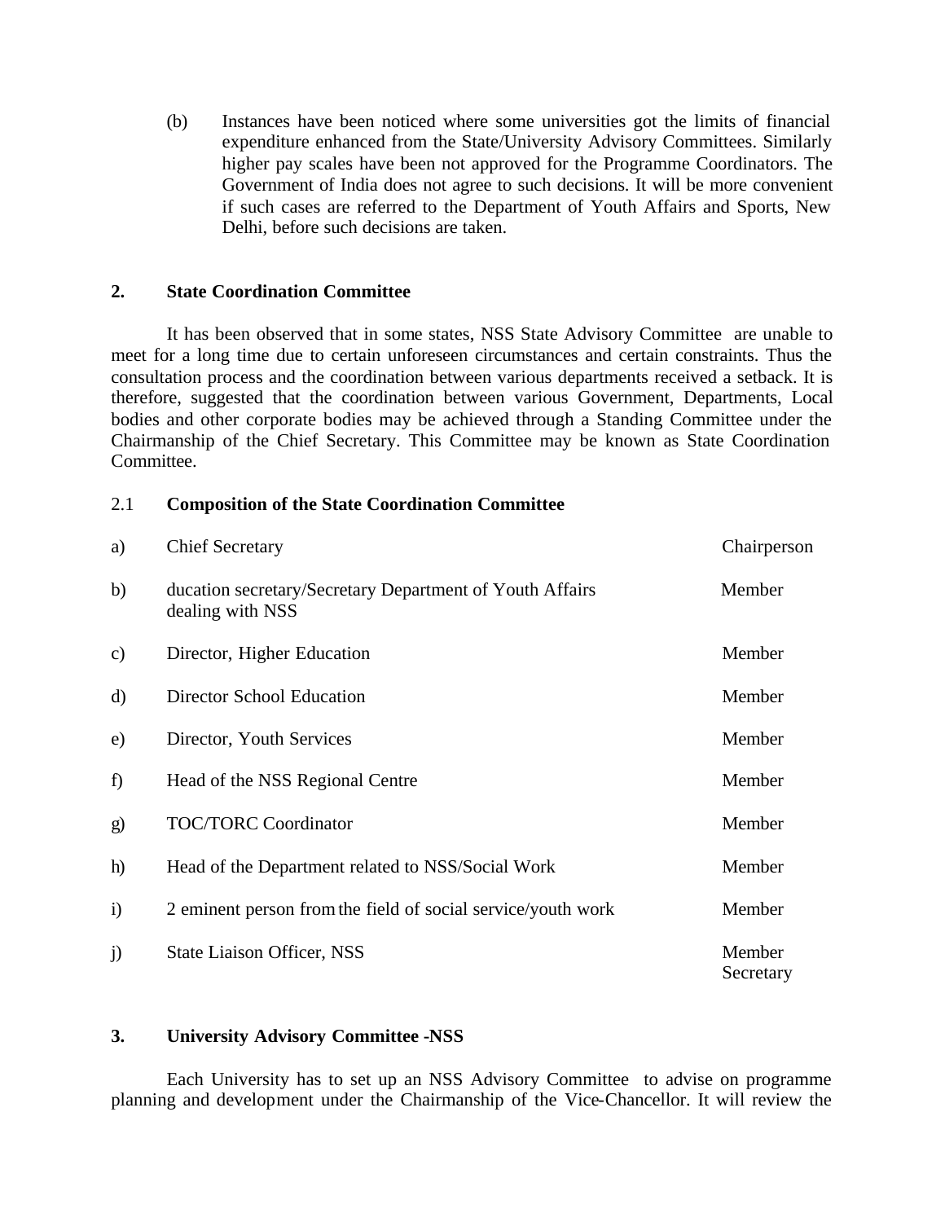(b) Instances have been noticed where some universities got the limits of financial expenditure enhanced from the State/University Advisory Committees. Similarly higher pay scales have been not approved for the Programme Coordinators. The Government of India does not agree to such decisions. It will be more convenient if such cases are referred to the Department of Youth Affairs and Sports, New Delhi, before such decisions are taken.

## 2. State Coordination Committee

It has been observed that in some states, NSS State Advisory Committee are unable to meet for a long time due to certain unforeseen circumstances and certain constraints. Thus the consultation process and the coordination between various departments received a setback. It is therefore, suggested that the coordination between various Government, Departments, Local bodies and other corporate bodies may be achieved through a Standing Committee under the Chairmanship of the Chief Secretary. This Committee may be known as State Coordination Committee.

### 2.1 Composition of the State Coordination Committee

| | | |
|---|---|---|
| a) | Chief Secretary | Chairperson |
| b) | ducation secretary/Secretary Department of Youth Affairs dealing with NSS | Member |
| c) | Director, Higher Education | Member |
| d) | Director School Education | Member |
| e) | Director, Youth Services | Member |
| f) | Head of the NSS Regional Centre | Member |
| g) | TOC/TORC Coordinator | Member |
| h) | Head of the Department related to NSS/Social Work | Member |
| i) | 2 eminent person from the field of social service/youth work | Member |
| j) | State Liaison Officer, NSS | Member Secretary |

## 3. University Advisory Committee -NSS

Each University has to set up an NSS Advisory Committee to advise on programme planning and development under the Chairmanship of the Vice-Chancellor. It will review the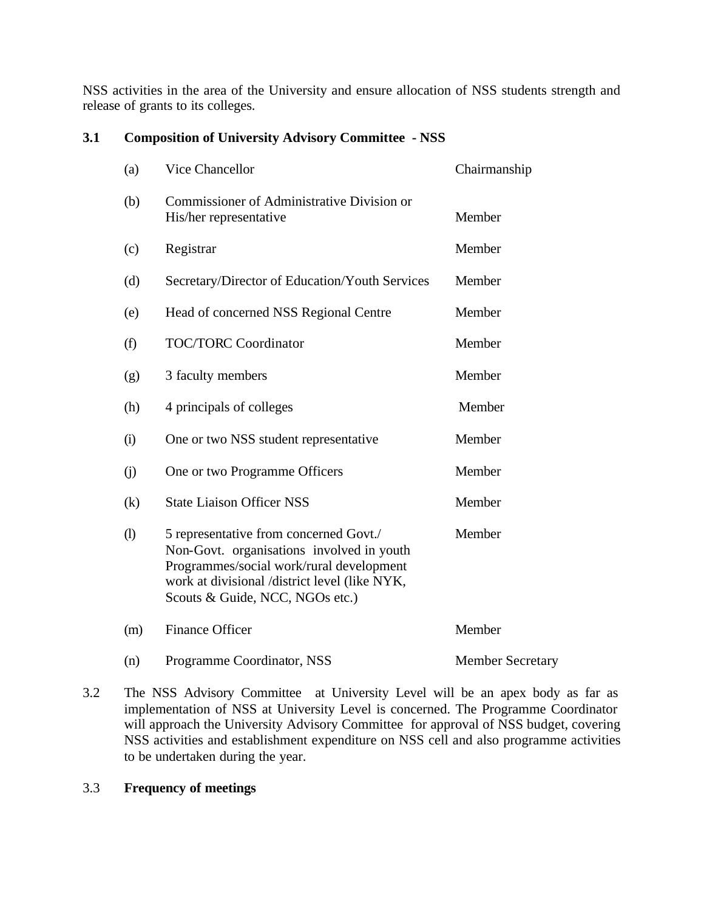NSS activities in the area of the University and ensure allocation of NSS students strength and release of grants to its colleges.

### 3.1 Composition of University Advisory Committee - NSS

| | | |
|---|---|---|
| (a) | Vice Chancellor | Chairmanship |
| (b) | Commissioner of Administrative Division or His/her representative | Member |
| (c) | Registrar | Member |
| (d) | Secretary/Director of Education/Youth Services | Member |
| (e) | Head of concerned NSS Regional Centre | Member |
| (f) | TOC/TORC Coordinator | Member |
| (g) | 3 faculty members | Member |
| (h) | 4 principals of colleges | Member |
| (i) | One or two NSS student representative | Member |
| (j) | One or two Programme Officers | Member |
| (k) | State Liaison Officer NSS | Member |
| (l) | 5 representative from concerned Govt./ Non-Govt. organisations involved in youth Programmes/social work/rural development work at divisional /district level (like NYK, Scouts & Guide, NCC, NGOs etc.) | Member |
| (m) | Finance Officer | Member |
| (n) | Programme Coordinator, NSS | Member Secretary |

3.2 The NSS Advisory Committee at University Level will be an apex body as far as implementation of NSS at University Level is concerned. The Programme Coordinator will approach the University Advisory Committee for approval of NSS budget, covering NSS activities and establishment expenditure on NSS cell and also programme activities to be undertaken during the year.

3.3 **Frequency of meetings**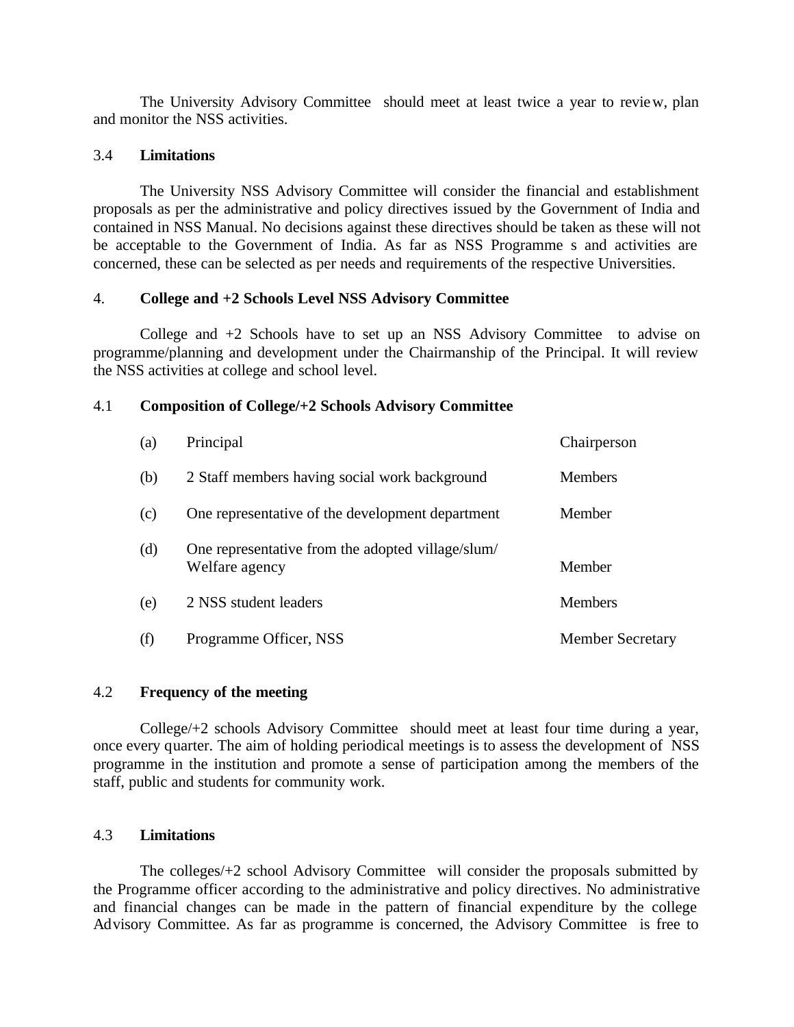The University Advisory Committee should meet at least twice a year to review, plan and monitor the NSS activities.

### 3.4 Limitations

The University NSS Advisory Committee will consider the financial and establishment proposals as per the administrative and policy directives issued by the Government of India and contained in NSS Manual. No decisions against these directives should be taken as these will not be acceptable to the Government of India. As far as NSS Programme s and activities are concerned, these can be selected as per needs and requirements of the respective Universities.

## 4. College and +2 Schools Level NSS Advisory Committee

College and +2 Schools have to set up an NSS Advisory Committee to advise on programme/planning and development under the Chairmanship of the Principal. It will review the NSS activities at college and school level.

### 4.1 Composition of College/+2 Schools Advisory Committee

| | | |
|---|---|---|
| (a) | Principal | Chairperson |
| (b) | 2 Staff members having social work background | Members |
| (c) | One representative of the development department | Member |
| (d) | One representative from the adopted village/slum/ Welfare agency | Member |
| (e) | 2 NSS student leaders | Members |
| (f) | Programme Officer, NSS | Member Secretary |

### 4.2 Frequency of the meeting

College/+2 schools Advisory Committee should meet at least four time during a year, once every quarter. The aim of holding periodical meetings is to assess the development of NSS programme in the institution and promote a sense of participation among the members of the staff, public and students for community work.

### 4.3 Limitations

The colleges/+2 school Advisory Committee will consider the proposals submitted by the Programme officer according to the administrative and policy directives. No administrative and financial changes can be made in the pattern of financial expenditure by the college Advisory Committee. As far as programme is concerned, the Advisory Committee is free to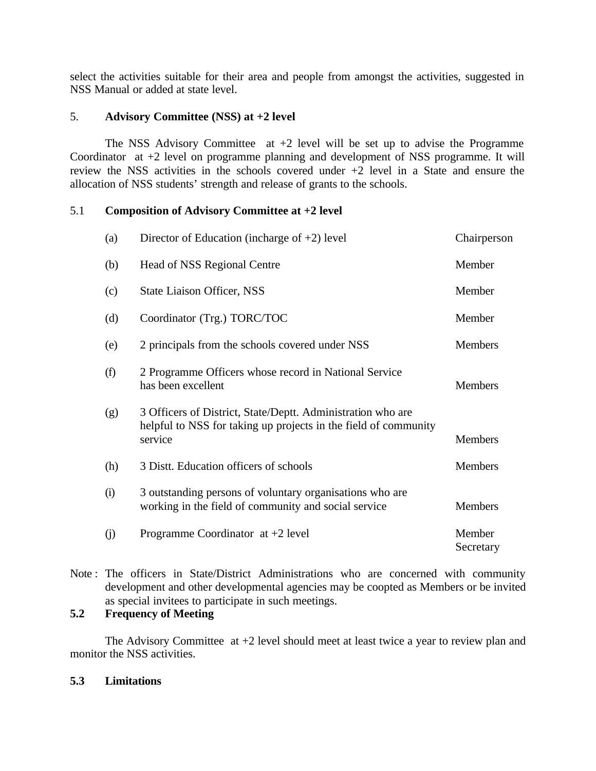select the activities suitable for their area and people from amongst the activities, suggested in NSS Manual or added at state level.

## 5. Advisory Committee (NSS) at +2 level

The NSS Advisory Committee at +2 level will be set up to advise the Programme Coordinator at +2 level on programme planning and development of NSS programme. It will review the NSS activities in the schools covered under +2 level in a State and ensure the allocation of NSS students' strength and release of grants to the schools.

### 5.1 Composition of Advisory Committee at +2 level

| | | |
|---|---|---|
| (a) | Director of Education (incharge of +2) level | Chairperson |
| (b) | Head of NSS Regional Centre | Member |
| (c) | State Liaison Officer, NSS | Member |
| (d) | Coordinator (Trg.) TORC/TOC | Member |
| (e) | 2 principals from the schools covered under NSS | Members |
| (f) | 2 Programme Officers whose record in National Service has been excellent | Members |
| (g) | 3 Officers of District, State/Deptt. Administration who are helpful to NSS for taking up projects in the field of community service | Members |
| (h) | 3 Distt. Education officers of schools | Members |
| (i) | 3 outstanding persons of voluntary organisations who are working in the field of community and social service | Members |
| (j) | Programme Coordinator at +2 level | Member Secretary |

Note : The officers in State/District Administrations who are concerned with community development and other developmental agencies may be coopted as Members or be invited as special invitees to participate in such meetings.

### 5.2 Frequency of Meeting

The Advisory Committee at +2 level should meet at least twice a year to review plan and monitor the NSS activities.

### 5.3 Limitations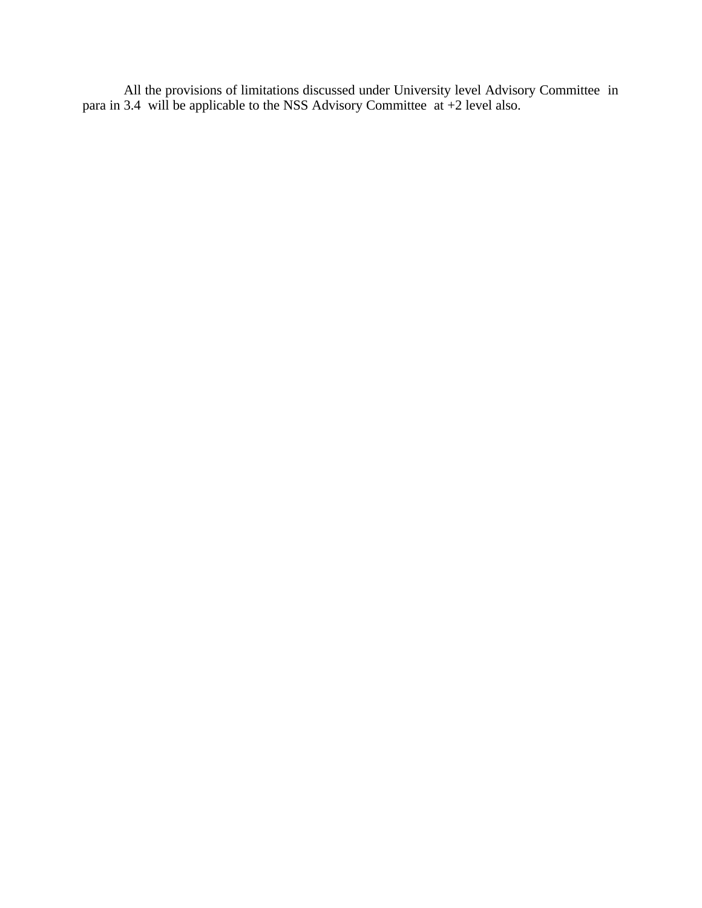All the provisions of limitations discussed under University level Advisory Committee in para in 3.4 will be applicable to the NSS Advisory Committee at +2 level also.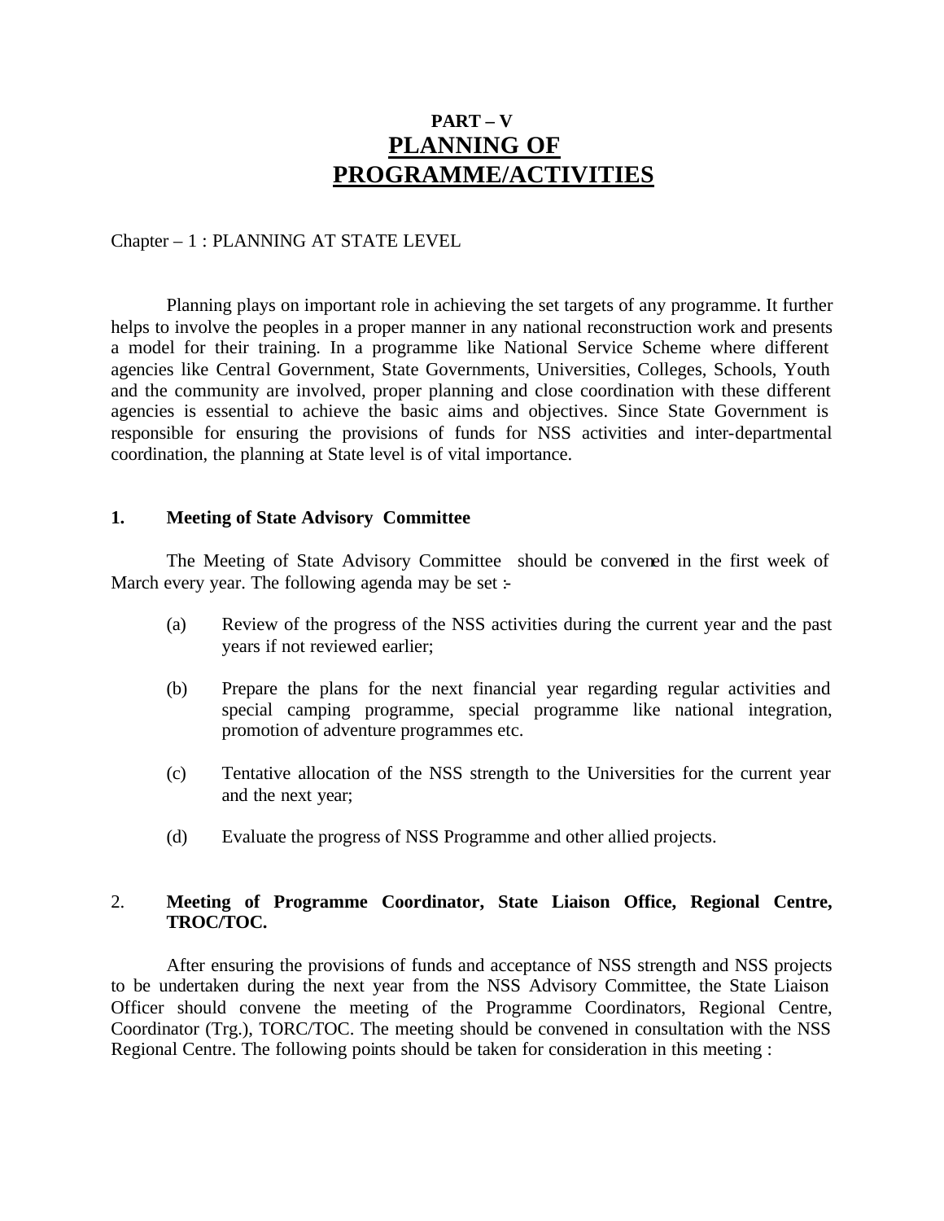# PART – V
# PLANNING OF PROGRAMME/ACTIVITIES

Chapter – 1 : PLANNING AT STATE LEVEL

Planning plays on important role in achieving the set targets of any programme. It further helps to involve the peoples in a proper manner in any national reconstruction work and presents a model for their training. In a programme like National Service Scheme where different agencies like Central Government, State Governments, Universities, Colleges, Schools, Youth and the community are involved, proper planning and close coordination with these different agencies is essential to achieve the basic aims and objectives. Since State Government is responsible for ensuring the provisions of funds for NSS activities and inter-departmental coordination, the planning at State level is of vital importance.

**1. Meeting of State Advisory Committee**

The Meeting of State Advisory Committee should be convened in the first week of March every year. The following agenda may be set :-

(a) Review of the progress of the NSS activities during the current year and the past years if not reviewed earlier;

(b) Prepare the plans for the next financial year regarding regular activities and special camping programme, special programme like national integration, promotion of adventure programmes etc.

(c) Tentative allocation of the NSS strength to the Universities for the current year and the next year;

(d) Evaluate the progress of NSS Programme and other allied projects.

2. **Meeting of Programme Coordinator, State Liaison Office, Regional Centre, TROC/TOC.**

After ensuring the provisions of funds and acceptance of NSS strength and NSS projects to be undertaken during the next year from the NSS Advisory Committee, the State Liaison Officer should convene the meeting of the Programme Coordinators, Regional Centre, Coordinator (Trg.), TORC/TOC. The meeting should be convened in consultation with the NSS Regional Centre. The following points should be taken for consideration in this meeting :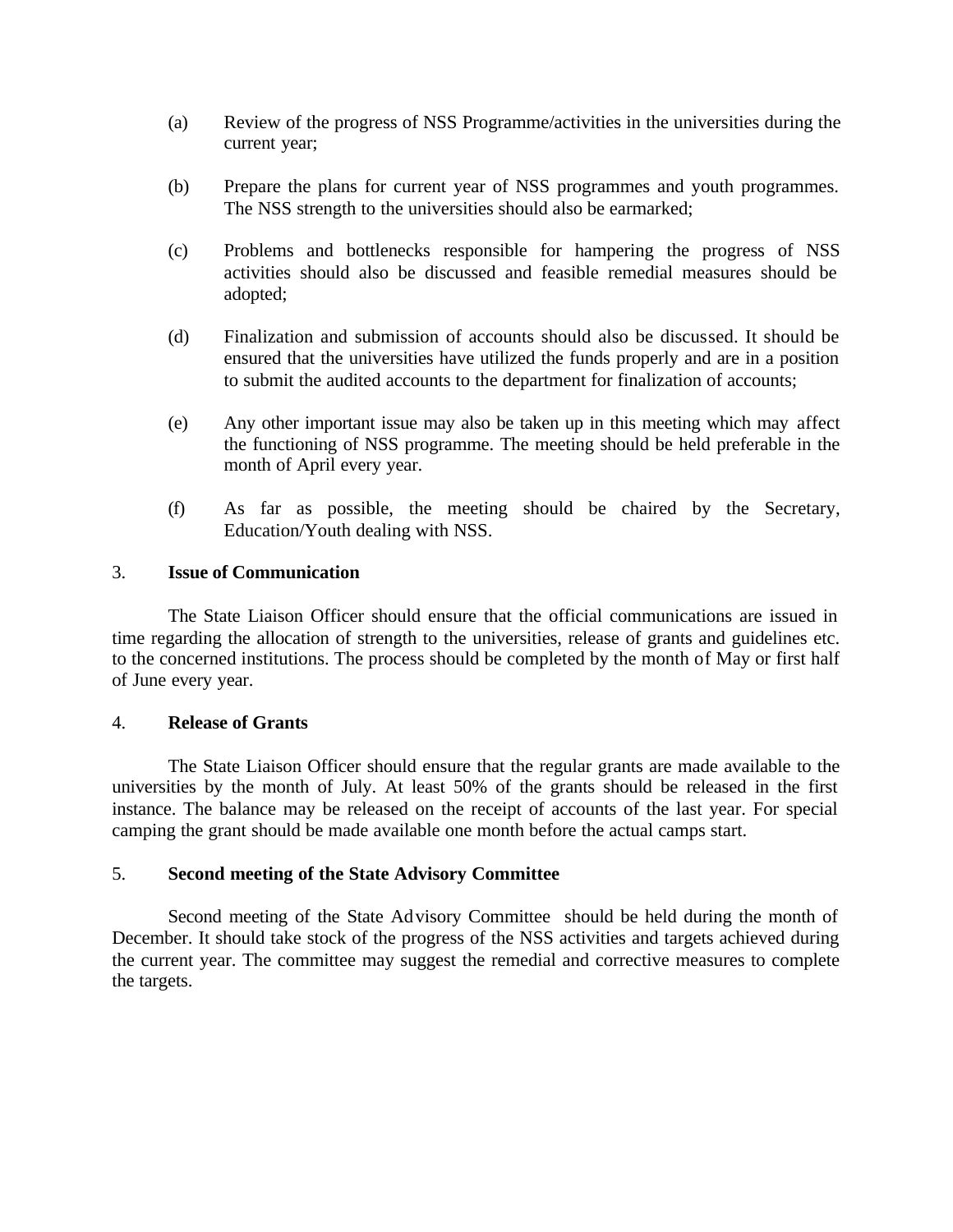(a) Review of the progress of NSS Programme/activities in the universities during the current year;

(b) Prepare the plans for current year of NSS programmes and youth programmes. The NSS strength to the universities should also be earmarked;

(c) Problems and bottlenecks responsible for hampering the progress of NSS activities should also be discussed and feasible remedial measures should be adopted;

(d) Finalization and submission of accounts should also be discussed. It should be ensured that the universities have utilized the funds properly and are in a position to submit the audited accounts to the department for finalization of accounts;

(e) Any other important issue may also be taken up in this meeting which may affect the functioning of NSS programme. The meeting should be held preferable in the month of April every year.

(f) As far as possible, the meeting should be chaired by the Secretary, Education/Youth dealing with NSS.

3. **Issue of Communication**

The State Liaison Officer should ensure that the official communications are issued in time regarding the allocation of strength to the universities, release of grants and guidelines etc. to the concerned institutions. The process should be completed by the month of May or first half of June every year.

4. **Release of Grants**

The State Liaison Officer should ensure that the regular grants are made available to the universities by the month of July. At least 50% of the grants should be released in the first instance. The balance may be released on the receipt of accounts of the last year. For special camping the grant should be made available one month before the actual camps start.

5. **Second meeting of the State Advisory Committee**

Second meeting of the State Advisory Committee should be held during the month of December. It should take stock of the progress of the NSS activities and targets achieved during the current year. The committee may suggest the remedial and corrective measures to complete the targets.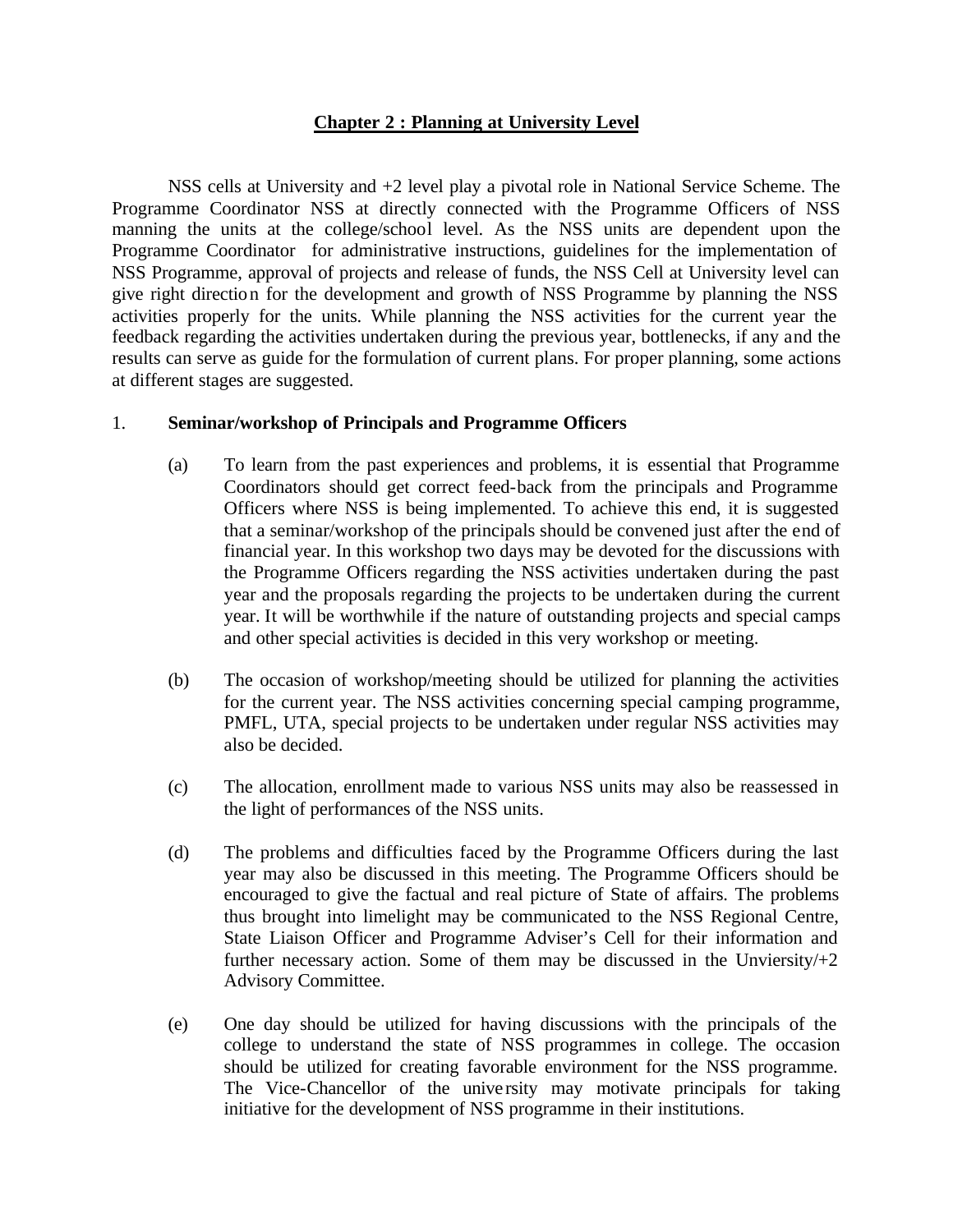## Chapter 2 : Planning at University Level

NSS cells at University and +2 level play a pivotal role in National Service Scheme. The Programme Coordinator NSS at directly connected with the Programme Officers of NSS manning the units at the college/school level. As the NSS units are dependent upon the Programme Coordinator for administrative instructions, guidelines for the implementation of NSS Programme, approval of projects and release of funds, the NSS Cell at University level can give right direction for the development and growth of NSS Programme by planning the NSS activities properly for the units. While planning the NSS activities for the current year the feedback regarding the activities undertaken during the previous year, bottlenecks, if any and the results can serve as guide for the formulation of current plans. For proper planning, some actions at different stages are suggested.

1. **Seminar/workshop of Principals and Programme Officers**

   (a) To learn from the past experiences and problems, it is essential that Programme Coordinators should get correct feed-back from the principals and Programme Officers where NSS is being implemented. To achieve this end, it is suggested that a seminar/workshop of the principals should be convened just after the end of financial year. In this workshop two days may be devoted for the discussions with the Programme Officers regarding the NSS activities undertaken during the past year and the proposals regarding the projects to be undertaken during the current year. It will be worthwhile if the nature of outstanding projects and special camps and other special activities is decided in this very workshop or meeting.

   (b) The occasion of workshop/meeting should be utilized for planning the activities for the current year. The NSS activities concerning special camping programme, PMFL, UTA, special projects to be undertaken under regular NSS activities may also be decided.

   (c) The allocation, enrollment made to various NSS units may also be reassessed in the light of performances of the NSS units.

   (d) The problems and difficulties faced by the Programme Officers during the last year may also be discussed in this meeting. The Programme Officers should be encouraged to give the factual and real picture of State of affairs. The problems thus brought into limelight may be communicated to the NSS Regional Centre, State Liaison Officer and Programme Adviser's Cell for their information and further necessary action. Some of them may be discussed in the Unviersity/+2 Advisory Committee.

   (e) One day should be utilized for having discussions with the principals of the college to understand the state of NSS programmes in college. The occasion should be utilized for creating favorable environment for the NSS programme. The Vice-Chancellor of the university may motivate principals for taking initiative for the development of NSS programme in their institutions.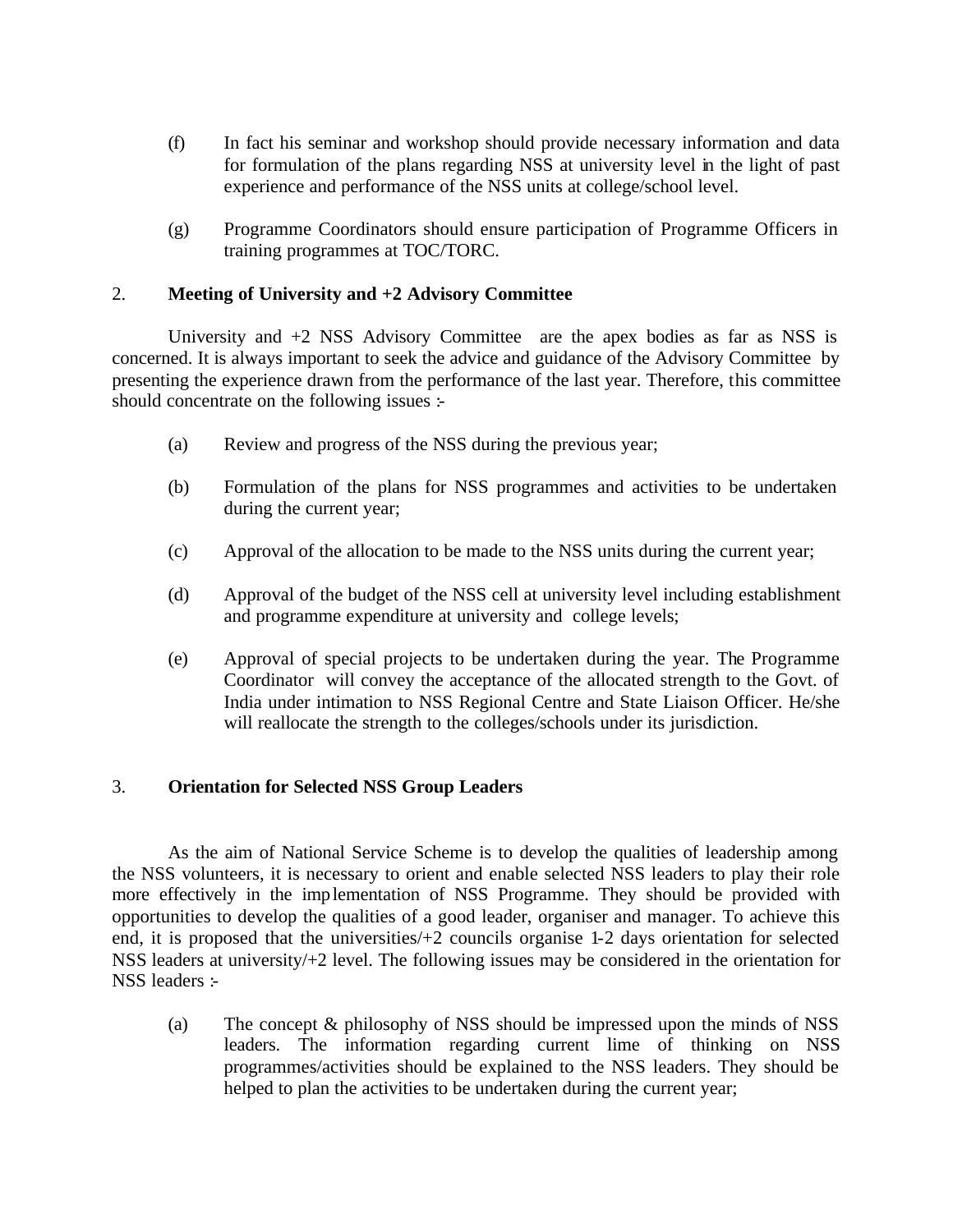(f) In fact his seminar and workshop should provide necessary information and data for formulation of the plans regarding NSS at university level in the light of past experience and performance of the NSS units at college/school level.

(g) Programme Coordinators should ensure participation of Programme Officers in training programmes at TOC/TORC.

## 2. Meeting of University and +2 Advisory Committee

University and +2 NSS Advisory Committee are the apex bodies as far as NSS is concerned. It is always important to seek the advice and guidance of the Advisory Committee by presenting the experience drawn from the performance of the last year. Therefore, this committee should concentrate on the following issues :-

(a) Review and progress of the NSS during the previous year;

(b) Formulation of the plans for NSS programmes and activities to be undertaken during the current year;

(c) Approval of the allocation to be made to the NSS units during the current year;

(d) Approval of the budget of the NSS cell at university level including establishment and programme expenditure at university and college levels;

(e) Approval of special projects to be undertaken during the year. The Programme Coordinator will convey the acceptance of the allocated strength to the Govt. of India under intimation to NSS Regional Centre and State Liaison Officer. He/she will reallocate the strength to the colleges/schools under its jurisdiction.

## 3. Orientation for Selected NSS Group Leaders

As the aim of National Service Scheme is to develop the qualities of leadership among the NSS volunteers, it is necessary to orient and enable selected NSS leaders to play their role more effectively in the implementation of NSS Programme. They should be provided with opportunities to develop the qualities of a good leader, organiser and manager. To achieve this end, it is proposed that the universities/+2 councils organise 1-2 days orientation for selected NSS leaders at university/+2 level. The following issues may be considered in the orientation for NSS leaders :-

(a) The concept & philosophy of NSS should be impressed upon the minds of NSS leaders. The information regarding current lime of thinking on NSS programmes/activities should be explained to the NSS leaders. They should be helped to plan the activities to be undertaken during the current year;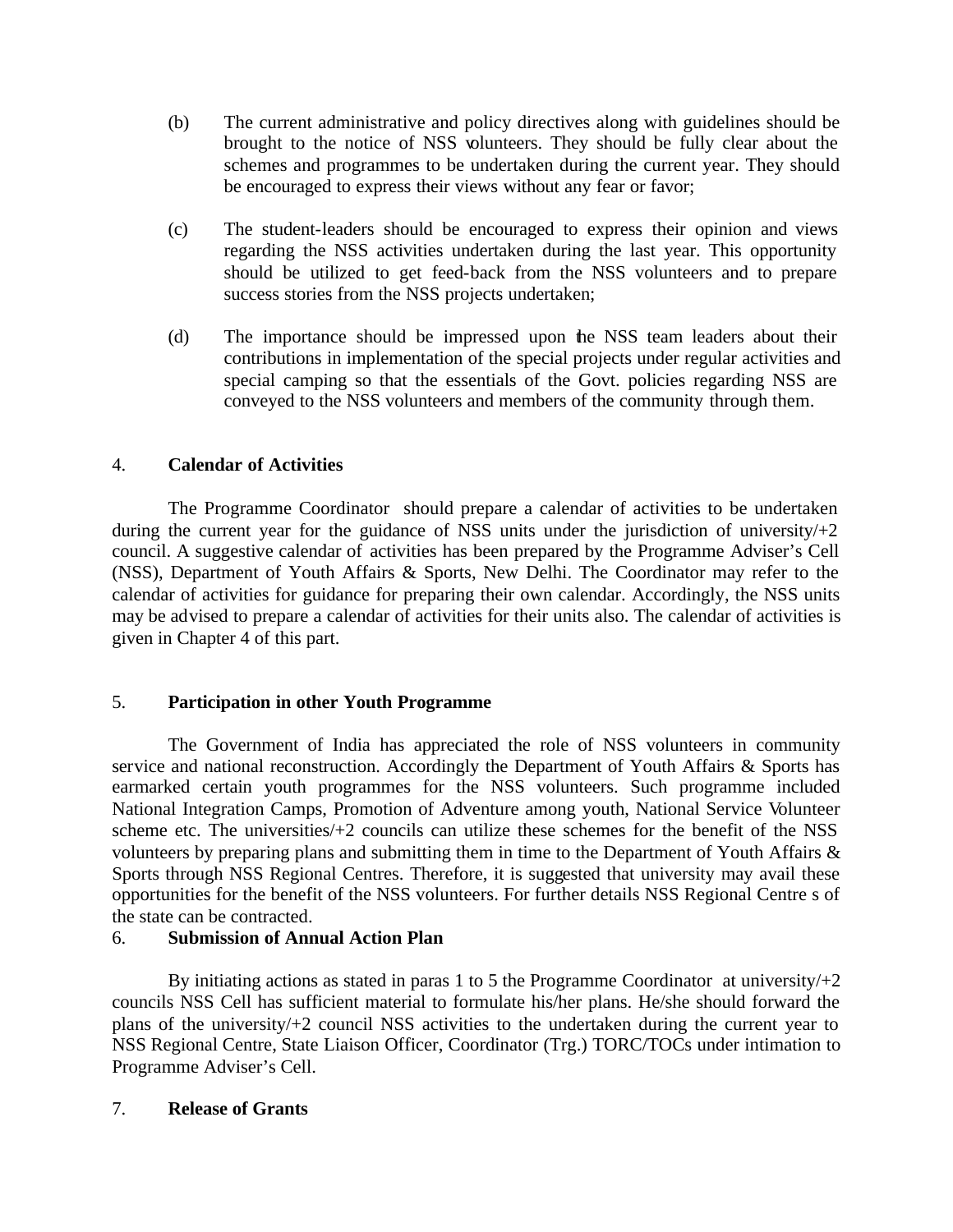(b) The current administrative and policy directives along with guidelines should be brought to the notice of NSS volunteers. They should be fully clear about the schemes and programmes to be undertaken during the current year. They should be encouraged to express their views without any fear or favor;

(c) The student-leaders should be encouraged to express their opinion and views regarding the NSS activities undertaken during the last year. This opportunity should be utilized to get feed-back from the NSS volunteers and to prepare success stories from the NSS projects undertaken;

(d) The importance should be impressed upon the NSS team leaders about their contributions in implementation of the special projects under regular activities and special camping so that the essentials of the Govt. policies regarding NSS are conveyed to the NSS volunteers and members of the community through them.

4. **Calendar of Activities**

The Programme Coordinator should prepare a calendar of activities to be undertaken during the current year for the guidance of NSS units under the jurisdiction of university/+2 council. A suggestive calendar of activities has been prepared by the Programme Adviser's Cell (NSS), Department of Youth Affairs & Sports, New Delhi. The Coordinator may refer to the calendar of activities for guidance for preparing their own calendar. Accordingly, the NSS units may be advised to prepare a calendar of activities for their units also. The calendar of activities is given in Chapter 4 of this part.

5. **Participation in other Youth Programme**

The Government of India has appreciated the role of NSS volunteers in community service and national reconstruction. Accordingly the Department of Youth Affairs & Sports has earmarked certain youth programmes for the NSS volunteers. Such programme included National Integration Camps, Promotion of Adventure among youth, National Service Volunteer scheme etc. The universities/+2 councils can utilize these schemes for the benefit of the NSS volunteers by preparing plans and submitting them in time to the Department of Youth Affairs & Sports through NSS Regional Centres. Therefore, it is suggested that university may avail these opportunities for the benefit of the NSS volunteers. For further details NSS Regional Centre s of the state can be contracted.

6. **Submission of Annual Action Plan**

By initiating actions as stated in paras 1 to 5 the Programme Coordinator at university/+2 councils NSS Cell has sufficient material to formulate his/her plans. He/she should forward the plans of the university/+2 council NSS activities to the undertaken during the current year to NSS Regional Centre, State Liaison Officer, Coordinator (Trg.) TORC/TOCs under intimation to Programme Adviser's Cell.

7. **Release of Grants**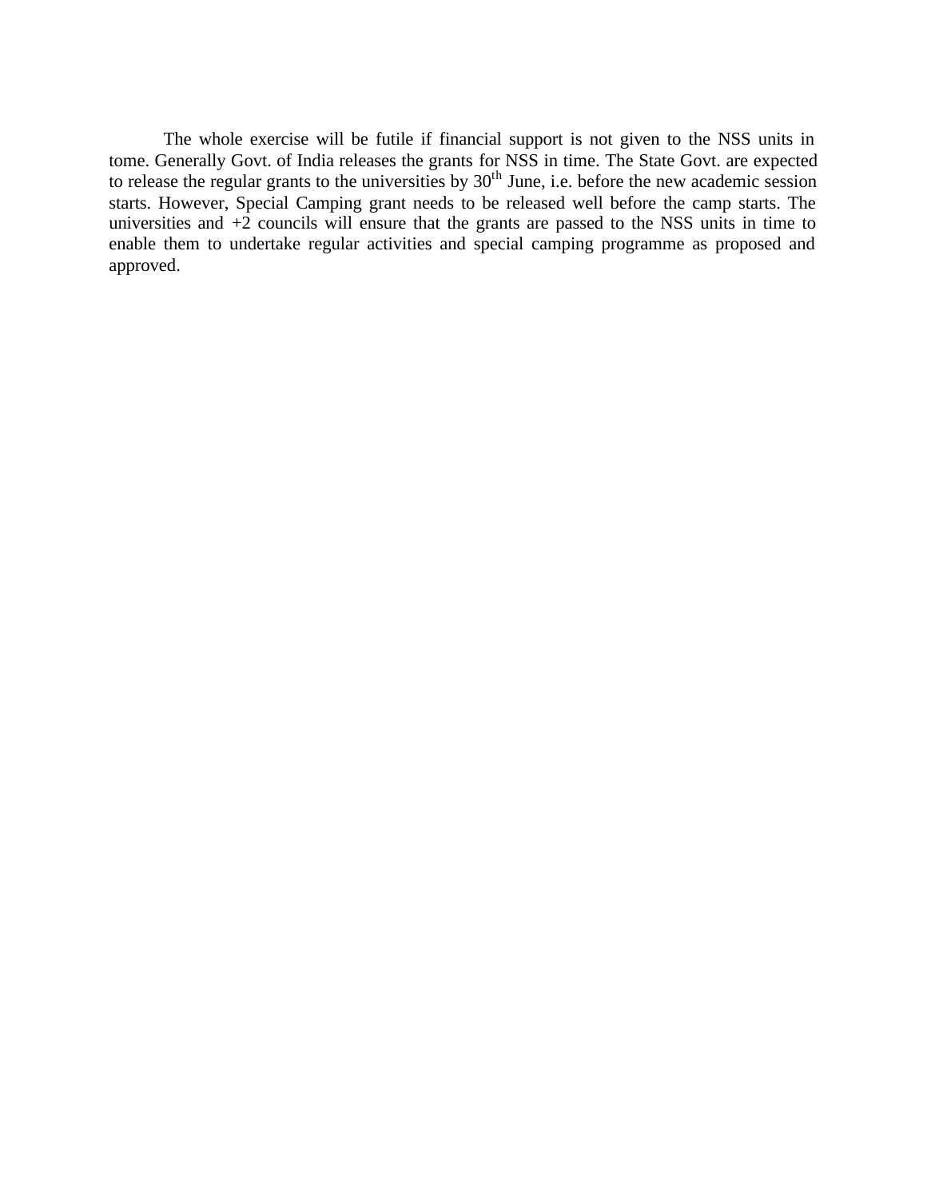The whole exercise will be futile if financial support is not given to the NSS units in tome. Generally Govt. of India releases the grants for NSS in time. The State Govt. are expected to release the regular grants to the universities by 30th June, i.e. before the new academic session starts. However, Special Camping grant needs to be released well before the camp starts. The universities and +2 councils will ensure that the grants are passed to the NSS units in time to enable them to undertake regular activities and special camping programme as proposed and approved.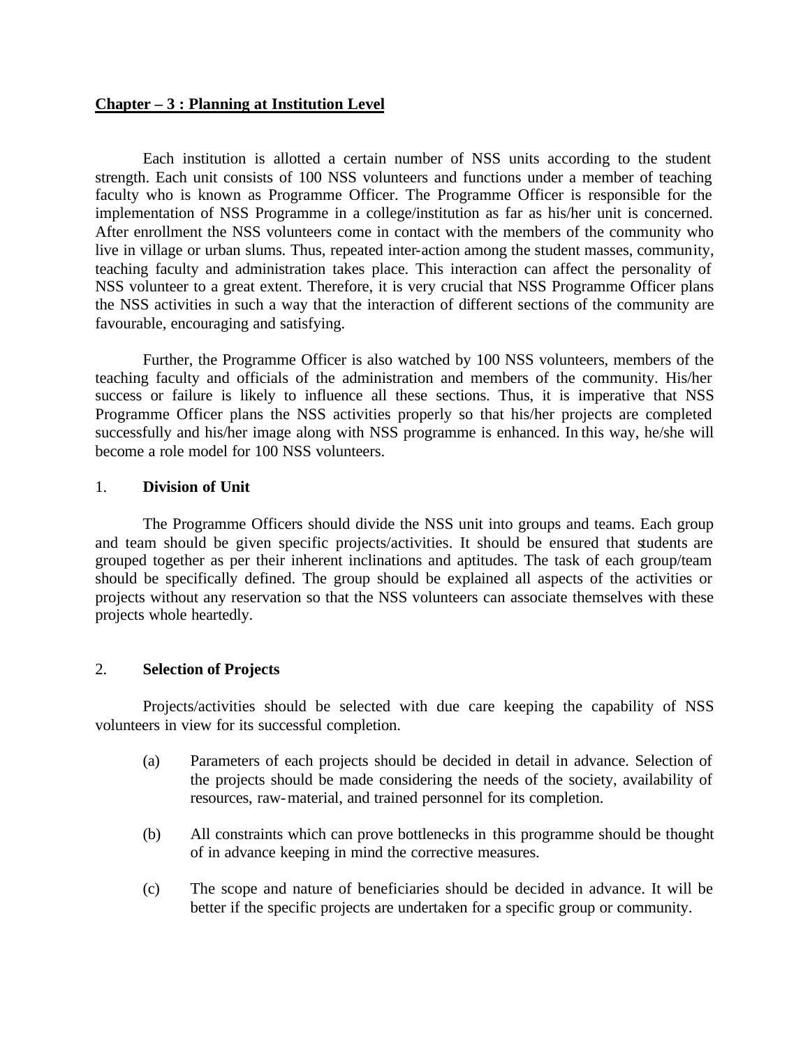## Chapter – 3 : Planning at Institution Level

Each institution is allotted a certain number of NSS units according to the student strength. Each unit consists of 100 NSS volunteers and functions under a member of teaching faculty who is known as Programme Officer. The Programme Officer is responsible for the implementation of NSS Programme in a college/institution as far as his/her unit is concerned. After enrollment the NSS volunteers come in contact with the members of the community who live in village or urban slums. Thus, repeated inter-action among the student masses, community, teaching faculty and administration takes place. This interaction can affect the personality of NSS volunteer to a great extent. Therefore, it is very crucial that NSS Programme Officer plans the NSS activities in such a way that the interaction of different sections of the community are favourable, encouraging and satisfying.

Further, the Programme Officer is also watched by 100 NSS volunteers, members of the teaching faculty and officials of the administration and members of the community. His/her success or failure is likely to influence all these sections. Thus, it is imperative that NSS Programme Officer plans the NSS activities properly so that his/her projects are completed successfully and his/her image along with NSS programme is enhanced. In this way, he/she will become a role model for 100 NSS volunteers.

### 1. Division of Unit

The Programme Officers should divide the NSS unit into groups and teams. Each group and team should be given specific projects/activities. It should be ensured that students are grouped together as per their inherent inclinations and aptitudes. The task of each group/team should be specifically defined. The group should be explained all aspects of the activities or projects without any reservation so that the NSS volunteers can associate themselves with these projects whole heartedly.

### 2. Selection of Projects

Projects/activities should be selected with due care keeping the capability of NSS volunteers in view for its successful completion.

(a) Parameters of each projects should be decided in detail in advance. Selection of the projects should be made considering the needs of the society, availability of resources, raw-material, and trained personnel for its completion.

(b) All constraints which can prove bottlenecks in this programme should be thought of in advance keeping in mind the corrective measures.

(c) The scope and nature of beneficiaries should be decided in advance. It will be better if the specific projects are undertaken for a specific group or community.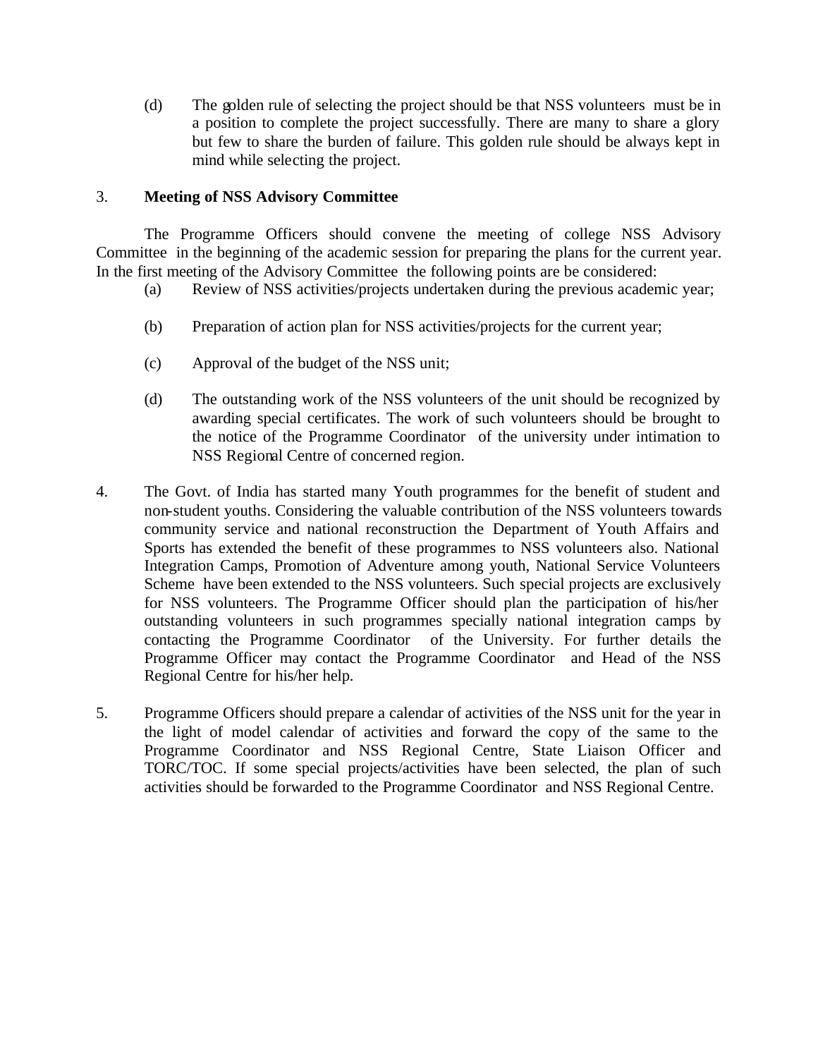(d) The golden rule of selecting the project should be that NSS volunteers must be in a position to complete the project successfully. There are many to share a glory but few to share the burden of failure. This golden rule should be always kept in mind while selecting the project.

3. **Meeting of NSS Advisory Committee**

The Programme Officers should convene the meeting of college NSS Advisory Committee in the beginning of the academic session for preparing the plans for the current year. In the first meeting of the Advisory Committee the following points are be considered:

(a) Review of NSS activities/projects undertaken during the previous academic year;

(b) Preparation of action plan for NSS activities/projects for the current year;

(c) Approval of the budget of the NSS unit;

(d) The outstanding work of the NSS volunteers of the unit should be recognized by awarding special certificates. The work of such volunteers should be brought to the notice of the Programme Coordinator of the university under intimation to NSS Regional Centre of concerned region.

4. The Govt. of India has started many Youth programmes for the benefit of student and non-student youths. Considering the valuable contribution of the NSS volunteers towards community service and national reconstruction the Department of Youth Affairs and Sports has extended the benefit of these programmes to NSS volunteers also. National Integration Camps, Promotion of Adventure among youth, National Service Volunteers Scheme have been extended to the NSS volunteers. Such special projects are exclusively for NSS volunteers. The Programme Officer should plan the participation of his/her outstanding volunteers in such programmes specially national integration camps by contacting the Programme Coordinator of the University. For further details the Programme Officer may contact the Programme Coordinator and Head of the NSS Regional Centre for his/her help.

5. Programme Officers should prepare a calendar of activities of the NSS unit for the year in the light of model calendar of activities and forward the copy of the same to the Programme Coordinator and NSS Regional Centre, State Liaison Officer and TORC/TOC. If some special projects/activities have been selected, the plan of such activities should be forwarded to the Programme Coordinator and NSS Regional Centre.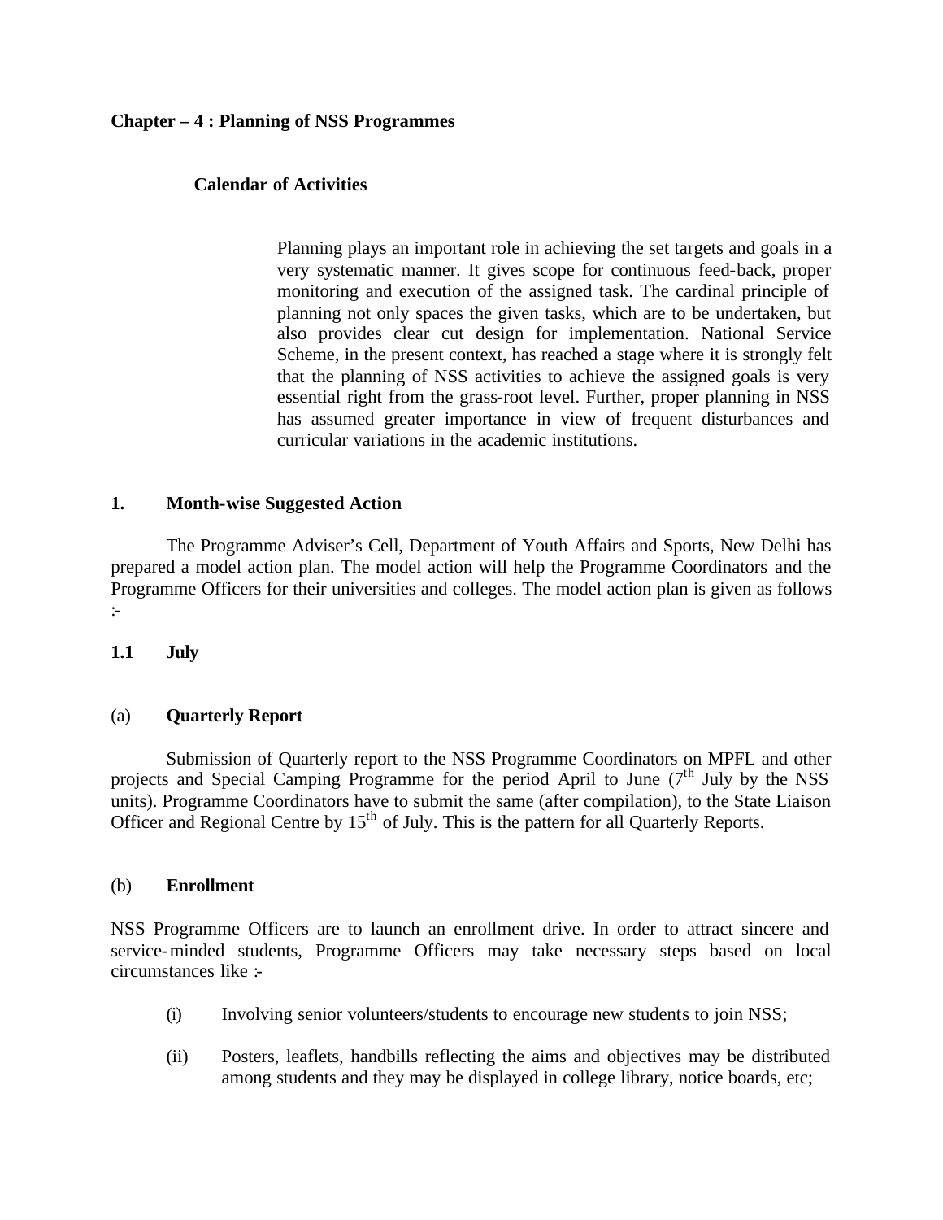## Chapter – 4 : Planning of NSS Programmes

### Calendar of Activities

Planning plays an important role in achieving the set targets and goals in a very systematic manner. It gives scope for continuous feed-back, proper monitoring and execution of the assigned task. The cardinal principle of planning not only spaces the given tasks, which are to be undertaken, but also provides clear cut design for implementation. National Service Scheme, in the present context, has reached a stage where it is strongly felt that the planning of NSS activities to achieve the assigned goals is very essential right from the grass-root level. Further, proper planning in NSS has assumed greater importance in view of frequent disturbances and curricular variations in the academic institutions.

### 1. Month-wise Suggested Action

The Programme Adviser's Cell, Department of Youth Affairs and Sports, New Delhi has prepared a model action plan. The model action will help the Programme Coordinators and the Programme Officers for their universities and colleges. The model action plan is given as follows :-

### 1.1 July

#### (a) Quarterly Report

Submission of Quarterly report to the NSS Programme Coordinators on MPFL and other projects and Special Camping Programme for the period April to June (7th July by the NSS units). Programme Coordinators have to submit the same (after compilation), to the State Liaison Officer and Regional Centre by 15th of July. This is the pattern for all Quarterly Reports.

#### (b) Enrollment

NSS Programme Officers are to launch an enrollment drive. In order to attract sincere and service-minded students, Programme Officers may take necessary steps based on local circumstances like :-

(i) Involving senior volunteers/students to encourage new students to join NSS;

(ii) Posters, leaflets, handbills reflecting the aims and objectives may be distributed among students and they may be displayed in college library, notice boards, etc;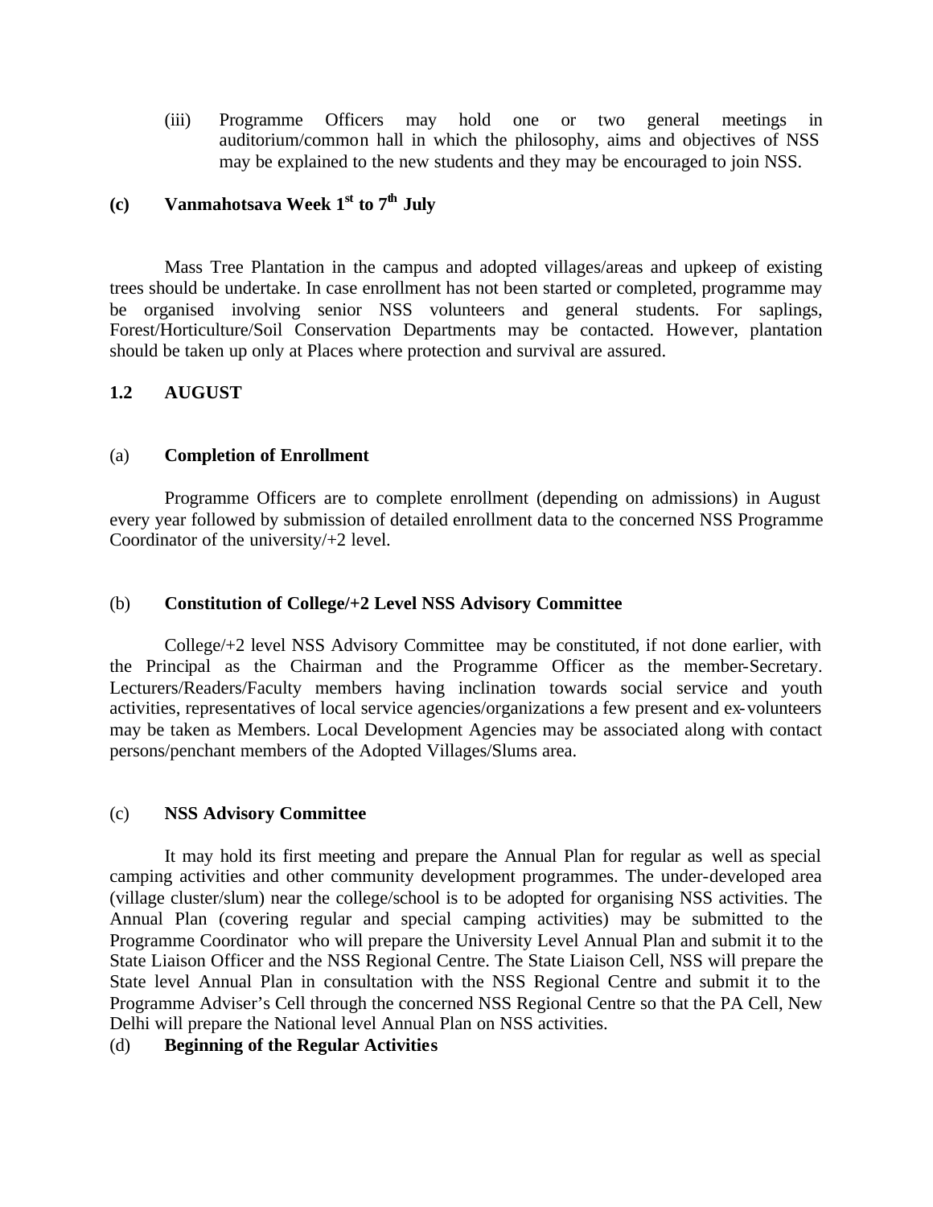(iii) Programme Officers may hold one or two general meetings in auditorium/common hall in which the philosophy, aims and objectives of NSS may be explained to the new students and they may be encouraged to join NSS.

**(c) Vanmahotsava Week 1st to 7th July**

Mass Tree Plantation in the campus and adopted villages/areas and upkeep of existing trees should be undertake. In case enrollment has not been started or completed, programme may be organised involving senior NSS volunteers and general students. For saplings, Forest/Horticulture/Soil Conservation Departments may be contacted. However, plantation should be taken up only at Places where protection and survival are assured.

### 1.2 AUGUST

(a) **Completion of Enrollment**

Programme Officers are to complete enrollment (depending on admissions) in August every year followed by submission of detailed enrollment data to the concerned NSS Programme Coordinator of the university/+2 level.

(b) **Constitution of College/+2 Level NSS Advisory Committee**

College/+2 level NSS Advisory Committee may be constituted, if not done earlier, with the Principal as the Chairman and the Programme Officer as the member-Secretary. Lecturers/Readers/Faculty members having inclination towards social service and youth activities, representatives of local service agencies/organizations a few present and ex-volunteers may be taken as Members. Local Development Agencies may be associated along with contact persons/penchant members of the Adopted Villages/Slums area.

(c) **NSS Advisory Committee**

It may hold its first meeting and prepare the Annual Plan for regular as well as special camping activities and other community development programmes. The under-developed area (village cluster/slum) near the college/school is to be adopted for organising NSS activities. The Annual Plan (covering regular and special camping activities) may be submitted to the Programme Coordinator who will prepare the University Level Annual Plan and submit it to the State Liaison Officer and the NSS Regional Centre. The State Liaison Cell, NSS will prepare the State level Annual Plan in consultation with the NSS Regional Centre and submit it to the Programme Adviser's Cell through the concerned NSS Regional Centre so that the PA Cell, New Delhi will prepare the National level Annual Plan on NSS activities.

(d) **Beginning of the Regular Activities**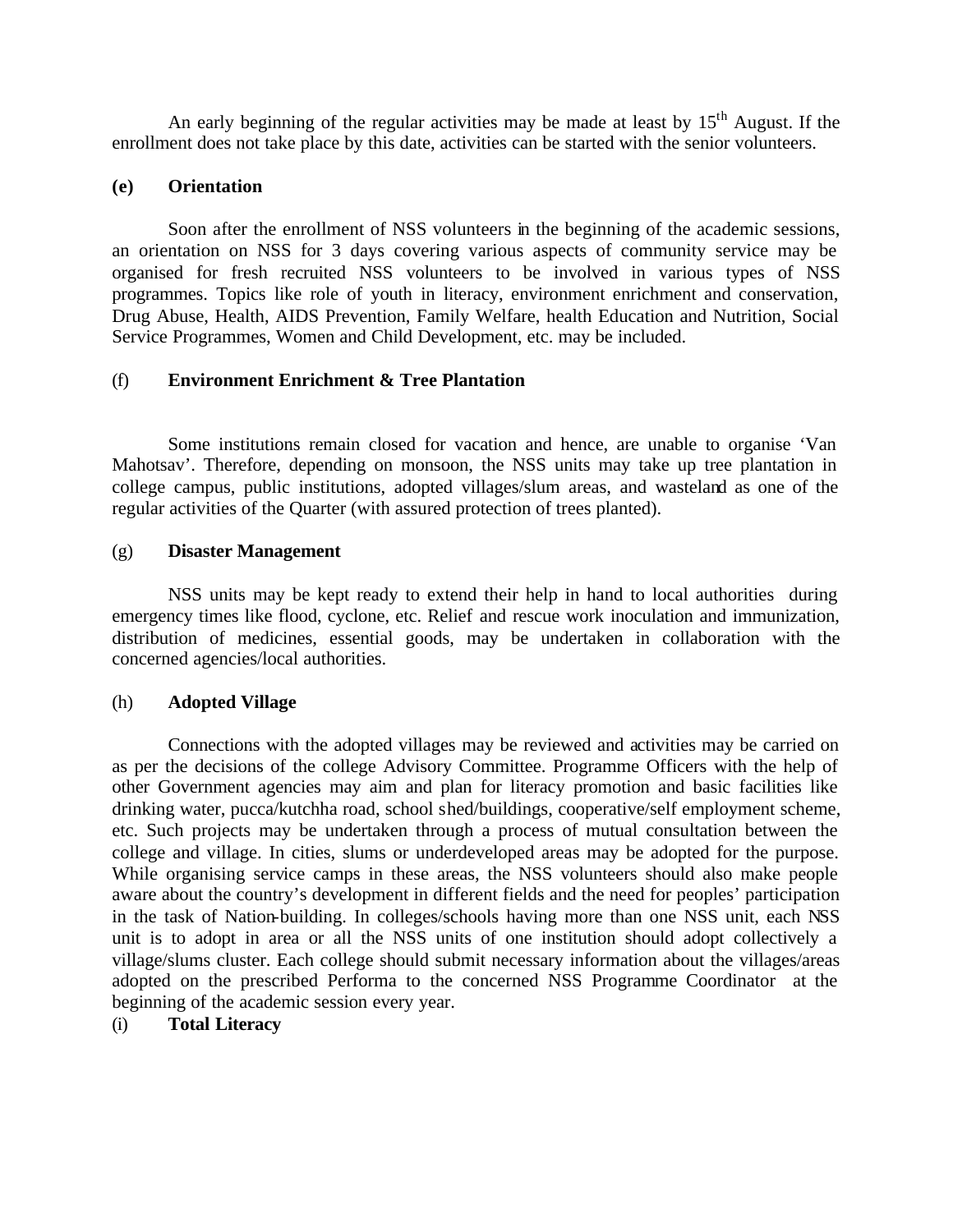An early beginning of the regular activities may be made at least by 15$^{th}$ August. If the enrollment does not take place by this date, activities can be started with the senior volunteers.

**(e) Orientation**

Soon after the enrollment of NSS volunteers in the beginning of the academic sessions, an orientation on NSS for 3 days covering various aspects of community service may be organised for fresh recruited NSS volunteers to be involved in various types of NSS programmes. Topics like role of youth in literacy, environment enrichment and conservation, Drug Abuse, Health, AIDS Prevention, Family Welfare, health Education and Nutrition, Social Service Programmes, Women and Child Development, etc. may be included.

(f) **Environment Enrichment & Tree Plantation**

Some institutions remain closed for vacation and hence, are unable to organise 'Van Mahotsav'. Therefore, depending on monsoon, the NSS units may take up tree plantation in college campus, public institutions, adopted villages/slum areas, and wasteland as one of the regular activities of the Quarter (with assured protection of trees planted).

(g) **Disaster Management**

NSS units may be kept ready to extend their help in hand to local authorities during emergency times like flood, cyclone, etc. Relief and rescue work inoculation and immunization, distribution of medicines, essential goods, may be undertaken in collaboration with the concerned agencies/local authorities.

(h) **Adopted Village**

Connections with the adopted villages may be reviewed and activities may be carried on as per the decisions of the college Advisory Committee. Programme Officers with the help of other Government agencies may aim and plan for literacy promotion and basic facilities like drinking water, pucca/kutchha road, school shed/buildings, cooperative/self employment scheme, etc. Such projects may be undertaken through a process of mutual consultation between the college and village. In cities, slums or underdeveloped areas may be adopted for the purpose. While organising service camps in these areas, the NSS volunteers should also make people aware about the country's development in different fields and the need for peoples' participation in the task of Nation-building. In colleges/schools having more than one NSS unit, each NSS unit is to adopt in area or all the NSS units of one institution should adopt collectively a village/slums cluster. Each college should submit necessary information about the villages/areas adopted on the prescribed Performa to the concerned NSS Programme Coordinator at the beginning of the academic session every year.

(i) **Total Literacy**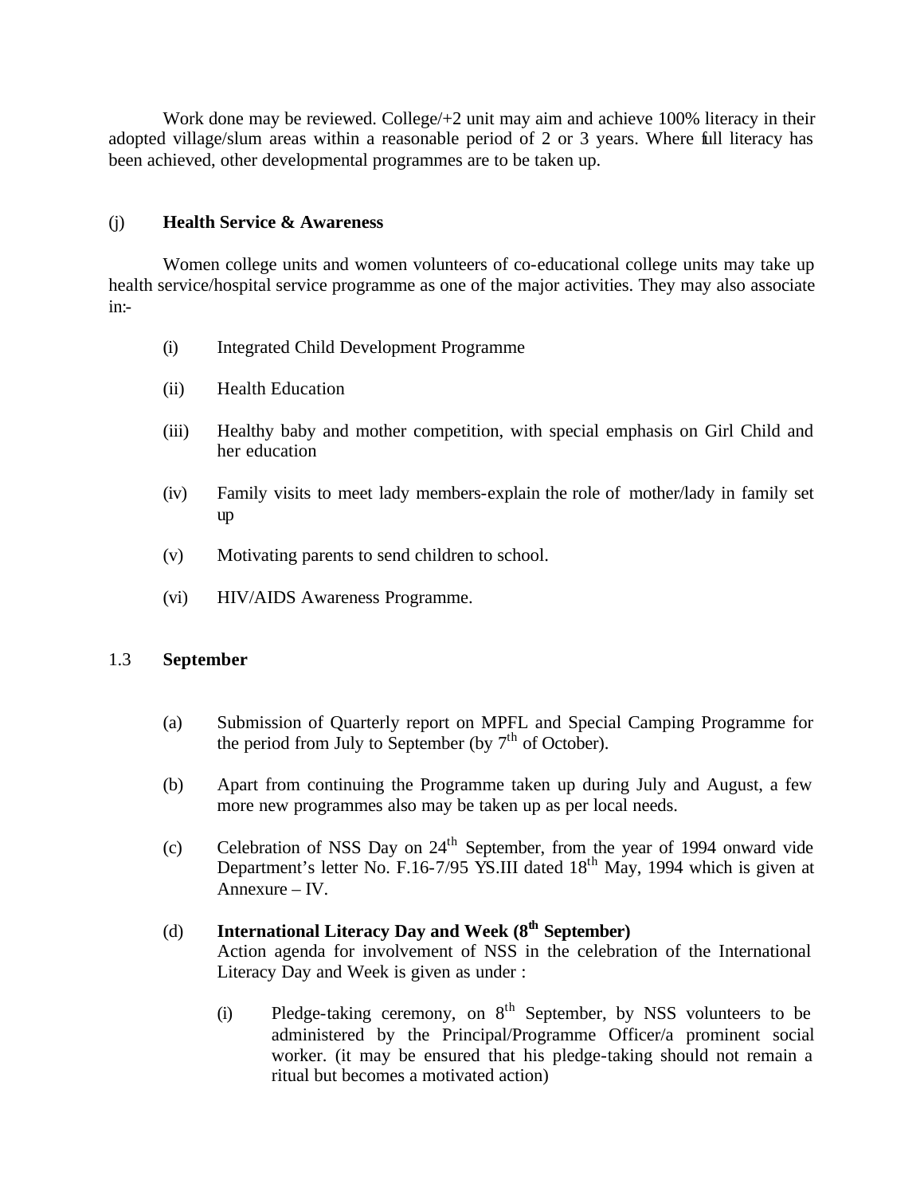Work done may be reviewed. College/+2 unit may aim and achieve 100% literacy in their adopted village/slum areas within a reasonable period of 2 or 3 years. Where full literacy has been achieved, other developmental programmes are to be taken up.

(j) **Health Service & Awareness**

Women college units and women volunteers of co-educational college units may take up health service/hospital service programme as one of the major activities. They may also associate in:-

(i) Integrated Child Development Programme

(ii) Health Education

(iii) Healthy baby and mother competition, with special emphasis on Girl Child and her education

(iv) Family visits to meet lady members-explain the role of mother/lady in family set up

(v) Motivating parents to send children to school.

(vi) HIV/AIDS Awareness Programme.

## 1.3 September

(a) Submission of Quarterly report on MPFL and Special Camping Programme for the period from July to September (by 7th of October).

(b) Apart from continuing the Programme taken up during July and August, a few more new programmes also may be taken up as per local needs.

(c) Celebration of NSS Day on 24th September, from the year of 1994 onward vide Department's letter No. F.16-7/95 YS.III dated 18th May, 1994 which is given at Annexure – IV.

(d) **International Literacy Day and Week (8th September)**
Action agenda for involvement of NSS in the celebration of the International Literacy Day and Week is given as under :

(i) Pledge-taking ceremony, on 8th September, by NSS volunteers to be administered by the Principal/Programme Officer/a prominent social worker. (it may be ensured that his pledge-taking should not remain a ritual but becomes a motivated action)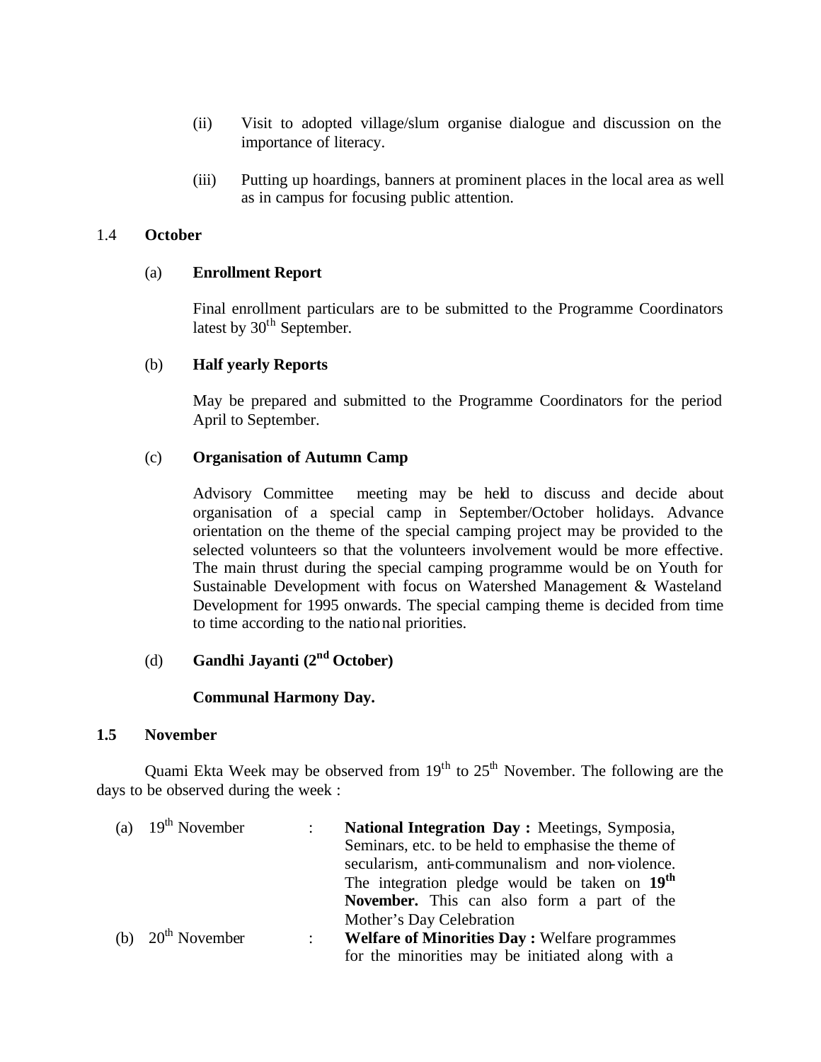(ii) Visit to adopted village/slum organise dialogue and discussion on the importance of literacy.

(iii) Putting up hoardings, banners at prominent places in the local area as well as in campus for focusing public attention.

1.4 **October**

(a) **Enrollment Report**

Final enrollment particulars are to be submitted to the Programme Coordinators latest by 30th September.

(b) **Half yearly Reports**

May be prepared and submitted to the Programme Coordinators for the period April to September.

(c) **Organisation of Autumn Camp**

Advisory Committee meeting may be held to discuss and decide about organisation of a special camp in September/October holidays. Advance orientation on the theme of the special camping project may be provided to the selected volunteers so that the volunteers involvement would be more effective. The main thrust during the special camping programme would be on Youth for Sustainable Development with focus on Watershed Management & Wasteland Development for 1995 onwards. The special camping theme is decided from time to time according to the national priorities.

(d) **Gandhi Jayanti (2nd October)**

**Communal Harmony Day.**

**1.5 November**

Quami Ekta Week may be observed from 19th to 25th November. The following are the days to be observed during the week :

(a) 19th November : **National Integration Day :** Meetings, Symposia, Seminars, etc. to be held to emphasise the theme of secularism, anti-communalism and non-violence. The integration pledge would be taken on **19th November.** This can also form a part of the Mother's Day Celebration

(b) 20th November : **Welfare of Minorities Day :** Welfare programmes for the minorities may be initiated along with a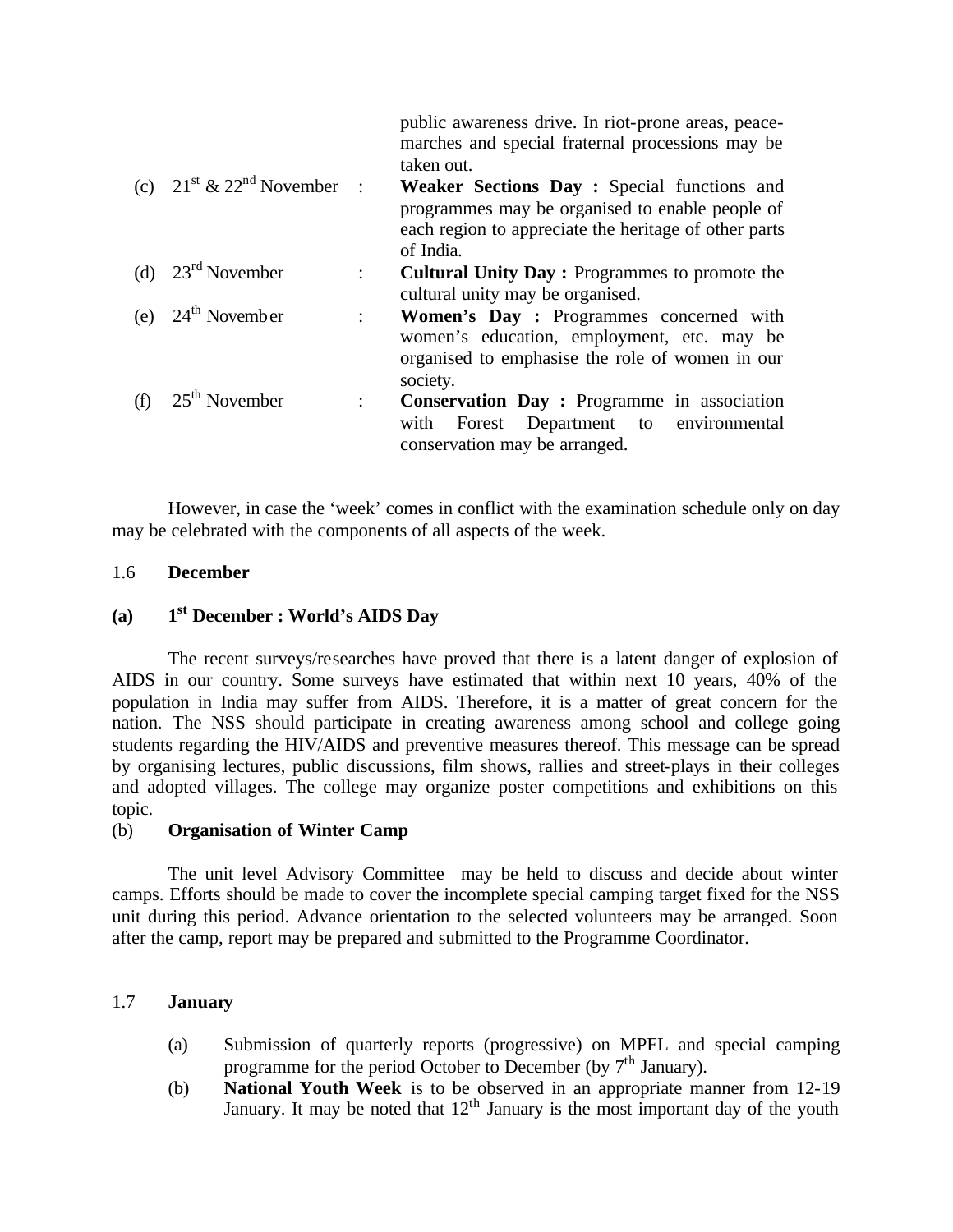public awareness drive. In riot-prone areas, peace-marches and special fraternal processions may be taken out.

| | | | |
|---|---|---|---|
| (c) | 21st & 22nd November | : | **Weaker Sections Day :** Special functions and programmes may be organised to enable people of each region to appreciate the heritage of other parts of India. |
| (d) | 23rd November | : | **Cultural Unity Day :** Programmes to promote the cultural unity may be organised. |
| (e) | 24th November | : | **Women's Day :** Programmes concerned with women's education, employment, etc. may be organised to emphasise the role of women in our society. |
| (f) | 25th November | : | **Conservation Day :** Programme in association with Forest Department to environmental conservation may be arranged. |

However, in case the 'week' comes in conflict with the examination schedule only on day may be celebrated with the components of all aspects of the week.

1.6 **December**

### (a) 1st December : World's AIDS Day

The recent surveys/researches have proved that there is a latent danger of explosion of AIDS in our country. Some surveys have estimated that within next 10 years, 40% of the population in India may suffer from AIDS. Therefore, it is a matter of great concern for the nation. The NSS should participate in creating awareness among school and college going students regarding the HIV/AIDS and preventive measures thereof. This message can be spread by organising lectures, public discussions, film shows, rallies and street-plays in their colleges and adopted villages. The college may organize poster competitions and exhibitions on this topic.

(b) **Organisation of Winter Camp**

The unit level Advisory Committee may be held to discuss and decide about winter camps. Efforts should be made to cover the incomplete special camping target fixed for the NSS unit during this period. Advance orientation to the selected volunteers may be arranged. Soon after the camp, report may be prepared and submitted to the Programme Coordinator.

1.7 **January**

(a) Submission of quarterly reports (progressive) on MPFL and special camping programme for the period October to December (by 7th January).

(b) **National Youth Week** is to be observed in an appropriate manner from 12-19 January. It may be noted that 12th January is the most important day of the youth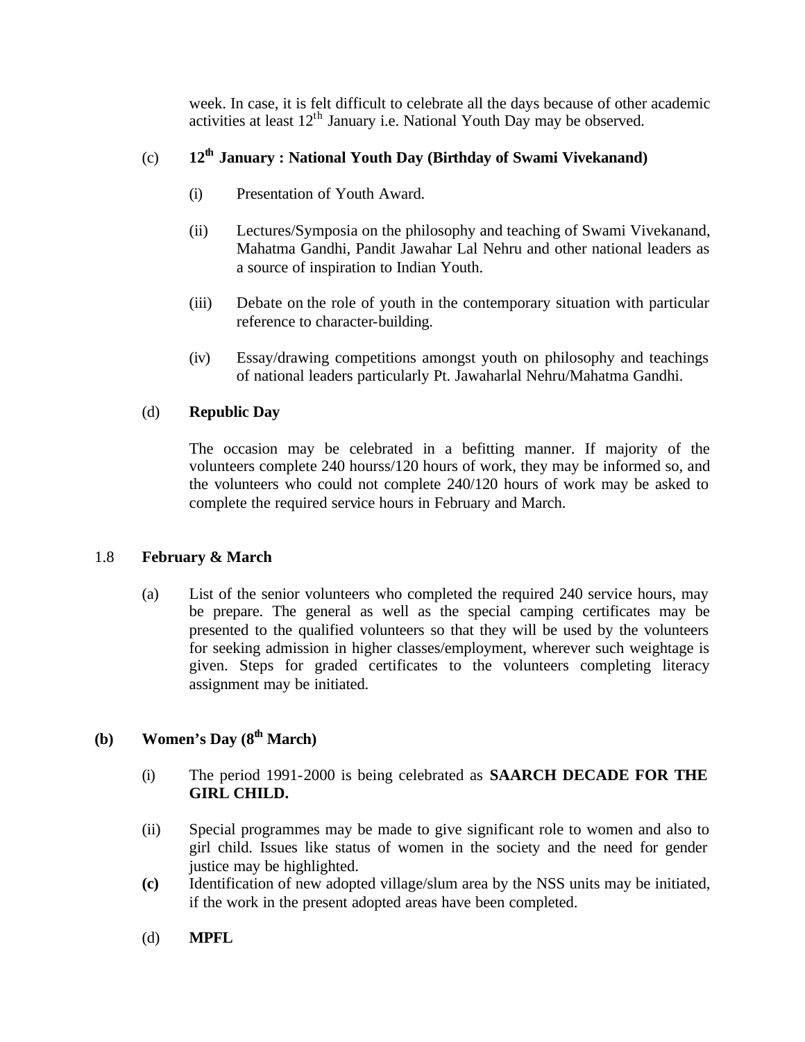week. In case, it is felt difficult to celebrate all the days because of other academic activities at least 12th January i.e. National Youth Day may be observed.

(c) **12th January : National Youth Day (Birthday of Swami Vivekanand)**

(i) Presentation of Youth Award.

(ii) Lectures/Symposia on the philosophy and teaching of Swami Vivekanand, Mahatma Gandhi, Pandit Jawahar Lal Nehru and other national leaders as a source of inspiration to Indian Youth.

(iii) Debate on the role of youth in the contemporary situation with particular reference to character-building.

(iv) Essay/drawing competitions amongst youth on philosophy and teachings of national leaders particularly Pt. Jawaharlal Nehru/Mahatma Gandhi.

(d) **Republic Day**

The occasion may be celebrated in a befitting manner. If majority of the volunteers complete 240 hourss/120 hours of work, they may be informed so, and the volunteers who could not complete 240/120 hours of work may be asked to complete the required service hours in February and March.

1.8 **February & March**

(a) List of the senior volunteers who completed the required 240 service hours, may be prepare. The general as well as the special camping certificates may be presented to the qualified volunteers so that they will be used by the volunteers for seeking admission in higher classes/employment, wherever such weightage is given. Steps for graded certificates to the volunteers completing literacy assignment may be initiated.

**(b) Women's Day (8th March)**

(i) The period 1991-2000 is being celebrated as **SAARCH DECADE FOR THE GIRL CHILD.**

(ii) Special programmes may be made to give significant role to women and also to girl child. Issues like status of women in the society and the need for gender justice may be highlighted.

**(c)** Identification of new adopted village/slum area by the NSS units may be initiated, if the work in the present adopted areas have been completed.

(d) **MPFL**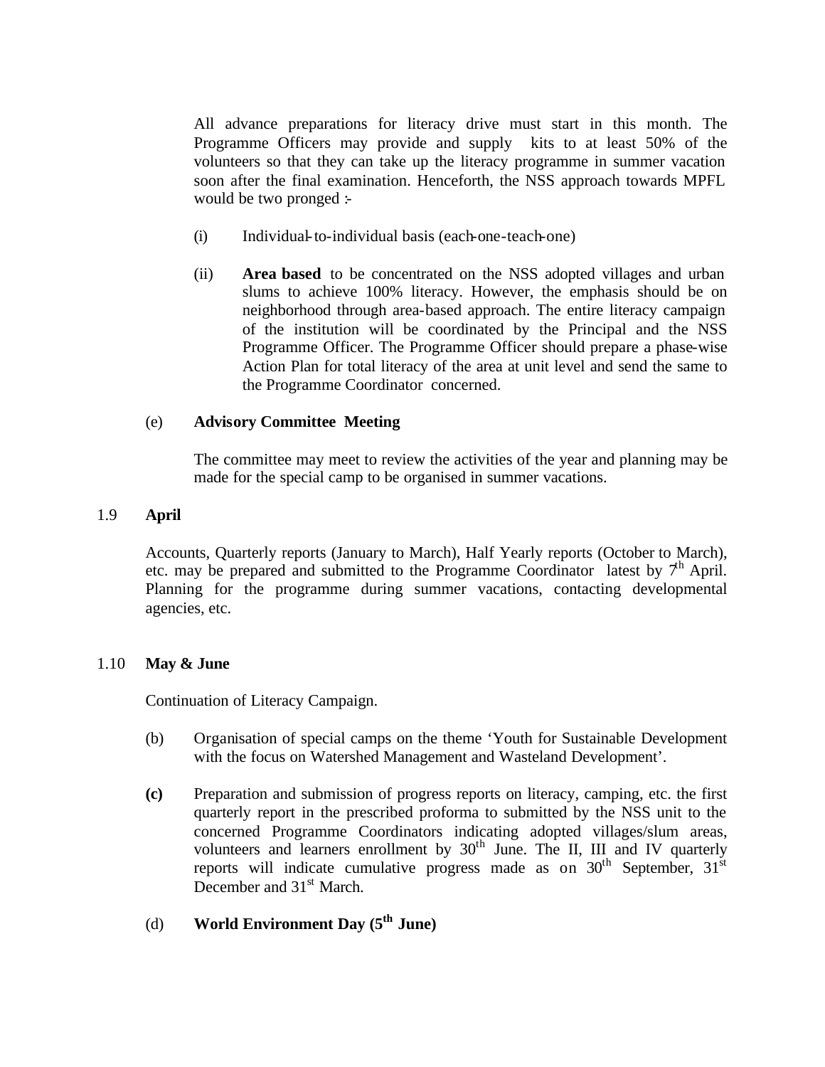All advance preparations for literacy drive must start in this month. The Programme Officers may provide and supply kits to at least 50% of the volunteers so that they can take up the literacy programme in summer vacation soon after the final examination. Henceforth, the NSS approach towards MPFL would be two pronged :-

(i) Individual-to-individual basis (each-one-teach-one)

(ii) **Area based** to be concentrated on the NSS adopted villages and urban slums to achieve 100% literacy. However, the emphasis should be on neighborhood through area-based approach. The entire literacy campaign of the institution will be coordinated by the Principal and the NSS Programme Officer. The Programme Officer should prepare a phase-wise Action Plan for total literacy of the area at unit level and send the same to the Programme Coordinator concerned.

(e) **Advisory Committee Meeting**

The committee may meet to review the activities of the year and planning may be made for the special camp to be organised in summer vacations.

1.9 **April**

Accounts, Quarterly reports (January to March), Half Yearly reports (October to March), etc. may be prepared and submitted to the Programme Coordinator latest by 7th April. Planning for the programme during summer vacations, contacting developmental agencies, etc.

1.10 **May & June**

Continuation of Literacy Campaign.

(b) Organisation of special camps on the theme 'Youth for Sustainable Development with the focus on Watershed Management and Wasteland Development'.

**(c)** Preparation and submission of progress reports on literacy, camping, etc. the first quarterly report in the prescribed proforma to submitted by the NSS unit to the concerned Programme Coordinators indicating adopted villages/slum areas, volunteers and learners enrollment by 30th June. The II, III and IV quarterly reports will indicate cumulative progress made as on 30th September, 31st December and 31st March.

(d) **World Environment Day (5th June)**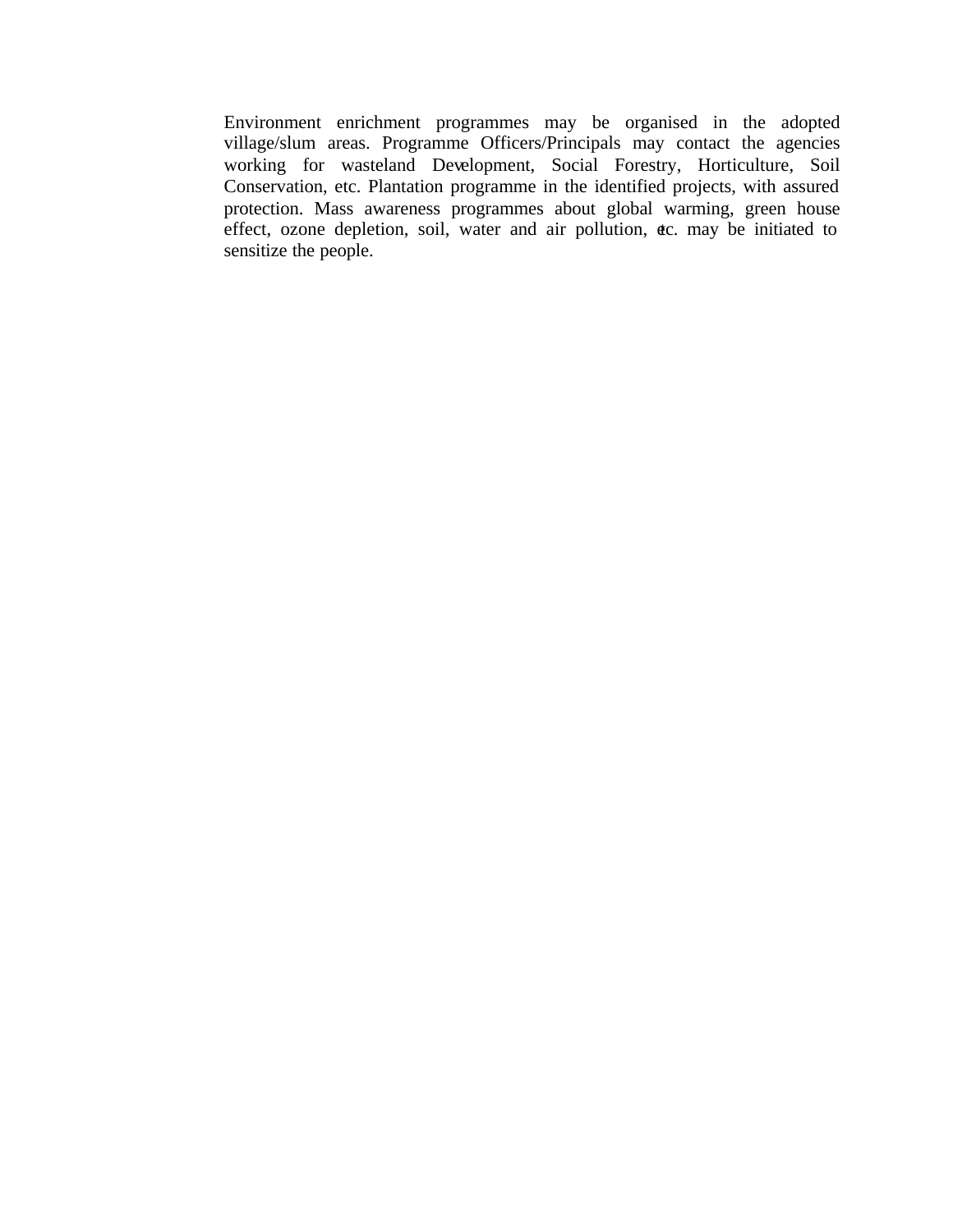Environment enrichment programmes may be organised in the adopted village/slum areas. Programme Officers/Principals may contact the agencies working for wasteland Development, Social Forestry, Horticulture, Soil Conservation, etc. Plantation programme in the identified projects, with assured protection. Mass awareness programmes about global warming, green house effect, ozone depletion, soil, water and air pollution, etc. may be initiated to sensitize the people.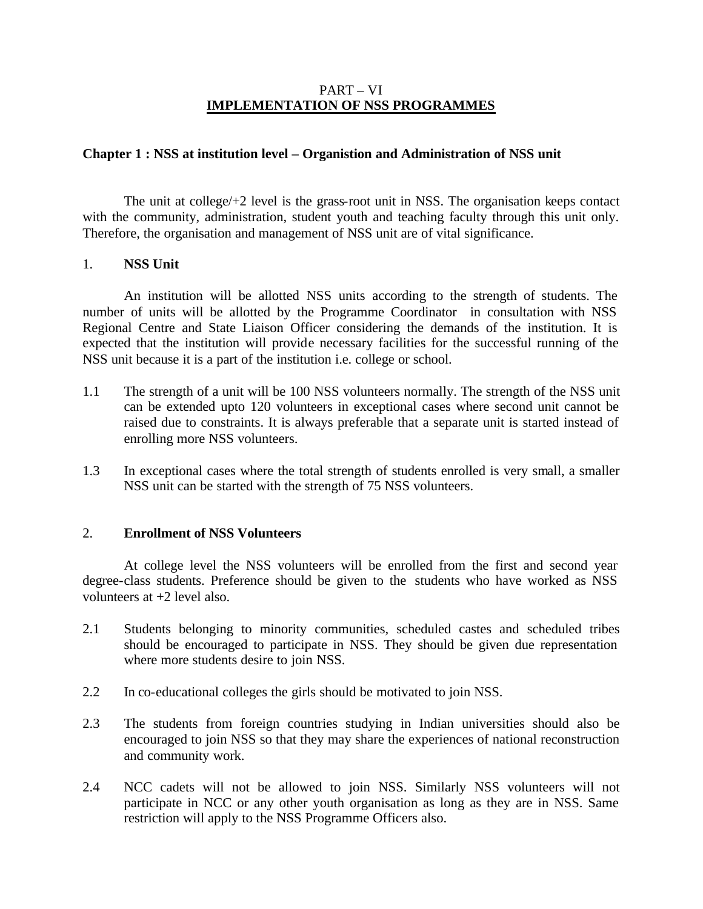# PART – VI
# IMPLEMENTATION OF NSS PROGRAMMES

## Chapter 1 : NSS at institution level – Organistion and Administration of NSS unit

The unit at college/+2 level is the grass-root unit in NSS. The organisation keeps contact with the community, administration, student youth and teaching faculty through this unit only. Therefore, the organisation and management of NSS unit are of vital significance.

### 1. NSS Unit

An institution will be allotted NSS units according to the strength of students. The number of units will be allotted by the Programme Coordinator in consultation with NSS Regional Centre and State Liaison Officer considering the demands of the institution. It is expected that the institution will provide necessary facilities for the successful running of the NSS unit because it is a part of the institution i.e. college or school.

1.1 The strength of a unit will be 100 NSS volunteers normally. The strength of the NSS unit can be extended upto 120 volunteers in exceptional cases where second unit cannot be raised due to constraints. It is always preferable that a separate unit is started instead of enrolling more NSS volunteers.

1.3 In exceptional cases where the total strength of students enrolled is very small, a smaller NSS unit can be started with the strength of 75 NSS volunteers.

### 2. Enrollment of NSS Volunteers

At college level the NSS volunteers will be enrolled from the first and second year degree-class students. Preference should be given to the students who have worked as NSS volunteers at +2 level also.

2.1 Students belonging to minority communities, scheduled castes and scheduled tribes should be encouraged to participate in NSS. They should be given due representation where more students desire to join NSS.

2.2 In co-educational colleges the girls should be motivated to join NSS.

2.3 The students from foreign countries studying in Indian universities should also be encouraged to join NSS so that they may share the experiences of national reconstruction and community work.

2.4 NCC cadets will not be allowed to join NSS. Similarly NSS volunteers will not participate in NCC or any other youth organisation as long as they are in NSS. Same restriction will apply to the NSS Programme Officers also.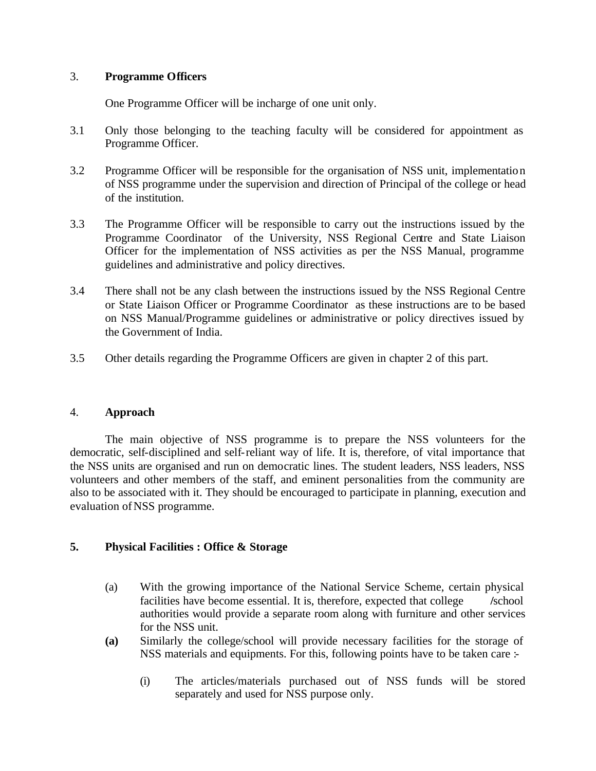3. **Programme Officers**

One Programme Officer will be incharge of one unit only.

3.1 Only those belonging to the teaching faculty will be considered for appointment as Programme Officer.

3.2 Programme Officer will be responsible for the organisation of NSS unit, implementation of NSS programme under the supervision and direction of Principal of the college or head of the institution.

3.3 The Programme Officer will be responsible to carry out the instructions issued by the Programme Coordinator of the University, NSS Regional Centre and State Liaison Officer for the implementation of NSS activities as per the NSS Manual, programme guidelines and administrative and policy directives.

3.4 There shall not be any clash between the instructions issued by the NSS Regional Centre or State Liaison Officer or Programme Coordinator as these instructions are to be based on NSS Manual/Programme guidelines or administrative or policy directives issued by the Government of India.

3.5 Other details regarding the Programme Officers are given in chapter 2 of this part.

4. **Approach**

The main objective of NSS programme is to prepare the NSS volunteers for the democratic, self-disciplined and self-reliant way of life. It is, therefore, of vital importance that the NSS units are organised and run on democratic lines. The student leaders, NSS leaders, NSS volunteers and other members of the staff, and eminent personalities from the community are also to be associated with it. They should be encouraged to participate in planning, execution and evaluation of NSS programme.

**5. Physical Facilities : Office & Storage**

(a) With the growing importance of the National Service Scheme, certain physical facilities have become essential. It is, therefore, expected that college /school authorities would provide a separate room along with furniture and other services for the NSS unit.

**(a)** Similarly the college/school will provide necessary facilities for the storage of NSS materials and equipments. For this, following points have to be taken care :-

(i) The articles/materials purchased out of NSS funds will be stored separately and used for NSS purpose only.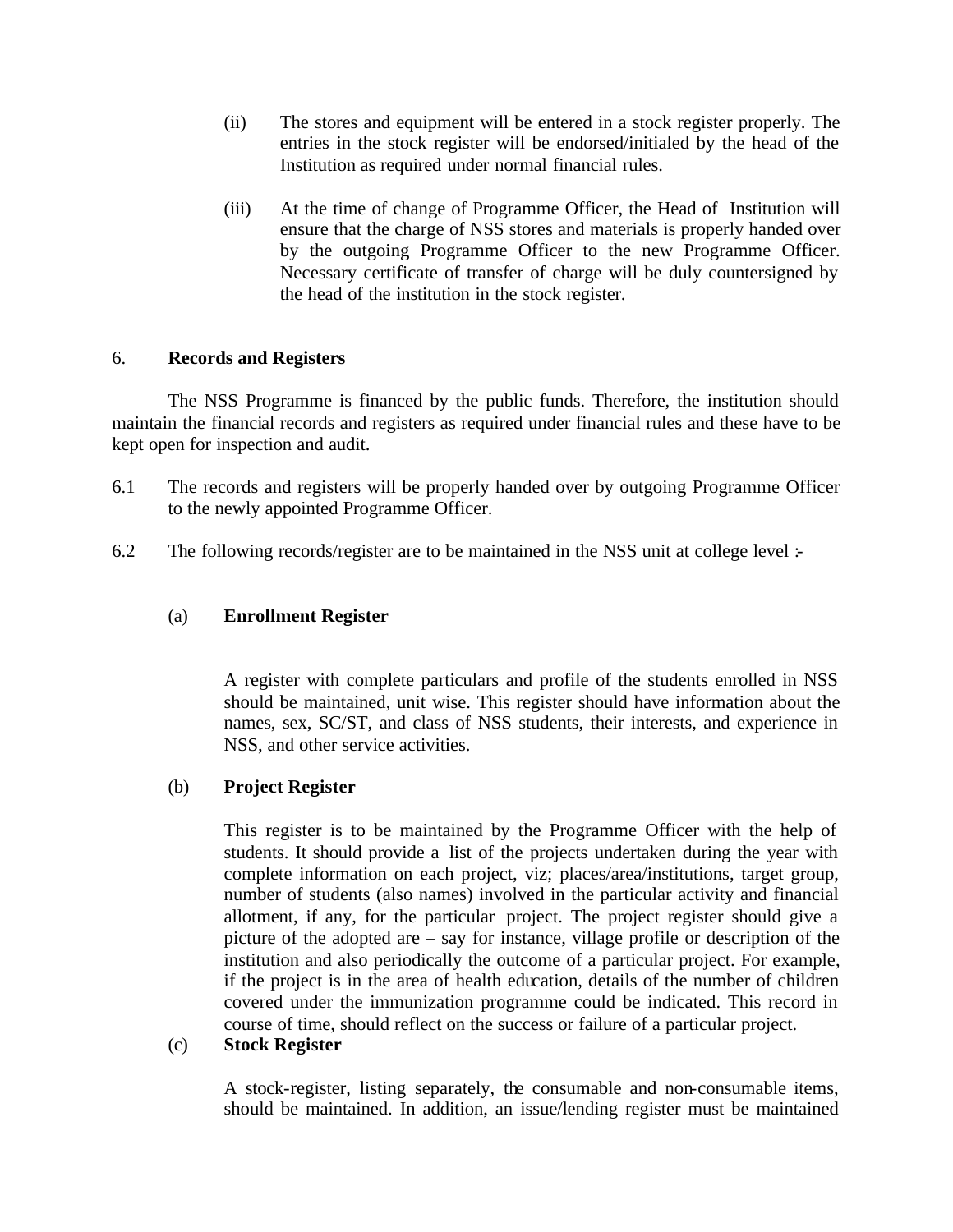(ii) The stores and equipment will be entered in a stock register properly. The entries in the stock register will be endorsed/initialed by the head of the Institution as required under normal financial rules.

(iii) At the time of change of Programme Officer, the Head of Institution will ensure that the charge of NSS stores and materials is properly handed over by the outgoing Programme Officer to the new Programme Officer. Necessary certificate of transfer of charge will be duly countersigned by the head of the institution in the stock register.

## 6. Records and Registers

The NSS Programme is financed by the public funds. Therefore, the institution should maintain the financial records and registers as required under financial rules and these have to be kept open for inspection and audit.

6.1 The records and registers will be properly handed over by outgoing Programme Officer to the newly appointed Programme Officer.

6.2 The following records/register are to be maintained in the NSS unit at college level :-

(a) **Enrollment Register**

A register with complete particulars and profile of the students enrolled in NSS should be maintained, unit wise. This register should have information about the names, sex, SC/ST, and class of NSS students, their interests, and experience in NSS, and other service activities.

(b) **Project Register**

This register is to be maintained by the Programme Officer with the help of students. It should provide a list of the projects undertaken during the year with complete information on each project, viz; places/area/institutions, target group, number of students (also names) involved in the particular activity and financial allotment, if any, for the particular project. The project register should give a picture of the adopted are – say for instance, village profile or description of the institution and also periodically the outcome of a particular project. For example, if the project is in the area of health education, details of the number of children covered under the immunization programme could be indicated. This record in course of time, should reflect on the success or failure of a particular project.

(c) **Stock Register**

A stock-register, listing separately, the consumable and non-consumable items, should be maintained. In addition, an issue/lending register must be maintained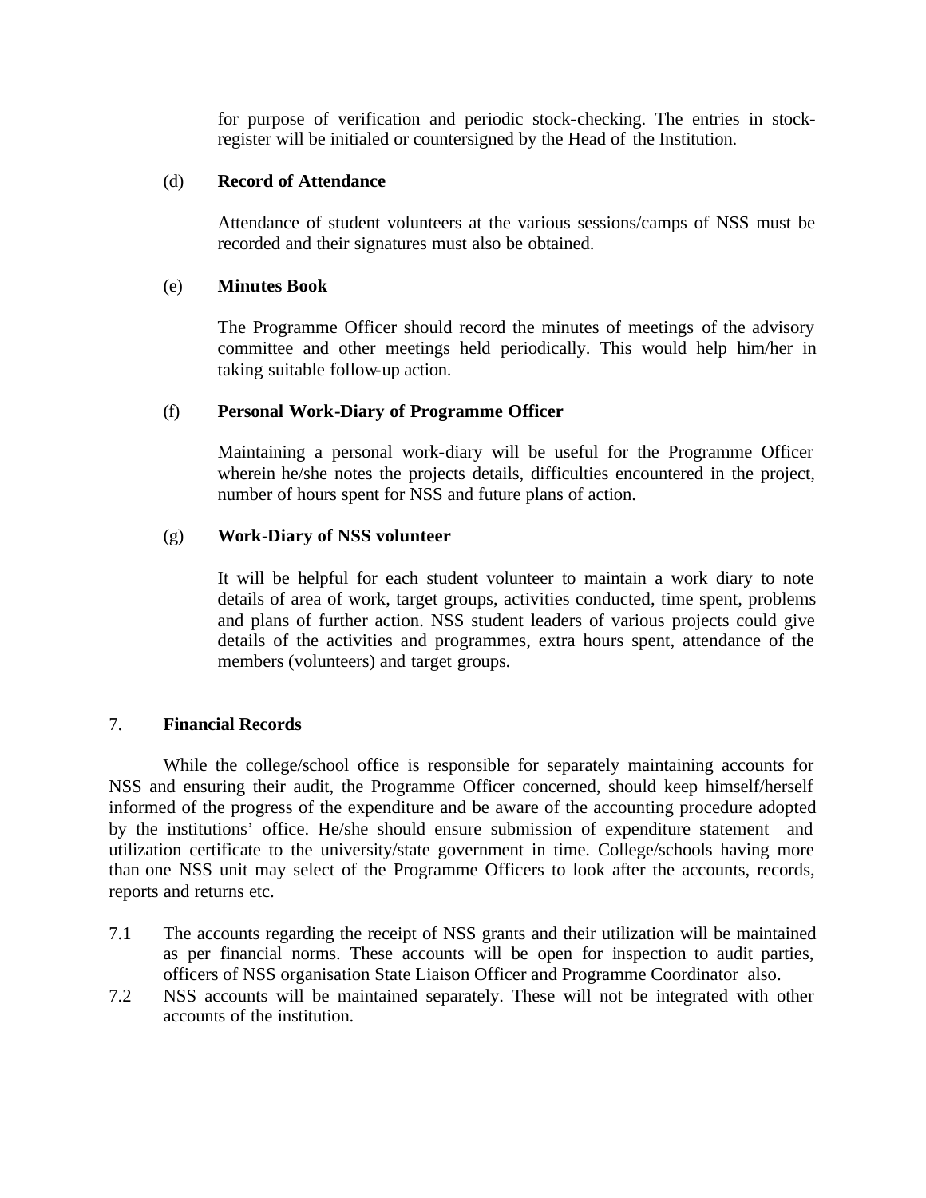for purpose of verification and periodic stock-checking. The entries in stock-register will be initialed or countersigned by the Head of the Institution.

(d) **Record of Attendance**

Attendance of student volunteers at the various sessions/camps of NSS must be recorded and their signatures must also be obtained.

(e) **Minutes Book**

The Programme Officer should record the minutes of meetings of the advisory committee and other meetings held periodically. This would help him/her in taking suitable follow-up action.

(f) **Personal Work-Diary of Programme Officer**

Maintaining a personal work-diary will be useful for the Programme Officer wherein he/she notes the projects details, difficulties encountered in the project, number of hours spent for NSS and future plans of action.

(g) **Work-Diary of NSS volunteer**

It will be helpful for each student volunteer to maintain a work diary to note details of area of work, target groups, activities conducted, time spent, problems and plans of further action. NSS student leaders of various projects could give details of the activities and programmes, extra hours spent, attendance of the members (volunteers) and target groups.

7. **Financial Records**

While the college/school office is responsible for separately maintaining accounts for NSS and ensuring their audit, the Programme Officer concerned, should keep himself/herself informed of the progress of the expenditure and be aware of the accounting procedure adopted by the institutions' office. He/she should ensure submission of expenditure statement and utilization certificate to the university/state government in time. College/schools having more than one NSS unit may select of the Programme Officers to look after the accounts, records, reports and returns etc.

7.1 The accounts regarding the receipt of NSS grants and their utilization will be maintained as per financial norms. These accounts will be open for inspection to audit parties, officers of NSS organisation State Liaison Officer and Programme Coordinator also.

7.2 NSS accounts will be maintained separately. These will not be integrated with other accounts of the institution.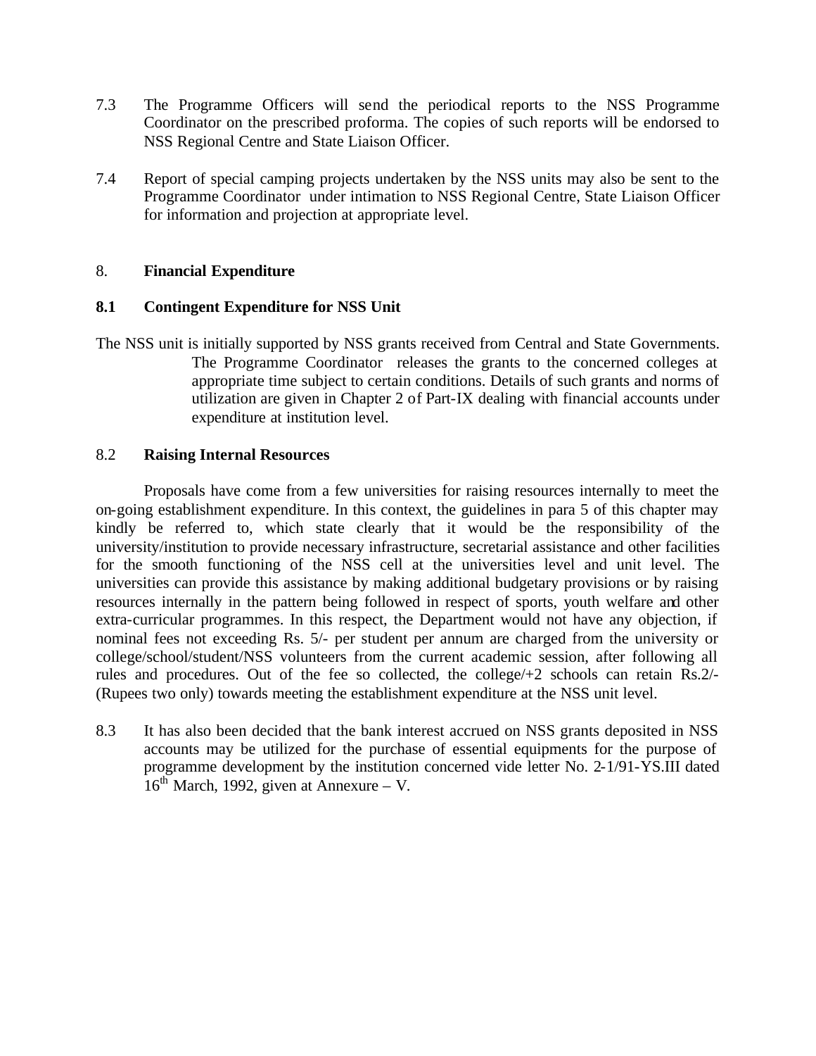7.3 The Programme Officers will send the periodical reports to the NSS Programme Coordinator on the prescribed proforma. The copies of such reports will be endorsed to NSS Regional Centre and State Liaison Officer.

7.4 Report of special camping projects undertaken by the NSS units may also be sent to the Programme Coordinator under intimation to NSS Regional Centre, State Liaison Officer for information and projection at appropriate level.

8. **Financial Expenditure**

**8.1 Contingent Expenditure for NSS Unit**

The NSS unit is initially supported by NSS grants received from Central and State Governments. The Programme Coordinator releases the grants to the concerned colleges at appropriate time subject to certain conditions. Details of such grants and norms of utilization are given in Chapter 2 of Part-IX dealing with financial accounts under expenditure at institution level.

8.2 **Raising Internal Resources**

Proposals have come from a few universities for raising resources internally to meet the on-going establishment expenditure. In this context, the guidelines in para 5 of this chapter may kindly be referred to, which state clearly that it would be the responsibility of the university/institution to provide necessary infrastructure, secretarial assistance and other facilities for the smooth functioning of the NSS cell at the universities level and unit level. The universities can provide this assistance by making additional budgetary provisions or by raising resources internally in the pattern being followed in respect of sports, youth welfare and other extra-curricular programmes. In this respect, the Department would not have any objection, if nominal fees not exceeding Rs. 5/- per student per annum are charged from the university or college/school/student/NSS volunteers from the current academic session, after following all rules and procedures. Out of the fee so collected, the college/+2 schools can retain Rs.2/- (Rupees two only) towards meeting the establishment expenditure at the NSS unit level.

8.3 It has also been decided that the bank interest accrued on NSS grants deposited in NSS accounts may be utilized for the purchase of essential equipments for the purpose of programme development by the institution concerned vide letter No. 2-1/91-YS.III dated 16th March, 1992, given at Annexure – V.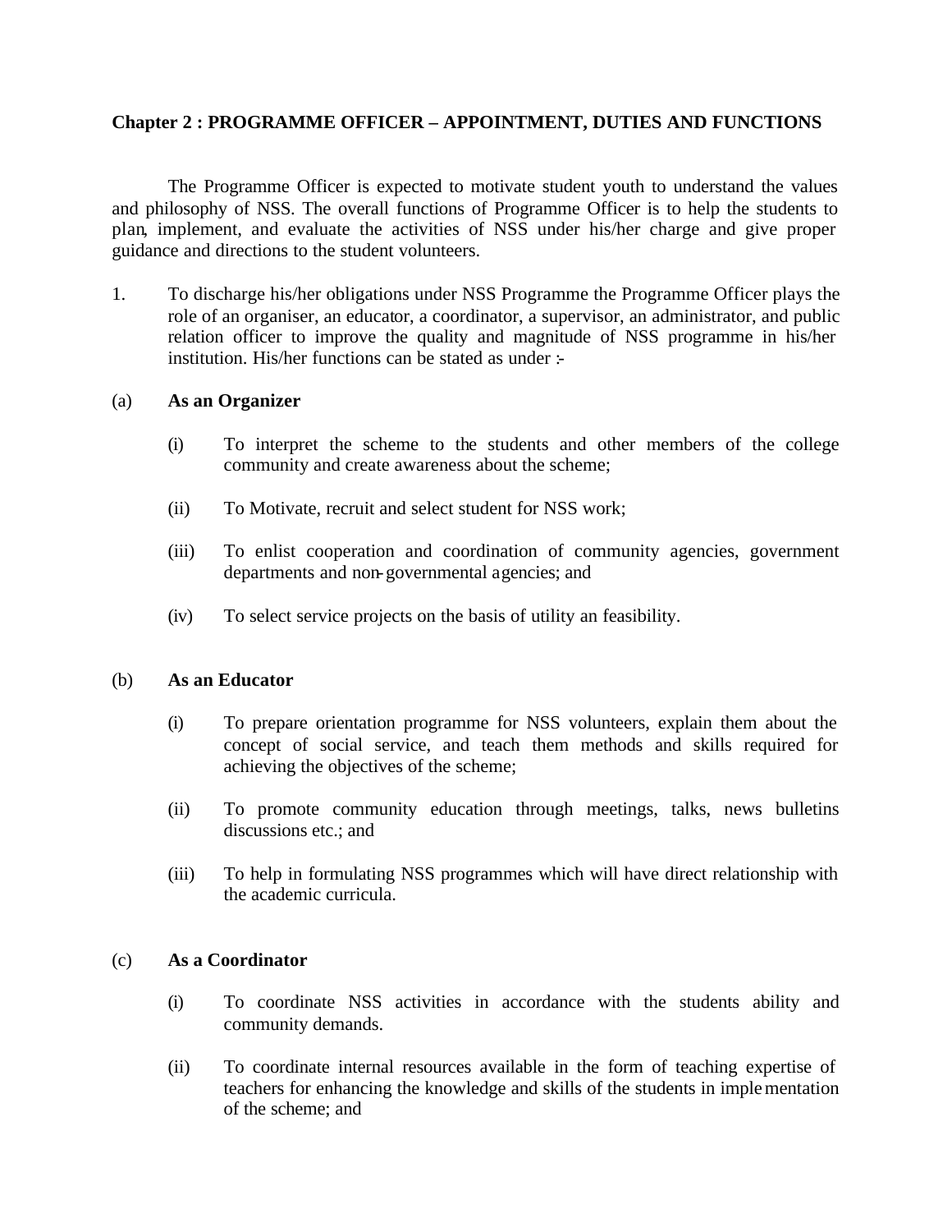## Chapter 2 : PROGRAMME OFFICER – APPOINTMENT, DUTIES AND FUNCTIONS

The Programme Officer is expected to motivate student youth to understand the values and philosophy of NSS. The overall functions of Programme Officer is to help the students to plan, implement, and evaluate the activities of NSS under his/her charge and give proper guidance and directions to the student volunteers.

1. To discharge his/her obligations under NSS Programme the Programme Officer plays the role of an organiser, an educator, a coordinator, a supervisor, an administrator, and public relation officer to improve the quality and magnitude of NSS programme in his/her institution. His/her functions can be stated as under :-

(a) **As an Organizer**

(i) To interpret the scheme to the students and other members of the college community and create awareness about the scheme;

(ii) To Motivate, recruit and select student for NSS work;

(iii) To enlist cooperation and coordination of community agencies, government departments and non-governmental agencies; and

(iv) To select service projects on the basis of utility an feasibility.

(b) **As an Educator**

(i) To prepare orientation programme for NSS volunteers, explain them about the concept of social service, and teach them methods and skills required for achieving the objectives of the scheme;

(ii) To promote community education through meetings, talks, news bulletins discussions etc.; and

(iii) To help in formulating NSS programmes which will have direct relationship with the academic curricula.

(c) **As a Coordinator**

(i) To coordinate NSS activities in accordance with the students ability and community demands.

(ii) To coordinate internal resources available in the form of teaching expertise of teachers for enhancing the knowledge and skills of the students in implementation of the scheme; and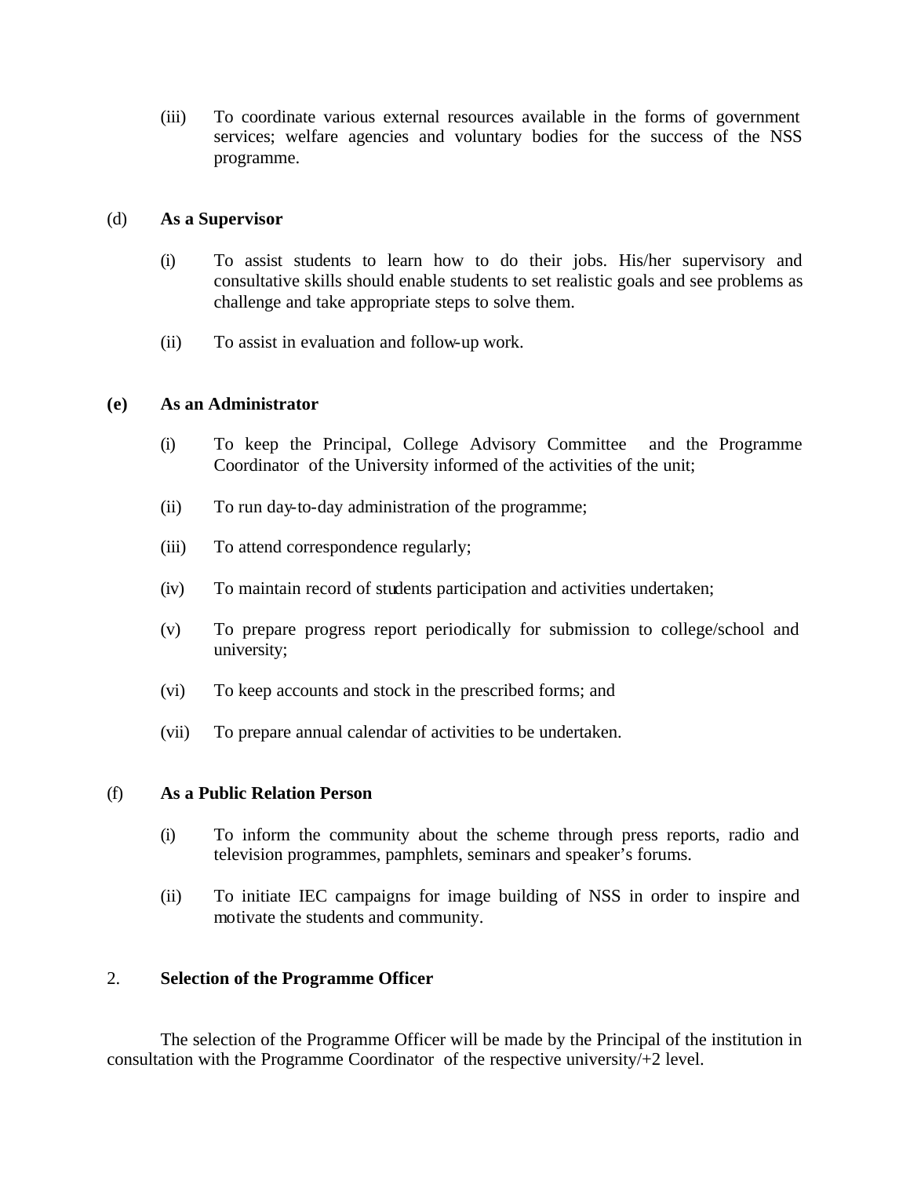(iii) To coordinate various external resources available in the forms of government services; welfare agencies and voluntary bodies for the success of the NSS programme.

(d) **As a Supervisor**

(i) To assist students to learn how to do their jobs. His/her supervisory and consultative skills should enable students to set realistic goals and see problems as challenge and take appropriate steps to solve them.

(ii) To assist in evaluation and follow-up work.

**(e) As an Administrator**

(i) To keep the Principal, College Advisory Committee and the Programme Coordinator of the University informed of the activities of the unit;

(ii) To run day-to-day administration of the programme;

(iii) To attend correspondence regularly;

(iv) To maintain record of students participation and activities undertaken;

(v) To prepare progress report periodically for submission to college/school and university;

(vi) To keep accounts and stock in the prescribed forms; and

(vii) To prepare annual calendar of activities to be undertaken.

(f) **As a Public Relation Person**

(i) To inform the community about the scheme through press reports, radio and television programmes, pamphlets, seminars and speaker's forums.

(ii) To initiate IEC campaigns for image building of NSS in order to inspire and motivate the students and community.

2. **Selection of the Programme Officer**

The selection of the Programme Officer will be made by the Principal of the institution in consultation with the Programme Coordinator of the respective university/+2 level.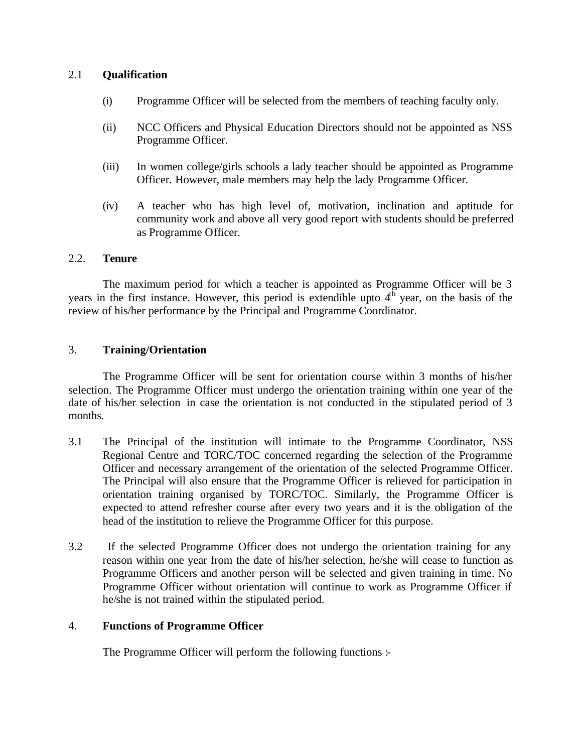### 2.1 Qualification

(i) Programme Officer will be selected from the members of teaching faculty only.

(ii) NCC Officers and Physical Education Directors should not be appointed as NSS Programme Officer.

(iii) In women college/girls schools a lady teacher should be appointed as Programme Officer. However, male members may help the lady Programme Officer.

(iv) A teacher who has high level of, motivation, inclination and aptitude for community work and above all very good report with students should be preferred as Programme Officer.

### 2.2. Tenure

The maximum period for which a teacher is appointed as Programme Officer will be 3 years in the first instance. However, this period is extendible upto 4th year, on the basis of the review of his/her performance by the Principal and Programme Coordinator.

## 3. Training/Orientation

The Programme Officer will be sent for orientation course within 3 months of his/her selection. The Programme Officer must undergo the orientation training within one year of the date of his/her selection in case the orientation is not conducted in the stipulated period of 3 months.

3.1 The Principal of the institution will intimate to the Programme Coordinator, NSS Regional Centre and TORC/TOC concerned regarding the selection of the Programme Officer and necessary arrangement of the orientation of the selected Programme Officer. The Principal will also ensure that the Programme Officer is relieved for participation in orientation training organised by TORC/TOC. Similarly, the Programme Officer is expected to attend refresher course after every two years and it is the obligation of the head of the institution to relieve the Programme Officer for this purpose.

3.2 If the selected Programme Officer does not undergo the orientation training for any reason within one year from the date of his/her selection, he/she will cease to function as Programme Officers and another person will be selected and given training in time. No Programme Officer without orientation will continue to work as Programme Officer if he/she is not trained within the stipulated period.

## 4. Functions of Programme Officer

The Programme Officer will perform the following functions :-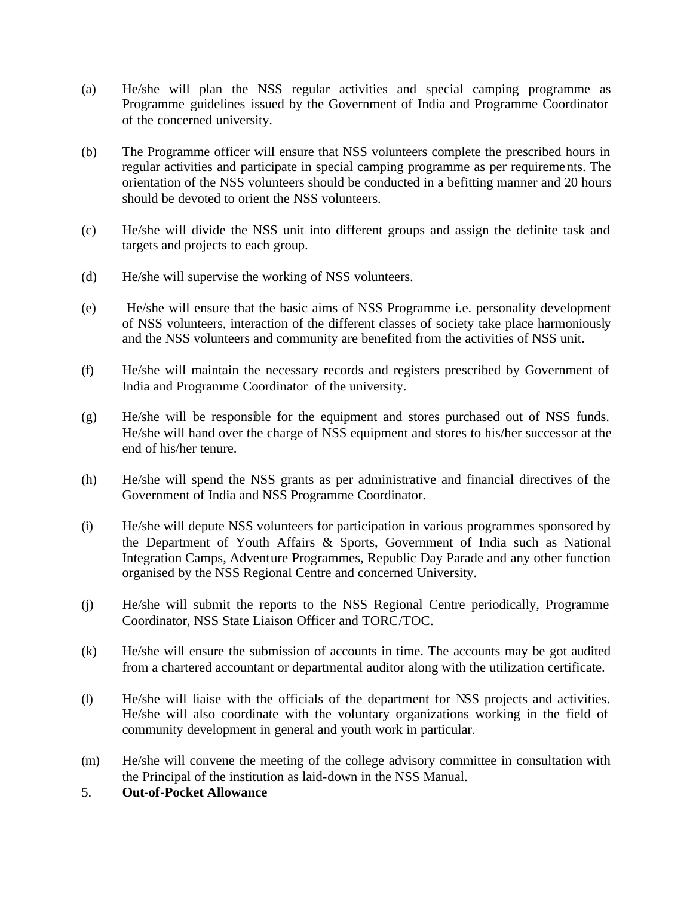(a) He/she will plan the NSS regular activities and special camping programme as Programme guidelines issued by the Government of India and Programme Coordinator of the concerned university.

(b) The Programme officer will ensure that NSS volunteers complete the prescribed hours in regular activities and participate in special camping programme as per requirements. The orientation of the NSS volunteers should be conducted in a befitting manner and 20 hours should be devoted to orient the NSS volunteers.

(c) He/she will divide the NSS unit into different groups and assign the definite task and targets and projects to each group.

(d) He/she will supervise the working of NSS volunteers.

(e) He/she will ensure that the basic aims of NSS Programme i.e. personality development of NSS volunteers, interaction of the different classes of society take place harmoniously and the NSS volunteers and community are benefited from the activities of NSS unit.

(f) He/she will maintain the necessary records and registers prescribed by Government of India and Programme Coordinator of the university.

(g) He/she will be responsible for the equipment and stores purchased out of NSS funds. He/she will hand over the charge of NSS equipment and stores to his/her successor at the end of his/her tenure.

(h) He/she will spend the NSS grants as per administrative and financial directives of the Government of India and NSS Programme Coordinator.

(i) He/she will depute NSS volunteers for participation in various programmes sponsored by the Department of Youth Affairs & Sports, Government of India such as National Integration Camps, Adventure Programmes, Republic Day Parade and any other function organised by the NSS Regional Centre and concerned University.

(j) He/she will submit the reports to the NSS Regional Centre periodically, Programme Coordinator, NSS State Liaison Officer and TORC/TOC.

(k) He/she will ensure the submission of accounts in time. The accounts may be got audited from a chartered accountant or departmental auditor along with the utilization certificate.

(l) He/she will liaise with the officials of the department for NSS projects and activities. He/she will also coordinate with the voluntary organizations working in the field of community development in general and youth work in particular.

(m) He/she will convene the meeting of the college advisory committee in consultation with the Principal of the institution as laid-down in the NSS Manual.

5. **Out-of-Pocket Allowance**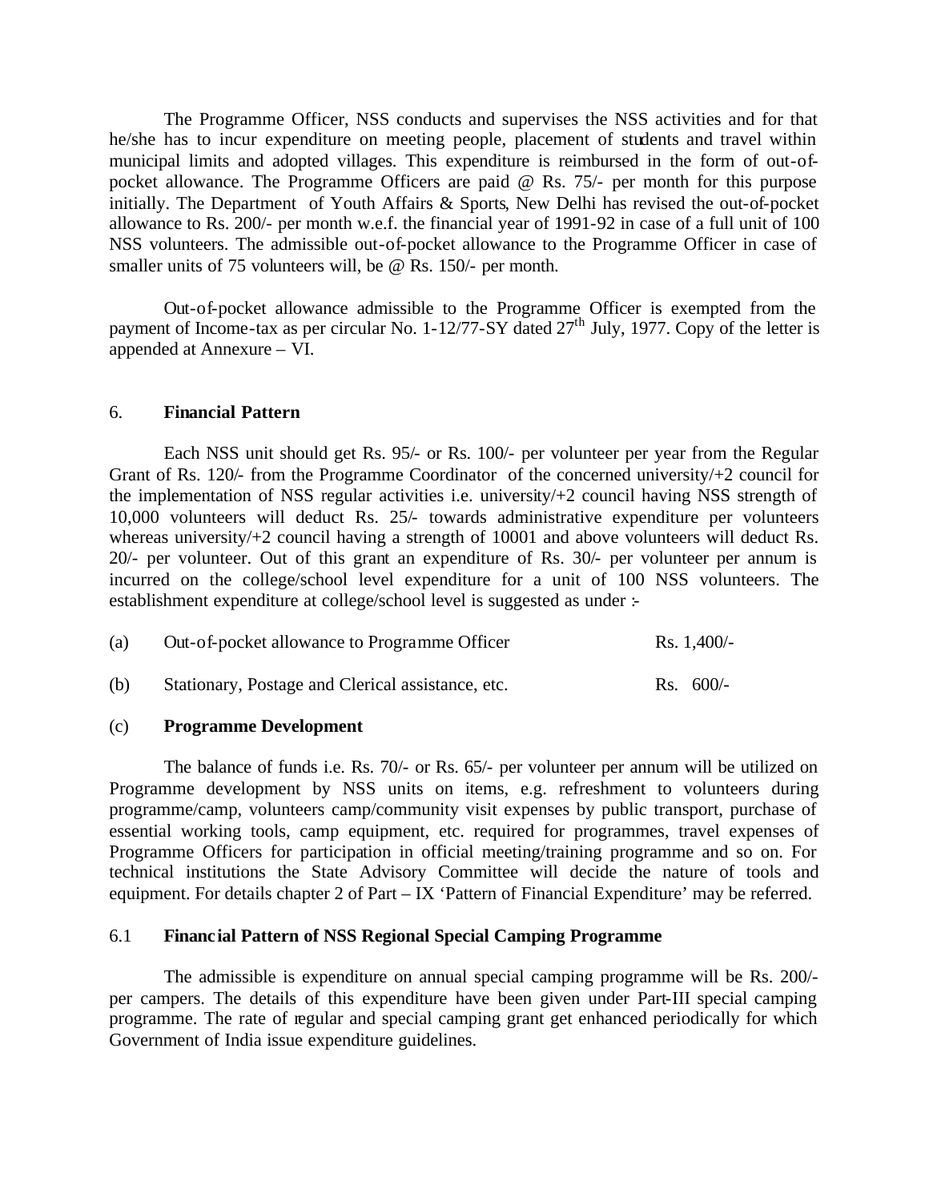The Programme Officer, NSS conducts and supervises the NSS activities and for that he/she has to incur expenditure on meeting people, placement of students and travel within municipal limits and adopted villages. This expenditure is reimbursed in the form of out-of-pocket allowance. The Programme Officers are paid @ Rs. 75/- per month for this purpose initially. The Department of Youth Affairs & Sports, New Delhi has revised the out-of-pocket allowance to Rs. 200/- per month w.e.f. the financial year of 1991-92 in case of a full unit of 100 NSS volunteers. The admissible out-of-pocket allowance to the Programme Officer in case of smaller units of 75 volunteers will, be @ Rs. 150/- per month.

Out-of-pocket allowance admissible to the Programme Officer is exempted from the payment of Income-tax as per circular No. 1-12/77-SY dated 27th July, 1977. Copy of the letter is appended at Annexure – VI.

## 6. **Financial Pattern**

Each NSS unit should get Rs. 95/- or Rs. 100/- per volunteer per year from the Regular Grant of Rs. 120/- from the Programme Coordinator of the concerned university/+2 council for the implementation of NSS regular activities i.e. university/+2 council having NSS strength of 10,000 volunteers will deduct Rs. 25/- towards administrative expenditure per volunteers whereas university/+2 council having a strength of 10001 and above volunteers will deduct Rs. 20/- per volunteer. Out of this grant an expenditure of Rs. 30/- per volunteer per annum is incurred on the college/school level expenditure for a unit of 100 NSS volunteers. The establishment expenditure at college/school level is suggested as under :-

| | | |
|---|---|---|
| (a) | Out-of-pocket allowance to Programme Officer | Rs. 1,400/- |
| (b) | Stationary, Postage and Clerical assistance, etc. | Rs. 600/- |

(c) **Programme Development**

The balance of funds i.e. Rs. 70/- or Rs. 65/- per volunteer per annum will be utilized on Programme development by NSS units on items, e.g. refreshment to volunteers during programme/camp, volunteers camp/community visit expenses by public transport, purchase of essential working tools, camp equipment, etc. required for programmes, travel expenses of Programme Officers for participation in official meeting/training programme and so on. For technical institutions the State Advisory Committee will decide the nature of tools and equipment. For details chapter 2 of Part – IX 'Pattern of Financial Expenditure' may be referred.

## 6.1 **Financial Pattern of NSS Regional Special Camping Programme**

The admissible is expenditure on annual special camping programme will be Rs. 200/- per campers. The details of this expenditure have been given under Part-III special camping programme. The rate of regular and special camping grant get enhanced periodically for which Government of India issue expenditure guidelines.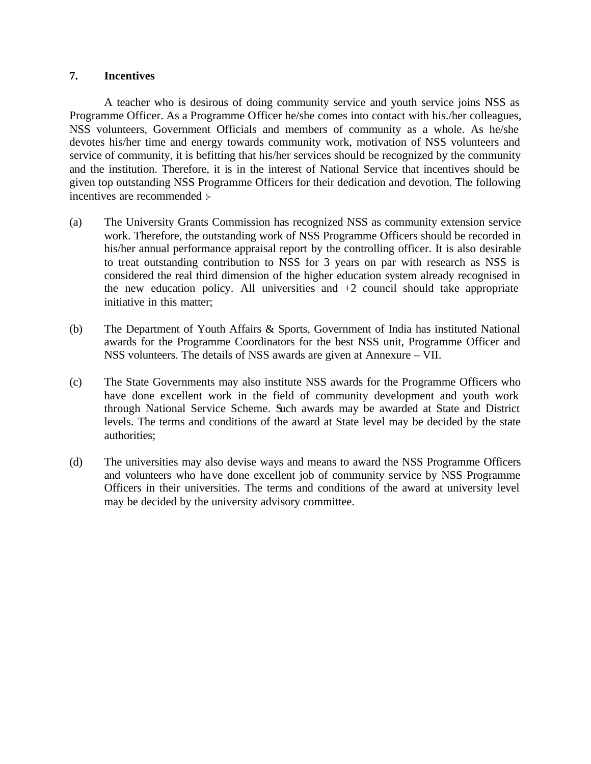## 7. Incentives

A teacher who is desirous of doing community service and youth service joins NSS as Programme Officer. As a Programme Officer he/she comes into contact with his./her colleagues, NSS volunteers, Government Officials and members of community as a whole. As he/she devotes his/her time and energy towards community work, motivation of NSS volunteers and service of community, it is befitting that his/her services should be recognized by the community and the institution. Therefore, it is in the interest of National Service that incentives should be given top outstanding NSS Programme Officers for their dedication and devotion. The following incentives are recommended :-

(a) The University Grants Commission has recognized NSS as community extension service work. Therefore, the outstanding work of NSS Programme Officers should be recorded in his/her annual performance appraisal report by the controlling officer. It is also desirable to treat outstanding contribution to NSS for 3 years on par with research as NSS is considered the real third dimension of the higher education system already recognised in the new education policy. All universities and +2 council should take appropriate initiative in this matter;

(b) The Department of Youth Affairs & Sports, Government of India has instituted National awards for the Programme Coordinators for the best NSS unit, Programme Officer and NSS volunteers. The details of NSS awards are given at Annexure – VII.

(c) The State Governments may also institute NSS awards for the Programme Officers who have done excellent work in the field of community development and youth work through National Service Scheme. Such awards may be awarded at State and District levels. The terms and conditions of the award at State level may be decided by the state authorities;

(d) The universities may also devise ways and means to award the NSS Programme Officers and volunteers who have done excellent job of community service by NSS Programme Officers in their universities. The terms and conditions of the award at university level may be decided by the university advisory committee.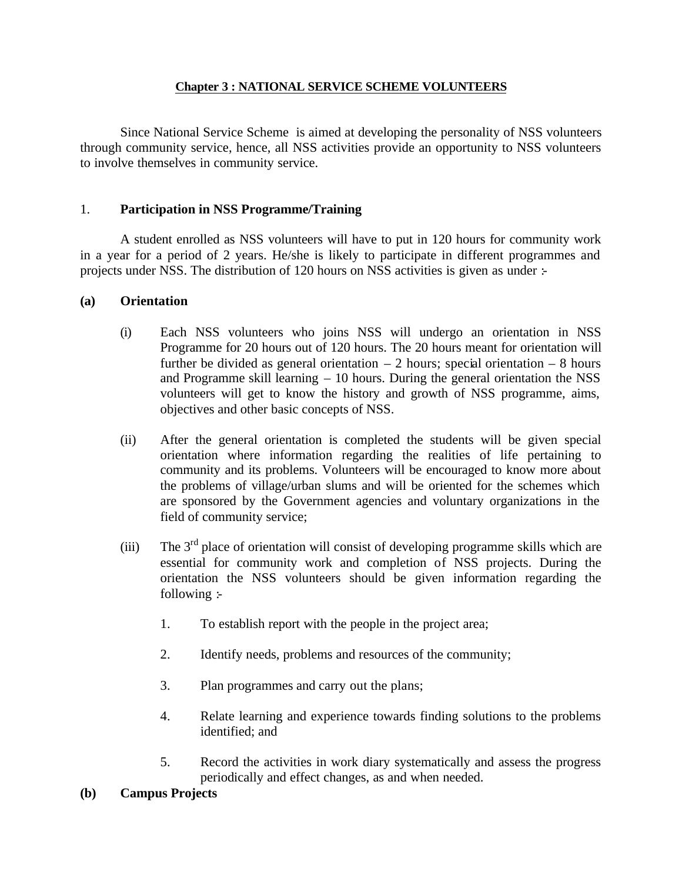# Chapter 3 : NATIONAL SERVICE SCHEME VOLUNTEERS

Since National Service Scheme is aimed at developing the personality of NSS volunteers through community service, hence, all NSS activities provide an opportunity to NSS volunteers to involve themselves in community service.

## 1. Participation in NSS Programme/Training

A student enrolled as NSS volunteers will have to put in 120 hours for community work in a year for a period of 2 years. He/she is likely to participate in different programmes and projects under NSS. The distribution of 120 hours on NSS activities is given as under :-

### (a) Orientation

(i) Each NSS volunteers who joins NSS will undergo an orientation in NSS Programme for 20 hours out of 120 hours. The 20 hours meant for orientation will further be divided as general orientation – 2 hours; special orientation – 8 hours and Programme skill learning – 10 hours. During the general orientation the NSS volunteers will get to know the history and growth of NSS programme, aims, objectives and other basic concepts of NSS.

(ii) After the general orientation is completed the students will be given special orientation where information regarding the realities of life pertaining to community and its problems. Volunteers will be encouraged to know more about the problems of village/urban slums and will be oriented for the schemes which are sponsored by the Government agencies and voluntary organizations in the field of community service;

(iii) The 3rd place of orientation will consist of developing programme skills which are essential for community work and completion of NSS projects. During the orientation the NSS volunteers should be given information regarding the following :-

1. To establish report with the people in the project area;
2. Identify needs, problems and resources of the community;
3. Plan programmes and carry out the plans;
4. Relate learning and experience towards finding solutions to the problems identified; and
5. Record the activities in work diary systematically and assess the progress periodically and effect changes, as and when needed.

### (b) Campus Projects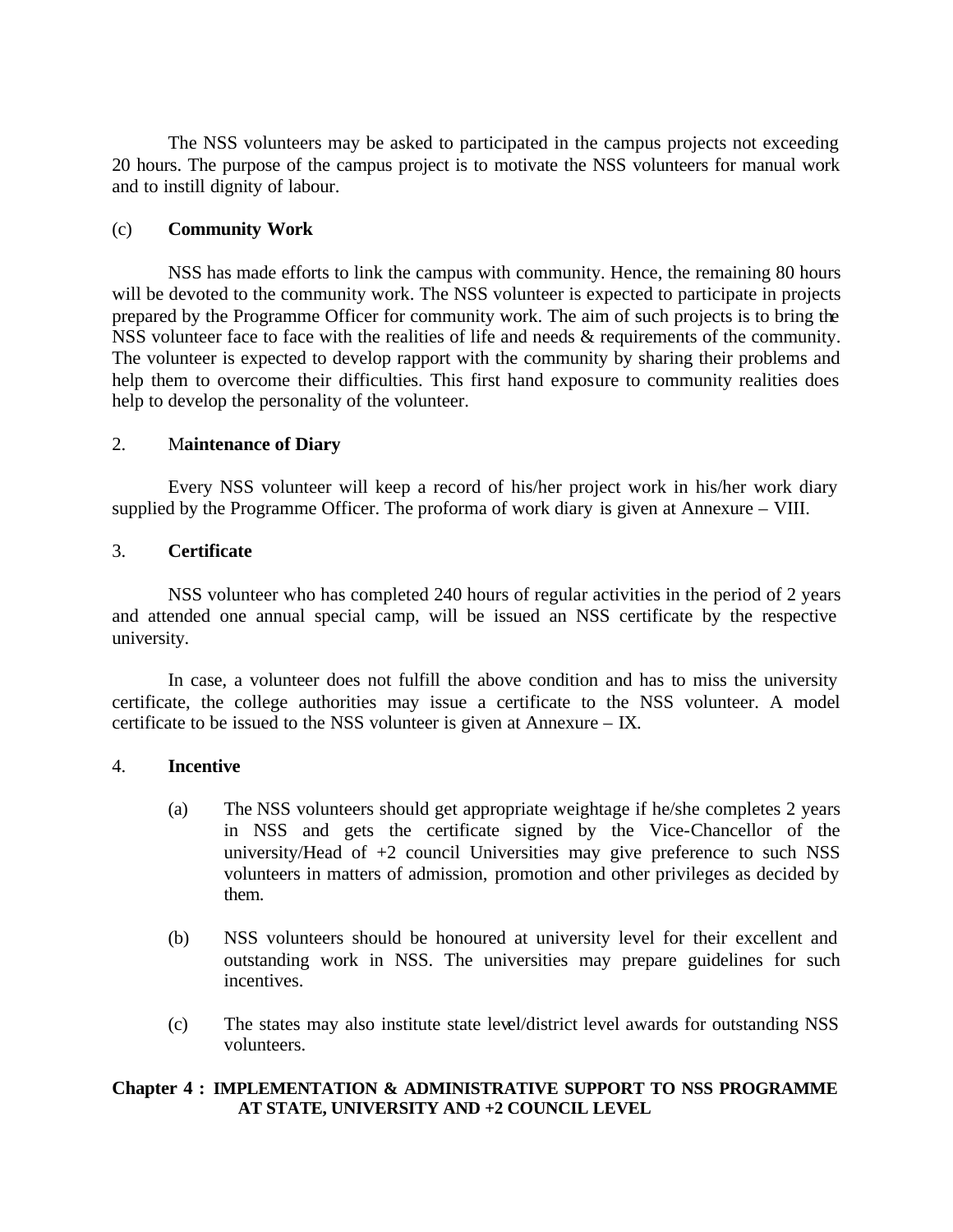The NSS volunteers may be asked to participated in the campus projects not exceeding 20 hours. The purpose of the campus project is to motivate the NSS volunteers for manual work and to instill dignity of labour.

(c) **Community Work**

NSS has made efforts to link the campus with community. Hence, the remaining 80 hours will be devoted to the community work. The NSS volunteer is expected to participate in projects prepared by the Programme Officer for community work. The aim of such projects is to bring the NSS volunteer face to face with the realities of life and needs & requirements of the community. The volunteer is expected to develop rapport with the community by sharing their problems and help them to overcome their difficulties. This first hand exposure to community realities does help to develop the personality of the volunteer.

2. **Maintenance of Diary**

Every NSS volunteer will keep a record of his/her project work in his/her work diary supplied by the Programme Officer. The proforma of work diary is given at Annexure – VIII.

3. **Certificate**

NSS volunteer who has completed 240 hours of regular activities in the period of 2 years and attended one annual special camp, will be issued an NSS certificate by the respective university.

In case, a volunteer does not fulfill the above condition and has to miss the university certificate, the college authorities may issue a certificate to the NSS volunteer. A model certificate to be issued to the NSS volunteer is given at Annexure – IX.

4. **Incentive**

(a) The NSS volunteers should get appropriate weightage if he/she completes 2 years in NSS and gets the certificate signed by the Vice-Chancellor of the university/Head of +2 council Universities may give preference to such NSS volunteers in matters of admission, promotion and other privileges as decided by them.

(b) NSS volunteers should be honoured at university level for their excellent and outstanding work in NSS. The universities may prepare guidelines for such incentives.

(c) The states may also institute state level/district level awards for outstanding NSS volunteers.

## Chapter 4 : IMPLEMENTATION & ADMINISTRATIVE SUPPORT TO NSS PROGRAMME AT STATE, UNIVERSITY AND +2 COUNCIL LEVEL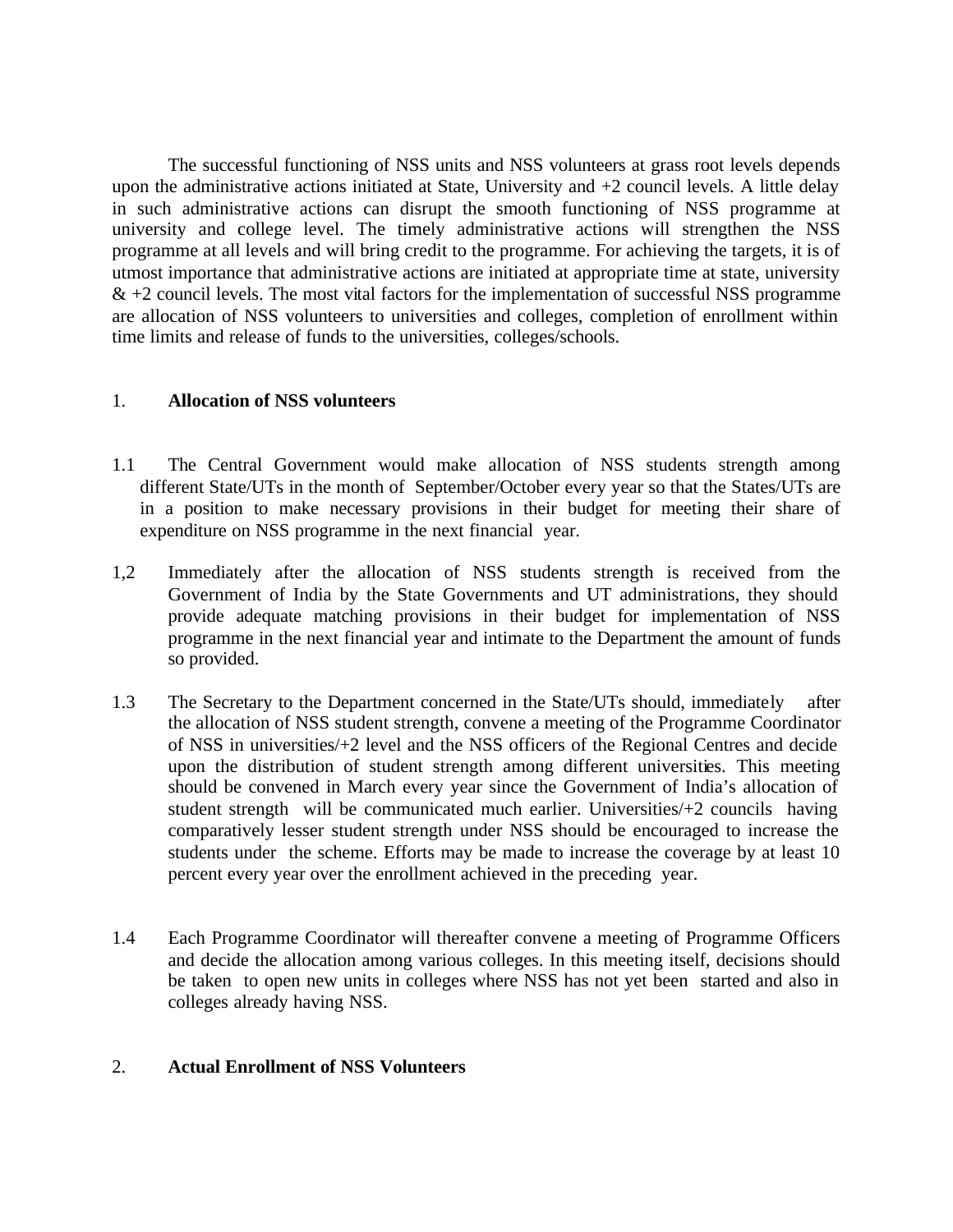The successful functioning of NSS units and NSS volunteers at grass root levels depends upon the administrative actions initiated at State, University and +2 council levels. A little delay in such administrative actions can disrupt the smooth functioning of NSS programme at university and college level. The timely administrative actions will strengthen the NSS programme at all levels and will bring credit to the programme. For achieving the targets, it is of utmost importance that administrative actions are initiated at appropriate time at state, university & +2 council levels. The most vital factors for the implementation of successful NSS programme are allocation of NSS volunteers to universities and colleges, completion of enrollment within time limits and release of funds to the universities, colleges/schools.

1. **Allocation of NSS volunteers**

1.1 The Central Government would make allocation of NSS students strength among different State/UTs in the month of September/October every year so that the States/UTs are in a position to make necessary provisions in their budget for meeting their share of expenditure on NSS programme in the next financial year.

1,2 Immediately after the allocation of NSS students strength is received from the Government of India by the State Governments and UT administrations, they should provide adequate matching provisions in their budget for implementation of NSS programme in the next financial year and intimate to the Department the amount of funds so provided.

1.3 The Secretary to the Department concerned in the State/UTs should, immediately after the allocation of NSS student strength, convene a meeting of the Programme Coordinator of NSS in universities/+2 level and the NSS officers of the Regional Centres and decide upon the distribution of student strength among different universities. This meeting should be convened in March every year since the Government of India's allocation of student strength will be communicated much earlier. Universities/+2 councils having comparatively lesser student strength under NSS should be encouraged to increase the students under the scheme. Efforts may be made to increase the coverage by at least 10 percent every year over the enrollment achieved in the preceding year.

1.4 Each Programme Coordinator will thereafter convene a meeting of Programme Officers and decide the allocation among various colleges. In this meeting itself, decisions should be taken to open new units in colleges where NSS has not yet been started and also in colleges already having NSS.

2. **Actual Enrollment of NSS Volunteers**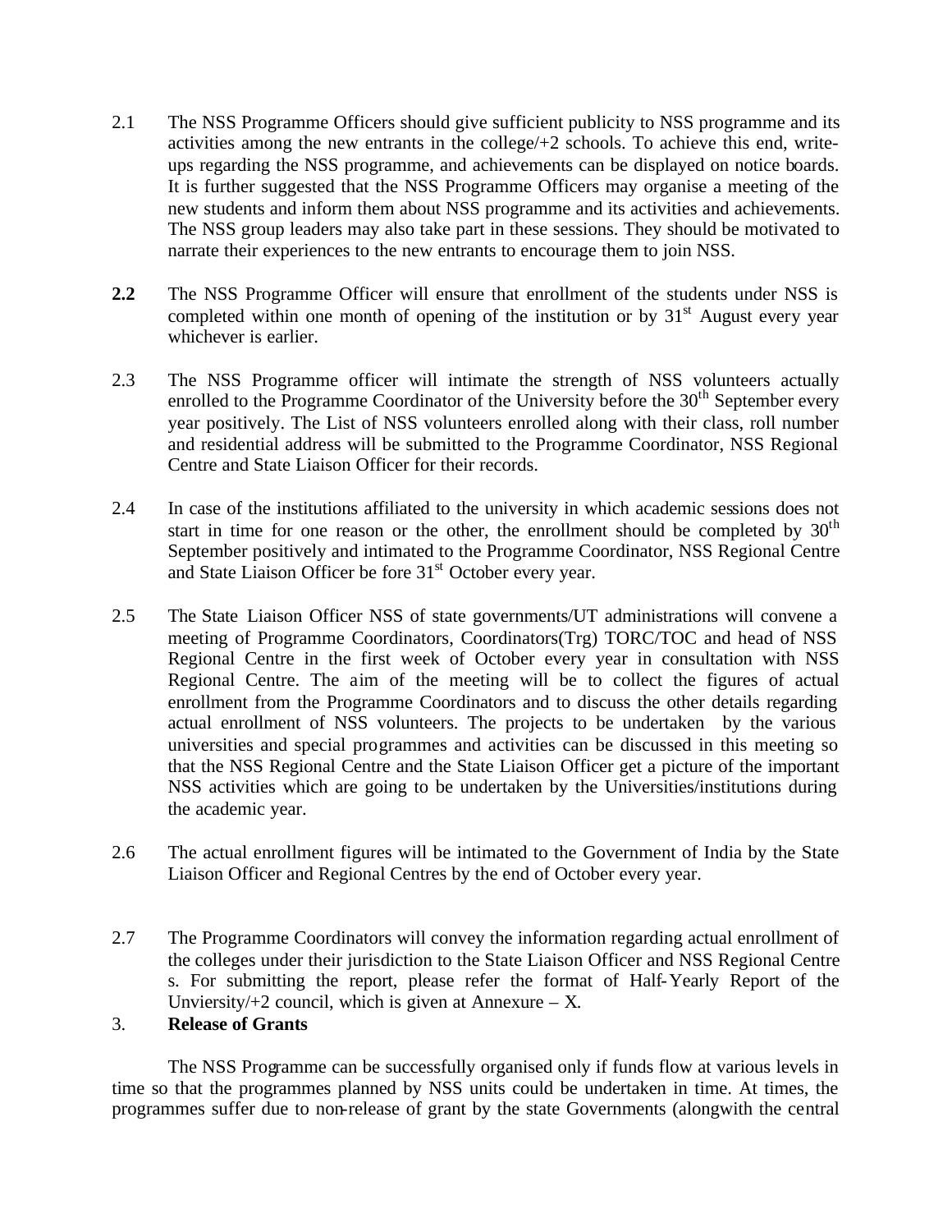2.1 The NSS Programme Officers should give sufficient publicity to NSS programme and its activities among the new entrants in the college/+2 schools. To achieve this end, write-ups regarding the NSS programme, and achievements can be displayed on notice boards. It is further suggested that the NSS Programme Officers may organise a meeting of the new students and inform them about NSS programme and its activities and achievements. The NSS group leaders may also take part in these sessions. They should be motivated to narrate their experiences to the new entrants to encourage them to join NSS.

**2.2** The NSS Programme Officer will ensure that enrollment of the students under NSS is completed within one month of opening of the institution or by 31st August every year whichever is earlier.

2.3 The NSS Programme officer will intimate the strength of NSS volunteers actually enrolled to the Programme Coordinator of the University before the 30th September every year positively. The List of NSS volunteers enrolled along with their class, roll number and residential address will be submitted to the Programme Coordinator, NSS Regional Centre and State Liaison Officer for their records.

2.4 In case of the institutions affiliated to the university in which academic sessions does not start in time for one reason or the other, the enrollment should be completed by 30th September positively and intimated to the Programme Coordinator, NSS Regional Centre and State Liaison Officer be fore 31st October every year.

2.5 The State Liaison Officer NSS of state governments/UT administrations will convene a meeting of Programme Coordinators, Coordinators(Trg) TORC/TOC and head of NSS Regional Centre in the first week of October every year in consultation with NSS Regional Centre. The aim of the meeting will be to collect the figures of actual enrollment from the Programme Coordinators and to discuss the other details regarding actual enrollment of NSS volunteers. The projects to be undertaken by the various universities and special programmes and activities can be discussed in this meeting so that the NSS Regional Centre and the State Liaison Officer get a picture of the important NSS activities which are going to be undertaken by the Universities/institutions during the academic year.

2.6 The actual enrollment figures will be intimated to the Government of India by the State Liaison Officer and Regional Centres by the end of October every year.

2.7 The Programme Coordinators will convey the information regarding actual enrollment of the colleges under their jurisdiction to the State Liaison Officer and NSS Regional Centre s. For submitting the report, please refer the format of Half-Yearly Report of the Unviersity/+2 council, which is given at Annexure – X.

3. **Release of Grants**

The NSS Programme can be successfully organised only if funds flow at various levels in time so that the programmes planned by NSS units could be undertaken in time. At times, the programmes suffer due to non-release of grant by the state Governments (alongwith the central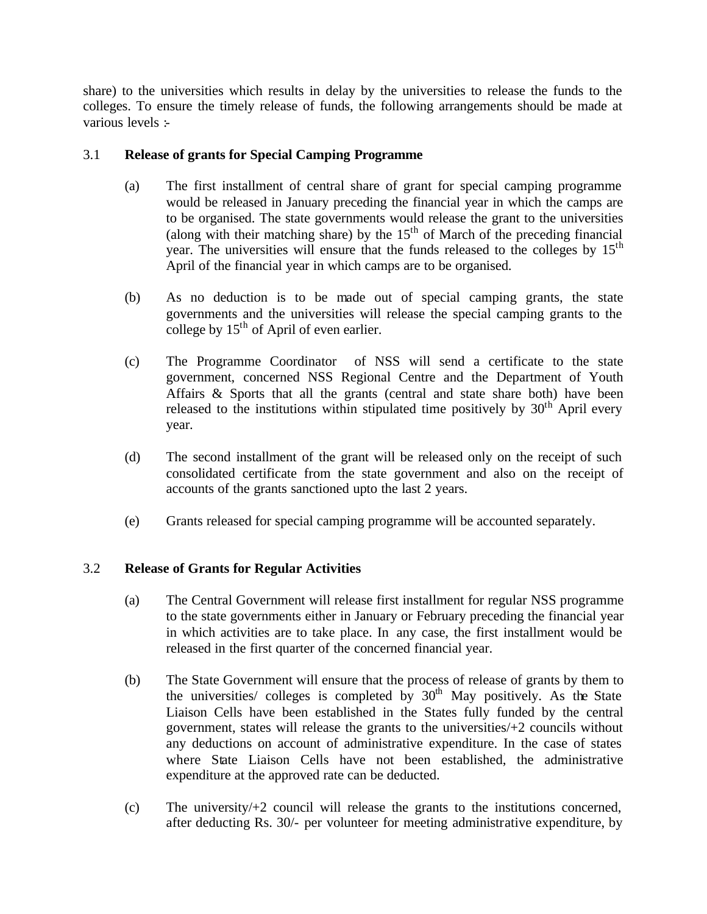share) to the universities which results in delay by the universities to release the funds to the colleges. To ensure the timely release of funds, the following arrangements should be made at various levels :-

3.1 **Release of grants for Special Camping Programme**

(a) The first installment of central share of grant for special camping programme would be released in January preceding the financial year in which the camps are to be organised. The state governments would release the grant to the universities (along with their matching share) by the 15th of March of the preceding financial year. The universities will ensure that the funds released to the colleges by 15th April of the financial year in which camps are to be organised.

(b) As no deduction is to be made out of special camping grants, the state governments and the universities will release the special camping grants to the college by 15th of April of even earlier.

(c) The Programme Coordinator of NSS will send a certificate to the state government, concerned NSS Regional Centre and the Department of Youth Affairs & Sports that all the grants (central and state share both) have been released to the institutions within stipulated time positively by 30th April every year.

(d) The second installment of the grant will be released only on the receipt of such consolidated certificate from the state government and also on the receipt of accounts of the grants sanctioned upto the last 2 years.

(e) Grants released for special camping programme will be accounted separately.

3.2 **Release of Grants for Regular Activities**

(a) The Central Government will release first installment for regular NSS programme to the state governments either in January or February preceding the financial year in which activities are to take place. In any case, the first installment would be released in the first quarter of the concerned financial year.

(b) The State Government will ensure that the process of release of grants by them to the universities/ colleges is completed by 30th May positively. As the State Liaison Cells have been established in the States fully funded by the central government, states will release the grants to the universities/+2 councils without any deductions on account of administrative expenditure. In the case of states where State Liaison Cells have not been established, the administrative expenditure at the approved rate can be deducted.

(c) The university/+2 council will release the grants to the institutions concerned, after deducting Rs. 30/- per volunteer for meeting administrative expenditure, by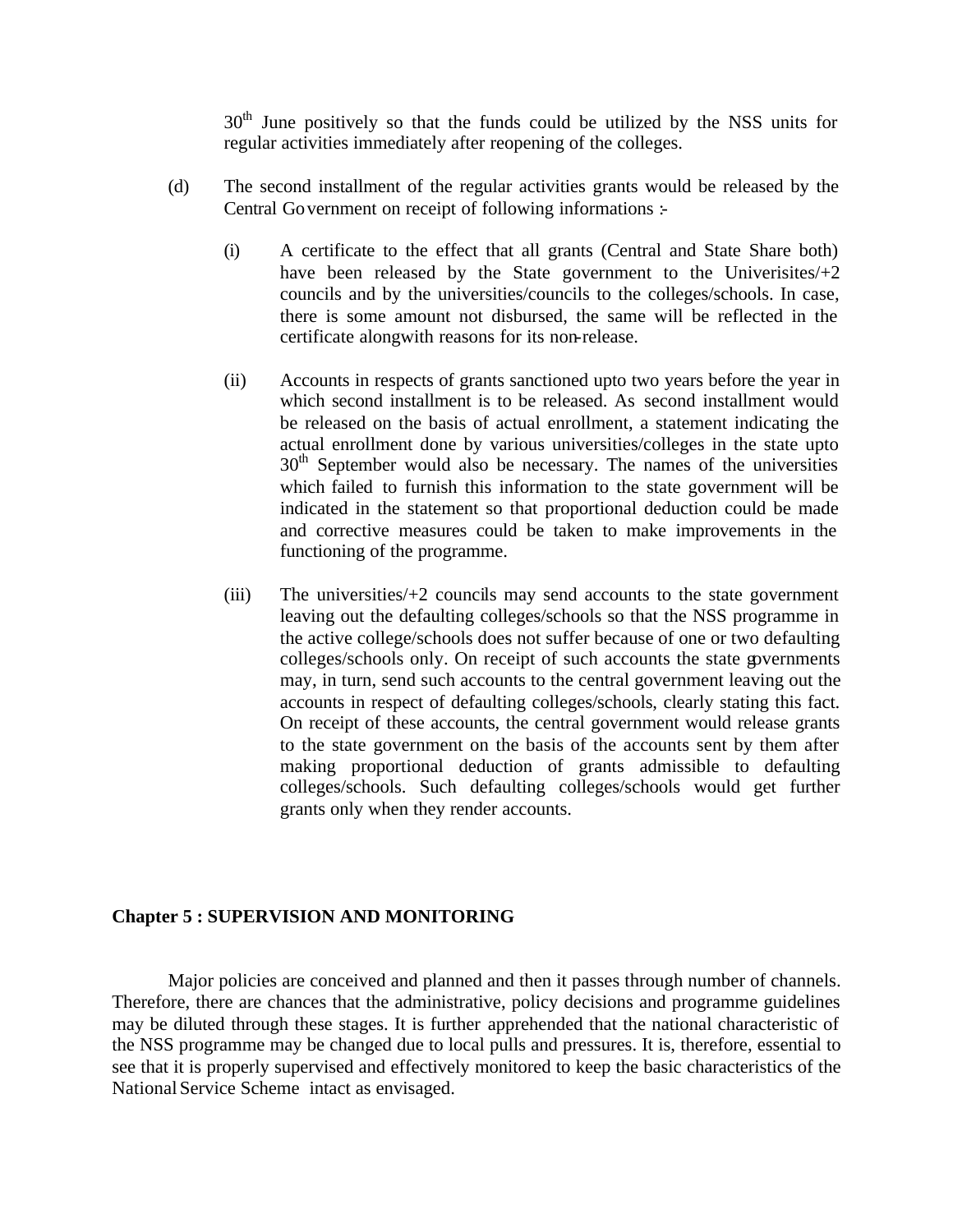30th June positively so that the funds could be utilized by the NSS units for regular activities immediately after reopening of the colleges.

(d) The second installment of the regular activities grants would be released by the Central Government on receipt of following informations :-

(i) A certificate to the effect that all grants (Central and State Share both) have been released by the State government to the Univerisites/+2 councils and by the universities/councils to the colleges/schools. In case, there is some amount not disbursed, the same will be reflected in the certificate alongwith reasons for its non-release.

(ii) Accounts in respects of grants sanctioned upto two years before the year in which second installment is to be released. As second installment would be released on the basis of actual enrollment, a statement indicating the actual enrollment done by various universities/colleges in the state upto 30th September would also be necessary. The names of the universities which failed to furnish this information to the state government will be indicated in the statement so that proportional deduction could be made and corrective measures could be taken to make improvements in the functioning of the programme.

(iii) The universities/+2 councils may send accounts to the state government leaving out the defaulting colleges/schools so that the NSS programme in the active college/schools does not suffer because of one or two defaulting colleges/schools only. On receipt of such accounts the state governments may, in turn, send such accounts to the central government leaving out the accounts in respect of defaulting colleges/schools, clearly stating this fact. On receipt of these accounts, the central government would release grants to the state government on the basis of the accounts sent by them after making proportional deduction of grants admissible to defaulting colleges/schools. Such defaulting colleges/schools would get further grants only when they render accounts.

## Chapter 5 : SUPERVISION AND MONITORING

Major policies are conceived and planned and then it passes through number of channels. Therefore, there are chances that the administrative, policy decisions and programme guidelines may be diluted through these stages. It is further apprehended that the national characteristic of the NSS programme may be changed due to local pulls and pressures. It is, therefore, essential to see that it is properly supervised and effectively monitored to keep the basic characteristics of the National Service Scheme intact as envisaged.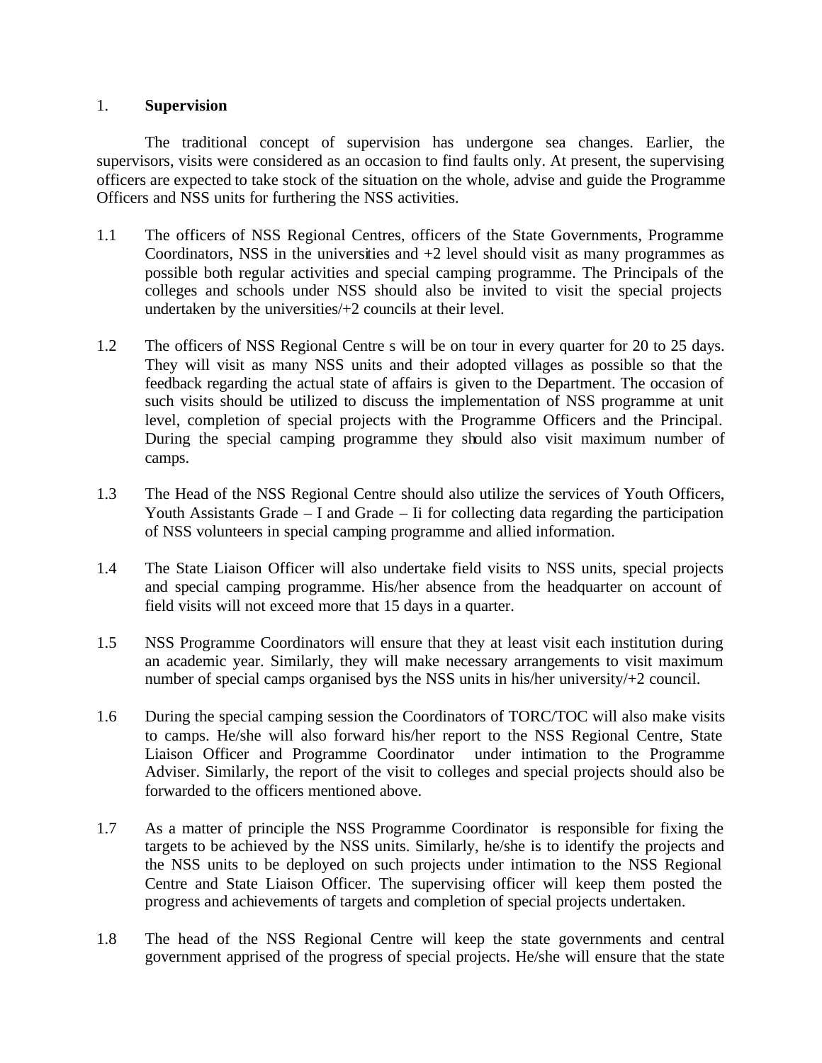## 1. Supervision

The traditional concept of supervision has undergone sea changes. Earlier, the supervisors, visits were considered as an occasion to find faults only. At present, the supervising officers are expected to take stock of the situation on the whole, advise and guide the Programme Officers and NSS units for furthering the NSS activities.

1.1 The officers of NSS Regional Centres, officers of the State Governments, Programme Coordinators, NSS in the universities and +2 level should visit as many programmes as possible both regular activities and special camping programme. The Principals of the colleges and schools under NSS should also be invited to visit the special projects undertaken by the universities/+2 councils at their level.

1.2 The officers of NSS Regional Centre s will be on tour in every quarter for 20 to 25 days. They will visit as many NSS units and their adopted villages as possible so that the feedback regarding the actual state of affairs is given to the Department. The occasion of such visits should be utilized to discuss the implementation of NSS programme at unit level, completion of special projects with the Programme Officers and the Principal. During the special camping programme they should also visit maximum number of camps.

1.3 The Head of the NSS Regional Centre should also utilize the services of Youth Officers, Youth Assistants Grade – I and Grade – Ii for collecting data regarding the participation of NSS volunteers in special camping programme and allied information.

1.4 The State Liaison Officer will also undertake field visits to NSS units, special projects and special camping programme. His/her absence from the headquarter on account of field visits will not exceed more that 15 days in a quarter.

1.5 NSS Programme Coordinators will ensure that they at least visit each institution during an academic year. Similarly, they will make necessary arrangements to visit maximum number of special camps organised bys the NSS units in his/her university/+2 council.

1.6 During the special camping session the Coordinators of TORC/TOC will also make visits to camps. He/she will also forward his/her report to the NSS Regional Centre, State Liaison Officer and Programme Coordinator under intimation to the Programme Adviser. Similarly, the report of the visit to colleges and special projects should also be forwarded to the officers mentioned above.

1.7 As a matter of principle the NSS Programme Coordinator is responsible for fixing the targets to be achieved by the NSS units. Similarly, he/she is to identify the projects and the NSS units to be deployed on such projects under intimation to the NSS Regional Centre and State Liaison Officer. The supervising officer will keep them posted the progress and achievements of targets and completion of special projects undertaken.

1.8 The head of the NSS Regional Centre will keep the state governments and central government apprised of the progress of special projects. He/she will ensure that the state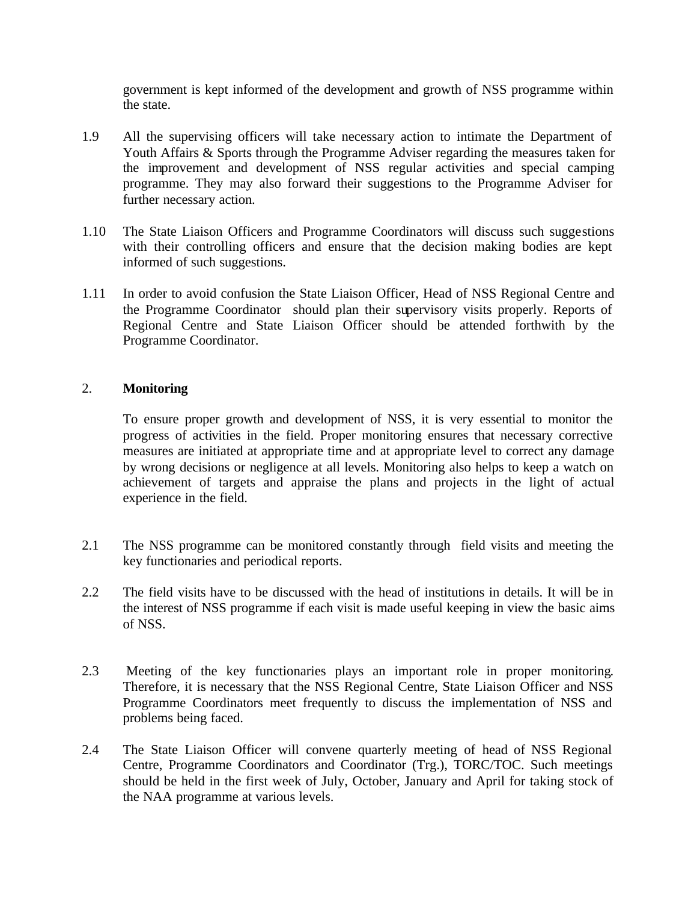government is kept informed of the development and growth of NSS programme within the state.

1.9 All the supervising officers will take necessary action to intimate the Department of Youth Affairs & Sports through the Programme Adviser regarding the measures taken for the improvement and development of NSS regular activities and special camping programme. They may also forward their suggestions to the Programme Adviser for further necessary action.

1.10 The State Liaison Officers and Programme Coordinators will discuss such suggestions with their controlling officers and ensure that the decision making bodies are kept informed of such suggestions.

1.11 In order to avoid confusion the State Liaison Officer, Head of NSS Regional Centre and the Programme Coordinator should plan their supervisory visits properly. Reports of Regional Centre and State Liaison Officer should be attended forthwith by the Programme Coordinator.

## 2. **Monitoring**

To ensure proper growth and development of NSS, it is very essential to monitor the progress of activities in the field. Proper monitoring ensures that necessary corrective measures are initiated at appropriate time and at appropriate level to correct any damage by wrong decisions or negligence at all levels. Monitoring also helps to keep a watch on achievement of targets and appraise the plans and projects in the light of actual experience in the field.

2.1 The NSS programme can be monitored constantly through field visits and meeting the key functionaries and periodical reports.

2.2 The field visits have to be discussed with the head of institutions in details. It will be in the interest of NSS programme if each visit is made useful keeping in view the basic aims of NSS.

2.3 Meeting of the key functionaries plays an important role in proper monitoring. Therefore, it is necessary that the NSS Regional Centre, State Liaison Officer and NSS Programme Coordinators meet frequently to discuss the implementation of NSS and problems being faced.

2.4 The State Liaison Officer will convene quarterly meeting of head of NSS Regional Centre, Programme Coordinators and Coordinator (Trg.), TORC/TOC. Such meetings should be held in the first week of July, October, January and April for taking stock of the NAA programme at various levels.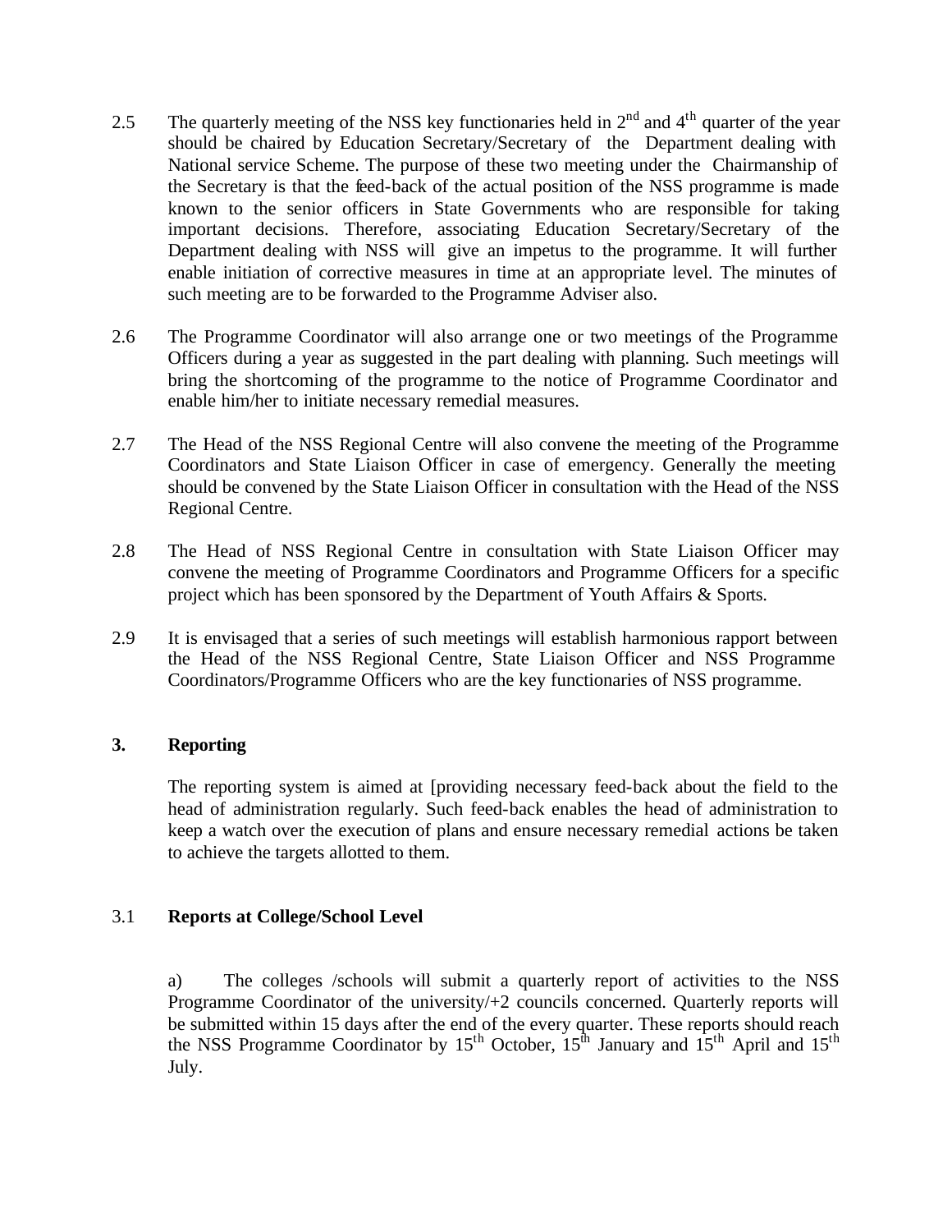2.5 The quarterly meeting of the NSS key functionaries held in 2nd and 4th quarter of the year should be chaired by Education Secretary/Secretary of the Department dealing with National service Scheme. The purpose of these two meeting under the Chairmanship of the Secretary is that the feed-back of the actual position of the NSS programme is made known to the senior officers in State Governments who are responsible for taking important decisions. Therefore, associating Education Secretary/Secretary of the Department dealing with NSS will give an impetus to the programme. It will further enable initiation of corrective measures in time at an appropriate level. The minutes of such meeting are to be forwarded to the Programme Adviser also.

2.6 The Programme Coordinator will also arrange one or two meetings of the Programme Officers during a year as suggested in the part dealing with planning. Such meetings will bring the shortcoming of the programme to the notice of Programme Coordinator and enable him/her to initiate necessary remedial measures.

2.7 The Head of the NSS Regional Centre will also convene the meeting of the Programme Coordinators and State Liaison Officer in case of emergency. Generally the meeting should be convened by the State Liaison Officer in consultation with the Head of the NSS Regional Centre.

2.8 The Head of NSS Regional Centre in consultation with State Liaison Officer may convene the meeting of Programme Coordinators and Programme Officers for a specific project which has been sponsored by the Department of Youth Affairs & Sports.

2.9 It is envisaged that a series of such meetings will establish harmonious rapport between the Head of the NSS Regional Centre, State Liaison Officer and NSS Programme Coordinators/Programme Officers who are the key functionaries of NSS programme.

## 3. Reporting

The reporting system is aimed at [providing necessary feed-back about the field to the head of administration regularly. Such feed-back enables the head of administration to keep a watch over the execution of plans and ensure necessary remedial actions be taken to achieve the targets allotted to them.

### 3.1 Reports at College/School Level

a) The colleges /schools will submit a quarterly report of activities to the NSS Programme Coordinator of the university/+2 councils concerned. Quarterly reports will be submitted within 15 days after the end of the every quarter. These reports should reach the NSS Programme Coordinator by 15th October, 15th January and 15th April and 15th July.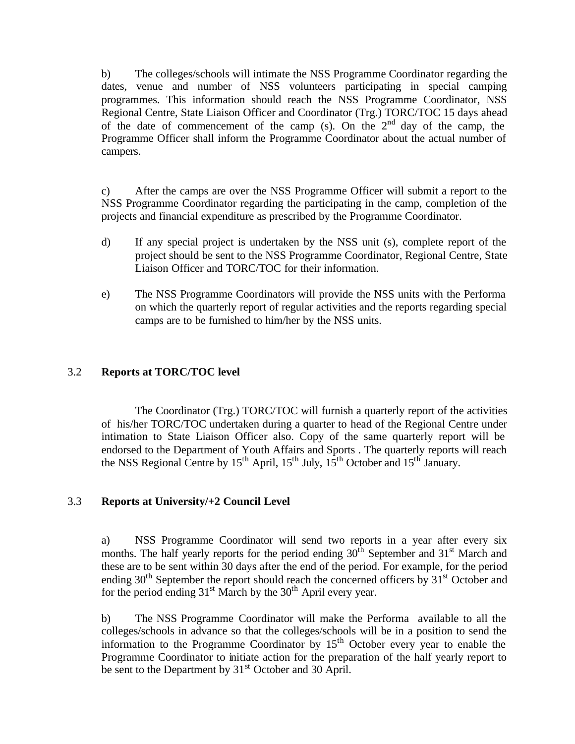b) The colleges/schools will intimate the NSS Programme Coordinator regarding the dates, venue and number of NSS volunteers participating in special camping programmes. This information should reach the NSS Programme Coordinator, NSS Regional Centre, State Liaison Officer and Coordinator (Trg.) TORC/TOC 15 days ahead of the date of commencement of the camp (s). On the 2nd day of the camp, the Programme Officer shall inform the Programme Coordinator about the actual number of campers.

c) After the camps are over the NSS Programme Officer will submit a report to the NSS Programme Coordinator regarding the participating in the camp, completion of the projects and financial expenditure as prescribed by the Programme Coordinator.

d) If any special project is undertaken by the NSS unit (s), complete report of the project should be sent to the NSS Programme Coordinator, Regional Centre, State Liaison Officer and TORC/TOC for their information.

e) The NSS Programme Coordinators will provide the NSS units with the Performa on which the quarterly report of regular activities and the reports regarding special camps are to be furnished to him/her by the NSS units.

### 3.2 Reports at TORC/TOC level

The Coordinator (Trg.) TORC/TOC will furnish a quarterly report of the activities of his/her TORC/TOC undertaken during a quarter to head of the Regional Centre under intimation to State Liaison Officer also. Copy of the same quarterly report will be endorsed to the Department of Youth Affairs and Sports . The quarterly reports will reach the NSS Regional Centre by 15th April, 15th July, 15th October and 15th January.

### 3.3 Reports at University/+2 Council Level

a) NSS Programme Coordinator will send two reports in a year after every six months. The half yearly reports for the period ending 30th September and 31st March and these are to be sent within 30 days after the end of the period. For example, for the period ending 30th September the report should reach the concerned officers by 31st October and for the period ending 31st March by the 30th April every year.

b) The NSS Programme Coordinator will make the Performa available to all the colleges/schools in advance so that the colleges/schools will be in a position to send the information to the Programme Coordinator by 15th October every year to enable the Programme Coordinator to initiate action for the preparation of the half yearly report to be sent to the Department by 31st October and 30 April.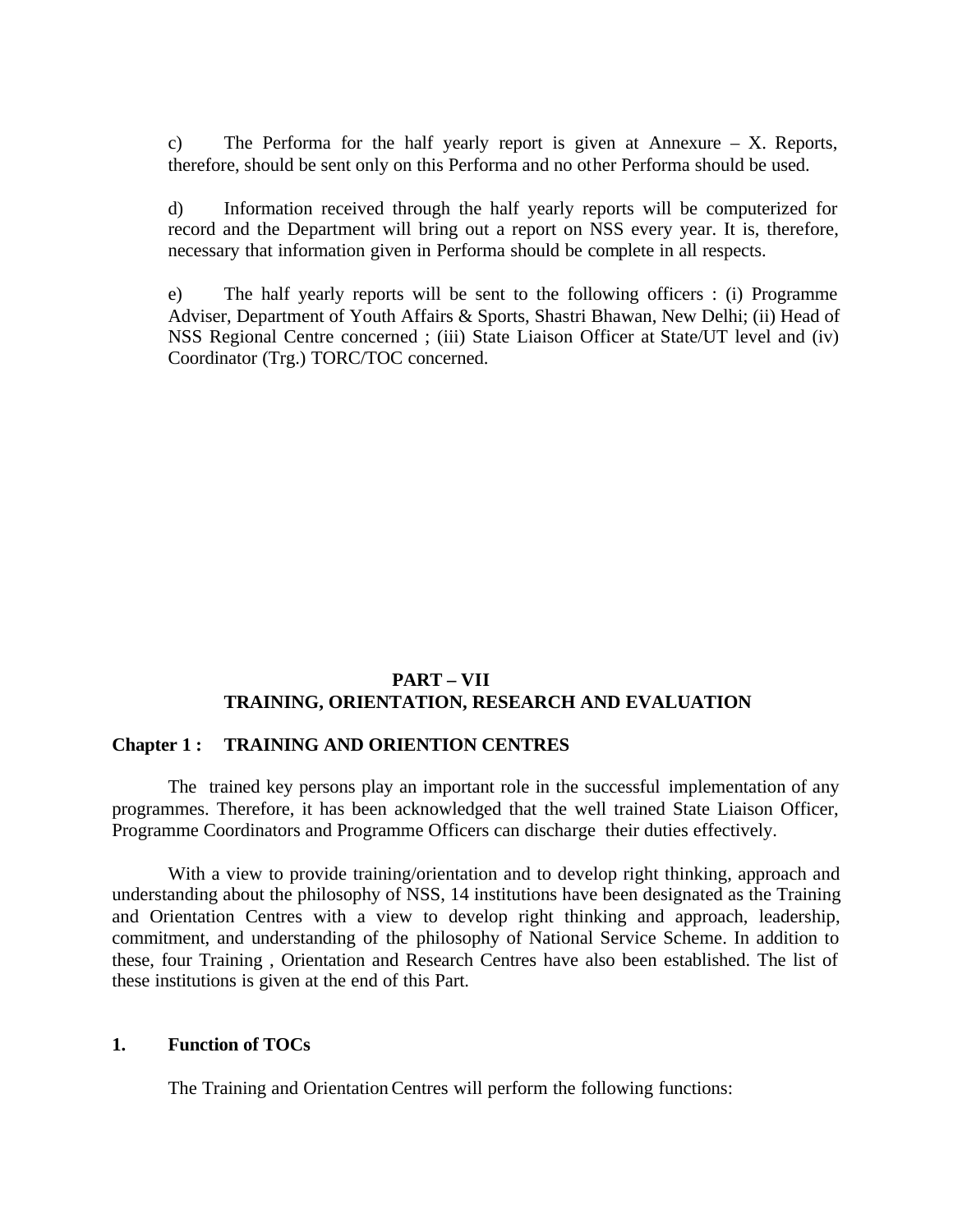c) The Performa for the half yearly report is given at Annexure – X. Reports, therefore, should be sent only on this Performa and no other Performa should be used.

d) Information received through the half yearly reports will be computerized for record and the Department will bring out a report on NSS every year. It is, therefore, necessary that information given in Performa should be complete in all respects.

e) The half yearly reports will be sent to the following officers : (i) Programme Adviser, Department of Youth Affairs & Sports, Shastri Bhawan, New Delhi; (ii) Head of NSS Regional Centre concerned ; (iii) State Liaison Officer at State/UT level and (iv) Coordinator (Trg.) TORC/TOC concerned.

# PART – VII
# TRAINING, ORIENTATION, RESEARCH AND EVALUATION

## Chapter 1 : TRAINING AND ORIENTION CENTRES

The trained key persons play an important role in the successful implementation of any programmes. Therefore, it has been acknowledged that the well trained State Liaison Officer, Programme Coordinators and Programme Officers can discharge their duties effectively.

With a view to provide training/orientation and to develop right thinking, approach and understanding about the philosophy of NSS, 14 institutions have been designated as the Training and Orientation Centres with a view to develop right thinking and approach, leadership, commitment, and understanding of the philosophy of National Service Scheme. In addition to these, four Training , Orientation and Research Centres have also been established. The list of these institutions is given at the end of this Part.

### 1. Function of TOCs

The Training and Orientation Centres will perform the following functions: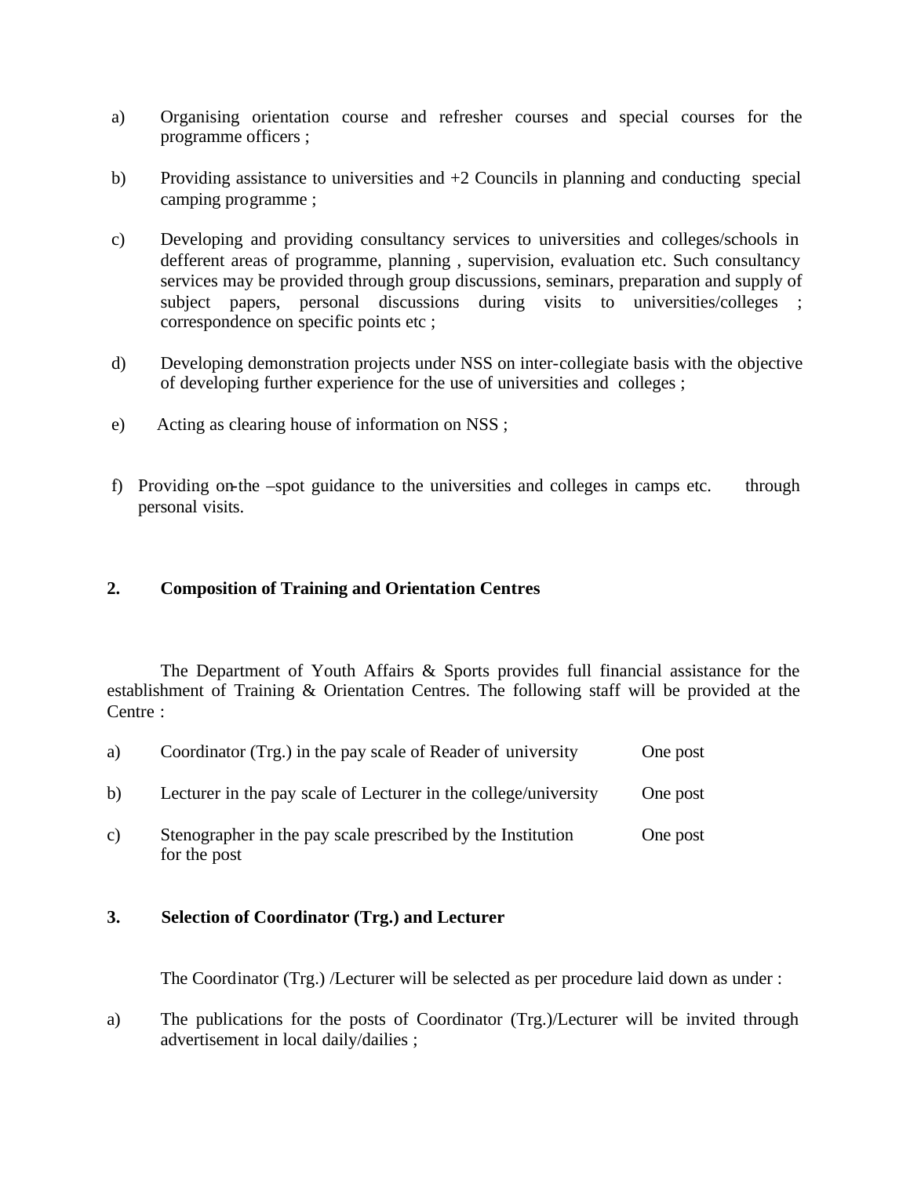a) Organising orientation course and refresher courses and special courses for the programme officers ;

b) Providing assistance to universities and +2 Councils in planning and conducting special camping programme ;

c) Developing and providing consultancy services to universities and colleges/schools in defferent areas of programme, planning , supervision, evaluation etc. Such consultancy services may be provided through group discussions, seminars, preparation and supply of subject papers, personal discussions during visits to universities/colleges ; correspondence on specific points etc ;

d) Developing demonstration projects under NSS on inter-collegiate basis with the objective of developing further experience for the use of universities and colleges ;

e) Acting as clearing house of information on NSS ;

f) Providing on-the –spot guidance to the universities and colleges in camps etc. through personal visits.

## 2. Composition of Training and Orientation Centres

The Department of Youth Affairs & Sports provides full financial assistance for the establishment of Training & Orientation Centres. The following staff will be provided at the Centre :

| | | |
|---|---|---|
| a) | Coordinator (Trg.) in the pay scale of Reader of university | One post |
| b) | Lecturer in the pay scale of Lecturer in the college/university | One post |
| c) | Stenographer in the pay scale prescribed by the Institution for the post | One post |

## 3. Selection of Coordinator (Trg.) and Lecturer

The Coordinator (Trg.) /Lecturer will be selected as per procedure laid down as under :

a) The publications for the posts of Coordinator (Trg.)/Lecturer will be invited through advertisement in local daily/dailies ;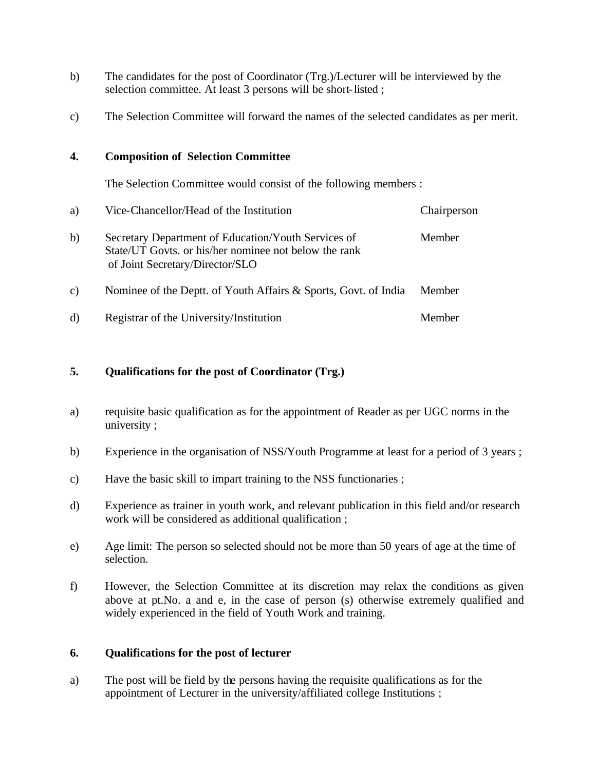b) The candidates for the post of Coordinator (Trg.)/Lecturer will be interviewed by the selection committee. At least 3 persons will be short-listed ;

c) The Selection Committee will forward the names of the selected candidates as per merit.

**4. Composition of Selection Committee**

The Selection Committee would consist of the following members :

| | | |
|---|---|---|
| a) | Vice-Chancellor/Head of the Institution | Chairperson |
| b) | Secretary Department of Education/Youth Services of State/UT Govts. or his/her nominee not below the rank of Joint Secretary/Director/SLO | Member |
| c) | Nominee of the Deptt. of Youth Affairs & Sports, Govt. of India | Member |
| d) | Registrar of the University/Institution | Member |

**5. Qualifications for the post of Coordinator (Trg.)**

a) requisite basic qualification as for the appointment of Reader as per UGC norms in the university ;

b) Experience in the organisation of NSS/Youth Programme at least for a period of 3 years ;

c) Have the basic skill to impart training to the NSS functionaries ;

d) Experience as trainer in youth work, and relevant publication in this field and/or research work will be considered as additional qualification ;

e) Age limit: The person so selected should not be more than 50 years of age at the time of selection.

f) However, the Selection Committee at its discretion may relax the conditions as given above at pt.No. a and e, in the case of person (s) otherwise extremely qualified and widely experienced in the field of Youth Work and training.

**6. Qualifications for the post of lecturer**

a) The post will be field by the persons having the requisite qualifications as for the appointment of Lecturer in the university/affiliated college Institutions ;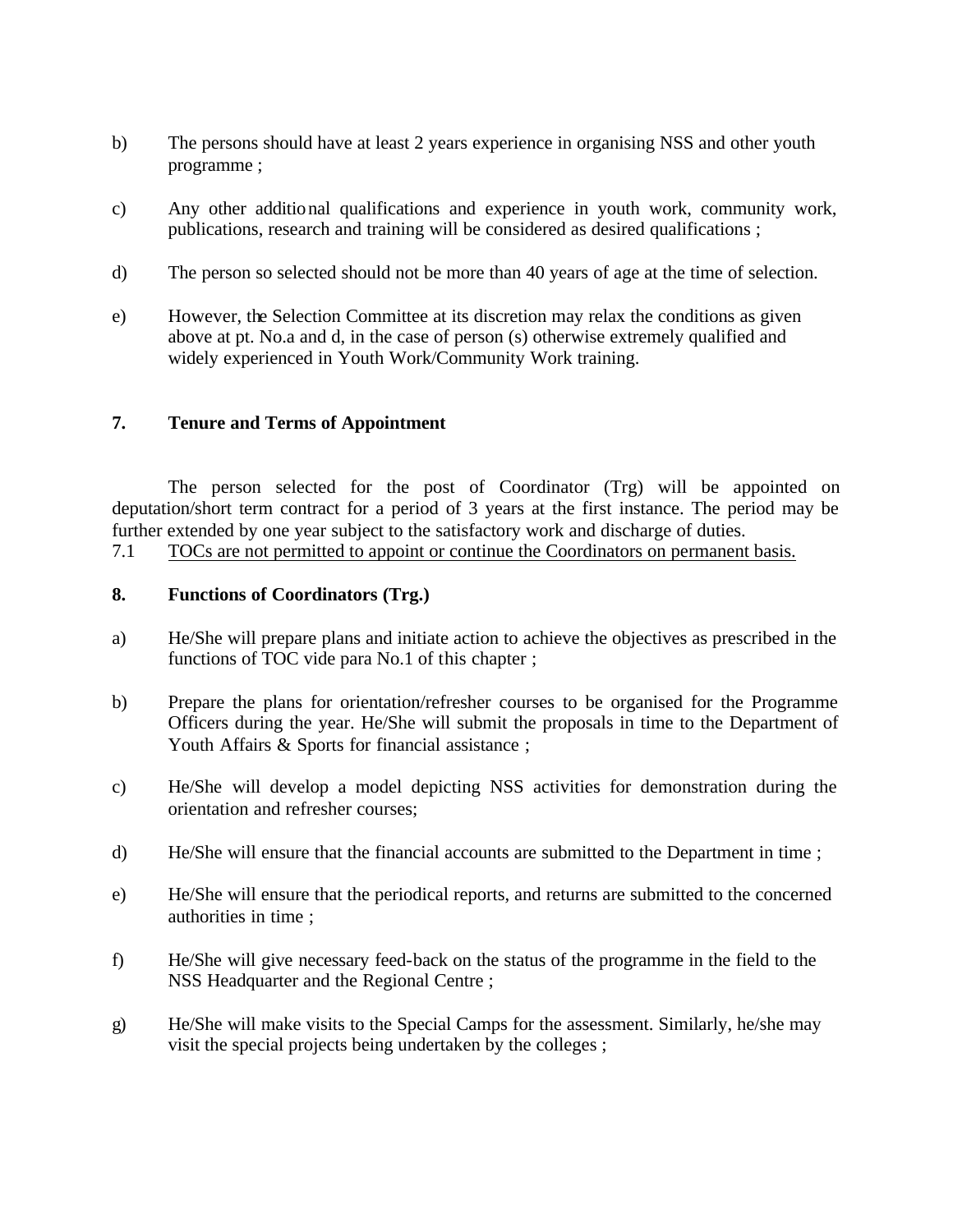b) The persons should have at least 2 years experience in organising NSS and other youth programme ;

c) Any other additional qualifications and experience in youth work, community work, publications, research and training will be considered as desired qualifications ;

d) The person so selected should not be more than 40 years of age at the time of selection.

e) However, the Selection Committee at its discretion may relax the conditions as given above at pt. No.a and d, in the case of person (s) otherwise extremely qualified and widely experienced in Youth Work/Community Work training.

## 7. Tenure and Terms of Appointment

The person selected for the post of Coordinator (Trg) will be appointed on deputation/short term contract for a period of 3 years at the first instance. The period may be further extended by one year subject to the satisfactory work and discharge of duties.

7.1 TOCs are not permitted to appoint or continue the Coordinators on permanent basis.

## 8. Functions of Coordinators (Trg.)

a) He/She will prepare plans and initiate action to achieve the objectives as prescribed in the functions of TOC vide para No.1 of this chapter ;

b) Prepare the plans for orientation/refresher courses to be organised for the Programme Officers during the year. He/She will submit the proposals in time to the Department of Youth Affairs & Sports for financial assistance ;

c) He/She will develop a model depicting NSS activities for demonstration during the orientation and refresher courses;

d) He/She will ensure that the financial accounts are submitted to the Department in time ;

e) He/She will ensure that the periodical reports, and returns are submitted to the concerned authorities in time ;

f) He/She will give necessary feed-back on the status of the programme in the field to the NSS Headquarter and the Regional Centre ;

g) He/She will make visits to the Special Camps for the assessment. Similarly, he/she may visit the special projects being undertaken by the colleges ;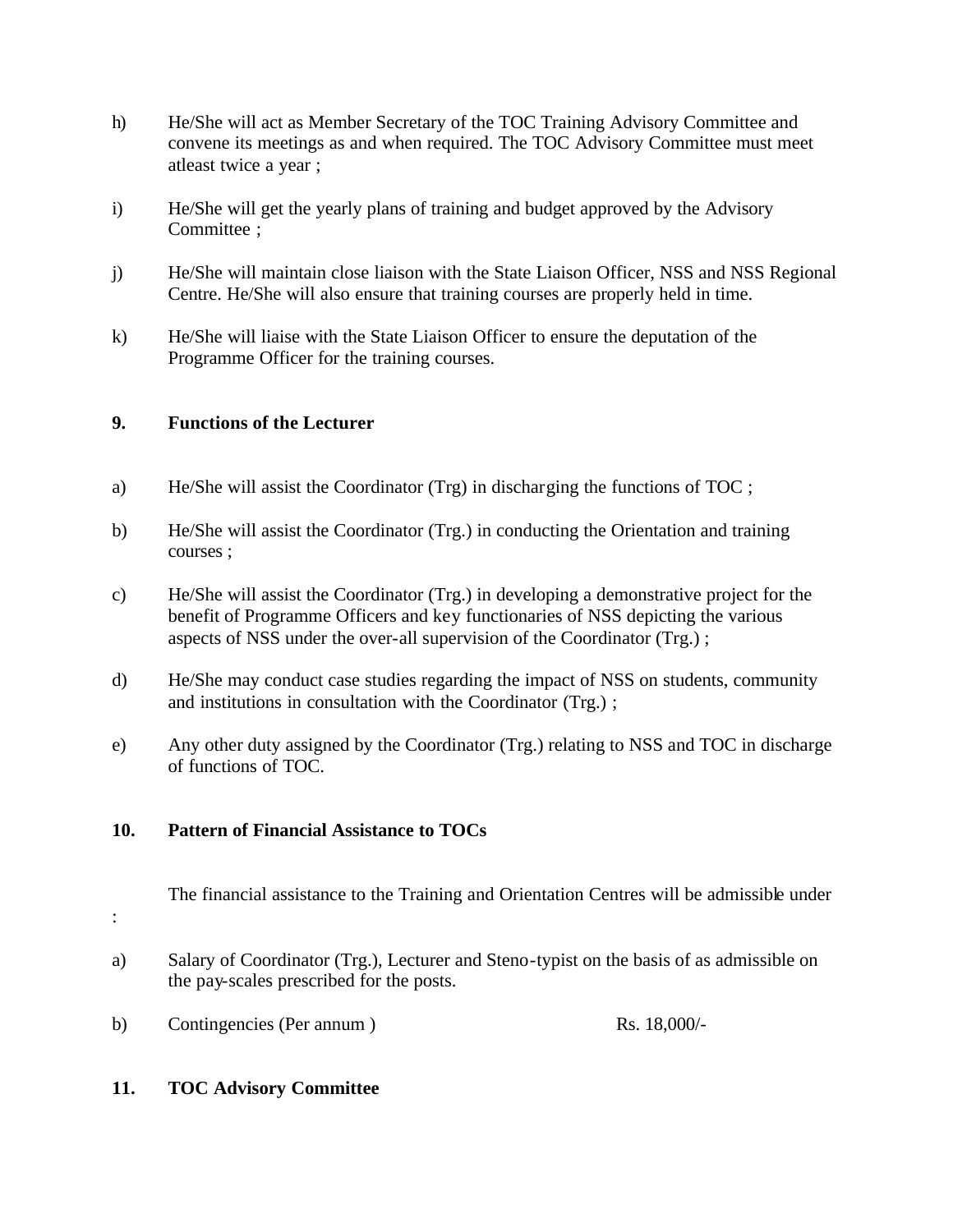h) He/She will act as Member Secretary of the TOC Training Advisory Committee and convene its meetings as and when required. The TOC Advisory Committee must meet atleast twice a year ;

i) He/She will get the yearly plans of training and budget approved by the Advisory Committee ;

j) He/She will maintain close liaison with the State Liaison Officer, NSS and NSS Regional Centre. He/She will also ensure that training courses are properly held in time.

k) He/She will liaise with the State Liaison Officer to ensure the deputation of the Programme Officer for the training courses.

**9. Functions of the Lecturer**

a) He/She will assist the Coordinator (Trg) in discharging the functions of TOC ;

b) He/She will assist the Coordinator (Trg.) in conducting the Orientation and training courses ;

c) He/She will assist the Coordinator (Trg.) in developing a demonstrative project for the benefit of Programme Officers and key functionaries of NSS depicting the various aspects of NSS under the over-all supervision of the Coordinator (Trg.) ;

d) He/She may conduct case studies regarding the impact of NSS on students, community and institutions in consultation with the Coordinator (Trg.) ;

e) Any other duty assigned by the Coordinator (Trg.) relating to NSS and TOC in discharge of functions of TOC.

**10. Pattern of Financial Assistance to TOCs**

The financial assistance to the Training and Orientation Centres will be admissible under :

a) Salary of Coordinator (Trg.), Lecturer and Steno-typist on the basis of as admissible on the pay-scales prescribed for the posts.

b) Contingencies (Per annum ) Rs. 18,000/-

**11. TOC Advisory Committee**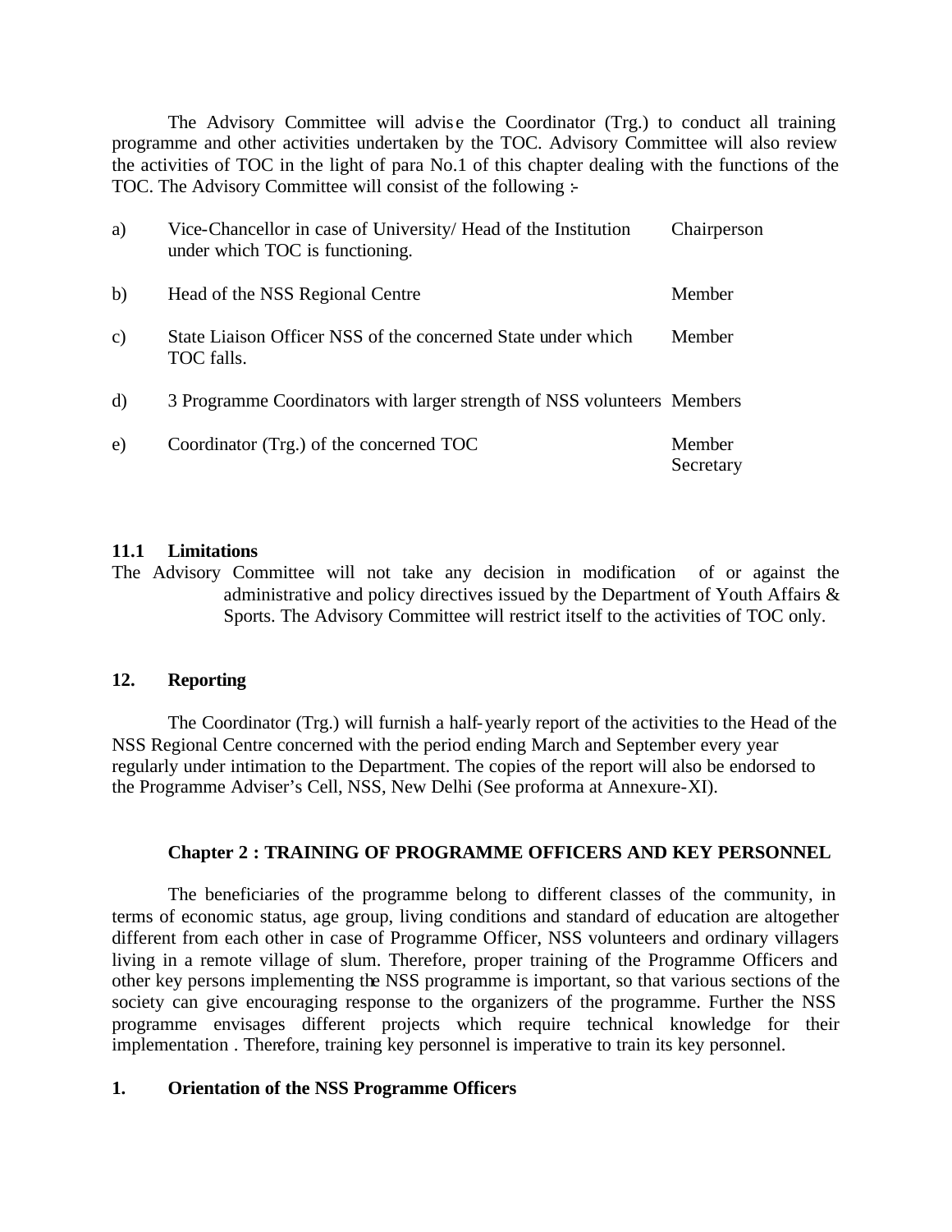The Advisory Committee will advise the Coordinator (Trg.) to conduct all training programme and other activities undertaken by the TOC. Advisory Committee will also review the activities of TOC in the light of para No.1 of this chapter dealing with the functions of the TOC. The Advisory Committee will consist of the following :-

| | | |
|---|---|---|
| a) | Vice-Chancellor in case of University/ Head of the Institution under which TOC is functioning. | Chairperson |
| b) | Head of the NSS Regional Centre | Member |
| c) | State Liaison Officer NSS of the concerned State under which TOC falls. | Member |
| d) | 3 Programme Coordinators with larger strength of NSS volunteers | Members |
| e) | Coordinator (Trg.) of the concerned TOC | Member Secretary |

**11.1 Limitations**

The Advisory Committee will not take any decision in modification of or against the administrative and policy directives issued by the Department of Youth Affairs & Sports. The Advisory Committee will restrict itself to the activities of TOC only.

**12. Reporting**

The Coordinator (Trg.) will furnish a half-yearly report of the activities to the Head of the NSS Regional Centre concerned with the period ending March and September every year regularly under intimation to the Department. The copies of the report will also be endorsed to the Programme Adviser's Cell, NSS, New Delhi (See proforma at Annexure-XI).

## Chapter 2 : TRAINING OF PROGRAMME OFFICERS AND KEY PERSONNEL

The beneficiaries of the programme belong to different classes of the community, in terms of economic status, age group, living conditions and standard of education are altogether different from each other in case of Programme Officer, NSS volunteers and ordinary villagers living in a remote village of slum. Therefore, proper training of the Programme Officers and other key persons implementing the NSS programme is important, so that various sections of the society can give encouraging response to the organizers of the programme. Further the NSS programme envisages different projects which require technical knowledge for their implementation . Therefore, training key personnel is imperative to train its key personnel.

**1. Orientation of the NSS Programme Officers**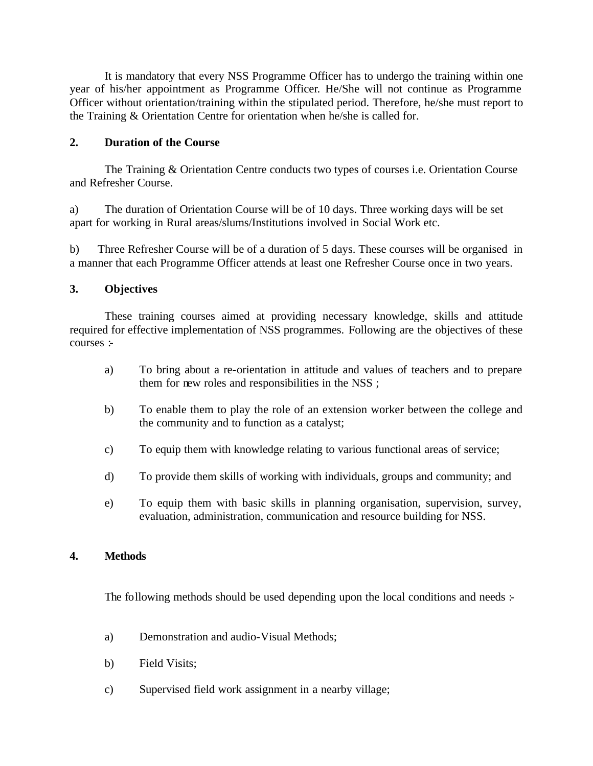It is mandatory that every NSS Programme Officer has to undergo the training within one year of his/her appointment as Programme Officer. He/She will not continue as Programme Officer without orientation/training within the stipulated period. Therefore, he/she must report to the Training & Orientation Centre for orientation when he/she is called for.

**2. Duration of the Course**

The Training & Orientation Centre conducts two types of courses i.e. Orientation Course and Refresher Course.

a) The duration of Orientation Course will be of 10 days. Three working days will be set apart for working in Rural areas/slums/Institutions involved in Social Work etc.

b) Three Refresher Course will be of a duration of 5 days. These courses will be organised in a manner that each Programme Officer attends at least one Refresher Course once in two years.

**3. Objectives**

These training courses aimed at providing necessary knowledge, skills and attitude required for effective implementation of NSS programmes. Following are the objectives of these courses :-

a) To bring about a re-orientation in attitude and values of teachers and to prepare them for new roles and responsibilities in the NSS ;

b) To enable them to play the role of an extension worker between the college and the community and to function as a catalyst;

c) To equip them with knowledge relating to various functional areas of service;

d) To provide them skills of working with individuals, groups and community; and

e) To equip them with basic skills in planning organisation, supervision, survey, evaluation, administration, communication and resource building for NSS.

**4. Methods**

The following methods should be used depending upon the local conditions and needs :-

a) Demonstration and audio-Visual Methods;

b) Field Visits;

c) Supervised field work assignment in a nearby village;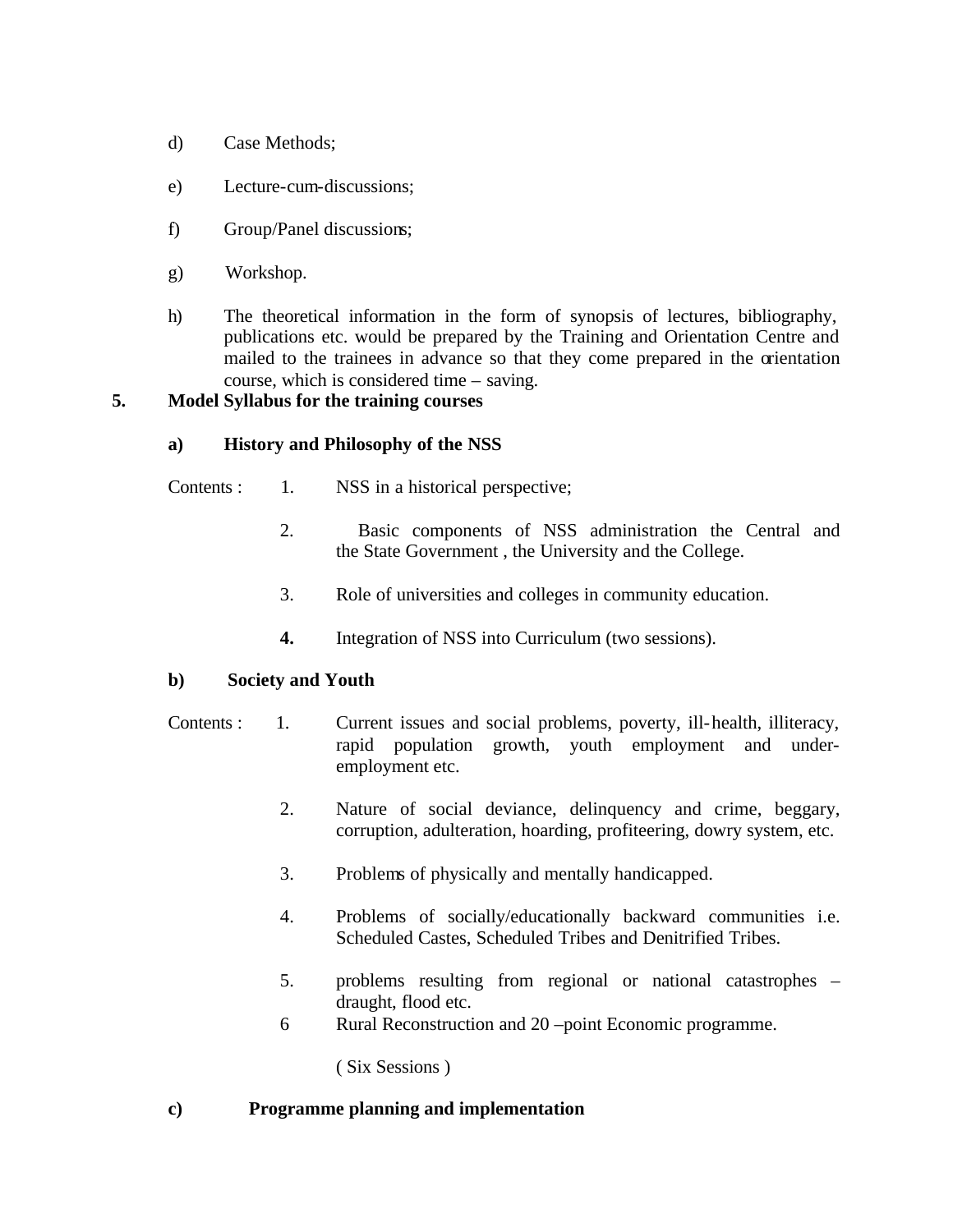d) Case Methods;

e) Lecture-cum-discussions;

f) Group/Panel discussions;

g) Workshop.

h) The theoretical information in the form of synopsis of lectures, bibliography, publications etc. would be prepared by the Training and Orientation Centre and mailed to the trainees in advance so that they come prepared in the orientation course, which is considered time – saving.

**5. Model Syllabus for the training courses**

**a) History and Philosophy of the NSS**

Contents :

1. NSS in a historical perspective;
2. Basic components of NSS administration the Central and the State Government , the University and the College.
3. Role of universities and colleges in community education.
4. Integration of NSS into Curriculum (two sessions).

**b) Society and Youth**

Contents :

1. Current issues and social problems, poverty, ill-health, illiteracy, rapid population growth, youth employment and under-employment etc.
2. Nature of social deviance, delinquency and crime, beggary, corruption, adulteration, hoarding, profiteering, dowry system, etc.
3. Problems of physically and mentally handicapped.
4. Problems of socially/educationally backward communities i.e. Scheduled Castes, Scheduled Tribes and Denitrified Tribes.
5. problems resulting from regional or national catastrophes – draught, flood etc.
6. Rural Reconstruction and 20 –point Economic programme.

( Six Sessions )

**c) Programme planning and implementation**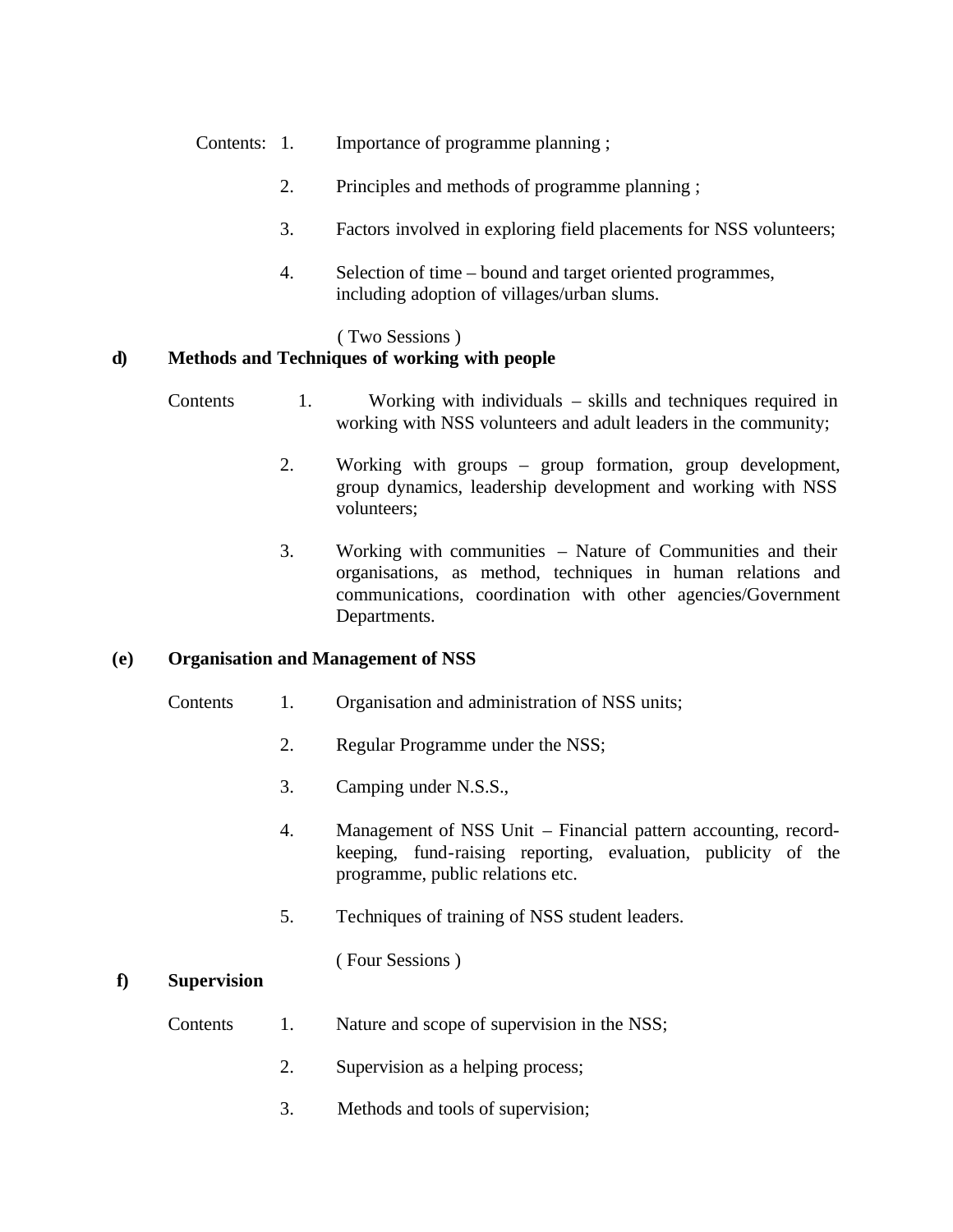Contents:

1. Importance of programme planning ;
2. Principles and methods of programme planning ;
3. Factors involved in exploring field placements for NSS volunteers;
4. Selection of time – bound and target oriented programmes, including adoption of villages/urban slums.

( Two Sessions )

**d) Methods and Techniques of working with people**

Contents

1. Working with individuals – skills and techniques required in working with NSS volunteers and adult leaders in the community;
2. Working with groups – group formation, group development, group dynamics, leadership development and working with NSS volunteers;
3. Working with communities – Nature of Communities and their organisations, as method, techniques in human relations and communications, coordination with other agencies/Government Departments.

**(e) Organisation and Management of NSS**

Contents

1. Organisation and administration of NSS units;
2. Regular Programme under the NSS;
3. Camping under N.S.S.,
4. Management of NSS Unit – Financial pattern accounting, record-keeping, fund-raising reporting, evaluation, publicity of the programme, public relations etc.
5. Techniques of training of NSS student leaders.

( Four Sessions )

**f) Supervision**

Contents

1. Nature and scope of supervision in the NSS;
2. Supervision as a helping process;
3. Methods and tools of supervision;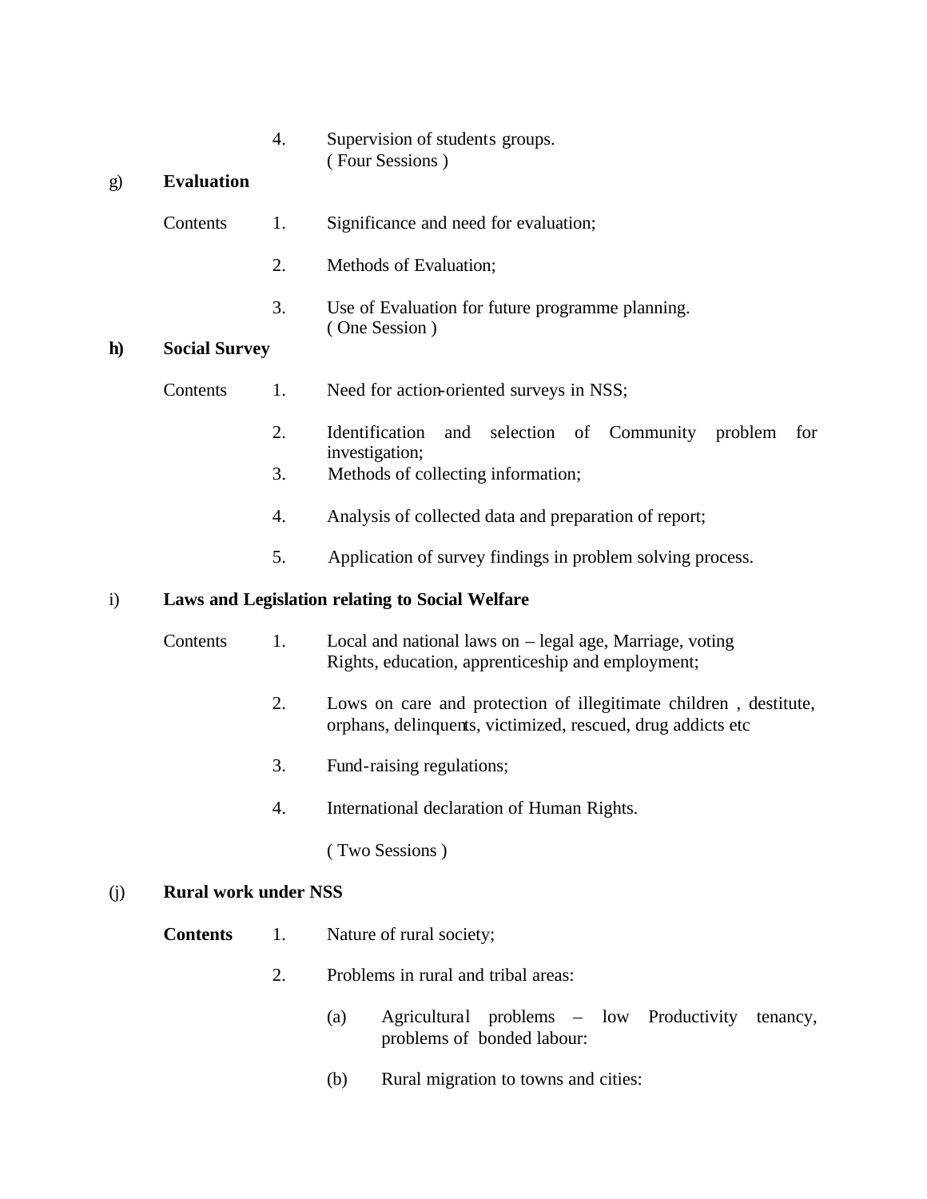4. Supervision of students groups.
   ( Four Sessions )

g) **Evaluation**

Contents

1. Significance and need for evaluation;
2. Methods of Evaluation;
3. Use of Evaluation for future programme planning.
   ( One Session )

**h) Social Survey**

Contents

1. Need for action-oriented surveys in NSS;
2. Identification and selection of Community problem for investigation;
3. Methods of collecting information;
4. Analysis of collected data and preparation of report;
5. Application of survey findings in problem solving process.

i) **Laws and Legislation relating to Social Welfare**

Contents

1. Local and national laws on – legal age, Marriage, voting Rights, education, apprenticeship and employment;
2. Lows on care and protection of illegitimate children , destitute, orphans, delinquents, victimized, rescued, drug addicts etc
3. Fund-raising regulations;
4. International declaration of Human Rights.

   ( Two Sessions )

(j) **Rural work under NSS**

**Contents**

1. Nature of rural society;
2. Problems in rural and tribal areas:
   (a) Agricultural problems – low Productivity tenancy, problems of bonded labour:
   (b) Rural migration to towns and cities: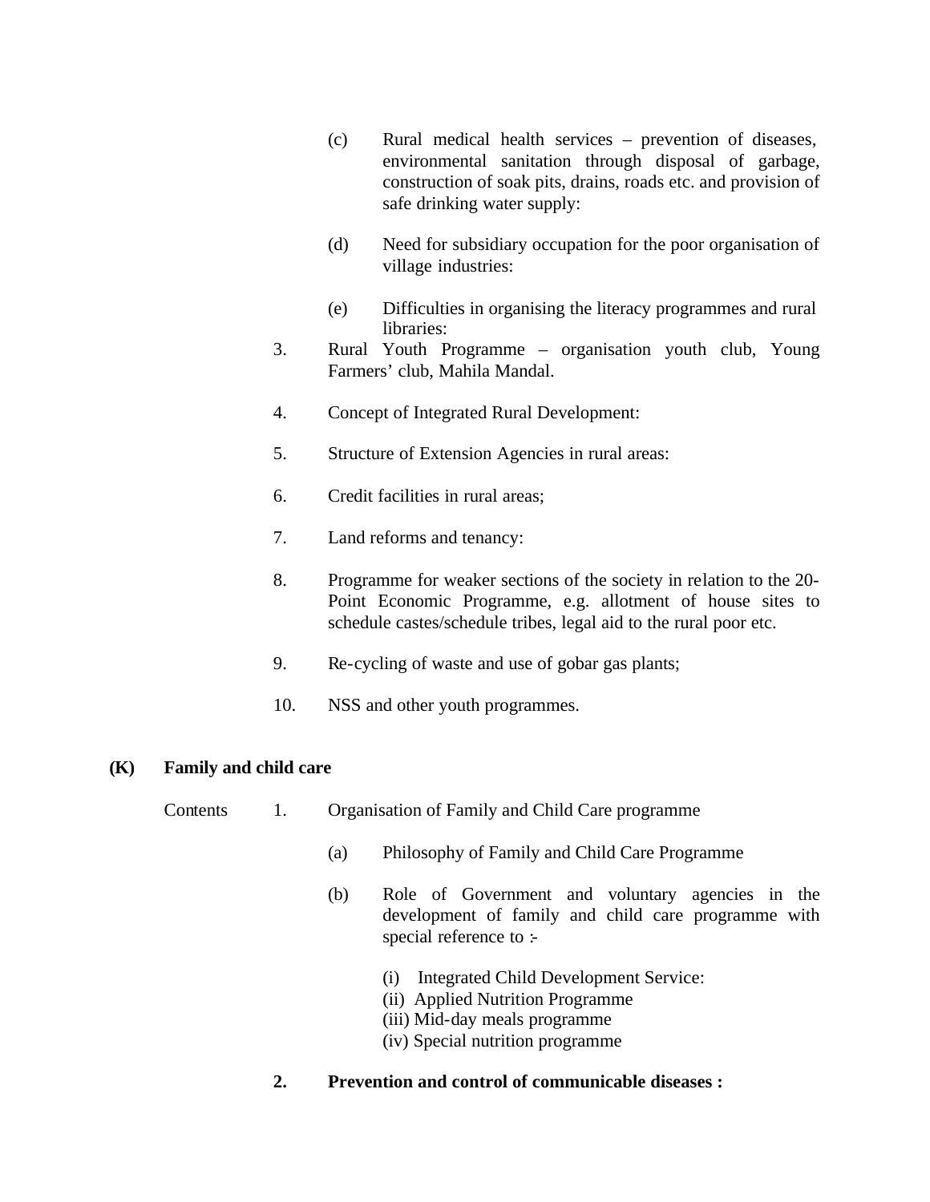(c) Rural medical health services – prevention of diseases, environmental sanitation through disposal of garbage, construction of soak pits, drains, roads etc. and provision of safe drinking water supply:

(d) Need for subsidiary occupation for the poor organisation of village industries:

(e) Difficulties in organising the literacy programmes and rural libraries:

3. Rural Youth Programme – organisation youth club, Young Farmers' club, Mahila Mandal.

4. Concept of Integrated Rural Development:

5. Structure of Extension Agencies in rural areas:

6. Credit facilities in rural areas;

7. Land reforms and tenancy:

8. Programme for weaker sections of the society in relation to the 20-Point Economic Programme, e.g. allotment of house sites to schedule castes/schedule tribes, legal aid to the rural poor etc.

9. Re-cycling of waste and use of gobar gas plants;

10. NSS and other youth programmes.

**(K) Family and child care**

Contents

1. Organisation of Family and Child Care programme

   (a) Philosophy of Family and Child Care Programme

   (b) Role of Government and voluntary agencies in the development of family and child care programme with special reference to :-

   (i) Integrated Child Development Service:
   (ii) Applied Nutrition Programme
   (iii) Mid-day meals programme
   (iv) Special nutrition programme

**2. Prevention and control of communicable diseases :**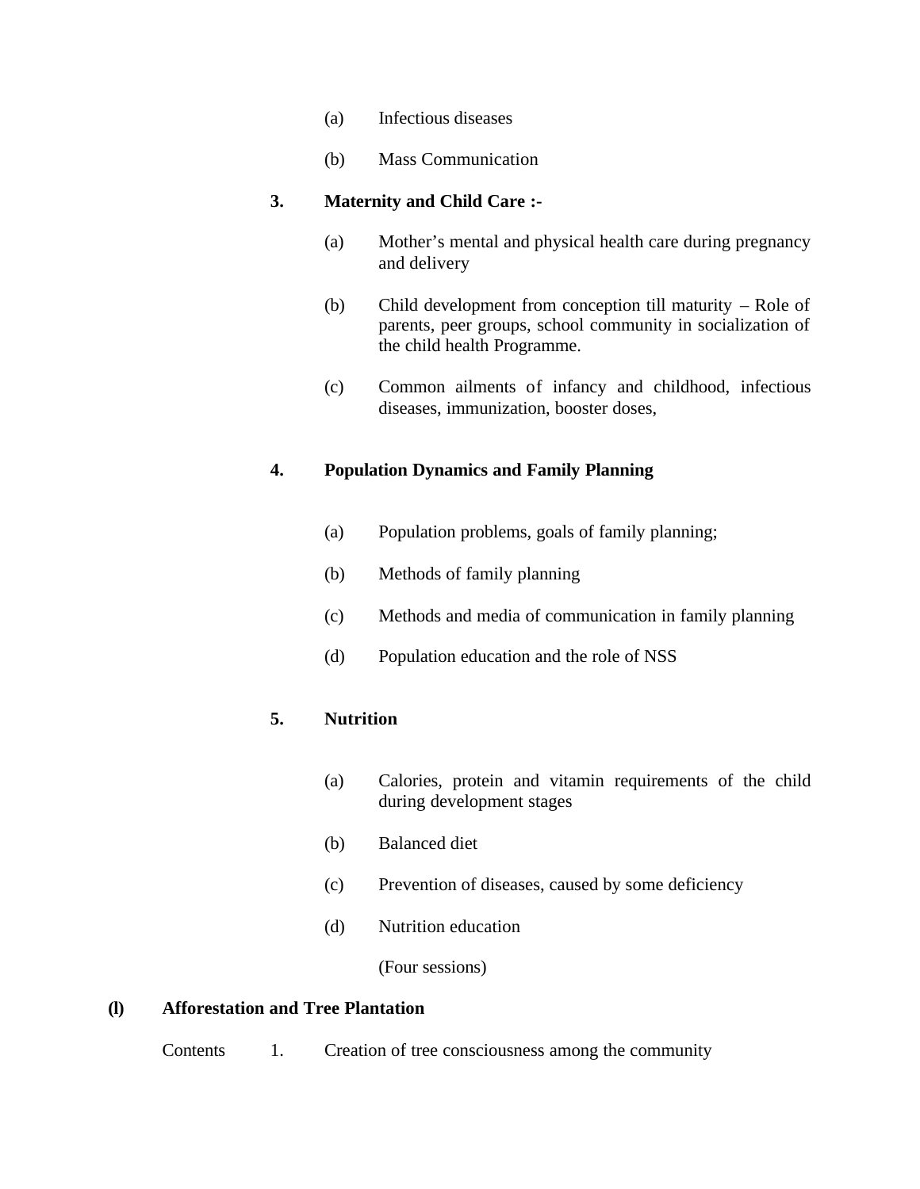(a) Infectious diseases

(b) Mass Communication

**3. Maternity and Child Care :-**

(a) Mother's mental and physical health care during pregnancy and delivery

(b) Child development from conception till maturity – Role of parents, peer groups, school community in socialization of the child health Programme.

(c) Common ailments of infancy and childhood, infectious diseases, immunization, booster doses,

**4. Population Dynamics and Family Planning**

(a) Population problems, goals of family planning;

(b) Methods of family planning

(c) Methods and media of communication in family planning

(d) Population education and the role of NSS

**5. Nutrition**

(a) Calories, protein and vitamin requirements of the child during development stages

(b) Balanced diet

(c) Prevention of diseases, caused by some deficiency

(d) Nutrition education

(Four sessions)

**(l) Afforestation and Tree Plantation**

Contents 1. Creation of tree consciousness among the community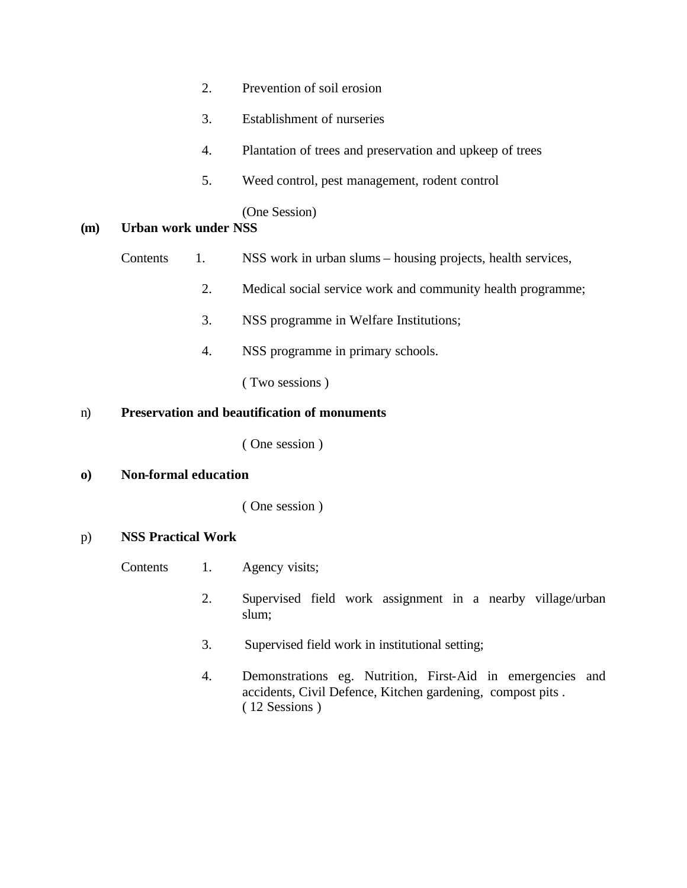2. Prevention of soil erosion
3. Establishment of nurseries
4. Plantation of trees and preservation and upkeep of trees
5. Weed control, pest management, rodent control

(One Session)

**(m) Urban work under NSS**

Contents

1. NSS work in urban slums – housing projects, health services,
2. Medical social service work and community health programme;
3. NSS programme in Welfare Institutions;
4. NSS programme in primary schools.

( Two sessions )

n) **Preservation and beautification of monuments**

( One session )

**o) Non-formal education**

( One session )

p) **NSS Practical Work**

Contents

1. Agency visits;
2. Supervised field work assignment in a nearby village/urban slum;
3. Supervised field work in institutional setting;
4. Demonstrations eg. Nutrition, First-Aid in emergencies and accidents, Civil Defence, Kitchen gardening, compost pits .

( 12 Sessions )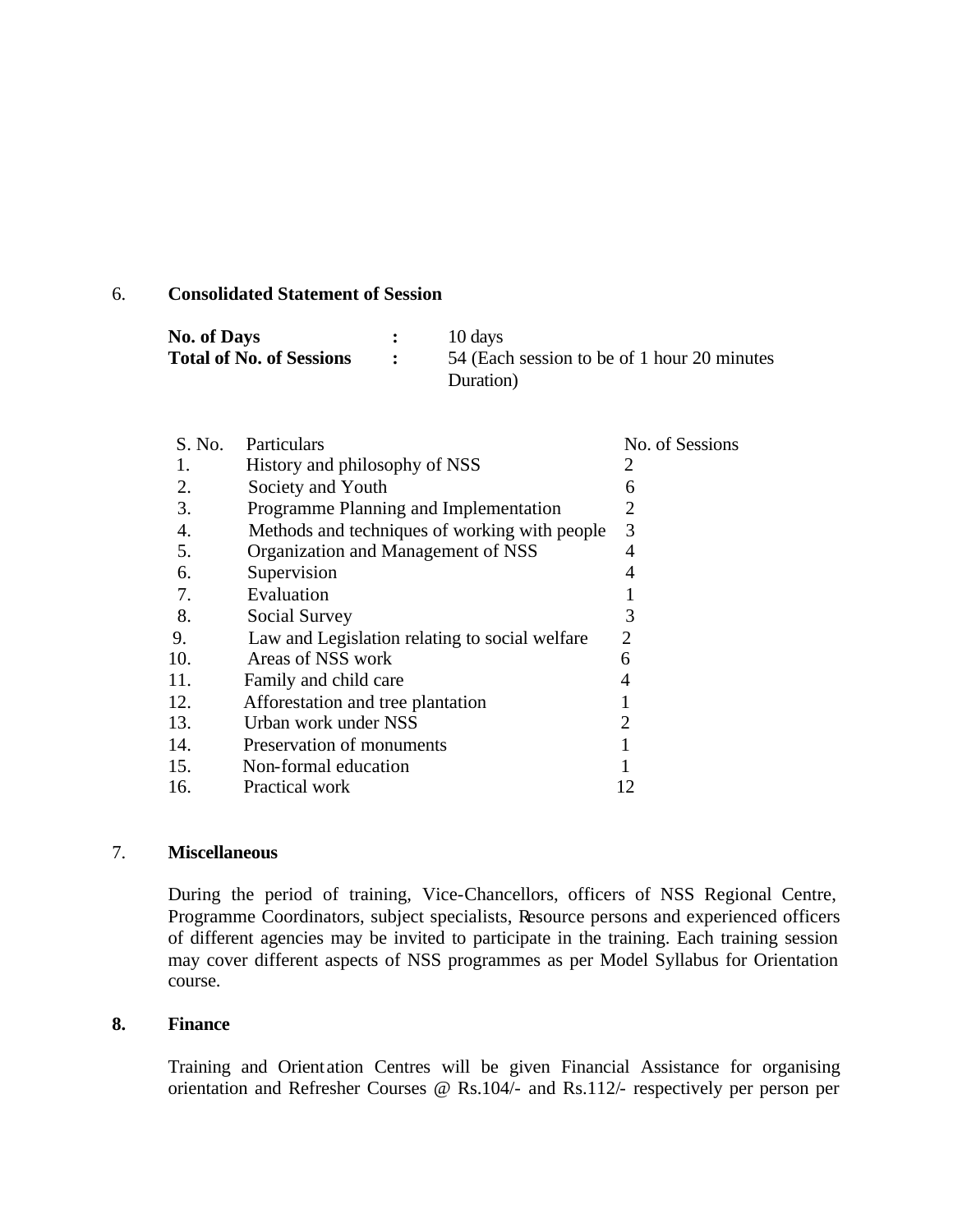6. **Consolidated Statement of Session**

**No. of Days** : 10 days

**Total of No. of Sessions** : 54 (Each session to be of 1 hour 20 minutes Duration)

| S. No. | Particulars | No. of Sessions |
|---|---|---|
| 1. | History and philosophy of NSS | 2 |
| 2. | Society and Youth | 6 |
| 3. | Programme Planning and Implementation | 2 |
| 4. | Methods and techniques of working with people | 3 |
| 5. | Organization and Management of NSS | 4 |
| 6. | Supervision | 4 |
| 7. | Evaluation | 1 |
| 8. | Social Survey | 3 |
| 9. | Law and Legislation relating to social welfare | 2 |
| 10. | Areas of NSS work | 6 |
| 11. | Family and child care | 4 |
| 12. | Afforestation and tree plantation | 1 |
| 13. | Urban work under NSS | 2 |
| 14. | Preservation of monuments | 1 |
| 15. | Non-formal education | 1 |
| 16. | Practical work | 12 |

7. **Miscellaneous**

During the period of training, Vice-Chancellors, officers of NSS Regional Centre, Programme Coordinators, subject specialists, Resource persons and experienced officers of different agencies may be invited to participate in the training. Each training session may cover different aspects of NSS programmes as per Model Syllabus for Orientation course.

**8. Finance**

Training and Orientation Centres will be given Financial Assistance for organising orientation and Refresher Courses @ Rs.104/- and Rs.112/- respectively per person per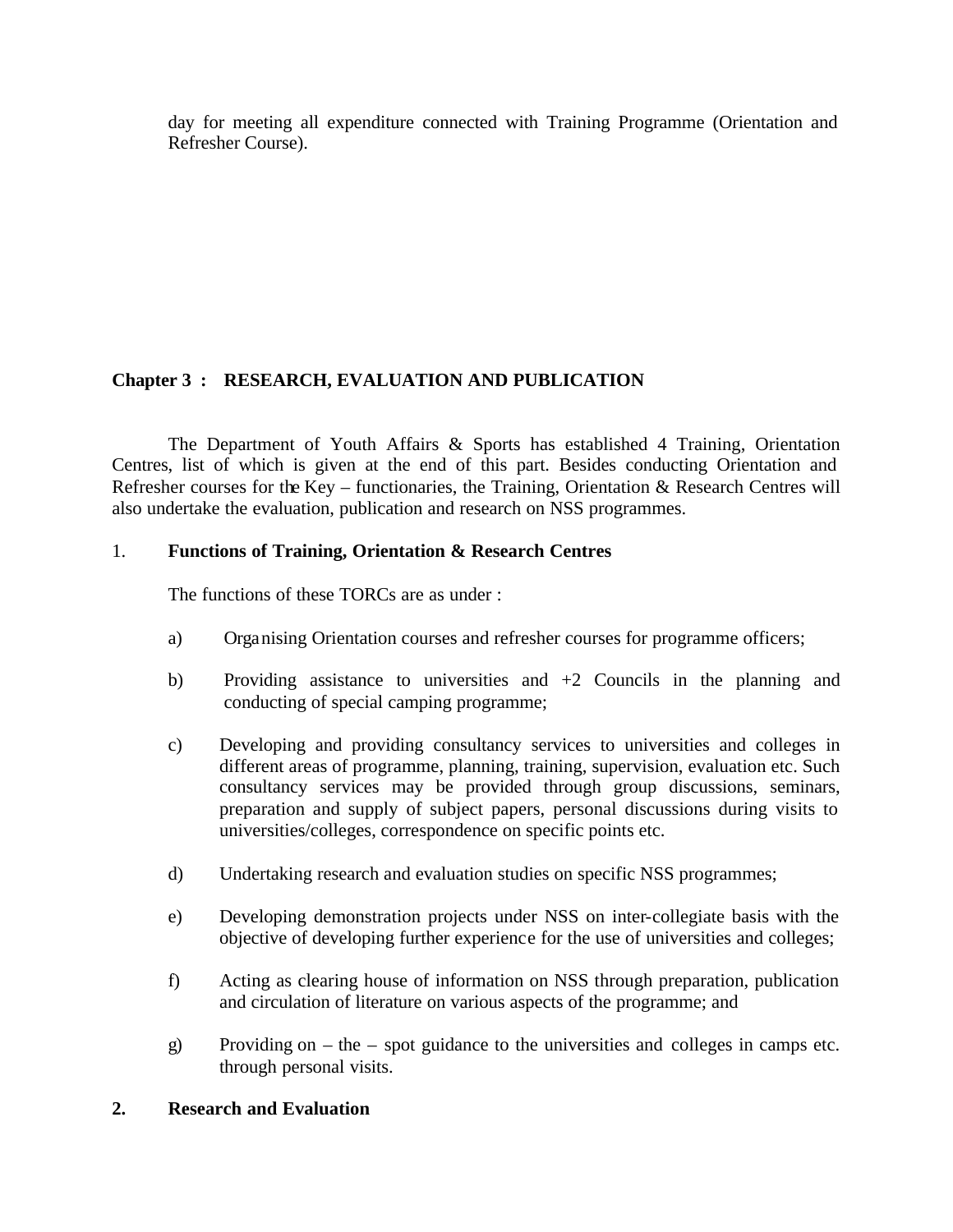day for meeting all expenditure connected with Training Programme (Orientation and Refresher Course).

## Chapter 3 : RESEARCH, EVALUATION AND PUBLICATION

The Department of Youth Affairs & Sports has established 4 Training, Orientation Centres, list of which is given at the end of this part. Besides conducting Orientation and Refresher courses for the Key – functionaries, the Training, Orientation & Research Centres will also undertake the evaluation, publication and research on NSS programmes.

### 1. Functions of Training, Orientation & Research Centres

The functions of these TORCs are as under :

a) Organising Orientation courses and refresher courses for programme officers;

b) Providing assistance to universities and +2 Councils in the planning and conducting of special camping programme;

c) Developing and providing consultancy services to universities and colleges in different areas of programme, planning, training, supervision, evaluation etc. Such consultancy services may be provided through group discussions, seminars, preparation and supply of subject papers, personal discussions during visits to universities/colleges, correspondence on specific points etc.

d) Undertaking research and evaluation studies on specific NSS programmes;

e) Developing demonstration projects under NSS on inter-collegiate basis with the objective of developing further experience for the use of universities and colleges;

f) Acting as clearing house of information on NSS through preparation, publication and circulation of literature on various aspects of the programme; and

g) Providing on – the – spot guidance to the universities and colleges in camps etc. through personal visits.

### 2. Research and Evaluation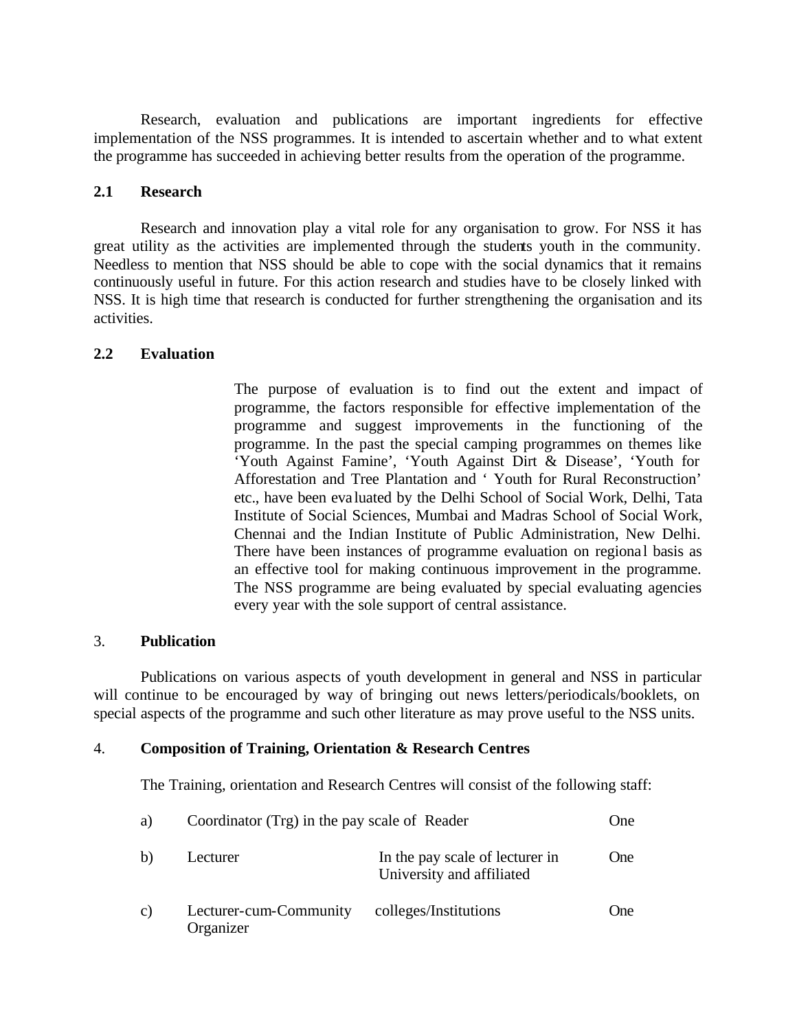Research, evaluation and publications are important ingredients for effective implementation of the NSS programmes. It is intended to ascertain whether and to what extent the programme has succeeded in achieving better results from the operation of the programme.

**2.1 Research**

Research and innovation play a vital role for any organisation to grow. For NSS it has great utility as the activities are implemented through the students youth in the community. Needless to mention that NSS should be able to cope with the social dynamics that it remains continuously useful in future. For this action research and studies have to be closely linked with NSS. It is high time that research is conducted for further strengthening the organisation and its activities.

**2.2 Evaluation**

The purpose of evaluation is to find out the extent and impact of programme, the factors responsible for effective implementation of the programme and suggest improvements in the functioning of the programme. In the past the special camping programmes on themes like 'Youth Against Famine', 'Youth Against Dirt & Disease', 'Youth for Afforestation and Tree Plantation and ' Youth for Rural Reconstruction' etc., have been evaluated by the Delhi School of Social Work, Delhi, Tata Institute of Social Sciences, Mumbai and Madras School of Social Work, Chennai and the Indian Institute of Public Administration, New Delhi. There have been instances of programme evaluation on regional basis as an effective tool for making continuous improvement in the programme. The NSS programme are being evaluated by special evaluating agencies every year with the sole support of central assistance.

3. **Publication**

Publications on various aspects of youth development in general and NSS in particular will continue to be encouraged by way of bringing out news letters/periodicals/booklets, on special aspects of the programme and such other literature as may prove useful to the NSS units.

4. **Composition of Training, Orientation & Research Centres**

The Training, orientation and Research Centres will consist of the following staff:

| | | | |
|---|---|---|---|
| a) | Coordinator (Trg) in the pay scale of Reader | | One |
| b) | Lecturer | In the pay scale of lecturer in University and affiliated | One |
| c) | Lecturer-cum-Community Organizer | colleges/Institutions | One |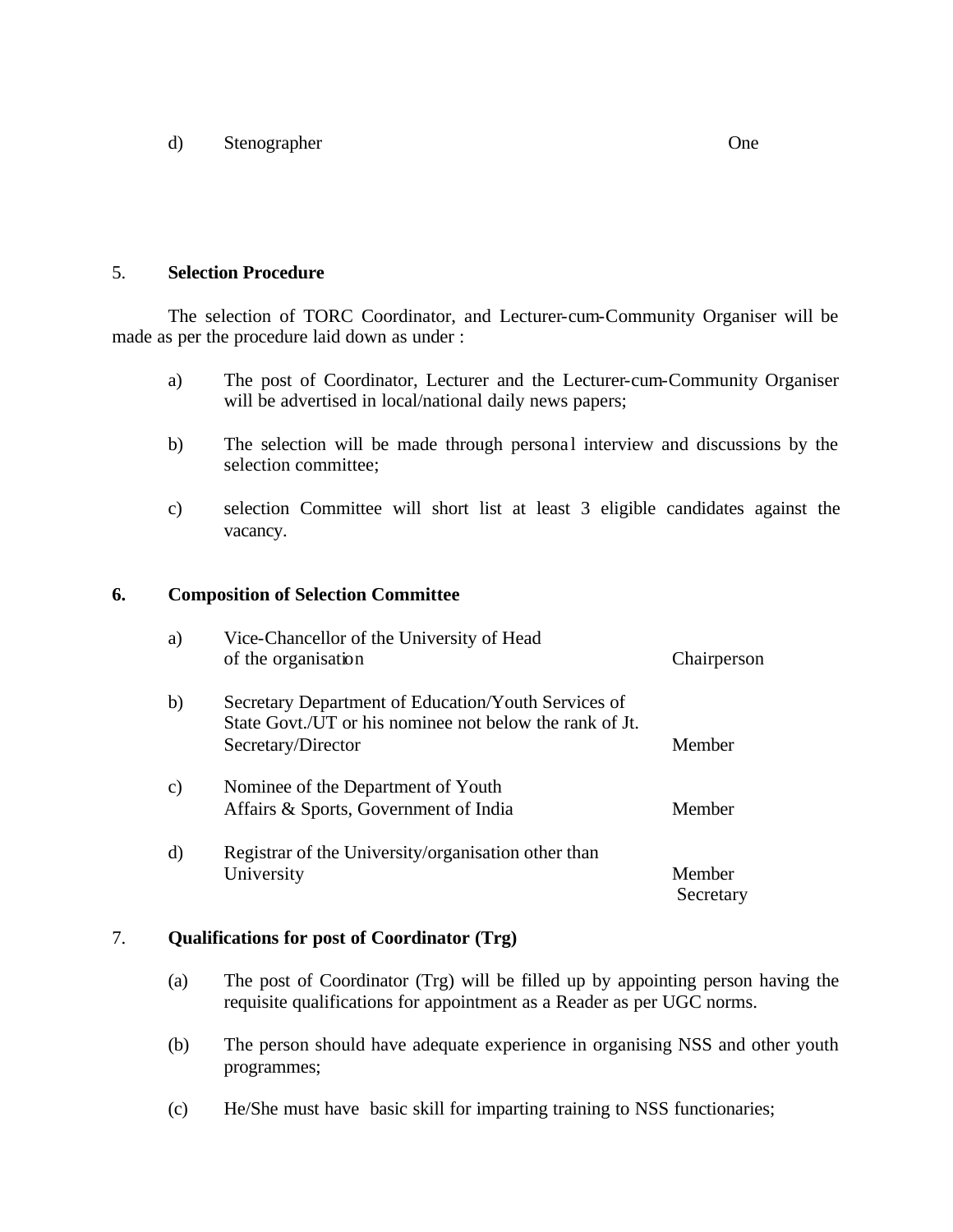d) Stenographer One

## 5. Selection Procedure

The selection of TORC Coordinator, and Lecturer-cum-Community Organiser will be made as per the procedure laid down as under :

a) The post of Coordinator, Lecturer and the Lecturer-cum-Community Organiser will be advertised in local/national daily news papers;

b) The selection will be made through personal interview and discussions by the selection committee;

c) selection Committee will short list at least 3 eligible candidates against the vacancy.

## 6. Composition of Selection Committee

| | | |
|---|---|---|
| a) | Vice-Chancellor of the University of Head of the organisation | Chairperson |
| b) | Secretary Department of Education/Youth Services of State Govt./UT or his nominee not below the rank of Jt. Secretary/Director | Member |
| c) | Nominee of the Department of Youth Affairs & Sports, Government of India | Member |
| d) | Registrar of the University/organisation other than University | Member Secretary |

## 7. Qualifications for post of Coordinator (Trg)

(a) The post of Coordinator (Trg) will be filled up by appointing person having the requisite qualifications for appointment as a Reader as per UGC norms.

(b) The person should have adequate experience in organising NSS and other youth programmes;

(c) He/She must have basic skill for imparting training to NSS functionaries;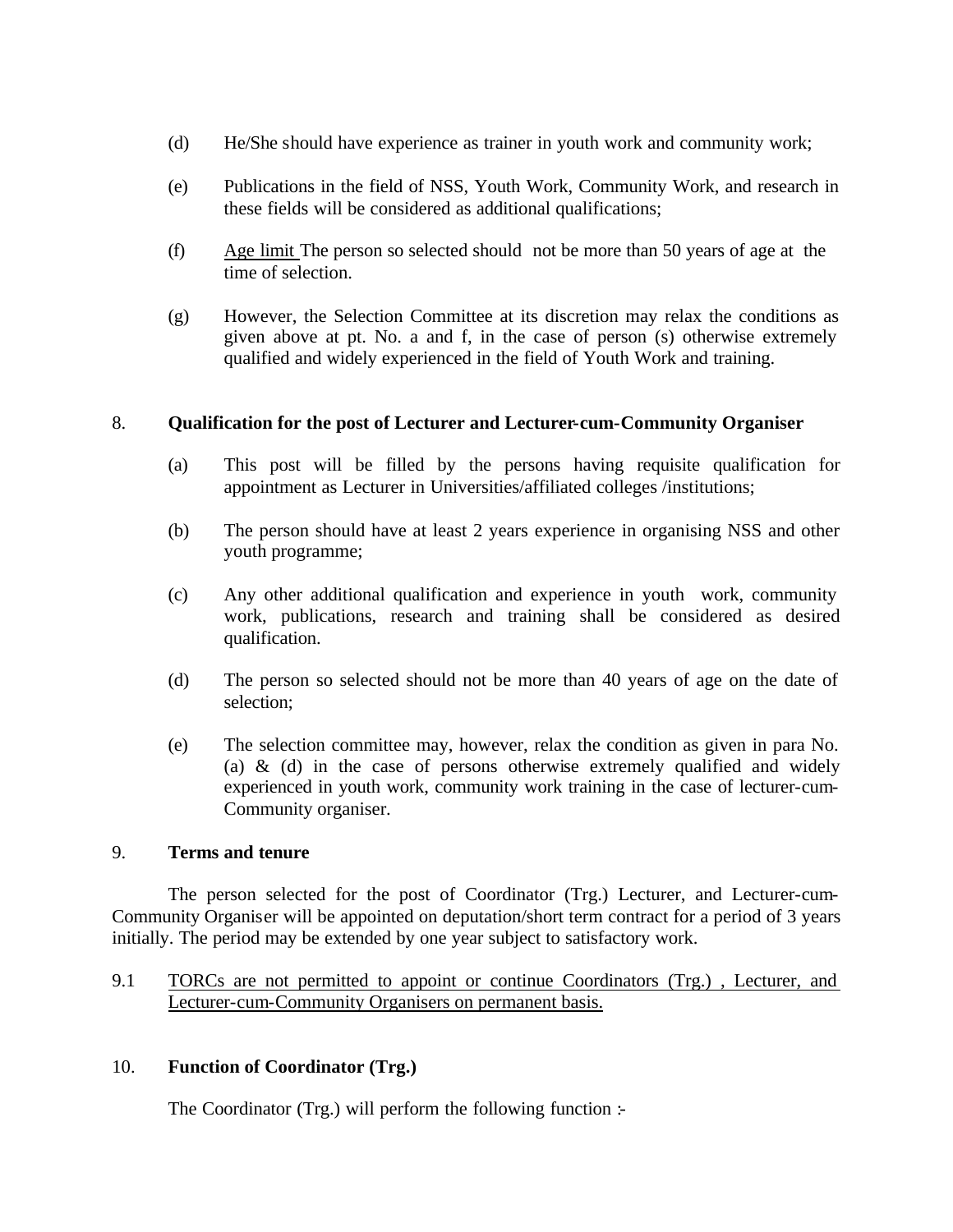(d) He/She should have experience as trainer in youth work and community work;

(e) Publications in the field of NSS, Youth Work, Community Work, and research in these fields will be considered as additional qualifications;

(f) <u>Age limit</u> The person so selected should not be more than 50 years of age at the time of selection.

(g) However, the Selection Committee at its discretion may relax the conditions as given above at pt. No. a and f, in the case of person (s) otherwise extremely qualified and widely experienced in the field of Youth Work and training.

8. **Qualification for the post of Lecturer and Lecturer-cum-Community Organiser**

(a) This post will be filled by the persons having requisite qualification for appointment as Lecturer in Universities/affiliated colleges /institutions;

(b) The person should have at least 2 years experience in organising NSS and other youth programme;

(c) Any other additional qualification and experience in youth work, community work, publications, research and training shall be considered as desired qualification.

(d) The person so selected should not be more than 40 years of age on the date of selection;

(e) The selection committee may, however, relax the condition as given in para No. (a) & (d) in the case of persons otherwise extremely qualified and widely experienced in youth work, community work training in the case of lecturer-cum-Community organiser.

9. **Terms and tenure**

The person selected for the post of Coordinator (Trg.) Lecturer, and Lecturer-cum-Community Organiser will be appointed on deputation/short term contract for a period of 3 years initially. The period may be extended by one year subject to satisfactory work.

9.1 <u>TORCs are not permitted to appoint or continue Coordinators (Trg.) , Lecturer, and Lecturer-cum-Community Organisers on permanent basis.</u>

10. **Function of Coordinator (Trg.)**

The Coordinator (Trg.) will perform the following function :-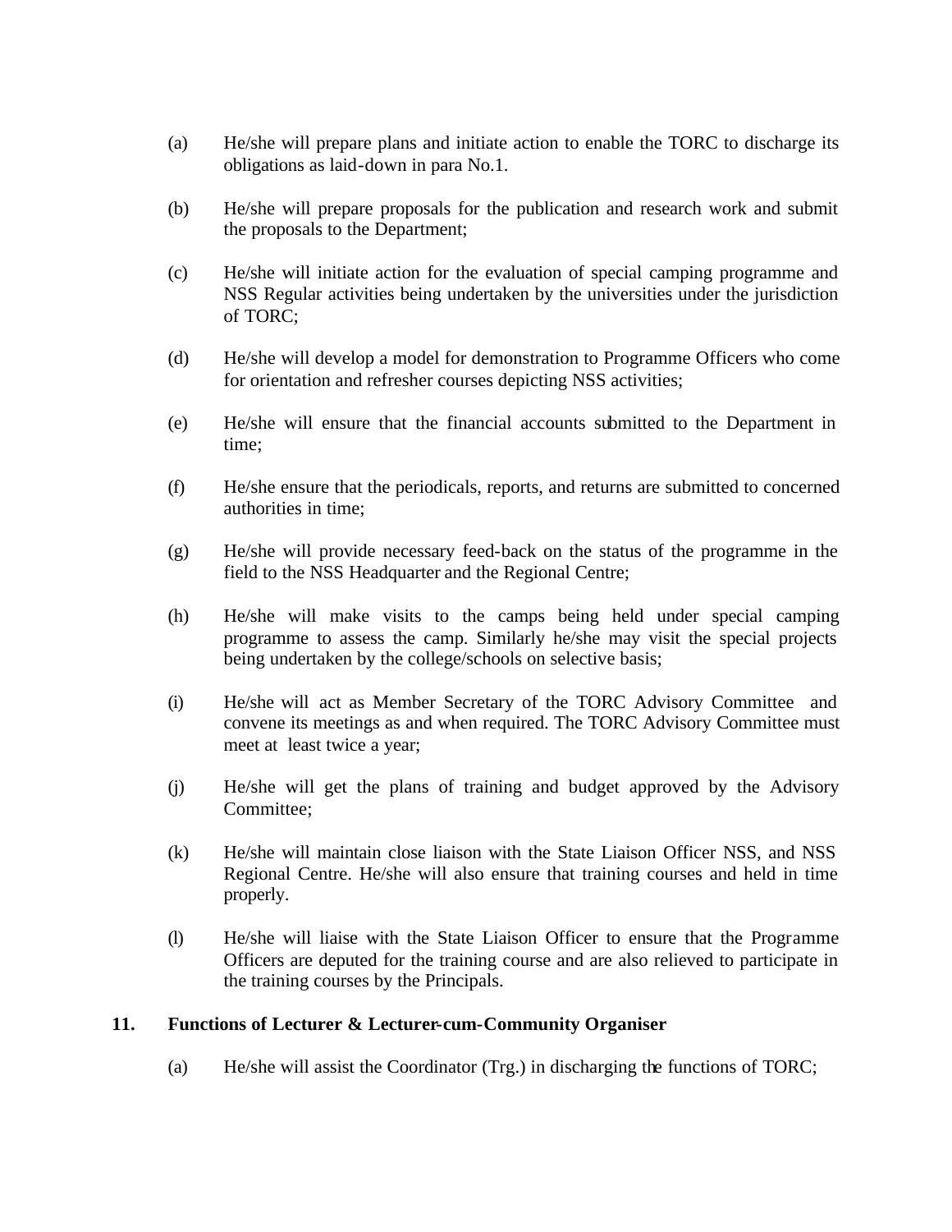(a) He/she will prepare plans and initiate action to enable the TORC to discharge its obligations as laid-down in para No.1.

(b) He/she will prepare proposals for the publication and research work and submit the proposals to the Department;

(c) He/she will initiate action for the evaluation of special camping programme and NSS Regular activities being undertaken by the universities under the jurisdiction of TORC;

(d) He/she will develop a model for demonstration to Programme Officers who come for orientation and refresher courses depicting NSS activities;

(e) He/she will ensure that the financial accounts submitted to the Department in time;

(f) He/she ensure that the periodicals, reports, and returns are submitted to concerned authorities in time;

(g) He/she will provide necessary feed-back on the status of the programme in the field to the NSS Headquarter and the Regional Centre;

(h) He/she will make visits to the camps being held under special camping programme to assess the camp. Similarly he/she may visit the special projects being undertaken by the college/schools on selective basis;

(i) He/she will act as Member Secretary of the TORC Advisory Committee and convene its meetings as and when required. The TORC Advisory Committee must meet at least twice a year;

(j) He/she will get the plans of training and budget approved by the Advisory Committee;

(k) He/she will maintain close liaison with the State Liaison Officer NSS, and NSS Regional Centre. He/she will also ensure that training courses and held in time properly.

(l) He/she will liaise with the State Liaison Officer to ensure that the Programme Officers are deputed for the training course and are also relieved to participate in the training courses by the Principals.

**11. Functions of Lecturer & Lecturer-cum-Community Organiser**

(a) He/she will assist the Coordinator (Trg.) in discharging the functions of TORC;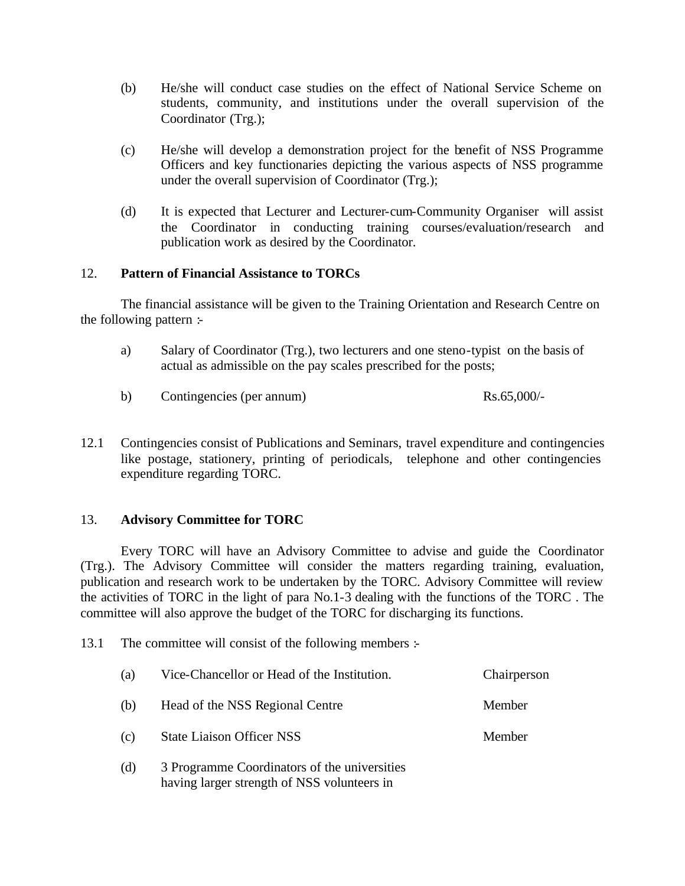(b) He/she will conduct case studies on the effect of National Service Scheme on students, community, and institutions under the overall supervision of the Coordinator (Trg.);

(c) He/she will develop a demonstration project for the benefit of NSS Programme Officers and key functionaries depicting the various aspects of NSS programme under the overall supervision of Coordinator (Trg.);

(d) It is expected that Lecturer and Lecturer-cum-Community Organiser will assist the Coordinator in conducting training courses/evaluation/research and publication work as desired by the Coordinator.

## 12. Pattern of Financial Assistance to TORCs

The financial assistance will be given to the Training Orientation and Research Centre on the following pattern :-

a) Salary of Coordinator (Trg.), two lecturers and one steno-typist on the basis of actual as admissible on the pay scales prescribed for the posts;

b) Contingencies (per annum) Rs.65,000/-

12.1 Contingencies consist of Publications and Seminars, travel expenditure and contingencies like postage, stationery, printing of periodicals, telephone and other contingencies expenditure regarding TORC.

## 13. Advisory Committee for TORC

Every TORC will have an Advisory Committee to advise and guide the Coordinator (Trg.). The Advisory Committee will consider the matters regarding training, evaluation, publication and research work to be undertaken by the TORC. Advisory Committee will review the activities of TORC in the light of para No.1-3 dealing with the functions of the TORC . The committee will also approve the budget of the TORC for discharging its functions.

13.1 The committee will consist of the following members :-

| | | |
|---|---|---|
| (a) | Vice-Chancellor or Head of the Institution. | Chairperson |
| (b) | Head of the NSS Regional Centre | Member |
| (c) | State Liaison Officer NSS | Member |
| (d) | 3 Programme Coordinators of the universities having larger strength of NSS volunteers in | |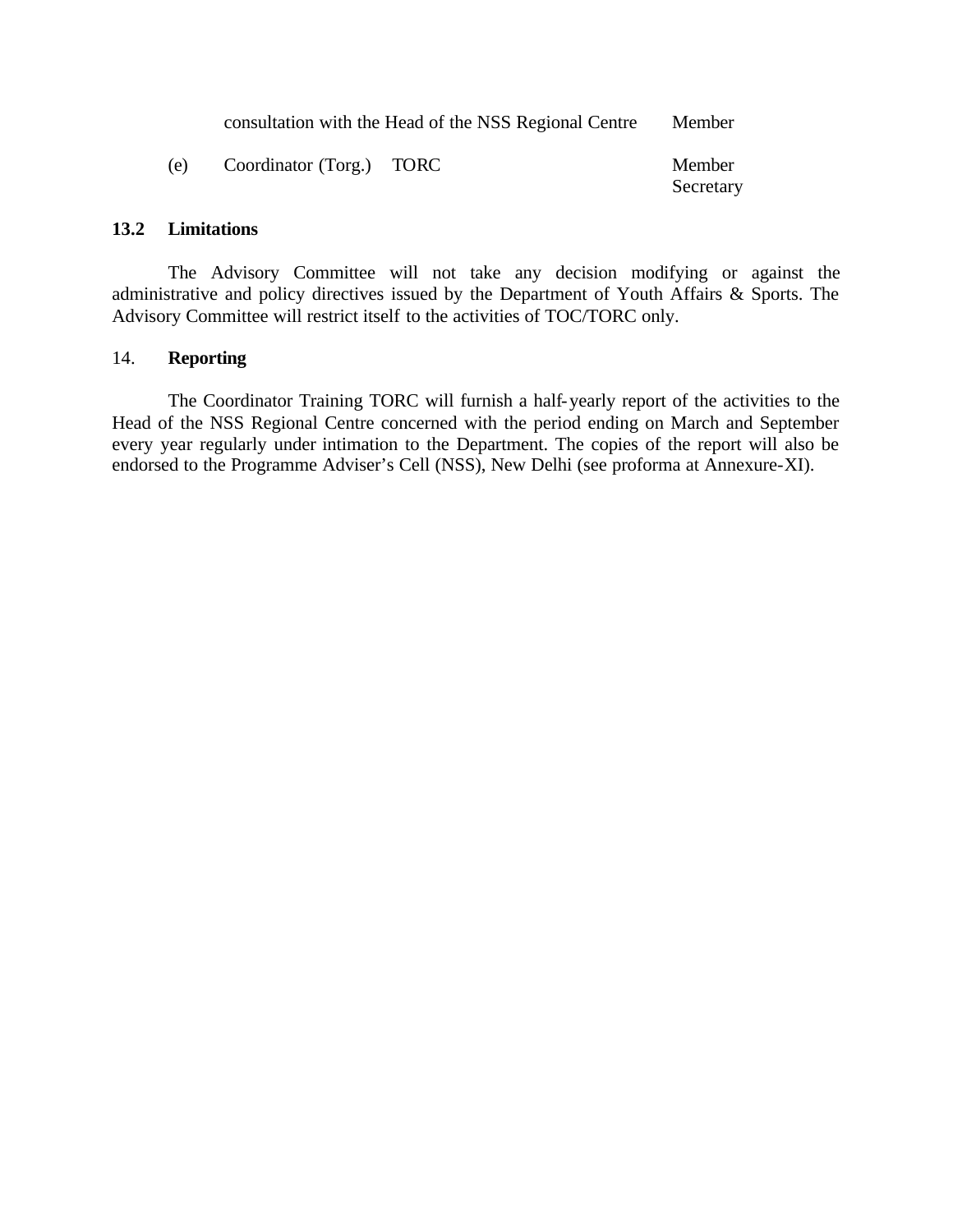| | | |
|---|---|---|
| | consultation with the Head of the NSS Regional Centre | Member |
| (e) | Coordinator (Torg.) TORC | Member Secretary |

### 13.2 Limitations

The Advisory Committee will not take any decision modifying or against the administrative and policy directives issued by the Department of Youth Affairs & Sports. The Advisory Committee will restrict itself to the activities of TOC/TORC only.

### 14. Reporting

The Coordinator Training TORC will furnish a half-yearly report of the activities to the Head of the NSS Regional Centre concerned with the period ending on March and September every year regularly under intimation to the Department. The copies of the report will also be endorsed to the Programme Adviser's Cell (NSS), New Delhi (see proforma at Annexure-XI).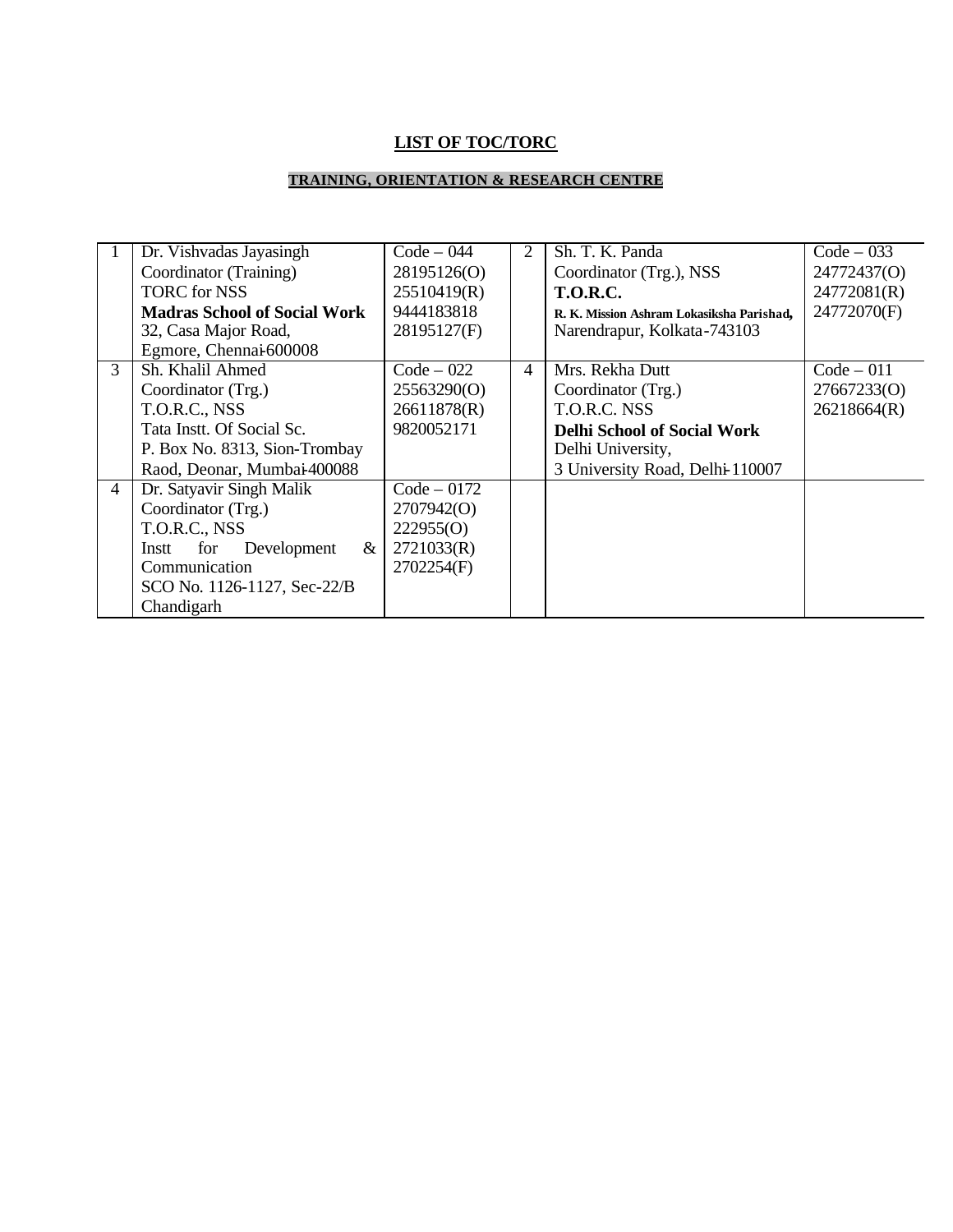**LIST OF TOC/TORC**

**TRAINING, ORIENTATION & RESEARCH CENTRE**

| | | | | | |
|---|---|---|---|---|---|
| 1 | Dr. Vishvadas Jayasingh<br>Coordinator (Training)<br>TORC for NSS<br>**Madras School of Social Work**<br>32, Casa Major Road,<br>Egmore, Chennai-600008 | Code – 044<br>28195126(O)<br>25510419(R)<br>9444183818<br>28195127(F) | 2 | Sh. T. K. Panda<br>Coordinator (Trg.), NSS<br>**T.O.R.C.**<br>**R. K. Mission Ashram Lokasiksha Parishad,**<br>Narendrapur, Kolkata-743103 | Code – 033<br>24772437(O)<br>24772081(R)<br>24772070(F) |
| 3 | Sh. Khalil Ahmed<br>Coordinator (Trg.)<br>T.O.R.C., NSS<br>Tata Instt. Of Social Sc.<br>P. Box No. 8313, Sion-Trombay<br>Raod, Deonar, Mumbai-400088 | Code – 022<br>25563290(O)<br>26611878(R)<br>9820052171 | 4 | Mrs. Rekha Dutt<br>Coordinator (Trg.)<br>T.O.R.C. NSS<br>**Delhi School of Social Work**<br>Delhi University,<br>3 University Road, Delhi-110007 | Code – 011<br>27667233(O)<br>26218664(R) |
| 4 | Dr. Satyavir Singh Malik<br>Coordinator (Trg.)<br>T.O.R.C., NSS<br>Instt for Development & Communication<br>SCO No. 1126-1127, Sec-22/B<br>Chandigarh | Code – 0172<br>2707942(O)<br>222955(O)<br>2721033(R)<br>2702254(F) | | | |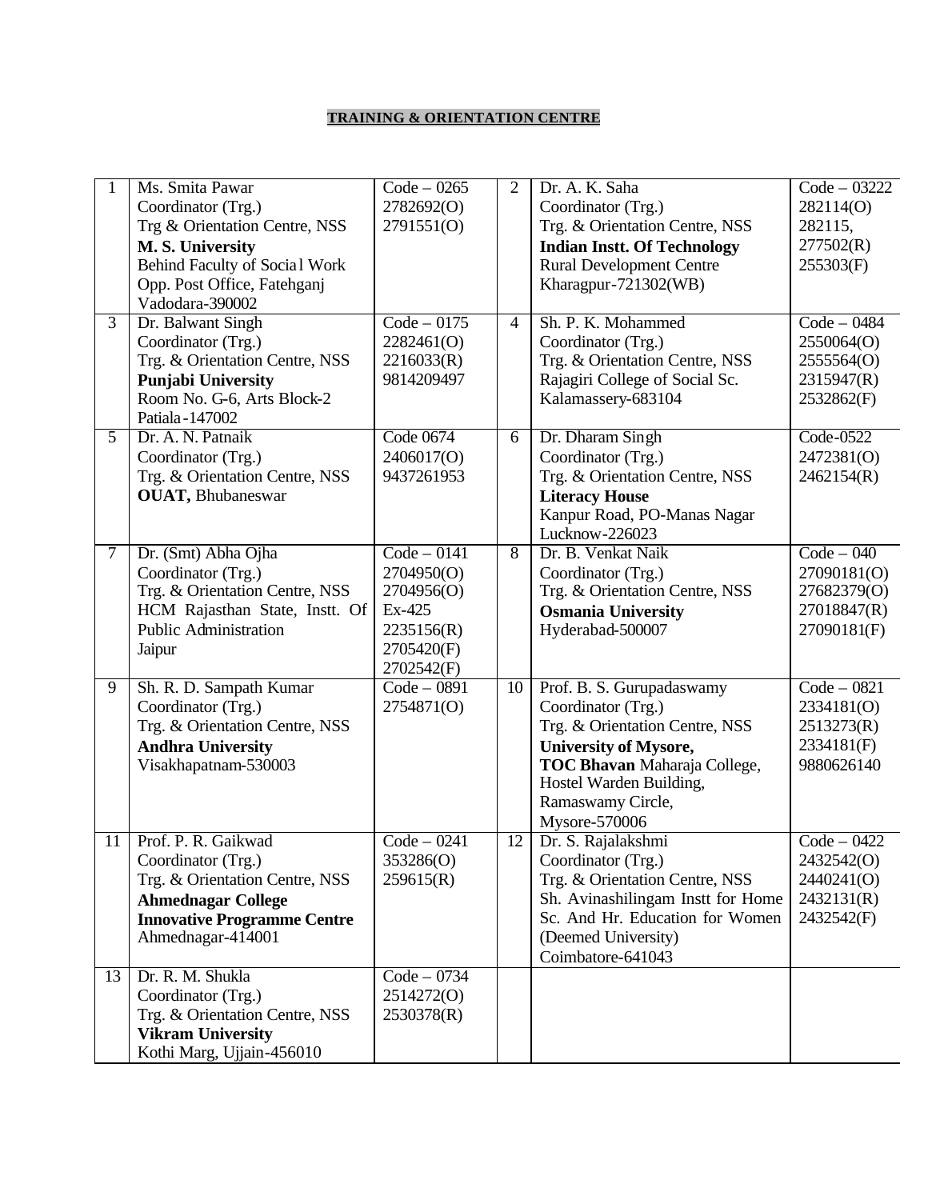**TRAINING & ORIENTATION CENTRE**

| | | | | | |
|---|---|---|---|---|---|
| 1 | Ms. Smita Pawar<br>Coordinator (Trg.)<br>Trg & Orientation Centre, NSS<br>**M. S. University**<br>Behind Faculty of Social Work<br>Opp. Post Office, Fatehganj<br>Vadodara-390002 | Code – 0265<br>2782692(O)<br>2791551(O) | 2 | Dr. A. K. Saha<br>Coordinator (Trg.)<br>Trg. & Orientation Centre, NSS<br>**Indian Instt. Of Technology**<br>Rural Development Centre<br>Kharagpur-721302(WB) | Code – 03222<br>282114(O)<br>282115,<br>277502(R)<br>255303(F) |
| 3 | Dr. Balwant Singh<br>Coordinator (Trg.)<br>Trg. & Orientation Centre, NSS<br>**Punjabi University**<br>Room No. G-6, Arts Block-2<br>Patiala-147002 | Code – 0175<br>2282461(O)<br>2216033(R)<br>9814209497 | 4 | Sh. P. K. Mohammed<br>Coordinator (Trg.)<br>Trg. & Orientation Centre, NSS<br>Rajagiri College of Social Sc.<br>Kalamassery-683104 | Code – 0484<br>2550064(O)<br>2555564(O)<br>2315947(R)<br>2532862(F) |
| 5 | Dr. A. N. Patnaik<br>Coordinator (Trg.)<br>Trg. & Orientation Centre, NSS<br>**OUAT,** Bhubaneswar | Code 0674<br>2406017(O)<br>9437261953 | 6 | Dr. Dharam Singh<br>Coordinator (Trg.)<br>Trg. & Orientation Centre, NSS<br>**Literacy House**<br>Kanpur Road, PO-Manas Nagar<br>Lucknow-226023 | Code-0522<br>2472381(O)<br>2462154(R) |
| 7 | Dr. (Smt) Abha Ojha<br>Coordinator (Trg.)<br>Trg. & Orientation Centre, NSS<br>HCM Rajasthan State, Instt. Of Public Administration<br>Jaipur | Code – 0141<br>2704950(O)<br>2704956(O)<br>Ex-425<br>2235156(R)<br>2705420(F)<br>2702542(F) | 8 | Dr. B. Venkat Naik<br>Coordinator (Trg.)<br>Trg. & Orientation Centre, NSS<br>**Osmania University**<br>Hyderabad-500007 | Code – 040<br>27090181(O)<br>27682379(O)<br>27018847(R)<br>27090181(F) |
| 9 | Sh. R. D. Sampath Kumar<br>Coordinator (Trg.)<br>Trg. & Orientation Centre, NSS<br>**Andhra University**<br>Visakhapatnam-530003 | Code – 0891<br>2754871(O) | 10 | Prof. B. S. Gurupadaswamy<br>Coordinator (Trg.)<br>Trg. & Orientation Centre, NSS<br>**University of Mysore,**<br>**TOC Bhavan** Maharaja College,<br>Hostel Warden Building,<br>Ramaswamy Circle,<br>Mysore-570006 | Code – 0821<br>2334181(O)<br>2513273(R)<br>2334181(F)<br>9880626140 |
| 11 | Prof. P. R. Gaikwad<br>Coordinator (Trg.)<br>Trg. & Orientation Centre, NSS<br>**Ahmednagar College**<br>**Innovative Programme Centre**<br>Ahmednagar-414001 | Code – 0241<br>353286(O)<br>259615(R) | 12 | Dr. S. Rajalakshmi<br>Coordinator (Trg.)<br>Trg. & Orientation Centre, NSS<br>Sh. Avinashilingam Instt for Home Sc. And Hr. Education for Women (Deemed University)<br>Coimbatore-641043 | Code – 0422<br>2432542(O)<br>2440241(O)<br>2432131(R)<br>2432542(F) |
| 13 | Dr. R. M. Shukla<br>Coordinator (Trg.)<br>Trg. & Orientation Centre, NSS<br>**Vikram University**<br>Kothi Marg, Ujjain-456010 | Code – 0734<br>2514272(O)<br>2530378(R) | | | |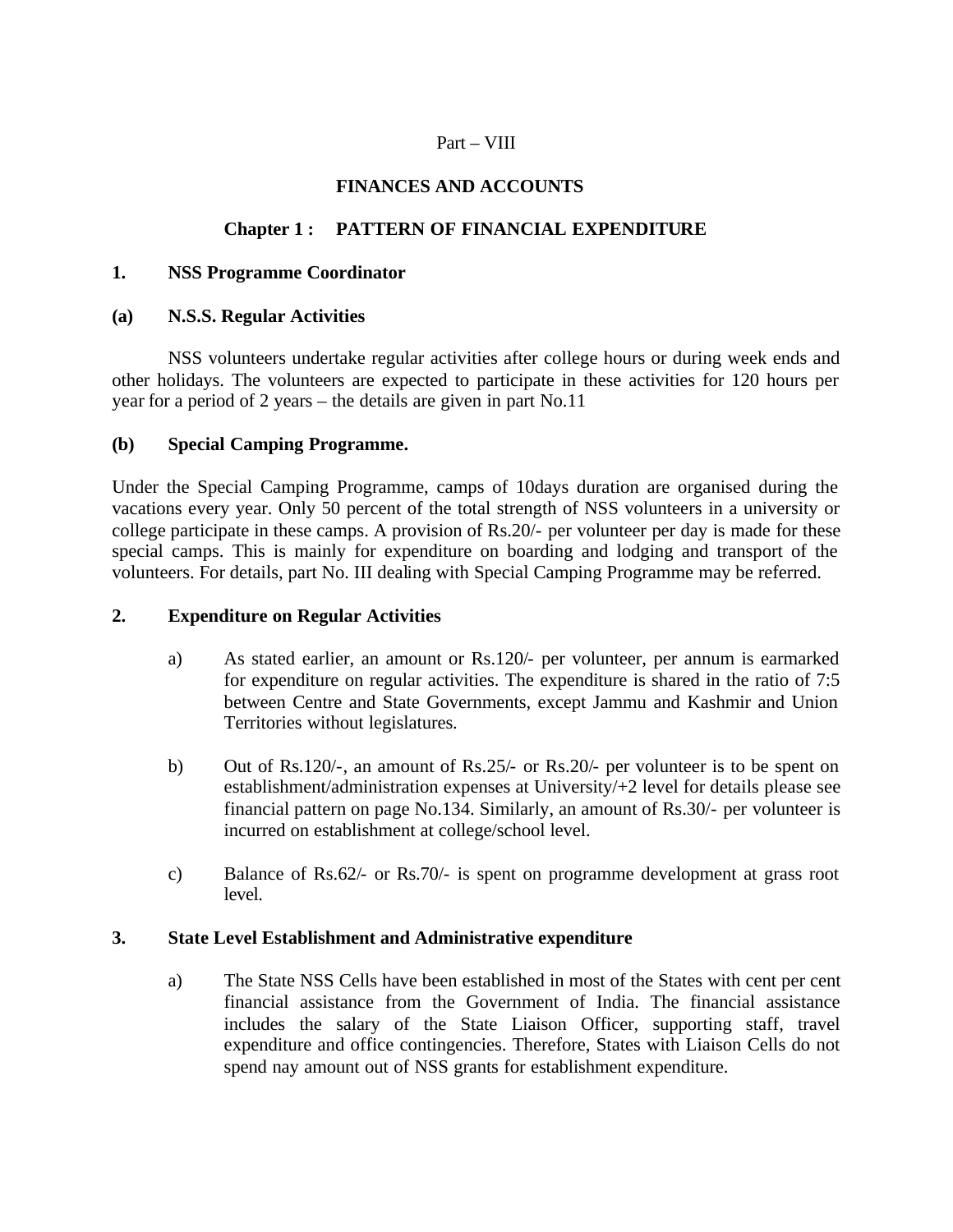Part – VIII

# FINANCES AND ACCOUNTS

## Chapter 1 : PATTERN OF FINANCIAL EXPENDITURE

### 1. NSS Programme Coordinator

#### (a) N.S.S. Regular Activities

NSS volunteers undertake regular activities after college hours or during week ends and other holidays. The volunteers are expected to participate in these activities for 120 hours per year for a period of 2 years – the details are given in part No.11

#### (b) Special Camping Programme.

Under the Special Camping Programme, camps of 10days duration are organised during the vacations every year. Only 50 percent of the total strength of NSS volunteers in a university or college participate in these camps. A provision of Rs.20/- per volunteer per day is made for these special camps. This is mainly for expenditure on boarding and lodging and transport of the volunteers. For details, part No. III dealing with Special Camping Programme may be referred.

### 2. Expenditure on Regular Activities

a) As stated earlier, an amount or Rs.120/- per volunteer, per annum is earmarked for expenditure on regular activities. The expenditure is shared in the ratio of 7:5 between Centre and State Governments, except Jammu and Kashmir and Union Territories without legislatures.

b) Out of Rs.120/-, an amount of Rs.25/- or Rs.20/- per volunteer is to be spent on establishment/administration expenses at University/+2 level for details please see financial pattern on page No.134. Similarly, an amount of Rs.30/- per volunteer is incurred on establishment at college/school level.

c) Balance of Rs.62/- or Rs.70/- is spent on programme development at grass root level.

### 3. State Level Establishment and Administrative expenditure

a) The State NSS Cells have been established in most of the States with cent per cent financial assistance from the Government of India. The financial assistance includes the salary of the State Liaison Officer, supporting staff, travel expenditure and office contingencies. Therefore, States with Liaison Cells do not spend nay amount out of NSS grants for establishment expenditure.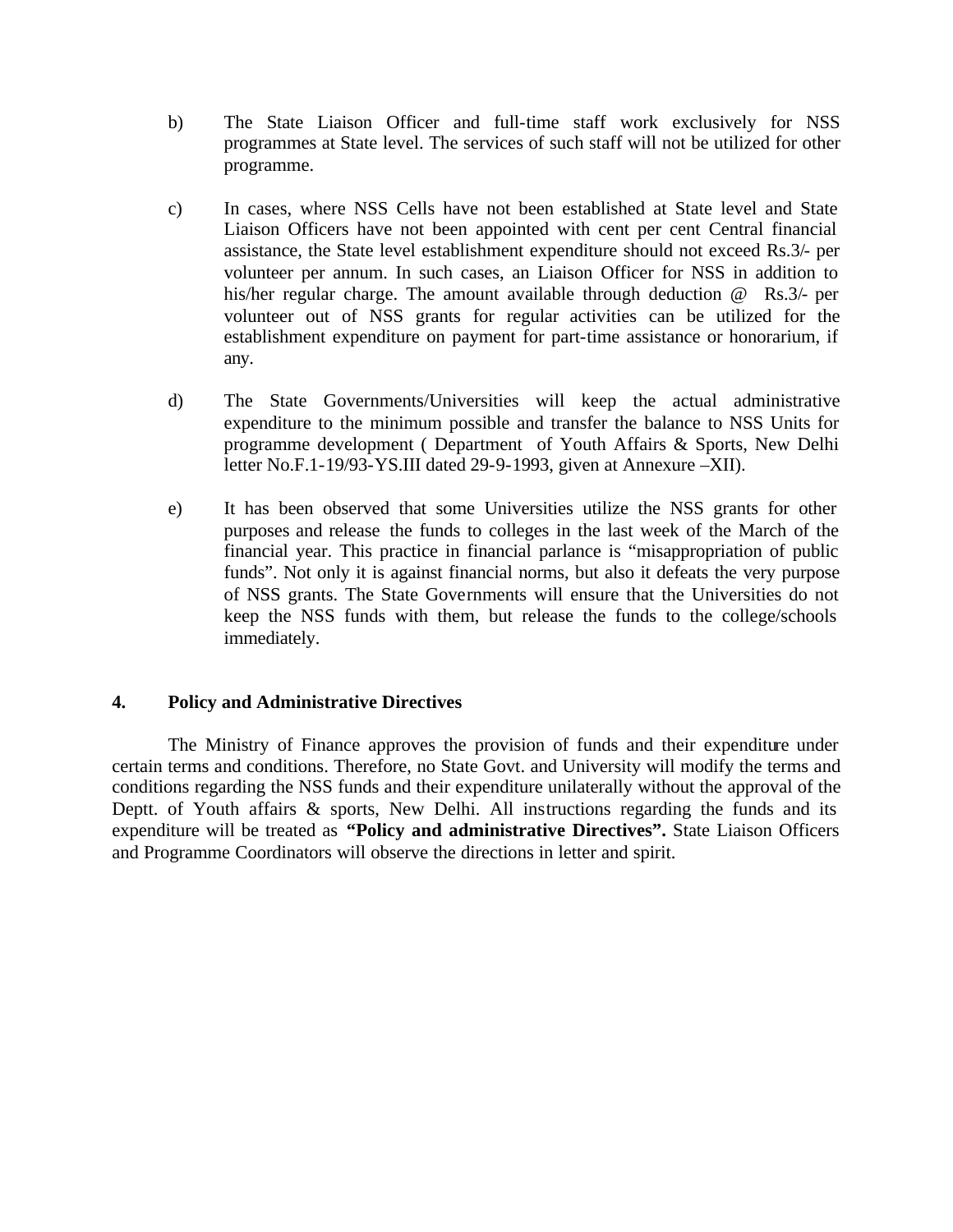b) The State Liaison Officer and full-time staff work exclusively for NSS programmes at State level. The services of such staff will not be utilized for other programme.

c) In cases, where NSS Cells have not been established at State level and State Liaison Officers have not been appointed with cent per cent Central financial assistance, the State level establishment expenditure should not exceed Rs.3/- per volunteer per annum. In such cases, an Liaison Officer for NSS in addition to his/her regular charge. The amount available through deduction @ Rs.3/- per volunteer out of NSS grants for regular activities can be utilized for the establishment expenditure on payment for part-time assistance or honorarium, if any.

d) The State Governments/Universities will keep the actual administrative expenditure to the minimum possible and transfer the balance to NSS Units for programme development ( Department of Youth Affairs & Sports, New Delhi letter No.F.1-19/93-YS.III dated 29-9-1993, given at Annexure –XII).

e) It has been observed that some Universities utilize the NSS grants for other purposes and release the funds to colleges in the last week of the March of the financial year. This practice in financial parlance is "misappropriation of public funds". Not only it is against financial norms, but also it defeats the very purpose of NSS grants. The State Governments will ensure that the Universities do not keep the NSS funds with them, but release the funds to the college/schools immediately.

**4. Policy and Administrative Directives**

The Ministry of Finance approves the provision of funds and their expenditure under certain terms and conditions. Therefore, no State Govt. and University will modify the terms and conditions regarding the NSS funds and their expenditure unilaterally without the approval of the Deptt. of Youth affairs & sports, New Delhi. All instructions regarding the funds and its expenditure will be treated as **"Policy and administrative Directives".** State Liaison Officers and Programme Coordinators will observe the directions in letter and spirit.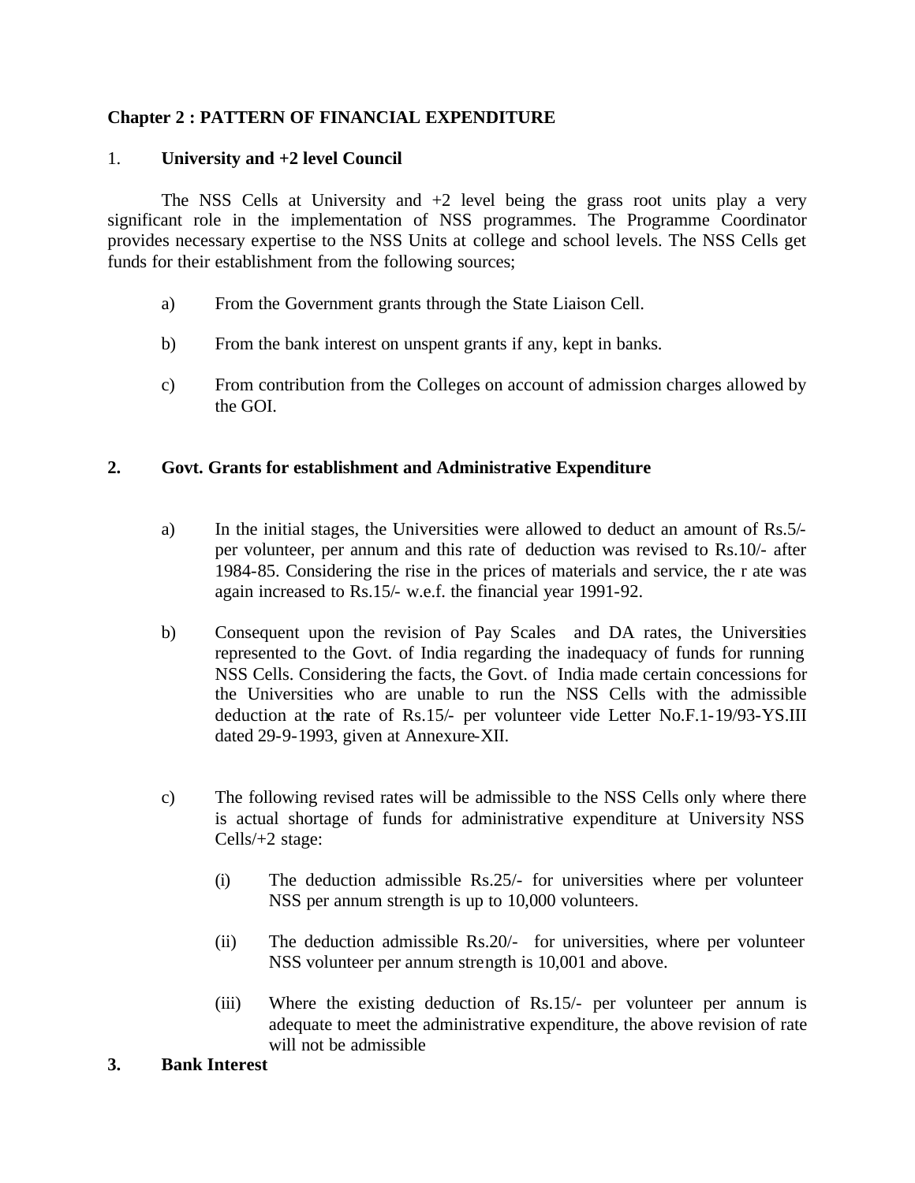## Chapter 2 : PATTERN OF FINANCIAL EXPENDITURE

1. **University and +2 level Council**

The NSS Cells at University and +2 level being the grass root units play a very significant role in the implementation of NSS programmes. The Programme Coordinator provides necessary expertise to the NSS Units at college and school levels. The NSS Cells get funds for their establishment from the following sources;

a) From the Government grants through the State Liaison Cell.

b) From the bank interest on unspent grants if any, kept in banks.

c) From contribution from the Colleges on account of admission charges allowed by the GOI.

**2. Govt. Grants for establishment and Administrative Expenditure**

a) In the initial stages, the Universities were allowed to deduct an amount of Rs.5/- per volunteer, per annum and this rate of deduction was revised to Rs.10/- after 1984-85. Considering the rise in the prices of materials and service, the r ate was again increased to Rs.15/- w.e.f. the financial year 1991-92.

b) Consequent upon the revision of Pay Scales and DA rates, the Universities represented to the Govt. of India regarding the inadequacy of funds for running NSS Cells. Considering the facts, the Govt. of India made certain concessions for the Universities who are unable to run the NSS Cells with the admissible deduction at the rate of Rs.15/- per volunteer vide Letter No.F.1-19/93-YS.III dated 29-9-1993, given at Annexure-XII.

c) The following revised rates will be admissible to the NSS Cells only where there is actual shortage of funds for administrative expenditure at University NSS Cells/+2 stage:

(i) The deduction admissible Rs.25/- for universities where per volunteer NSS per annum strength is up to 10,000 volunteers.

(ii) The deduction admissible Rs.20/- for universities, where per volunteer NSS volunteer per annum strength is 10,001 and above.

(iii) Where the existing deduction of Rs.15/- per volunteer per annum is adequate to meet the administrative expenditure, the above revision of rate will not be admissible

**3. Bank Interest**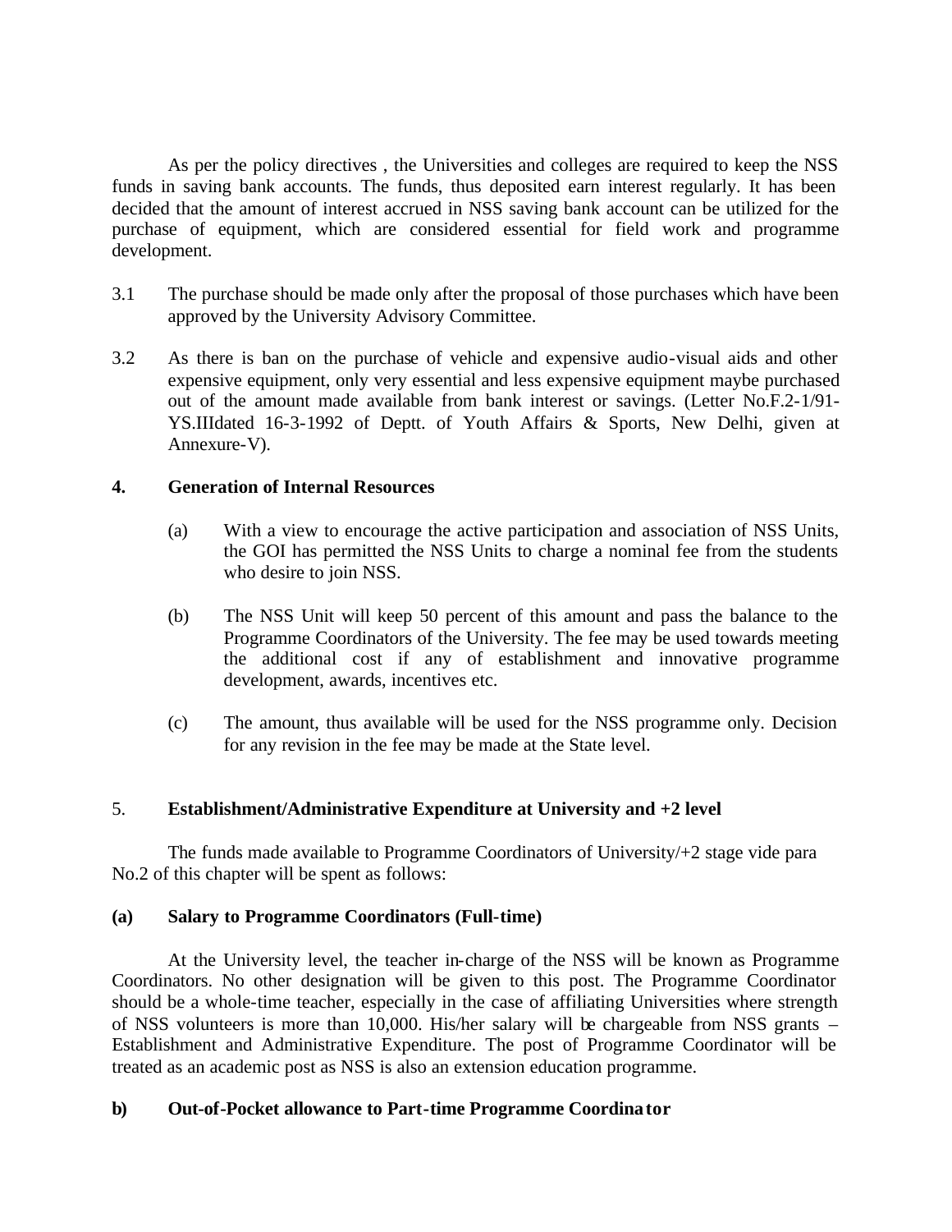As per the policy directives , the Universities and colleges are required to keep the NSS funds in saving bank accounts. The funds, thus deposited earn interest regularly. It has been decided that the amount of interest accrued in NSS saving bank account can be utilized for the purchase of equipment, which are considered essential for field work and programme development.

3.1 The purchase should be made only after the proposal of those purchases which have been approved by the University Advisory Committee.

3.2 As there is ban on the purchase of vehicle and expensive audio-visual aids and other expensive equipment, only very essential and less expensive equipment maybe purchased out of the amount made available from bank interest or savings. (Letter No.F.2-1/91-YS.IIIdated 16-3-1992 of Deptt. of Youth Affairs & Sports, New Delhi, given at Annexure-V).

## 4. Generation of Internal Resources

(a) With a view to encourage the active participation and association of NSS Units, the GOI has permitted the NSS Units to charge a nominal fee from the students who desire to join NSS.

(b) The NSS Unit will keep 50 percent of this amount and pass the balance to the Programme Coordinators of the University. The fee may be used towards meeting the additional cost if any of establishment and innovative programme development, awards, incentives etc.

(c) The amount, thus available will be used for the NSS programme only. Decision for any revision in the fee may be made at the State level.

## 5. Establishment/Administrative Expenditure at University and +2 level

The funds made available to Programme Coordinators of University/+2 stage vide para No.2 of this chapter will be spent as follows:

### (a) Salary to Programme Coordinators (Full-time)

At the University level, the teacher in-charge of the NSS will be known as Programme Coordinators. No other designation will be given to this post. The Programme Coordinator should be a whole-time teacher, especially in the case of affiliating Universities where strength of NSS volunteers is more than 10,000. His/her salary will be chargeable from NSS grants – Establishment and Administrative Expenditure. The post of Programme Coordinator will be treated as an academic post as NSS is also an extension education programme.

### b) Out-of-Pocket allowance to Part-time Programme Coordinator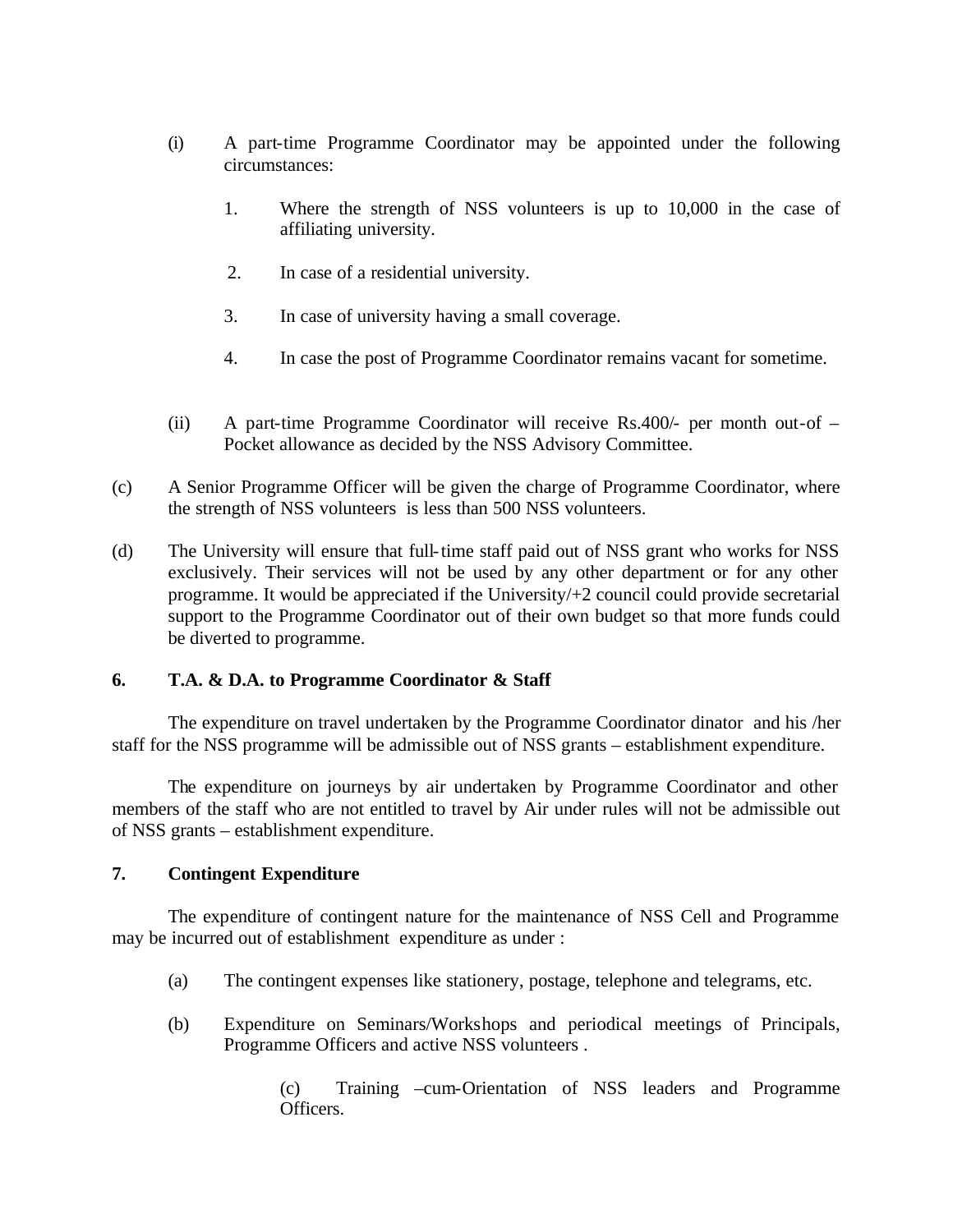(i) A part-time Programme Coordinator may be appointed under the following circumstances:

1. Where the strength of NSS volunteers is up to 10,000 in the case of affiliating university.
2. In case of a residential university.
3. In case of university having a small coverage.
4. In case the post of Programme Coordinator remains vacant for sometime.

(ii) A part-time Programme Coordinator will receive Rs.400/- per month out-of – Pocket allowance as decided by the NSS Advisory Committee.

(c) A Senior Programme Officer will be given the charge of Programme Coordinator, where the strength of NSS volunteers is less than 500 NSS volunteers.

(d) The University will ensure that full-time staff paid out of NSS grant who works for NSS exclusively. Their services will not be used by any other department or for any other programme. It would be appreciated if the University/+2 council could provide secretarial support to the Programme Coordinator out of their own budget so that more funds could be diverted to programme.

**6. T.A. & D.A. to Programme Coordinator & Staff**

The expenditure on travel undertaken by the Programme Coordinator dinator and his /her staff for the NSS programme will be admissible out of NSS grants – establishment expenditure.

The expenditure on journeys by air undertaken by Programme Coordinator and other members of the staff who are not entitled to travel by Air under rules will not be admissible out of NSS grants – establishment expenditure.

**7. Contingent Expenditure**

The expenditure of contingent nature for the maintenance of NSS Cell and Programme may be incurred out of establishment expenditure as under :

(a) The contingent expenses like stationery, postage, telephone and telegrams, etc.

(b) Expenditure on Seminars/Workshops and periodical meetings of Principals, Programme Officers and active NSS volunteers .

(c) Training –cum-Orientation of NSS leaders and Programme Officers.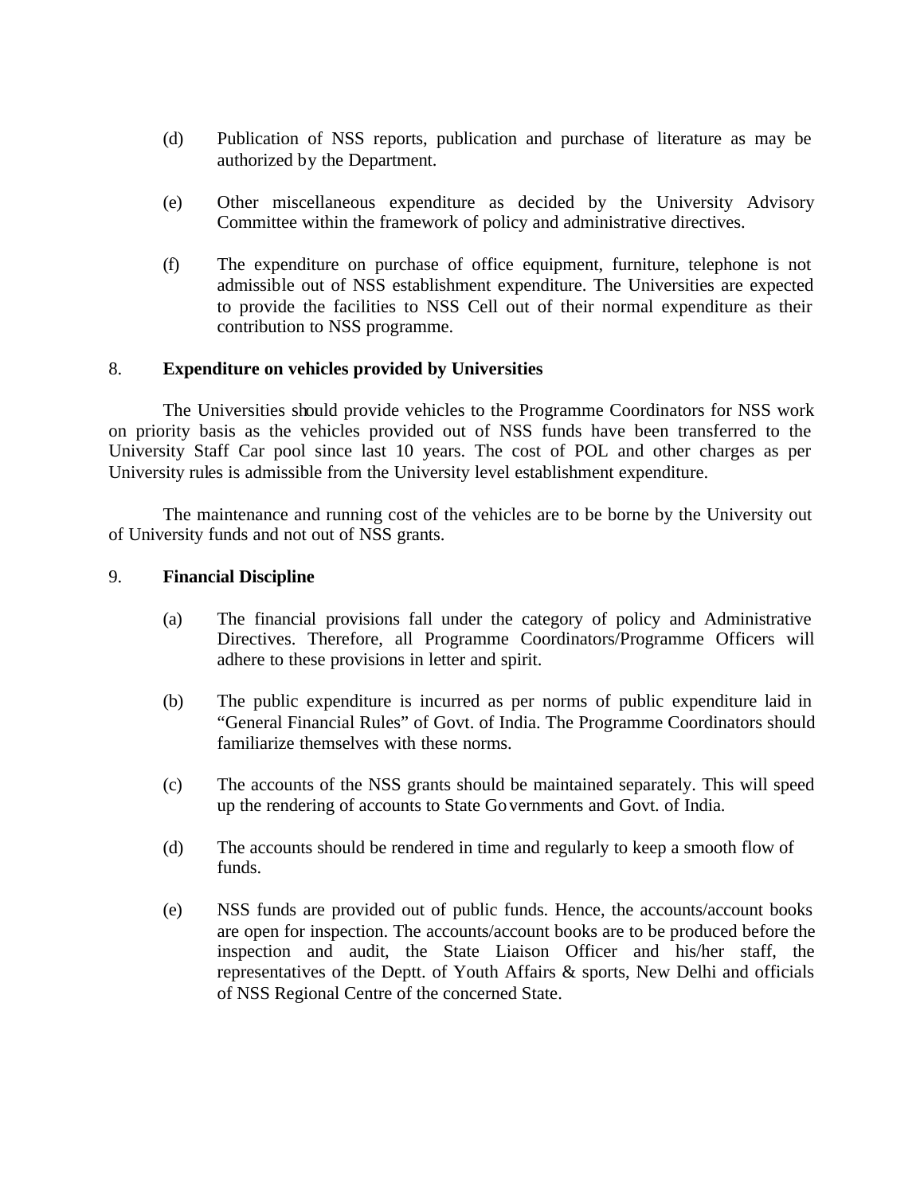(d) Publication of NSS reports, publication and purchase of literature as may be authorized by the Department.

(e) Other miscellaneous expenditure as decided by the University Advisory Committee within the framework of policy and administrative directives.

(f) The expenditure on purchase of office equipment, furniture, telephone is not admissible out of NSS establishment expenditure. The Universities are expected to provide the facilities to NSS Cell out of their normal expenditure as their contribution to NSS programme.

8. **Expenditure on vehicles provided by Universities**

The Universities should provide vehicles to the Programme Coordinators for NSS work on priority basis as the vehicles provided out of NSS funds have been transferred to the University Staff Car pool since last 10 years. The cost of POL and other charges as per University rules is admissible from the University level establishment expenditure.

The maintenance and running cost of the vehicles are to be borne by the University out of University funds and not out of NSS grants.

9. **Financial Discipline**

(a) The financial provisions fall under the category of policy and Administrative Directives. Therefore, all Programme Coordinators/Programme Officers will adhere to these provisions in letter and spirit.

(b) The public expenditure is incurred as per norms of public expenditure laid in "General Financial Rules" of Govt. of India. The Programme Coordinators should familiarize themselves with these norms.

(c) The accounts of the NSS grants should be maintained separately. This will speed up the rendering of accounts to State Governments and Govt. of India.

(d) The accounts should be rendered in time and regularly to keep a smooth flow of funds.

(e) NSS funds are provided out of public funds. Hence, the accounts/account books are open for inspection. The accounts/account books are to be produced before the inspection and audit, the State Liaison Officer and his/her staff, the representatives of the Deptt. of Youth Affairs & sports, New Delhi and officials of NSS Regional Centre of the concerned State.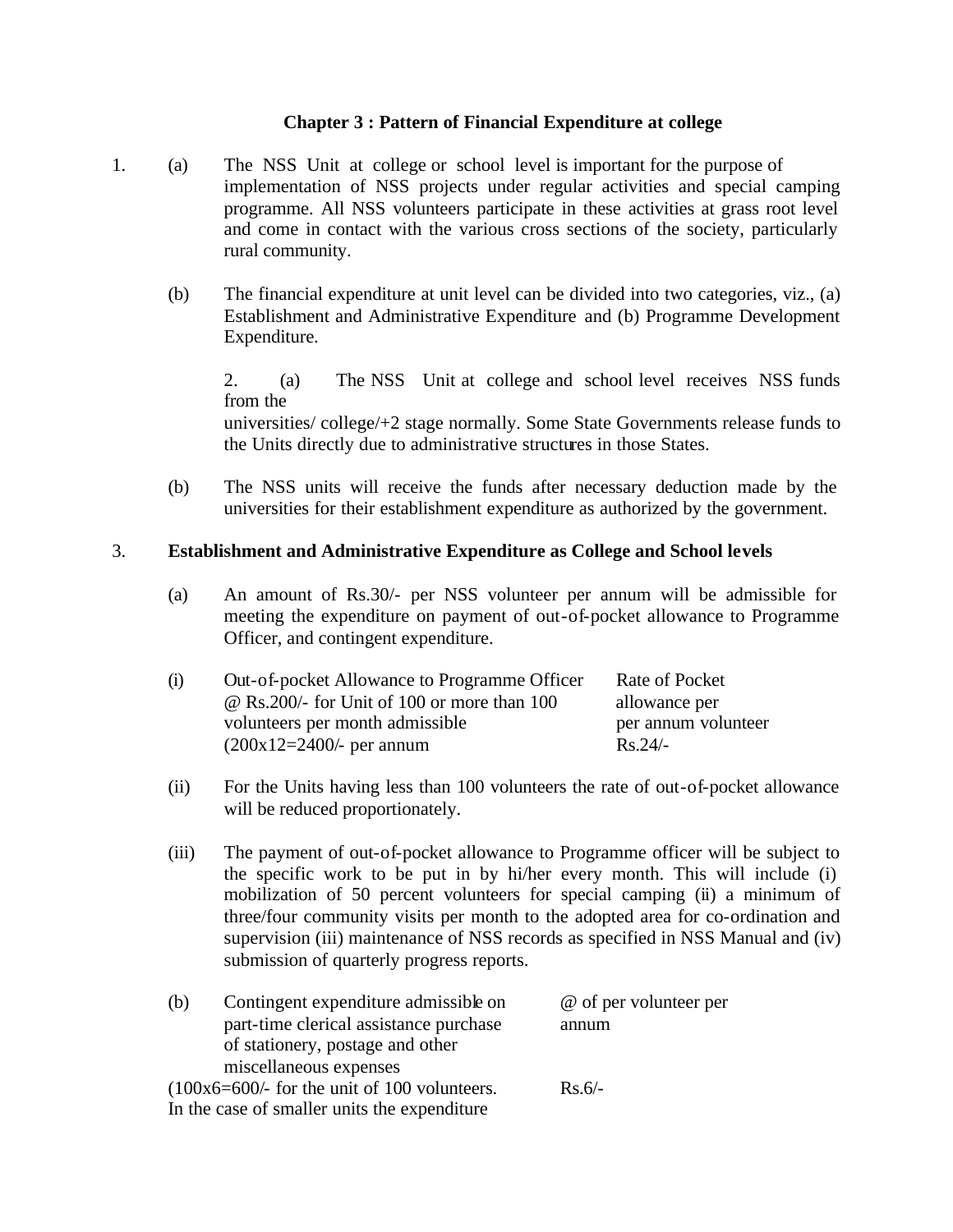## Chapter 3 : Pattern of Financial Expenditure at college

1. (a) The NSS Unit at college or school level is important for the purpose of implementation of NSS projects under regular activities and special camping programme. All NSS volunteers participate in these activities at grass root level and come in contact with the various cross sections of the society, particularly rural community.

   (b) The financial expenditure at unit level can be divided into two categories, viz., (a) Establishment and Administrative Expenditure and (b) Programme Development Expenditure.

2. (a) The NSS Unit at college and school level receives NSS funds from the universities/ college/+2 stage normally. Some State Governments release funds to the Units directly due to administrative structures in those States.

   (b) The NSS units will receive the funds after necessary deduction made by the universities for their establishment expenditure as authorized by the government.

3. **Establishment and Administrative Expenditure as College and School levels**

   (a) An amount of Rs.30/- per NSS volunteer per annum will be admissible for meeting the expenditure on payment of out-of-pocket allowance to Programme Officer, and contingent expenditure.

| | | Rate of Pocket allowance per per annum volunteer |
|---|---|---|
| (i) | Out-of-pocket Allowance to Programme Officer @ Rs.200/- for Unit of 100 or more than 100 volunteers per month admissible (200x12=2400/- per annum | Rs.24/- |

   (ii) For the Units having less than 100 volunteers the rate of out-of-pocket allowance will be reduced proportionately.

   (iii) The payment of out-of-pocket allowance to Programme officer will be subject to the specific work to be put in by hi/her every month. This will include (i) mobilization of 50 percent volunteers for special camping (ii) a minimum of three/four community visits per month to the adopted area for co-ordination and supervision (iii) maintenance of NSS records as specified in NSS Manual and (iv) submission of quarterly progress reports.

| | | @ of per volunteer per annum |
|---|---|---|
| (b) | Contingent expenditure admissible on part-time clerical assistance purchase of stationery, postage and other miscellaneous expenses (100x6=600/- for the unit of 100 volunteers. In the case of smaller units the expenditure | Rs.6/- |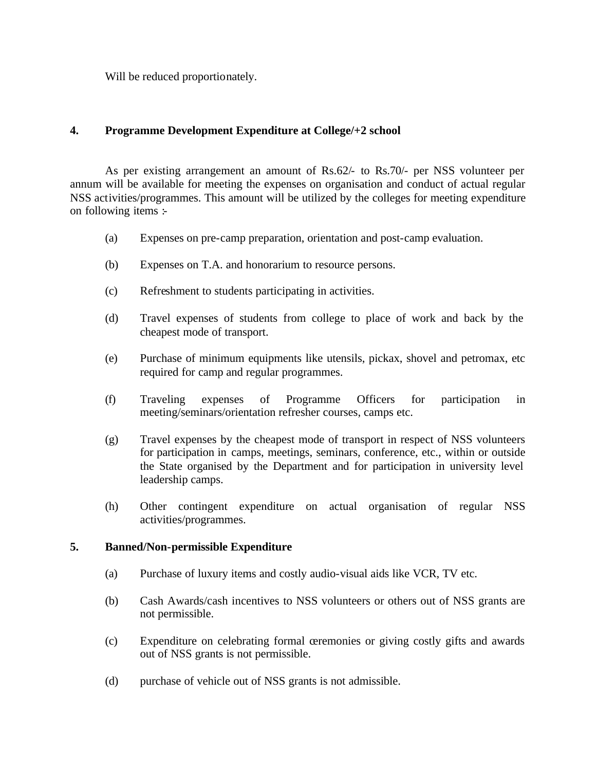Will be reduced proportionately.

**4. Programme Development Expenditure at College/+2 school**

As per existing arrangement an amount of Rs.62/- to Rs.70/- per NSS volunteer per annum will be available for meeting the expenses on organisation and conduct of actual regular NSS activities/programmes. This amount will be utilized by the colleges for meeting expenditure on following items :-

(a) Expenses on pre-camp preparation, orientation and post-camp evaluation.

(b) Expenses on T.A. and honorarium to resource persons.

(c) Refreshment to students participating in activities.

(d) Travel expenses of students from college to place of work and back by the cheapest mode of transport.

(e) Purchase of minimum equipments like utensils, pickax, shovel and petromax, etc required for camp and regular programmes.

(f) Traveling expenses of Programme Officers for participation in meeting/seminars/orientation refresher courses, camps etc.

(g) Travel expenses by the cheapest mode of transport in respect of NSS volunteers for participation in camps, meetings, seminars, conference, etc., within or outside the State organised by the Department and for participation in university level leadership camps.

(h) Other contingent expenditure on actual organisation of regular NSS activities/programmes.

**5. Banned/Non-permissible Expenditure**

(a) Purchase of luxury items and costly audio-visual aids like VCR, TV etc.

(b) Cash Awards/cash incentives to NSS volunteers or others out of NSS grants are not permissible.

(c) Expenditure on celebrating formal ceremonies or giving costly gifts and awards out of NSS grants is not permissible.

(d) purchase of vehicle out of NSS grants is not admissible.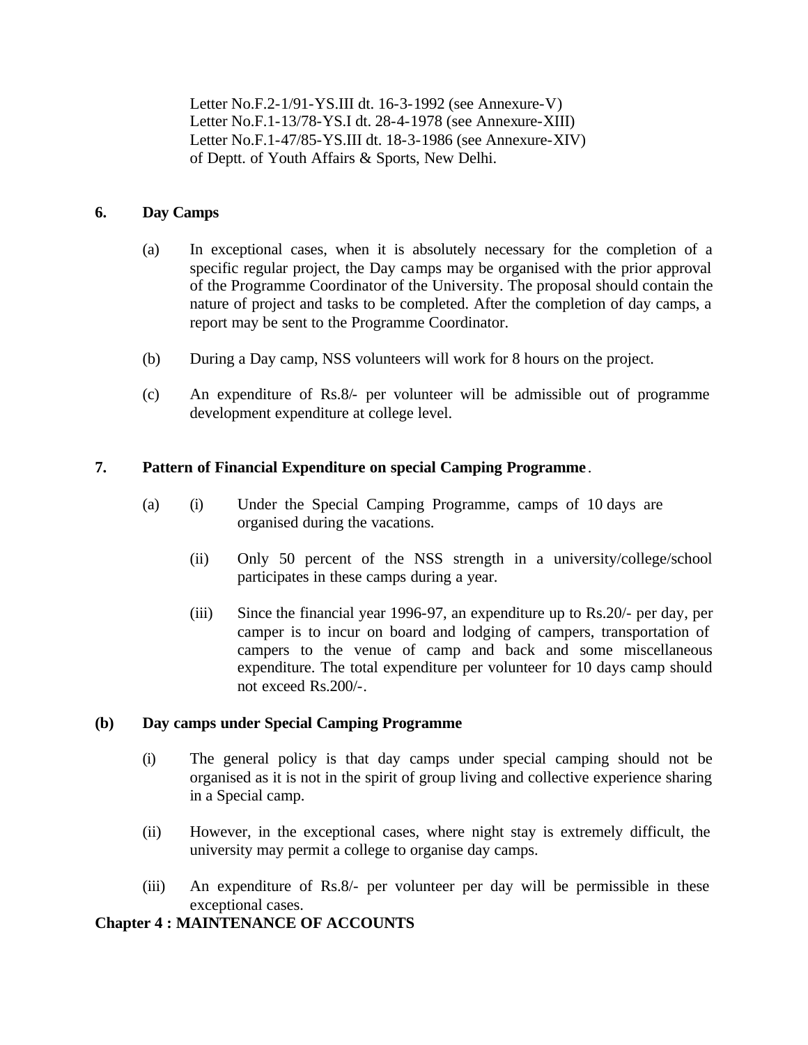Letter No.F.2-1/91-YS.III dt. 16-3-1992 (see Annexure-V)
Letter No.F.1-13/78-YS.I dt. 28-4-1978 (see Annexure-XIII)
Letter No.F.1-47/85-YS.III dt. 18-3-1986 (see Annexure-XIV)
of Deptt. of Youth Affairs & Sports, New Delhi.

**6. Day Camps**

(a) In exceptional cases, when it is absolutely necessary for the completion of a specific regular project, the Day camps may be organised with the prior approval of the Programme Coordinator of the University. The proposal should contain the nature of project and tasks to be completed. After the completion of day camps, a report may be sent to the Programme Coordinator.

(b) During a Day camp, NSS volunteers will work for 8 hours on the project.

(c) An expenditure of Rs.8/- per volunteer will be admissible out of programme development expenditure at college level.

**7. Pattern of Financial Expenditure on special Camping Programme**.

(a) (i) Under the Special Camping Programme, camps of 10 days are organised during the vacations.

(ii) Only 50 percent of the NSS strength in a university/college/school participates in these camps during a year.

(iii) Since the financial year 1996-97, an expenditure up to Rs.20/- per day, per camper is to incur on board and lodging of campers, transportation of campers to the venue of camp and back and some miscellaneous expenditure. The total expenditure per volunteer for 10 days camp should not exceed Rs.200/-.

**(b) Day camps under Special Camping Programme**

(i) The general policy is that day camps under special camping should not be organised as it is not in the spirit of group living and collective experience sharing in a Special camp.

(ii) However, in the exceptional cases, where night stay is extremely difficult, the university may permit a college to organise day camps.

(iii) An expenditure of Rs.8/- per volunteer per day will be permissible in these exceptional cases.

## Chapter 4 : MAINTENANCE OF ACCOUNTS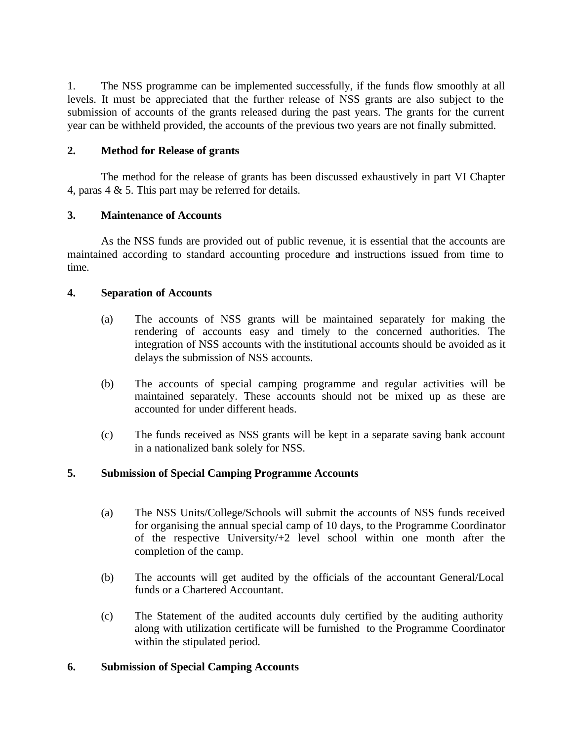1. The NSS programme can be implemented successfully, if the funds flow smoothly at all levels. It must be appreciated that the further release of NSS grants are also subject to the submission of accounts of the grants released during the past years. The grants for the current year can be withheld provided, the accounts of the previous two years are not finally submitted.

**2. Method for Release of grants**

The method for the release of grants has been discussed exhaustively in part VI Chapter 4, paras 4 & 5. This part may be referred for details.

**3. Maintenance of Accounts**

As the NSS funds are provided out of public revenue, it is essential that the accounts are maintained according to standard accounting procedure and instructions issued from time to time.

**4. Separation of Accounts**

(a) The accounts of NSS grants will be maintained separately for making the rendering of accounts easy and timely to the concerned authorities. The integration of NSS accounts with the institutional accounts should be avoided as it delays the submission of NSS accounts.

(b) The accounts of special camping programme and regular activities will be maintained separately. These accounts should not be mixed up as these are accounted for under different heads.

(c) The funds received as NSS grants will be kept in a separate saving bank account in a nationalized bank solely for NSS.

**5. Submission of Special Camping Programme Accounts**

(a) The NSS Units/College/Schools will submit the accounts of NSS funds received for organising the annual special camp of 10 days, to the Programme Coordinator of the respective University/+2 level school within one month after the completion of the camp.

(b) The accounts will get audited by the officials of the accountant General/Local funds or a Chartered Accountant.

(c) The Statement of the audited accounts duly certified by the auditing authority along with utilization certificate will be furnished to the Programme Coordinator within the stipulated period.

**6. Submission of Special Camping Accounts**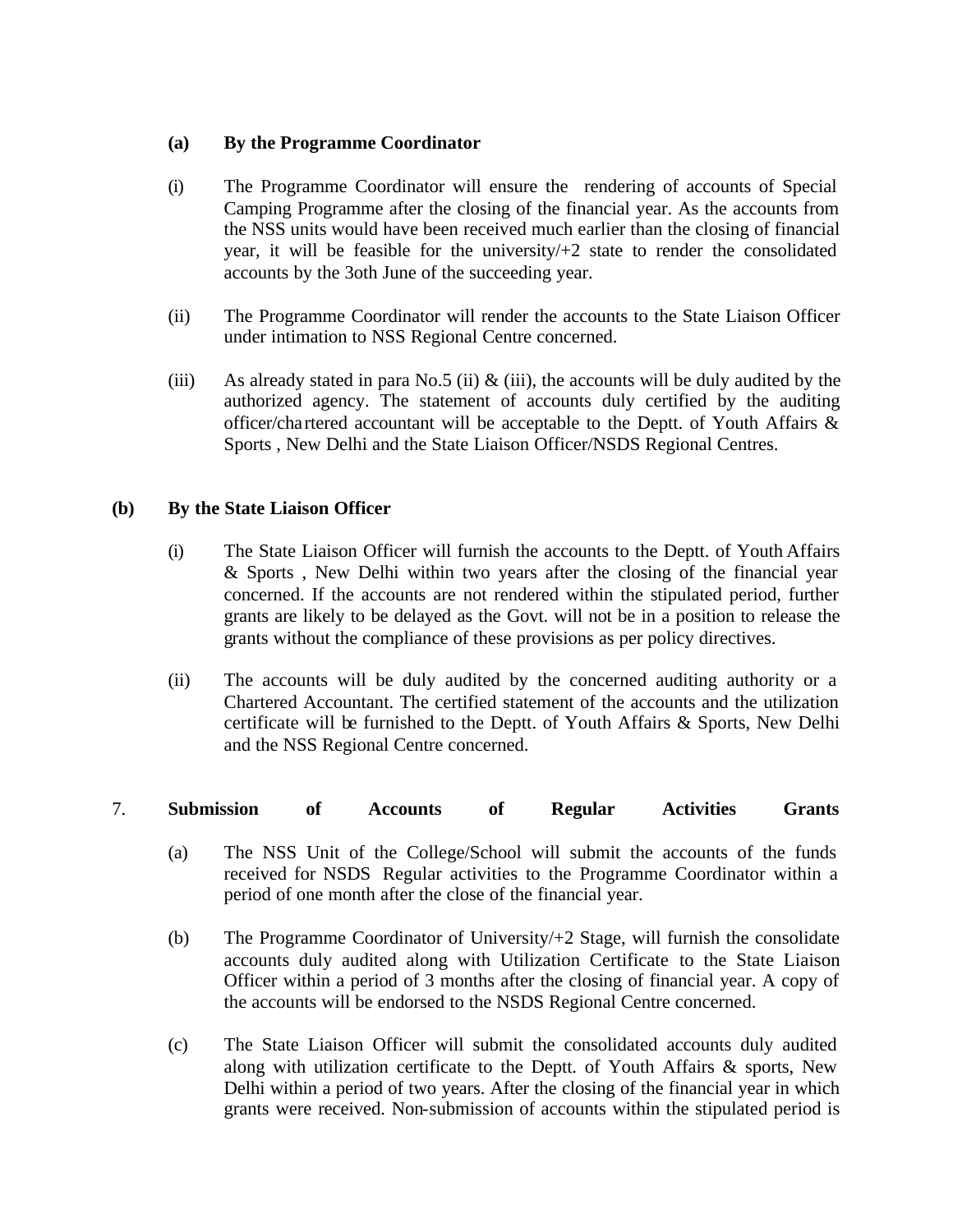**(a) By the Programme Coordinator**

(i) The Programme Coordinator will ensure the rendering of accounts of Special Camping Programme after the closing of the financial year. As the accounts from the NSS units would have been received much earlier than the closing of financial year, it will be feasible for the university/+2 state to render the consolidated accounts by the 3oth June of the succeeding year.

(ii) The Programme Coordinator will render the accounts to the State Liaison Officer under intimation to NSS Regional Centre concerned.

(iii) As already stated in para No.5 (ii) & (iii), the accounts will be duly audited by the authorized agency. The statement of accounts duly certified by the auditing officer/chartered accountant will be acceptable to the Deptt. of Youth Affairs & Sports , New Delhi and the State Liaison Officer/NSDS Regional Centres.

**(b) By the State Liaison Officer**

(i) The State Liaison Officer will furnish the accounts to the Deptt. of Youth Affairs & Sports , New Delhi within two years after the closing of the financial year concerned. If the accounts are not rendered within the stipulated period, further grants are likely to be delayed as the Govt. will not be in a position to release the grants without the compliance of these provisions as per policy directives.

(ii) The accounts will be duly audited by the concerned auditing authority or a Chartered Accountant. The certified statement of the accounts and the utilization certificate will be furnished to the Deptt. of Youth Affairs & Sports, New Delhi and the NSS Regional Centre concerned.

7. **Submission of Accounts of Regular Activities Grants**

(a) The NSS Unit of the College/School will submit the accounts of the funds received for NSDS Regular activities to the Programme Coordinator within a period of one month after the close of the financial year.

(b) The Programme Coordinator of University/+2 Stage, will furnish the consolidate accounts duly audited along with Utilization Certificate to the State Liaison Officer within a period of 3 months after the closing of financial year. A copy of the accounts will be endorsed to the NSDS Regional Centre concerned.

(c) The State Liaison Officer will submit the consolidated accounts duly audited along with utilization certificate to the Deptt. of Youth Affairs & sports, New Delhi within a period of two years. After the closing of the financial year in which grants were received. Non-submission of accounts within the stipulated period is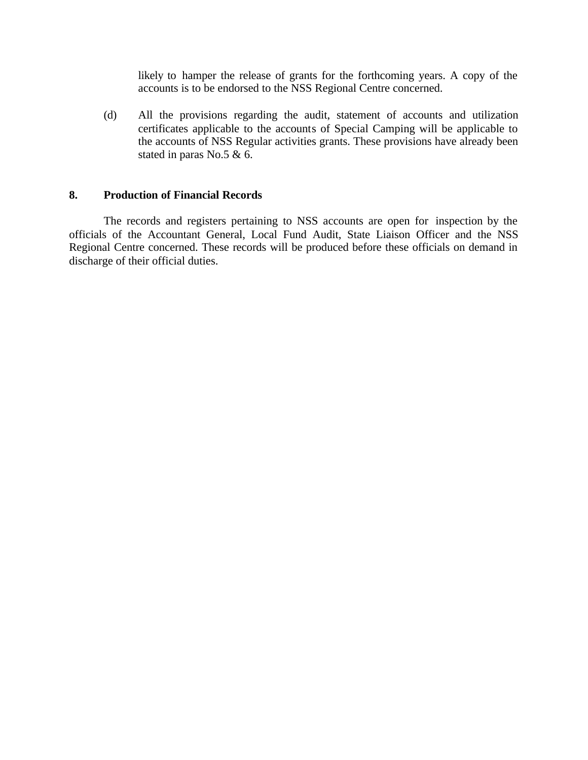likely to hamper the release of grants for the forthcoming years. A copy of the accounts is to be endorsed to the NSS Regional Centre concerned.

(d) All the provisions regarding the audit, statement of accounts and utilization certificates applicable to the accounts of Special Camping will be applicable to the accounts of NSS Regular activities grants. These provisions have already been stated in paras No.5 & 6.

**8. Production of Financial Records**

The records and registers pertaining to NSS accounts are open for inspection by the officials of the Accountant General, Local Fund Audit, State Liaison Officer and the NSS Regional Centre concerned. These records will be produced before these officials on demand in discharge of their official duties.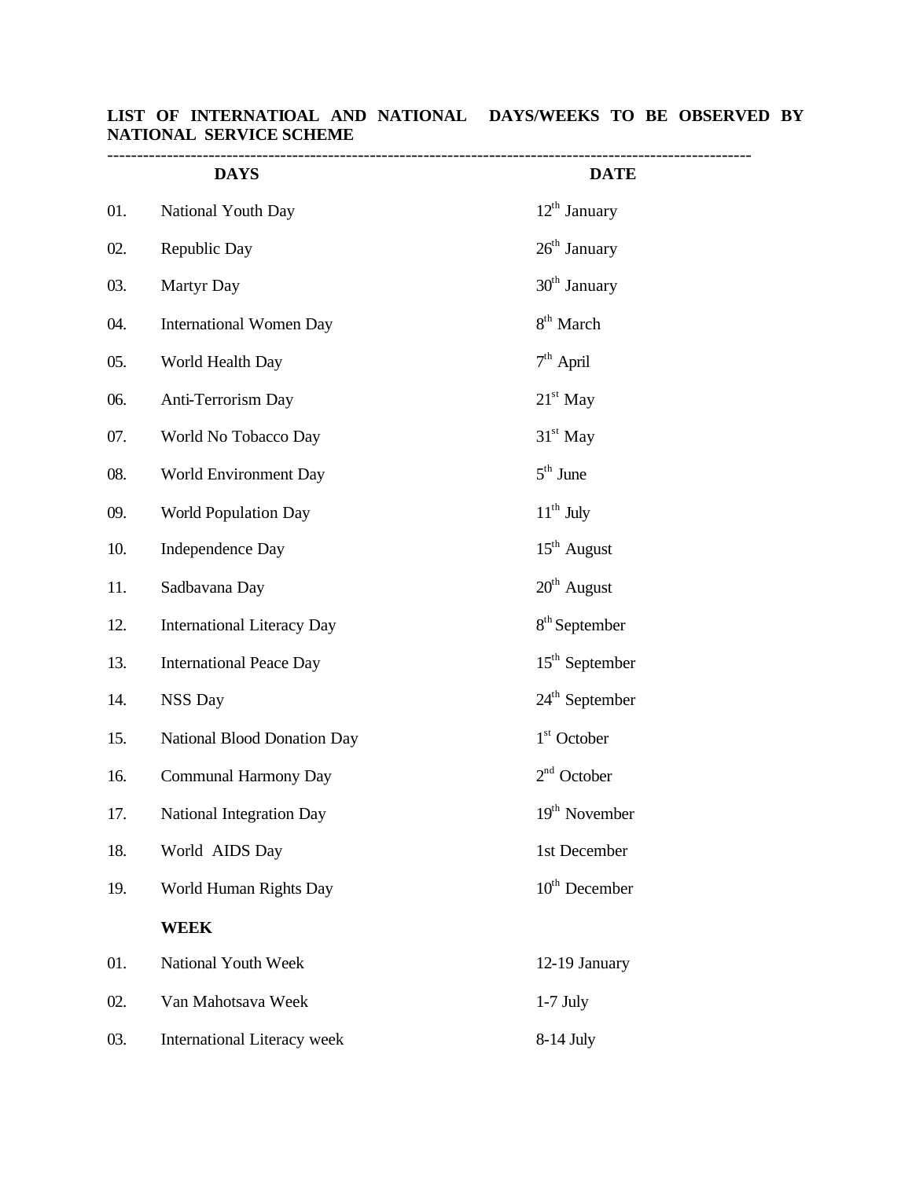**LIST OF INTERNATIOAL AND NATIONAL DAYS/WEEKS TO BE OBSERVED BY NATIONAL SERVICE SCHEME**

| | DAYS | DATE |
|---|---|---|
| 01. | National Youth Day | 12th January |
| 02. | Republic Day | 26th January |
| 03. | Martyr Day | 30th January |
| 04. | International Women Day | 8th March |
| 05. | World Health Day | 7th April |
| 06. | Anti-Terrorism Day | 21st May |
| 07. | World No Tobacco Day | 31st May |
| 08. | World Environment Day | 5th June |
| 09. | World Population Day | 11th July |
| 10. | Independence Day | 15th August |
| 11. | Sadbavana Day | 20th August |
| 12. | International Literacy Day | 8th September |
| 13. | International Peace Day | 15th September |
| 14. | NSS Day | 24th September |
| 15. | National Blood Donation Day | 1st October |
| 16. | Communal Harmony Day | 2nd October |
| 17. | National Integration Day | 19th November |
| 18. | World AIDS Day | 1st December |
| 19. | World Human Rights Day | 10th December |
| | **WEEK** | |
| 01. | National Youth Week | 12-19 January |
| 02. | Van Mahotsava Week | 1-7 July |
| 03. | International Literacy week | 8-14 July |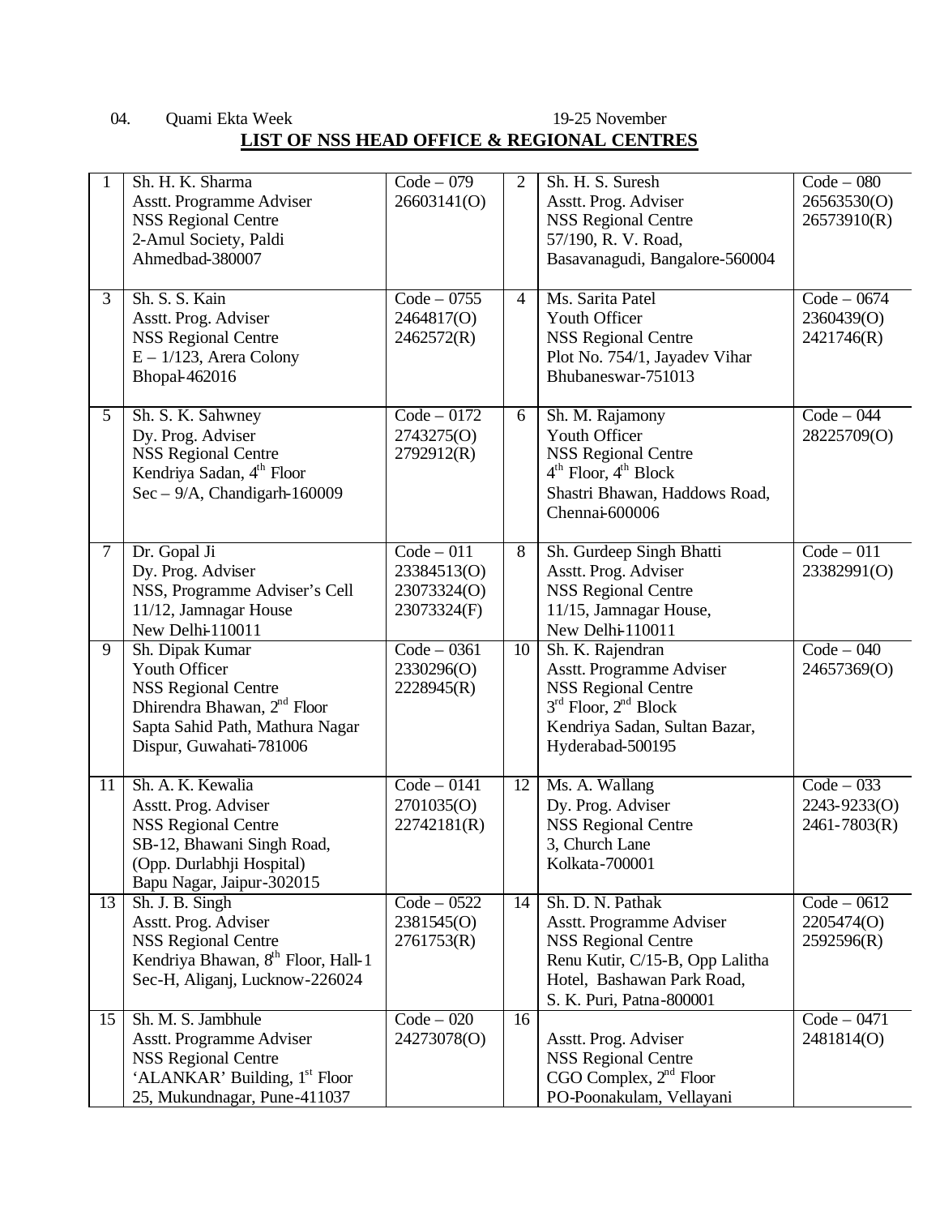04. Quami Ekta Week 19-25 November

## LIST OF NSS HEAD OFFICE & REGIONAL CENTRES

| | | | | | |
|---|---|---|---|---|---|
| 1 | Sh. H. K. Sharma<br>Asstt. Programme Adviser<br>NSS Regional Centre<br>2-Amul Society, Paldi<br>Ahmedbad-380007 | Code – 079<br>26603141(O) | 2 | Sh. H. S. Suresh<br>Asstt. Prog. Adviser<br>NSS Regional Centre<br>57/190, R. V. Road,<br>Basavanagudi, Bangalore-560004 | Code – 080<br>26563530(O)<br>26573910(R) |
| 3 | Sh. S. S. Kain<br>Asstt. Prog. Adviser<br>NSS Regional Centre<br>E – 1/123, Arera Colony<br>Bhopal-462016 | Code – 0755<br>2464817(O)<br>2462572(R) | 4 | Ms. Sarita Patel<br>Youth Officer<br>NSS Regional Centre<br>Plot No. 754/1, Jayadev Vihar<br>Bhubaneswar-751013 | Code – 0674<br>2360439(O)<br>2421746(R) |
| 5 | Sh. S. K. Sahwney<br>Dy. Prog. Adviser<br>NSS Regional Centre<br>Kendriya Sadan, 4th Floor<br>Sec – 9/A, Chandigarh-160009 | Code – 0172<br>2743275(O)<br>2792912(R) | 6 | Sh. M. Rajamony<br>Youth Officer<br>NSS Regional Centre<br>4th Floor, 4th Block<br>Shastri Bhawan, Haddows Road,<br>Chennai-600006 | Code – 044<br>28225709(O) |
| 7 | Dr. Gopal Ji<br>Dy. Prog. Adviser<br>NSS, Programme Adviser's Cell<br>11/12, Jamnagar House<br>New Delhi-110011 | Code – 011<br>23384513(O)<br>23073324(O)<br>23073324(F) | 8 | Sh. Gurdeep Singh Bhatti<br>Asstt. Prog. Adviser<br>NSS Regional Centre<br>11/15, Jamnagar House,<br>New Delhi-110011 | Code – 011<br>23382991(O) |
| 9 | Sh. Dipak Kumar<br>Youth Officer<br>NSS Regional Centre<br>Dhirendra Bhawan, 2nd Floor<br>Sapta Sahid Path, Mathura Nagar<br>Dispur, Guwahati-781006 | Code – 0361<br>2330296(O)<br>2228945(R) | 10 | Sh. K. Rajendran<br>Asstt. Programme Adviser<br>NSS Regional Centre<br>3rd Floor, 2nd Block<br>Kendriya Sadan, Sultan Bazar,<br>Hyderabad-500195 | Code – 040<br>24657369(O) |
| 11 | Sh. A. K. Kewalia<br>Asstt. Prog. Adviser<br>NSS Regional Centre<br>SB-12, Bhawani Singh Road,<br>(Opp. Durlabhji Hospital)<br>Bapu Nagar, Jaipur-302015 | Code – 0141<br>2701035(O)<br>22742181(R) | 12 | Ms. A. Wallang<br>Dy. Prog. Adviser<br>NSS Regional Centre<br>3, Church Lane<br>Kolkata-700001 | Code – 033<br>2243-9233(O)<br>2461-7803(R) |
| 13 | Sh. J. B. Singh<br>Asstt. Prog. Adviser<br>NSS Regional Centre<br>Kendriya Bhawan, 8th Floor, Hall-1<br>Sec-H, Aliganj, Lucknow-226024 | Code – 0522<br>2381545(O)<br>2761753(R) | 14 | Sh. D. N. Pathak<br>Asstt. Programme Adviser<br>NSS Regional Centre<br>Renu Kutir, C/15-B, Opp Lalitha<br>Hotel, Bashawan Park Road,<br>S. K. Puri, Patna-800001 | Code – 0612<br>2205474(O)<br>2592596(R) |
| 15 | Sh. M. S. Jambhule<br>Asstt. Programme Adviser<br>NSS Regional Centre<br>'ALANKAR' Building, 1st Floor<br>25, Mukundnagar, Pune-411037 | Code – 020<br>24273078(O) | 16 | Asstt. Prog. Adviser<br>NSS Regional Centre<br>CGO Complex, 2nd Floor<br>PO-Poonakulam, Vellayani | Code – 0471<br>2481814(O) |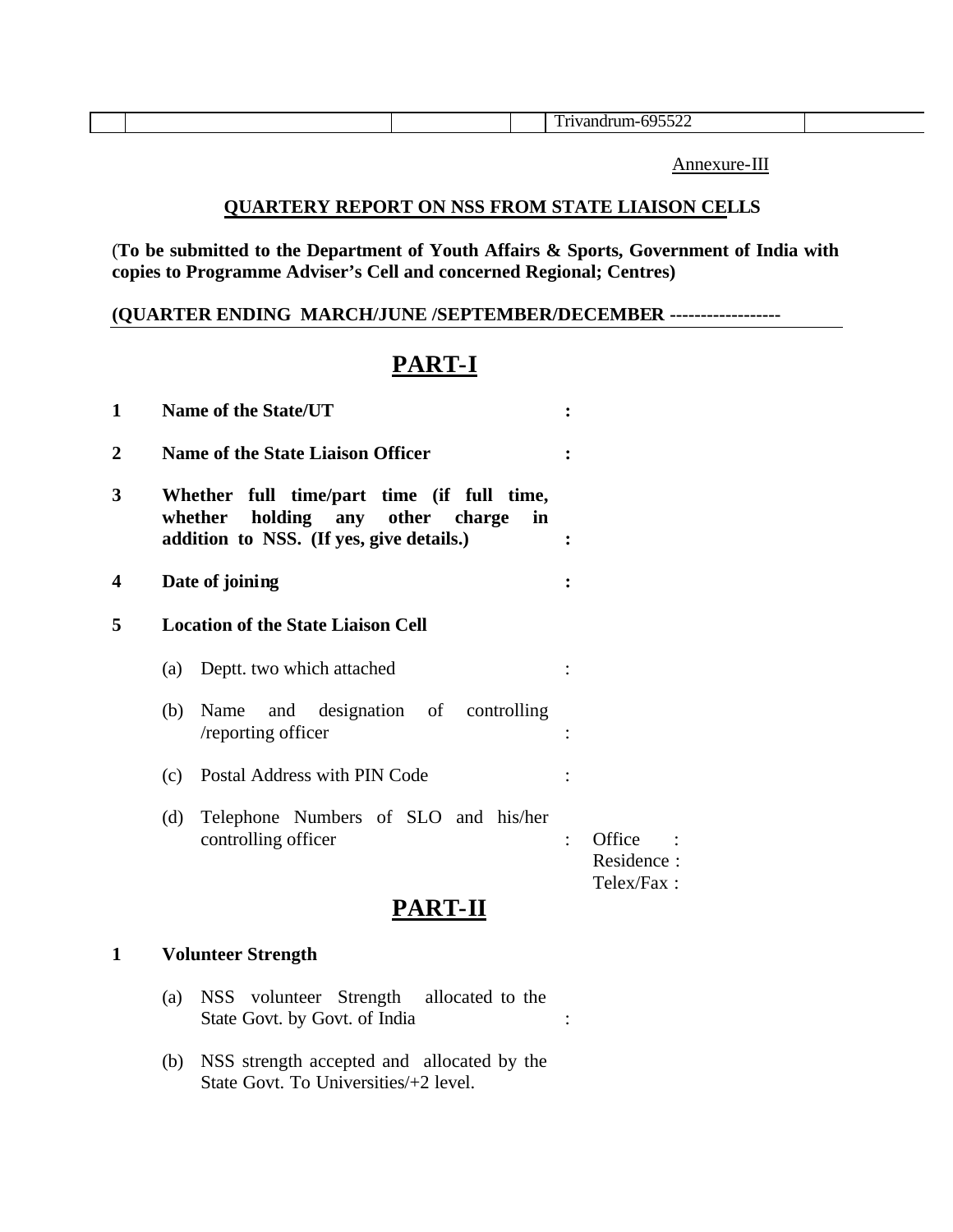| | | | | Trivandrum-695522 | |
|---|---|---|---|---|---|

Annexure-III

**QUARTERY REPORT ON NSS FROM STATE LIAISON CELLS**

(**To be submitted to the Department of Youth Affairs & Sports, Government of India with copies to Programme Adviser's Cell and concerned Regional; Centres)**

**(QUARTER ENDING MARCH/JUNE /SEPTEMBER/DECEMBER ------------------**

# PART-I

**1 Name of the State/UT :**

**2 Name of the State Liaison Officer :**

**3 Whether full time/part time (if full time, whether holding any other charge in addition to NSS. (If yes, give details.) :**

**4 Date of joining :**

**5 Location of the State Liaison Cell**

(a) Deptt. two which attached :

(b) Name and designation of controlling /reporting officer :

(c) Postal Address with PIN Code :

(d) Telephone Numbers of SLO and his/her controlling officer : Office :
Residence :
Telex/Fax :

# PART-II

**1 Volunteer Strength**

(a) NSS volunteer Strength allocated to the State Govt. by Govt. of India :

(b) NSS strength accepted and allocated by the State Govt. To Universities/+2 level.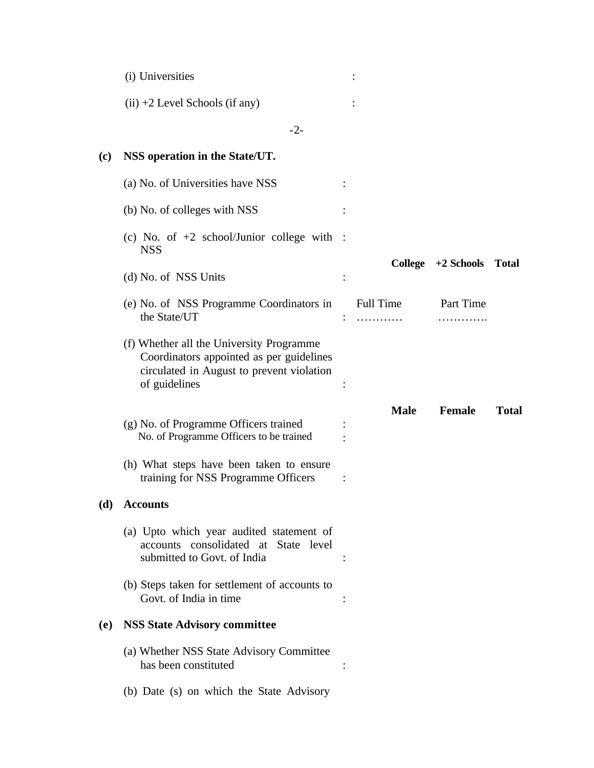(i) Universities :

(ii) +2 Level Schools (if any) :

**(c) NSS operation in the State/UT.**

(a) No. of Universities have NSS :

(b) No. of colleges with NSS :

(c) No. of +2 school/Junior college with NSS :

| | College | +2 Schools | Total |
|---|---|---|---|
| (d) No. of NSS Units : | | | |

(e) No. of NSS Programme Coordinators in the State/UT : Full Time ………… Part Time ………….

(f) Whether all the University Programme Coordinators appointed as per guidelines circulated in August to prevent violation of guidelines :

| | Male | Female | Total |
|---|---|---|---|
| (g) No. of Programme Officers trained : | | | |
| No. of Programme Officers to be trained : | | | |

(h) What steps have been taken to ensure training for NSS Programme Officers :

**(d) Accounts**

(a) Upto which year audited statement of accounts consolidated at State level submitted to Govt. of India :

(b) Steps taken for settlement of accounts to Govt. of India in time :

**(e) NSS State Advisory committee**

(a) Whether NSS State Advisory Committee has been constituted :

(b) Date (s) on which the State Advisory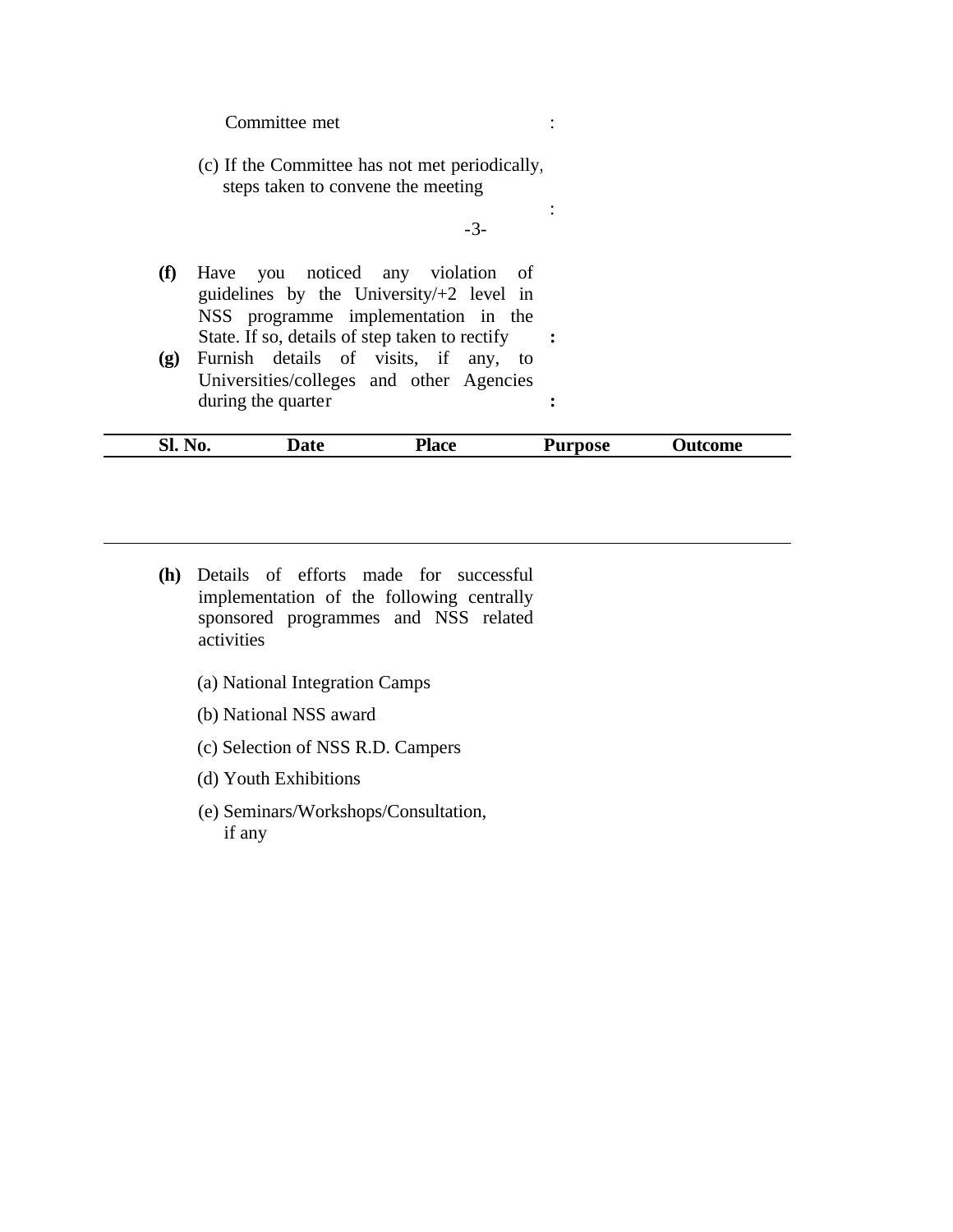Committee met :

(c) If the Committee has not met periodically, steps taken to convene the meeting :

**(f)** Have you noticed any violation of guidelines by the University/+2 level in NSS programme implementation in the State. If so, details of step taken to rectify **:**

**(g)** Furnish details of visits, if any, to Universities/colleges and other Agencies during the quarter **:**

| Sl. No. | Date | Place | Purpose | Outcome |
|---|---|---|---|---|
| | | | | |

**(h)** Details of efforts made for successful implementation of the following centrally sponsored programmes and NSS related activities

(a) National Integration Camps

(b) National NSS award

(c) Selection of NSS R.D. Campers

(d) Youth Exhibitions

(e) Seminars/Workshops/Consultation, if any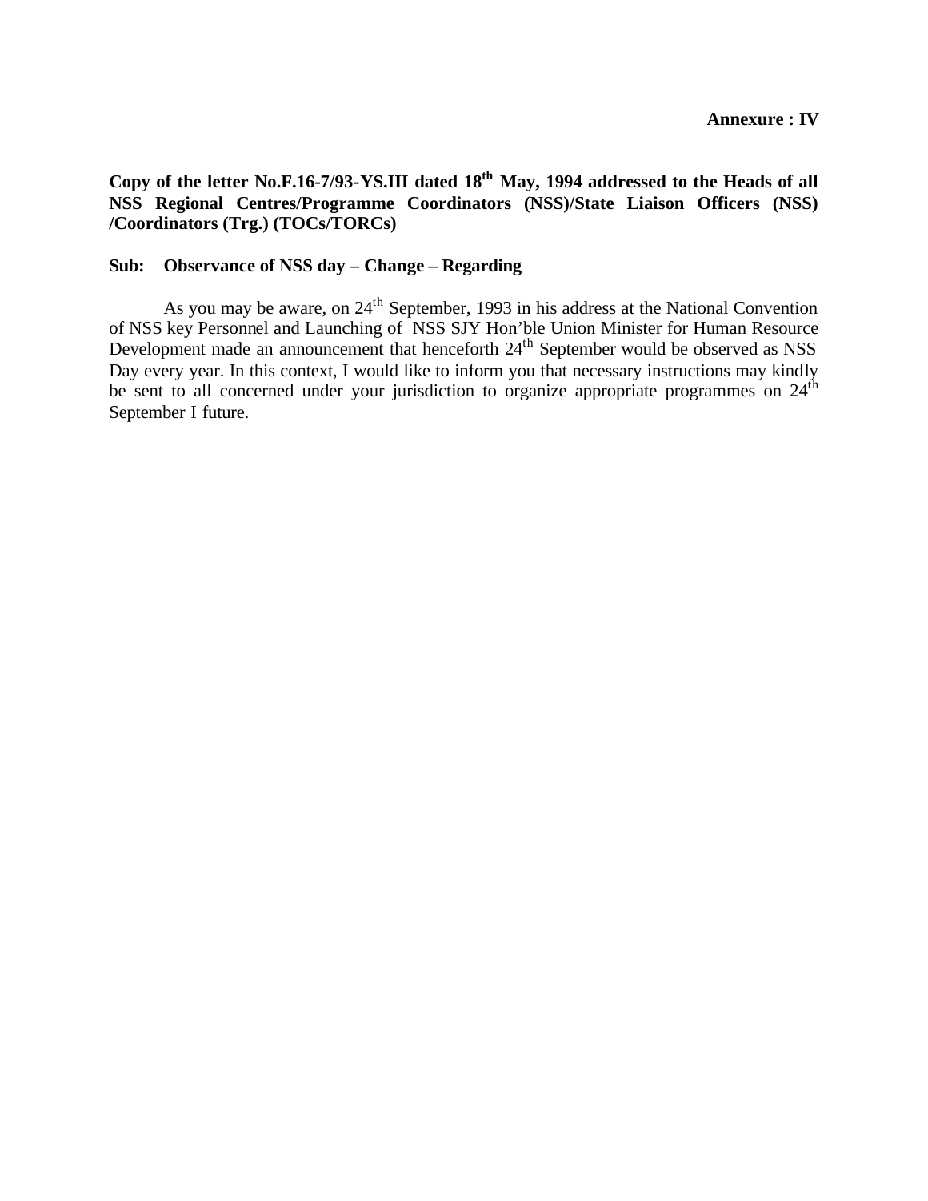**Annexure : IV**

**Copy of the letter No.F.16-7/93-YS.III dated 18th May, 1994 addressed to the Heads of all NSS Regional Centres/Programme Coordinators (NSS)/State Liaison Officers (NSS) /Coordinators (Trg.) (TOCs/TORCs)**

**Sub: Observance of NSS day – Change – Regarding**

As you may be aware, on 24th September, 1993 in his address at the National Convention of NSS key Personnel and Launching of NSS SJY Hon'ble Union Minister for Human Resource Development made an announcement that henceforth 24th September would be observed as NSS Day every year. In this context, I would like to inform you that necessary instructions may kindly be sent to all concerned under your jurisdiction to organize appropriate programmes on 24th September I future.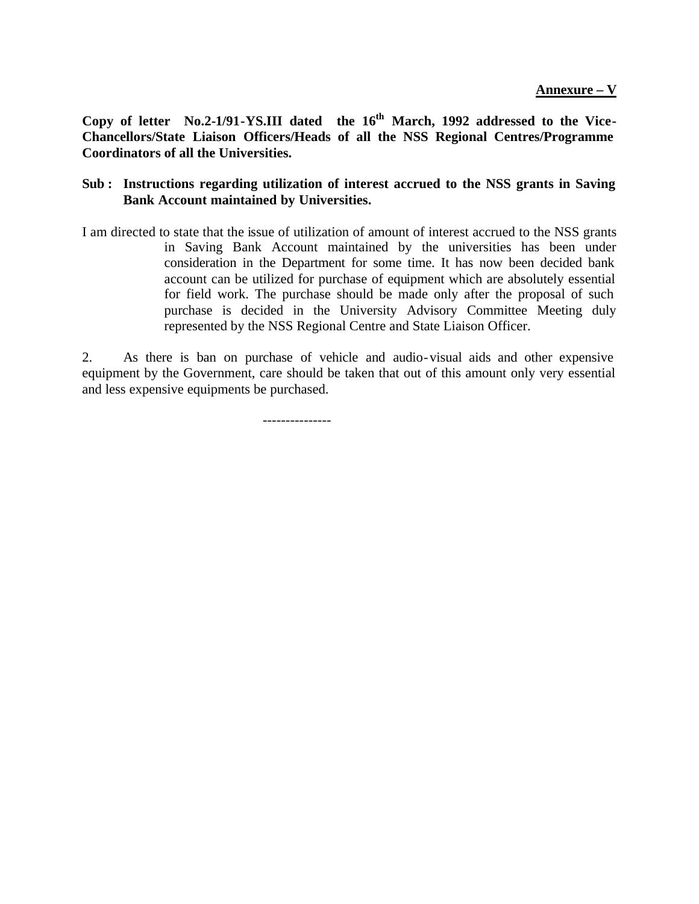**Annexure – V**

**Copy of letter No.2-1/91-YS.III dated the 16th March, 1992 addressed to the Vice-Chancellors/State Liaison Officers/Heads of all the NSS Regional Centres/Programme Coordinators of all the Universities.**

**Sub : Instructions regarding utilization of interest accrued to the NSS grants in Saving Bank Account maintained by Universities.**

I am directed to state that the issue of utilization of amount of interest accrued to the NSS grants in Saving Bank Account maintained by the universities has been under consideration in the Department for some time. It has now been decided bank account can be utilized for purchase of equipment which are absolutely essential for field work. The purchase should be made only after the proposal of such purchase is decided in the University Advisory Committee Meeting duly represented by the NSS Regional Centre and State Liaison Officer.

2. As there is ban on purchase of vehicle and audio-visual aids and other expensive equipment by the Government, care should be taken that out of this amount only very essential and less expensive equipments be purchased.

---------------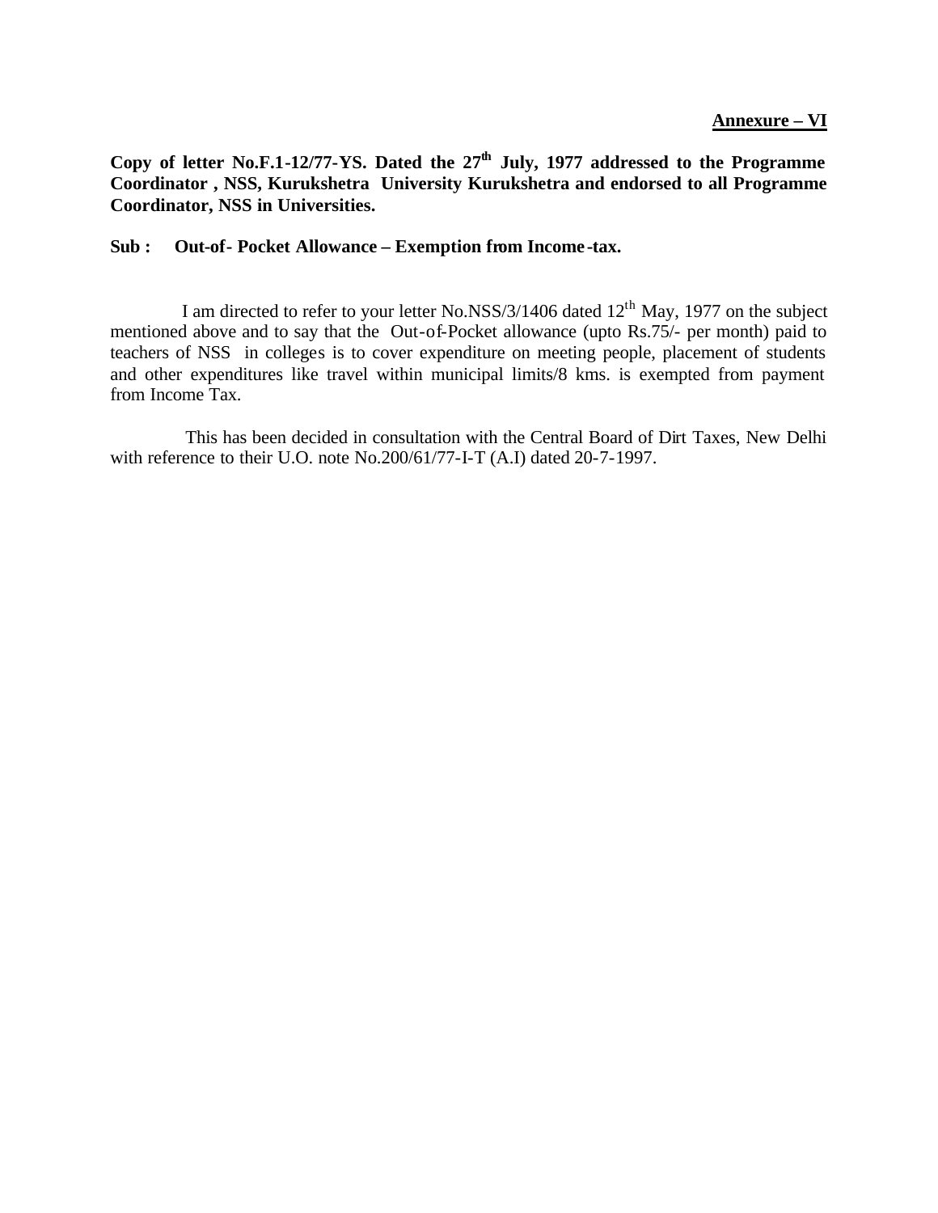**Annexure – VI**

**Copy of letter No.F.1-12/77-YS. Dated the 27th July, 1977 addressed to the Programme Coordinator , NSS, Kurukshetra University Kurukshetra and endorsed to all Programme Coordinator, NSS in Universities.**

**Sub : Out-of- Pocket Allowance – Exemption from Income-tax.**

I am directed to refer to your letter No.NSS/3/1406 dated 12th May, 1977 on the subject mentioned above and to say that the Out-of-Pocket allowance (upto Rs.75/- per month) paid to teachers of NSS in colleges is to cover expenditure on meeting people, placement of students and other expenditures like travel within municipal limits/8 kms. is exempted from payment from Income Tax.

This has been decided in consultation with the Central Board of Dirt Taxes, New Delhi with reference to their U.O. note No.200/61/77-I-T (A.I) dated 20-7-1997.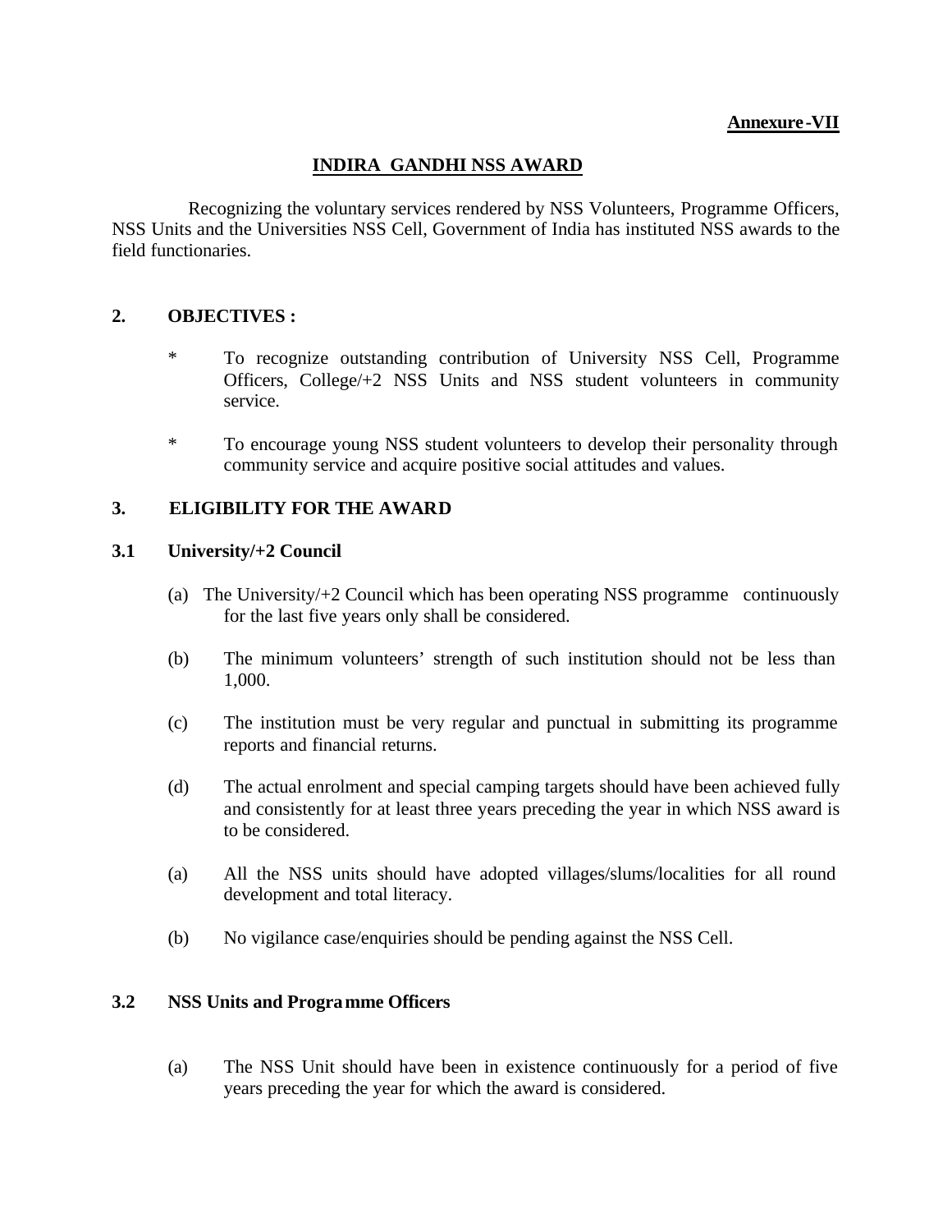**Annexure-VII**

# INDIRA GANDHI NSS AWARD

Recognizing the voluntary services rendered by NSS Volunteers, Programme Officers, NSS Units and the Universities NSS Cell, Government of India has instituted NSS awards to the field functionaries.

## 2. OBJECTIVES :

* To recognize outstanding contribution of University NSS Cell, Programme Officers, College/+2 NSS Units and NSS student volunteers in community service.
* To encourage young NSS student volunteers to develop their personality through community service and acquire positive social attitudes and values.

## 3. ELIGIBILITY FOR THE AWARD

### 3.1 University/+2 Council

(a) The University/+2 Council which has been operating NSS programme continuously for the last five years only shall be considered.

(b) The minimum volunteers' strength of such institution should not be less than 1,000.

(c) The institution must be very regular and punctual in submitting its programme reports and financial returns.

(d) The actual enrolment and special camping targets should have been achieved fully and consistently for at least three years preceding the year in which NSS award is to be considered.

(a) All the NSS units should have adopted villages/slums/localities for all round development and total literacy.

(b) No vigilance case/enquiries should be pending against the NSS Cell.

### 3.2 NSS Units and Programme Officers

(a) The NSS Unit should have been in existence continuously for a period of five years preceding the year for which the award is considered.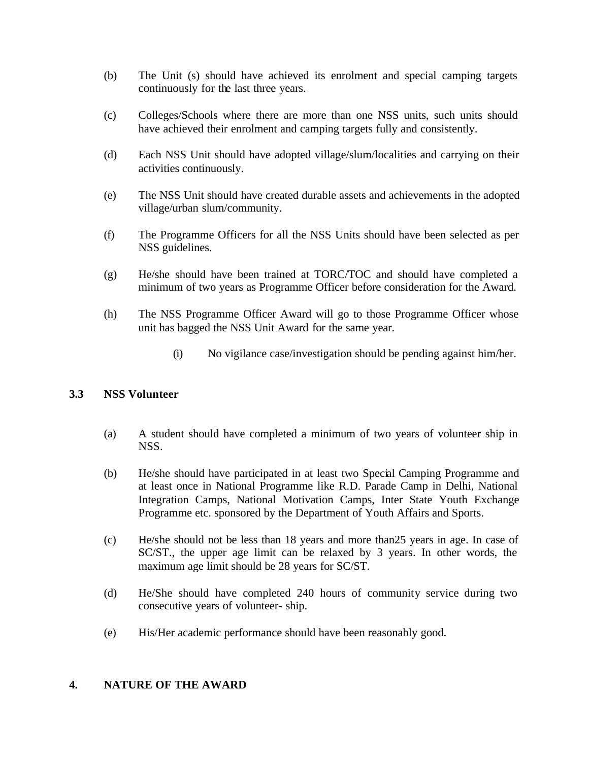(b) The Unit (s) should have achieved its enrolment and special camping targets continuously for the last three years.

(c) Colleges/Schools where there are more than one NSS units, such units should have achieved their enrolment and camping targets fully and consistently.

(d) Each NSS Unit should have adopted village/slum/localities and carrying on their activities continuously.

(e) The NSS Unit should have created durable assets and achievements in the adopted village/urban slum/community.

(f) The Programme Officers for all the NSS Units should have been selected as per NSS guidelines.

(g) He/she should have been trained at TORC/TOC and should have completed a minimum of two years as Programme Officer before consideration for the Award.

(h) The NSS Programme Officer Award will go to those Programme Officer whose unit has bagged the NSS Unit Award for the same year.

(i) No vigilance case/investigation should be pending against him/her.

### 3.3 NSS Volunteer

(a) A student should have completed a minimum of two years of volunteer ship in NSS.

(b) He/she should have participated in at least two Special Camping Programme and at least once in National Programme like R.D. Parade Camp in Delhi, National Integration Camps, National Motivation Camps, Inter State Youth Exchange Programme etc. sponsored by the Department of Youth Affairs and Sports.

(c) He/she should not be less than 18 years and more than25 years in age. In case of SC/ST., the upper age limit can be relaxed by 3 years. In other words, the maximum age limit should be 28 years for SC/ST.

(d) He/She should have completed 240 hours of community service during two consecutive years of volunteer- ship.

(e) His/Her academic performance should have been reasonably good.

## 4. NATURE OF THE AWARD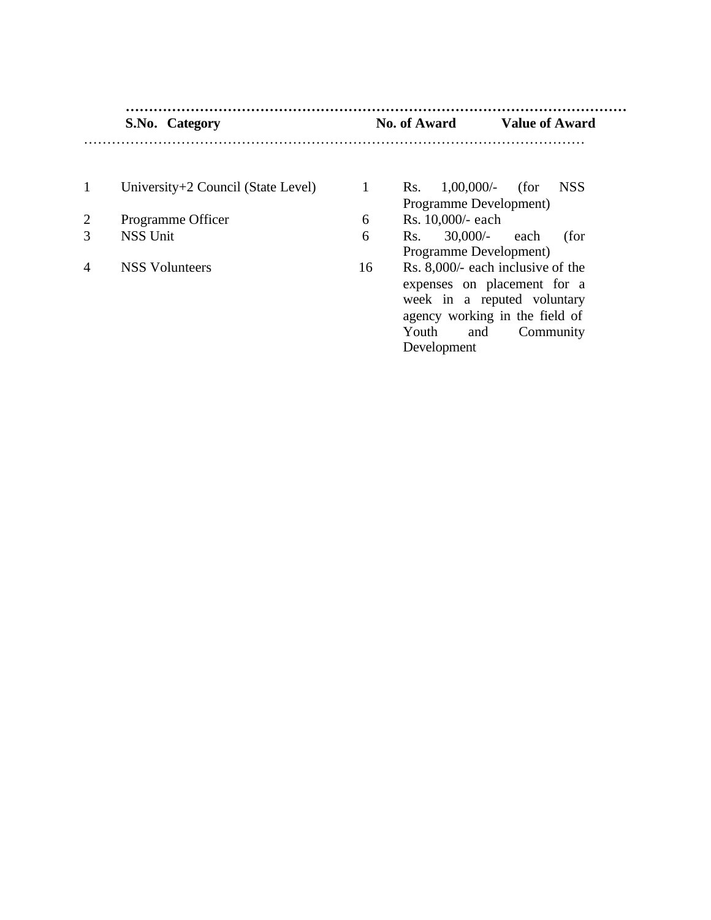| S.No. | Category | No. of Award | Value of Award |
|---|---|---|---|
| 1 | University+2 Council (State Level) | 1 | Rs. 1,00,000/- (for NSS Programme Development) |
| 2 | Programme Officer | 6 | Rs. 10,000/- each |
| 3 | NSS Unit | 6 | Rs. 30,000/- each (for Programme Development) |
| 4 | NSS Volunteers | 16 | Rs. 8,000/- each inclusive of the expenses on placement for a week in a reputed voluntary agency working in the field of Youth and Community Development |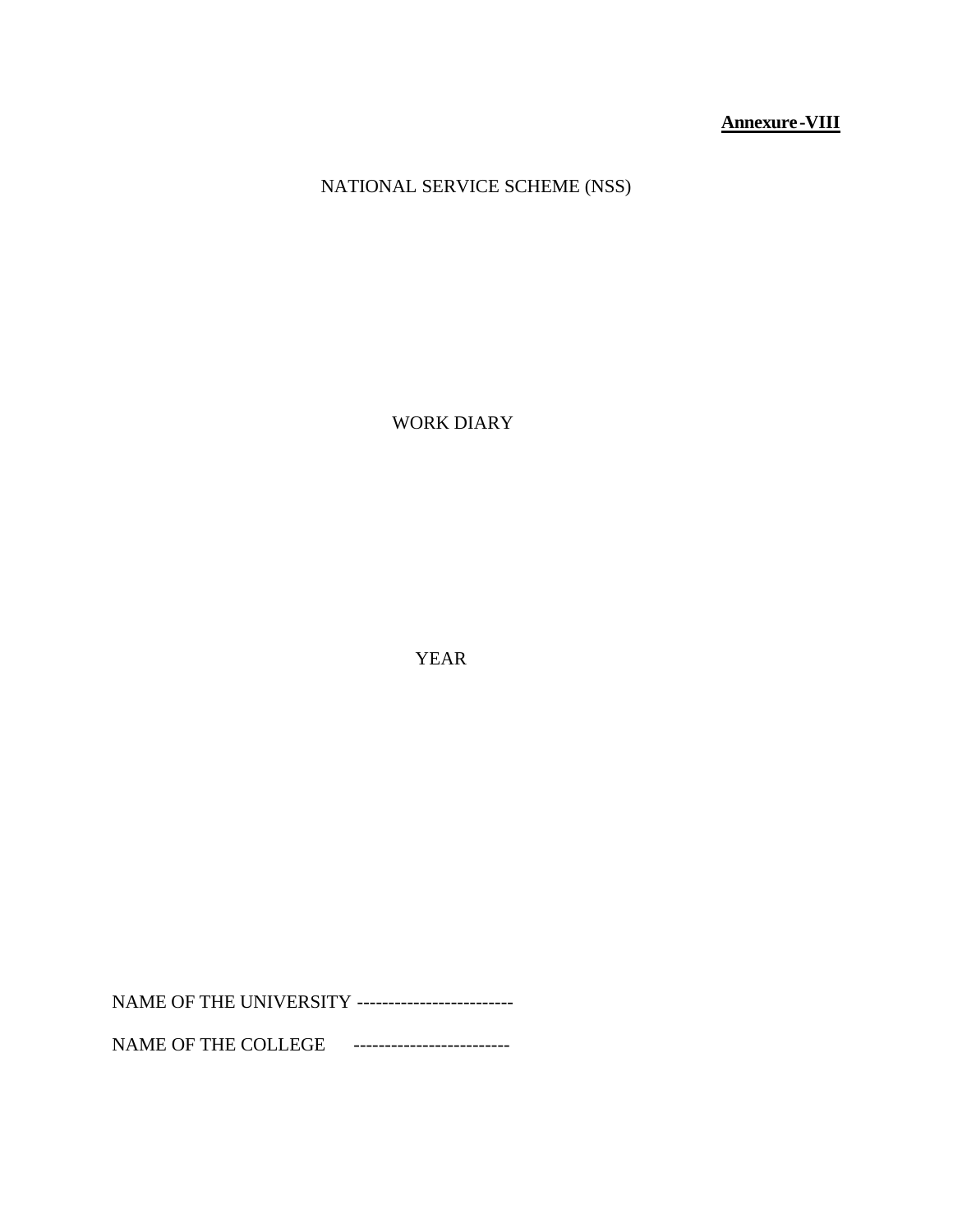**Annexure-VIII**

NATIONAL SERVICE SCHEME (NSS)

WORK DIARY

YEAR

NAME OF THE UNIVERSITY -------------------------

NAME OF THE COLLEGE -------------------------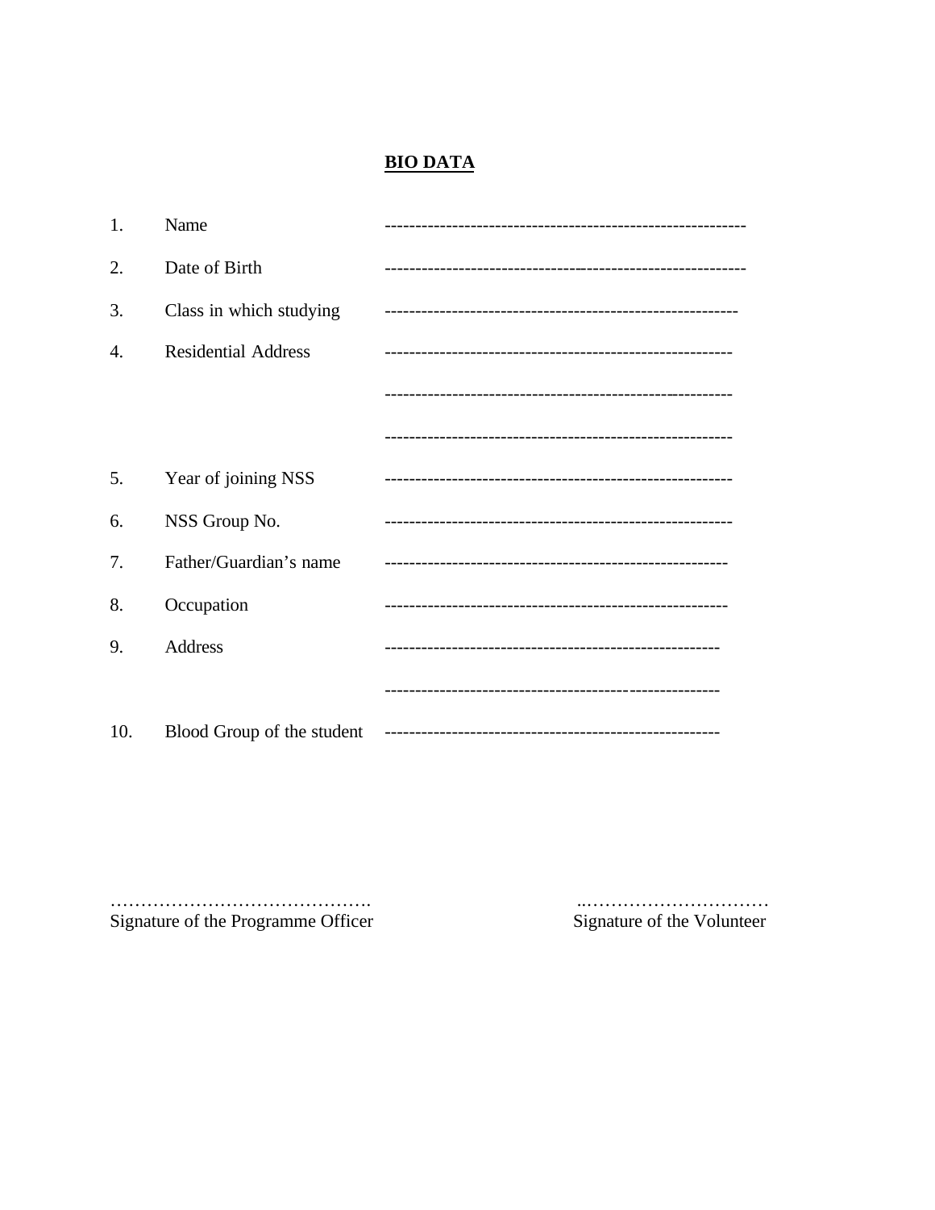## BIO DATA

1. Name ----------------------------------------------------------
2. Date of Birth ----------------------------------------------------------
3. Class in which studying ---------------------------------------------------------
4. Residential Address --------------------------------------------------------

   --------------------------------------------------------

   --------------------------------------------------------
5. Year of joining NSS --------------------------------------------------------
6. NSS Group No. --------------------------------------------------------
7. Father/Guardian's name -------------------------------------------------------
8. Occupation -------------------------------------------------------
9. Address ------------------------------------------------------

   ------------------------------------------------------
10. Blood Group of the student ------------------------------------------------------

…………………………………….
Signature of the Programme Officer

..…………………………
Signature of the Volunteer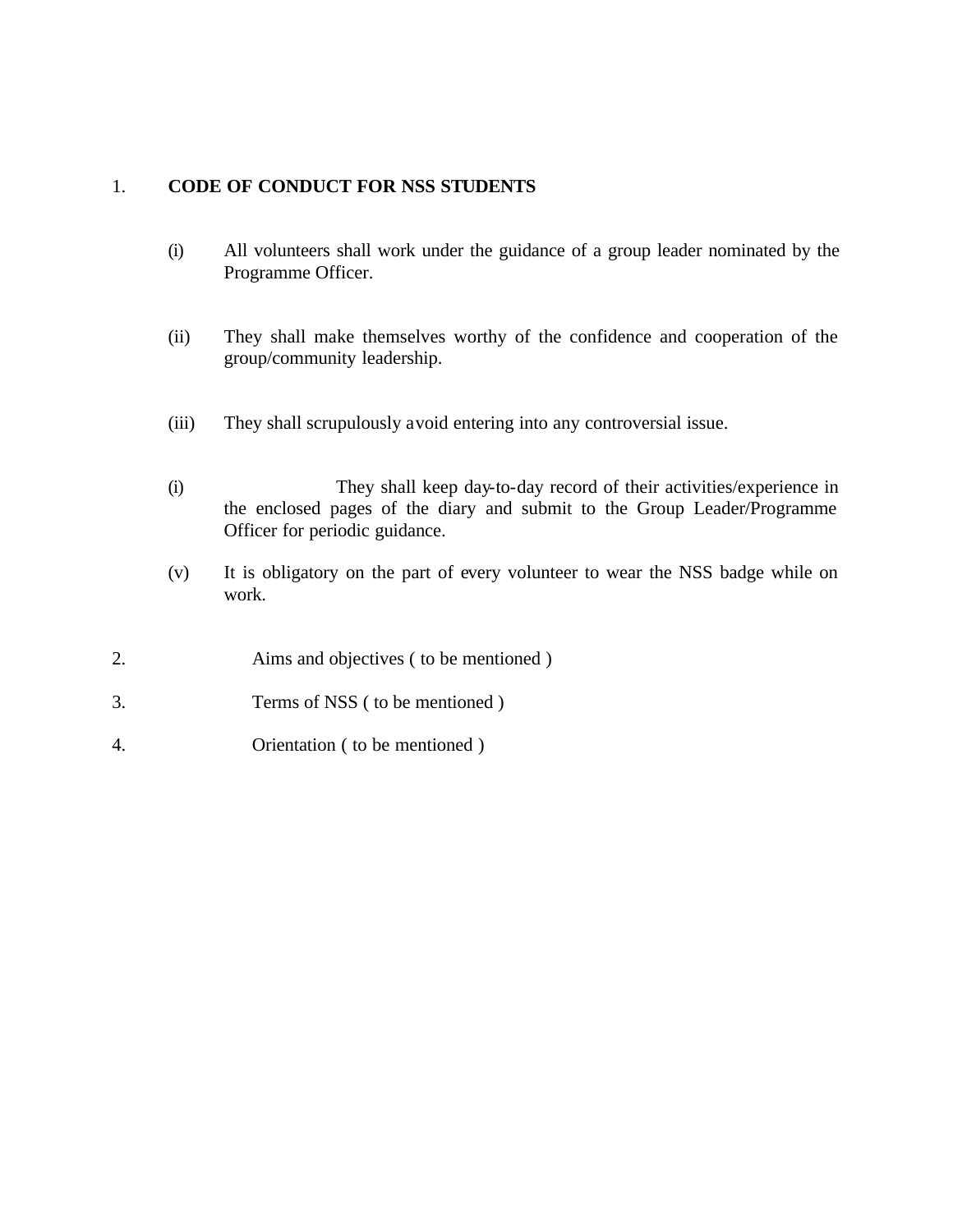1. **CODE OF CONDUCT FOR NSS STUDENTS**

   (i) All volunteers shall work under the guidance of a group leader nominated by the Programme Officer.

   (ii) They shall make themselves worthy of the confidence and cooperation of the group/community leadership.

   (iii) They shall scrupulously avoid entering into any controversial issue.

   (i) They shall keep day-to-day record of their activities/experience in the enclosed pages of the diary and submit to the Group Leader/Programme Officer for periodic guidance.

   (v) It is obligatory on the part of every volunteer to wear the NSS badge while on work.

2. Aims and objectives ( to be mentioned )

3. Terms of NSS ( to be mentioned )

4. Orientation ( to be mentioned )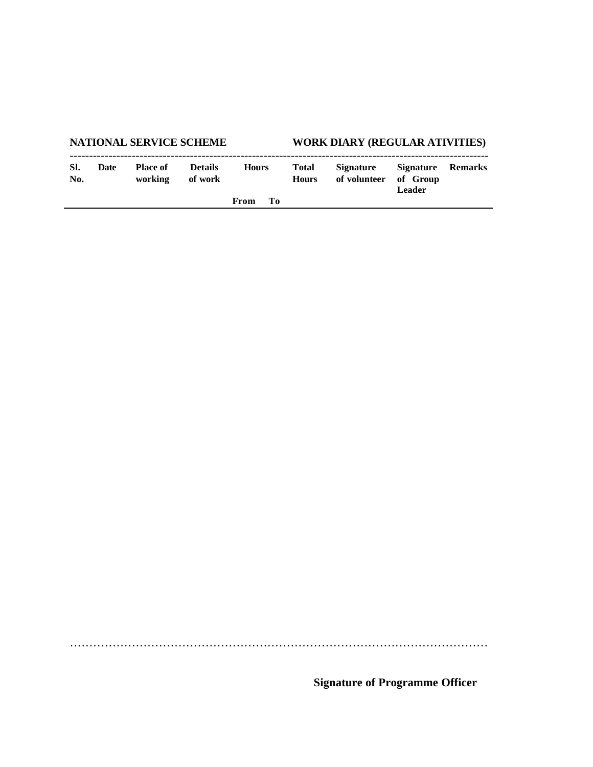**NATIONAL SERVICE SCHEME** **WORK DIARY (REGULAR ATIVITIES)**

| Sl. No. | Date | Place of working | Details of work | Hours | | Total Hours | Signature of volunteer | Signature of Group Leader | Remarks |
|---|---|---|---|---|---|---|---|---|---|
| | | | | From | To | | | | |

……………………………………………………………………………………………………

**Signature of Programme Officer**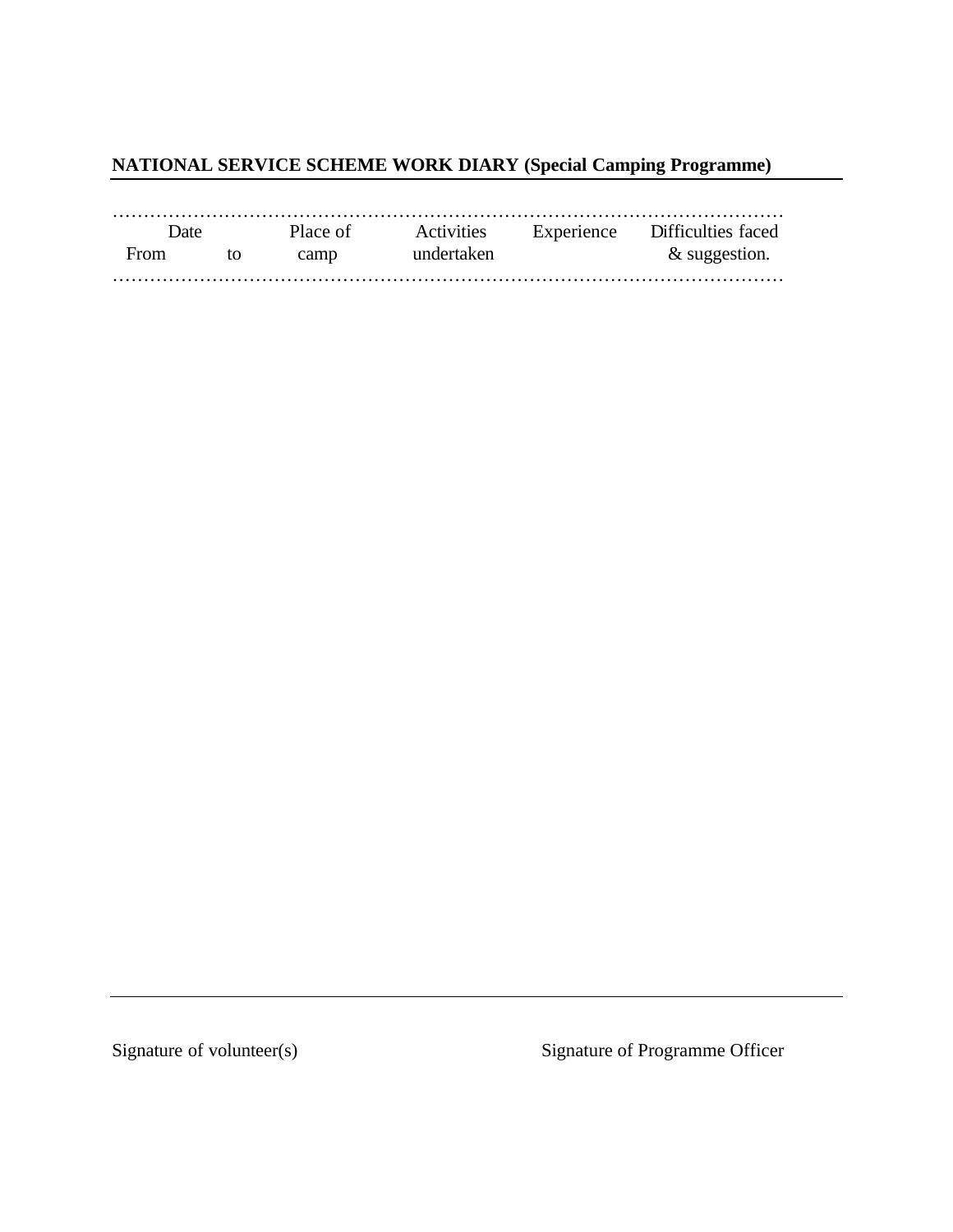**NATIONAL SERVICE SCHEME WORK DIARY (Special Camping Programme)**

| Date | | Place of camp | Activities undertaken | Experience | Difficulties faced & suggestion. |
|---|---|---|---|---|---|
| From | to | | | | |

Signature of volunteer(s)

Signature of Programme Officer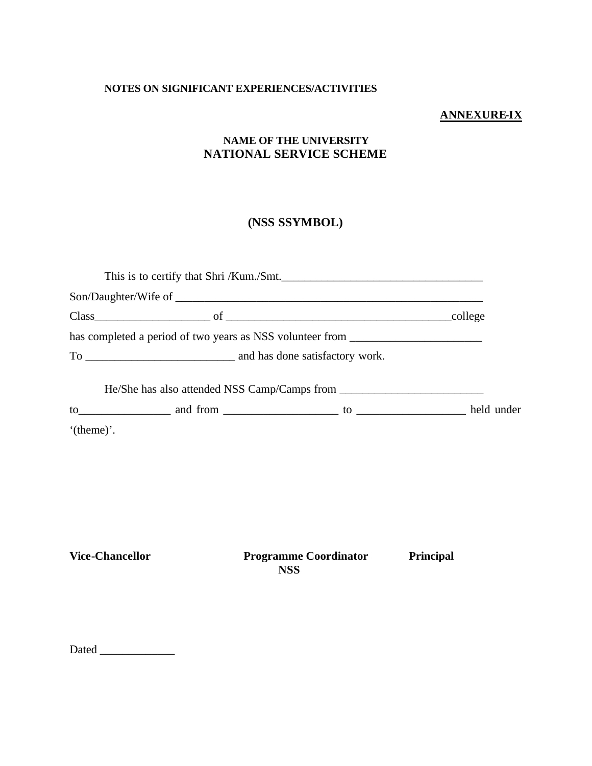**NOTES ON SIGNIFICANT EXPERIENCES/ACTIVITIES**

**ANNEXURE-IX**

**NAME OF THE UNIVERSITY**
**NATIONAL SERVICE SCHEME**

**(NSS SSYMBOL)**

This is to certify that Shri /Kum./Smt.___________________________________
Son/Daughter/Wife of ______________________________________________________
Class___________________ of _______________________________________college
has completed a period of two years as NSS volunteer from ______________________
To _________________________ and has done satisfactory work.

He/She has also attended NSS Camp/Camps from ________________________
to________________ and from ___________________ to __________________ held under '(theme)'.

**Vice-Chancellor** **Programme Coordinator NSS** **Principal**

Dated _____________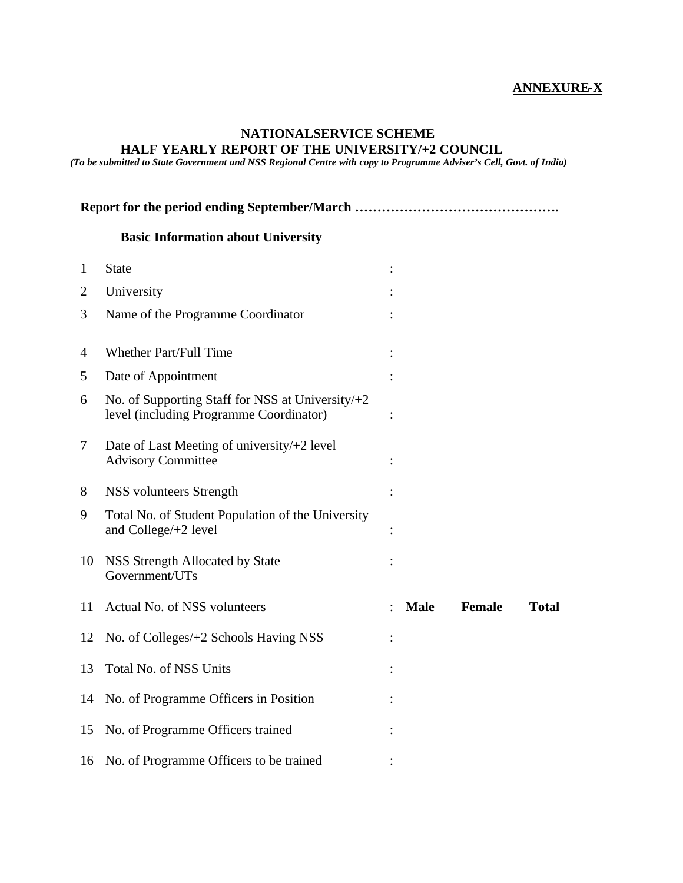**ANNEXURE-X**

**NATIONALSERVICE SCHEME**

**HALF YEARLY REPORT OF THE UNIVERSITY/+2 COUNCIL**

*(To be submitted to State Government and NSS Regional Centre with copy to Programme Adviser's Cell, Govt. of India)*

**Report for the period ending September/March ……………………………………….**

**Basic Information about University**

| | | | |
|---|---|---|---|
| 1 | State | : | |
| 2 | University | : | |
| 3 | Name of the Programme Coordinator | : | |
| 4 | Whether Part/Full Time | : | |
| 5 | Date of Appointment | : | |
| 6 | No. of Supporting Staff for NSS at University/+2 level (including Programme Coordinator) | : | |
| 7 | Date of Last Meeting of university/+2 level Advisory Committee | : | |
| 8 | NSS volunteers Strength | : | |
| 9 | Total No. of Student Population of the University and College/+2 level | : | |
| 10 | NSS Strength Allocated by State Government/UTs | : | |
| 11 | Actual No. of NSS volunteers | : | **Male** **Female** **Total** |
| 12 | No. of Colleges/+2 Schools Having NSS | : | |
| 13 | Total No. of NSS Units | : | |
| 14 | No. of Programme Officers in Position | : | |
| 15 | No. of Programme Officers trained | : | |
| 16 | No. of Programme Officers to be trained | : | |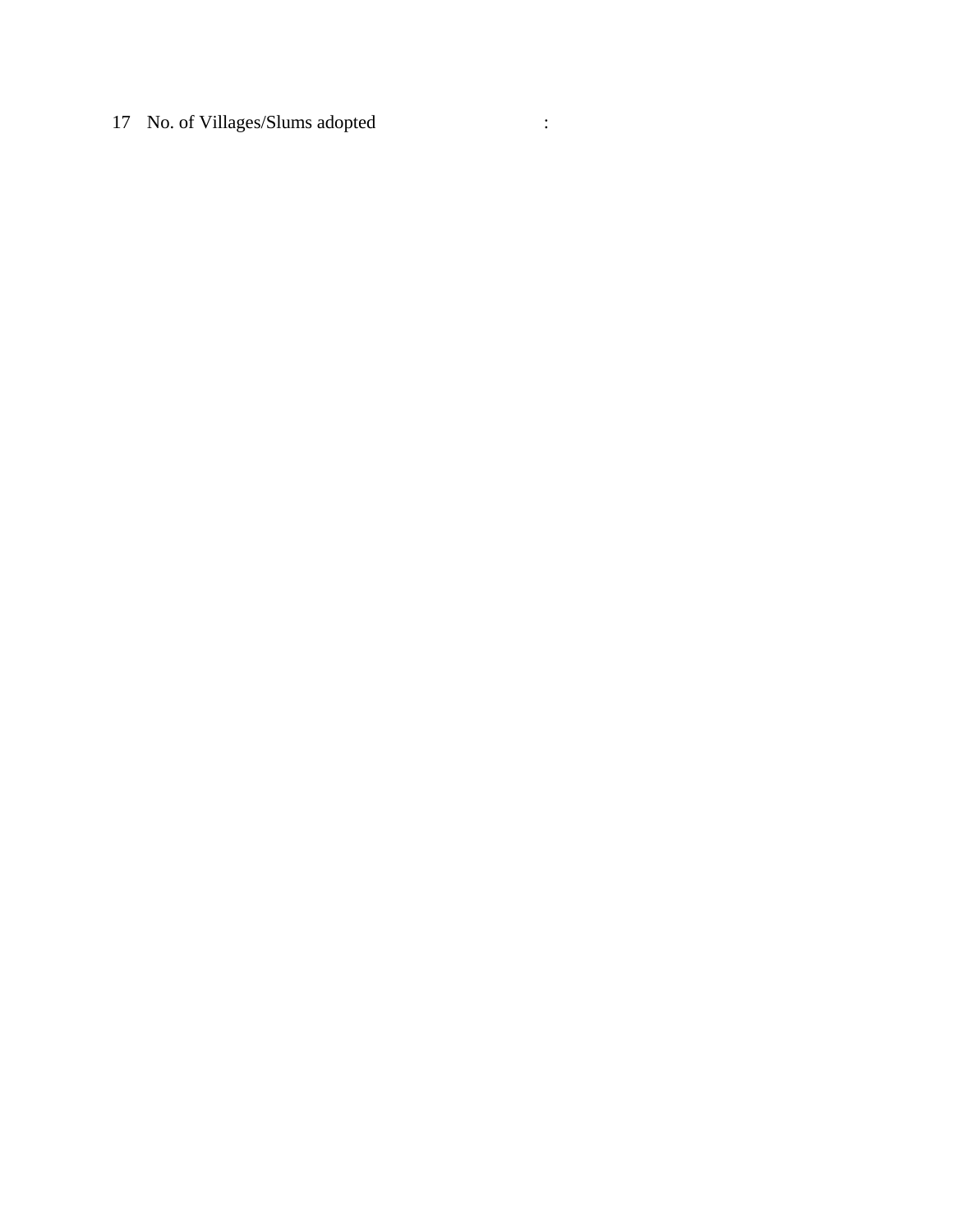17 No. of Villages/Slums adopted :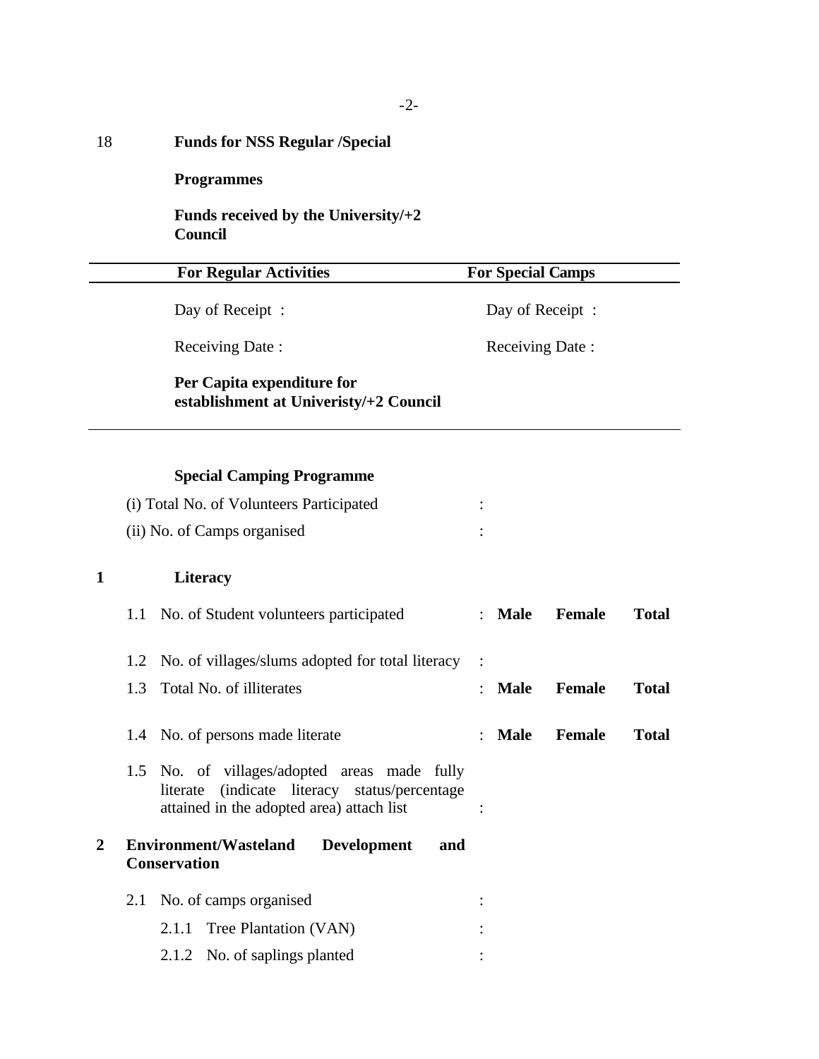18 **Funds for NSS Regular /Special Programmes**

**Funds received by the University/+2 Council**

| **For Regular Activities** | **For Special Camps** |
|---|---|
| Day of Receipt : | Day of Receipt : |
| Receiving Date : | Receiving Date : |
| **Per Capita expenditure for establishment at Univeristy/+2 Council** | |

**Special Camping Programme**

(i) Total No. of Volunteers Participated :

(ii) No. of Camps organised :

**1 Literacy**

| | | | | | |
|---|---|---|---|---|---|
| 1.1 | No. of Student volunteers participated | : | **Male** | **Female** | **Total** |
| 1.2 | No. of villages/slums adopted for total literacy | : | | | |
| 1.3 | Total No. of illiterates | : | **Male** | **Female** | **Total** |
| 1.4 | No. of persons made literate | : | **Male** | **Female** | **Total** |
| 1.5 | No. of villages/adopted areas made fully literate (indicate literacy status/percentage attained in the adopted area) attach list | : | | | |

**2 Environment/Wasteland Development and Conservation**

2.1 No. of camps organised :

2.1.1 Tree Plantation (VAN) :

2.1.2 No. of saplings planted :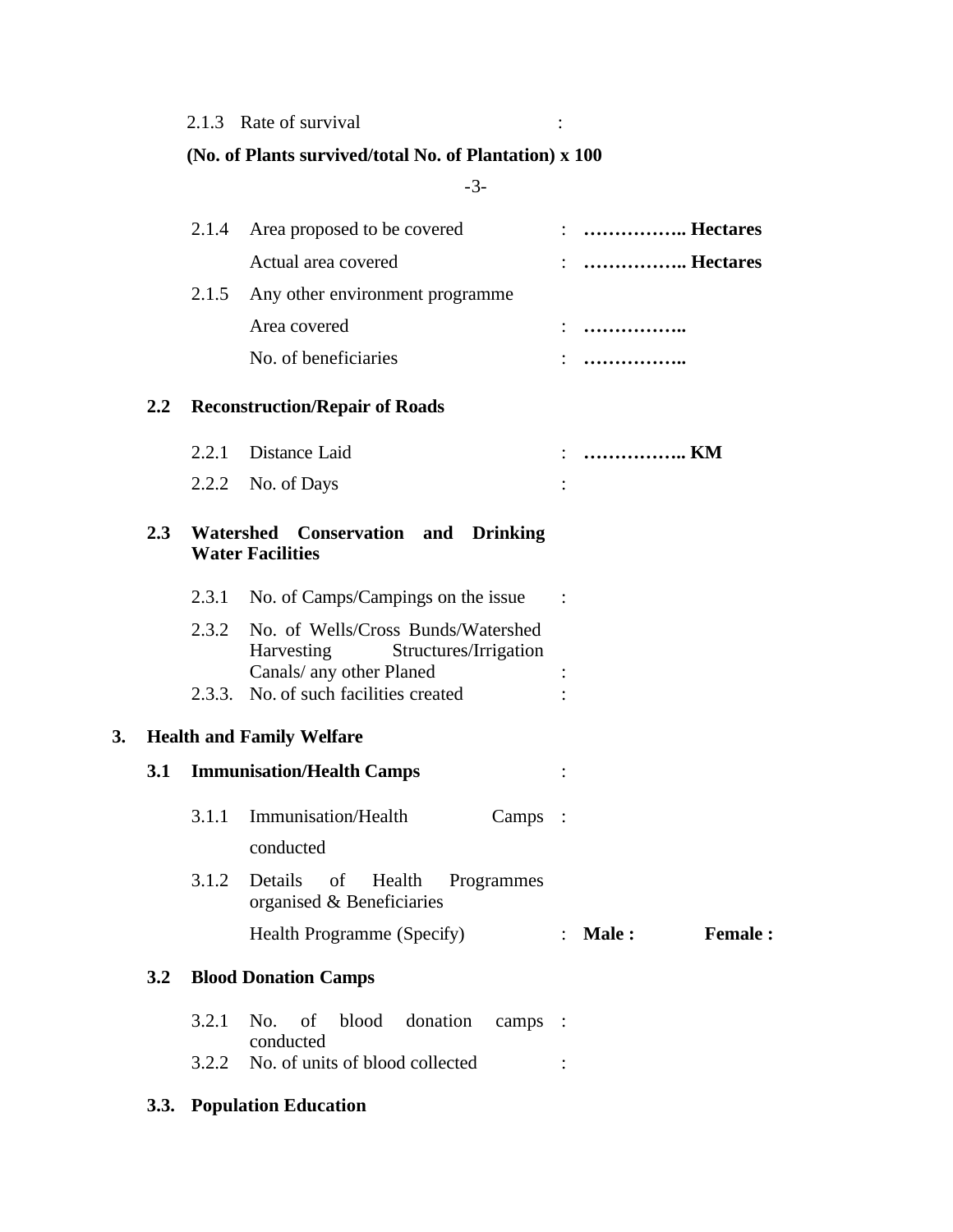2.1.3 Rate of survival :

**(No. of Plants survived/total No. of Plantation) x 100**

2.1.4 Area proposed to be covered : **…………….. Hectares**

Actual area covered : **…………….. Hectares**

2.1.5 Any other environment programme

Area covered : **……………..**

No. of beneficiaries : **……………..**

**2.2 Reconstruction/Repair of Roads**

2.2.1 Distance Laid : **…………….. KM**

2.2.2 No. of Days :

**2.3 Watershed Conservation and Drinking Water Facilities**

2.3.1 No. of Camps/Campings on the issue :

2.3.2 No. of Wells/Cross Bunds/Watershed Harvesting Structures/Irrigation Canals/ any other Planed :

2.3.3. No. of such facilities created :

**3. Health and Family Welfare**

**3.1 Immunisation/Health Camps** :

3.1.1 Immunisation/Health Camps conducted :

3.1.2 Details of Health Programmes organised & Beneficiaries

Health Programme (Specify) : **Male :** **Female :**

**3.2 Blood Donation Camps**

3.2.1 No. of blood donation camps conducted :

3.2.2 No. of units of blood collected :

**3.3. Population Education**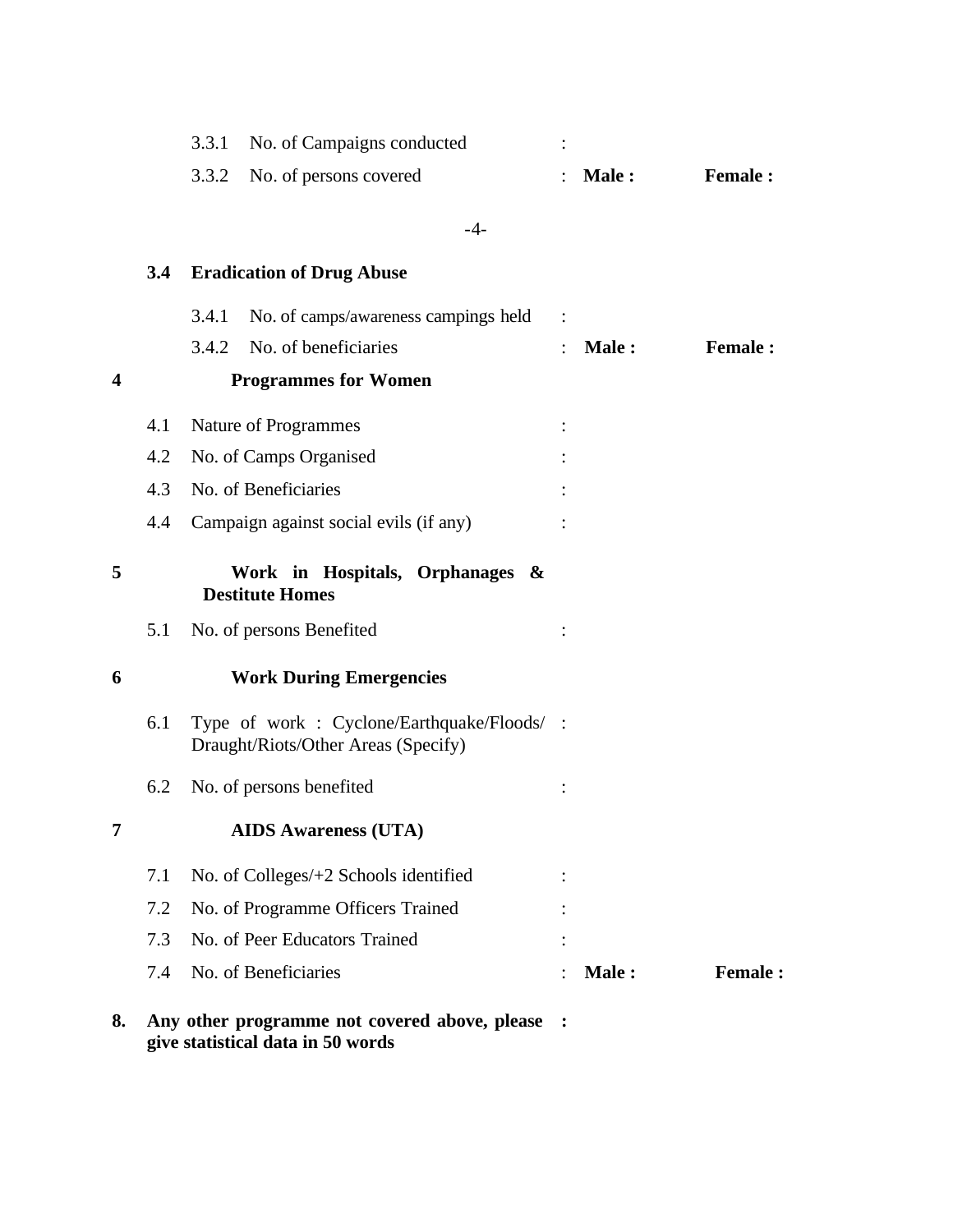3.3.1 No. of Campaigns conducted :

3.3.2 No. of persons covered : **Male :** **Female :**

**3.4 Eradication of Drug Abuse**

3.4.1 No. of camps/awareness campings held :

3.4.2 No. of beneficiaries : **Male :** **Female :**

**4 Programmes for Women**

4.1 Nature of Programmes :

4.2 No. of Camps Organised :

4.3 No. of Beneficiaries :

4.4 Campaign against social evils (if any) :

**5 Work in Hospitals, Orphanages & Destitute Homes**

5.1 No. of persons Benefited :

**6 Work During Emergencies**

6.1 Type of work : Cyclone/Earthquake/Floods/ Draught/Riots/Other Areas (Specify) :

6.2 No. of persons benefited :

**7 AIDS Awareness (UTA)**

7.1 No. of Colleges/+2 Schools identified :

7.2 No. of Programme Officers Trained :

7.3 No. of Peer Educators Trained :

7.4 No. of Beneficiaries : **Male :** **Female :**

**8. Any other programme not covered above, please give statistical data in 50 words :**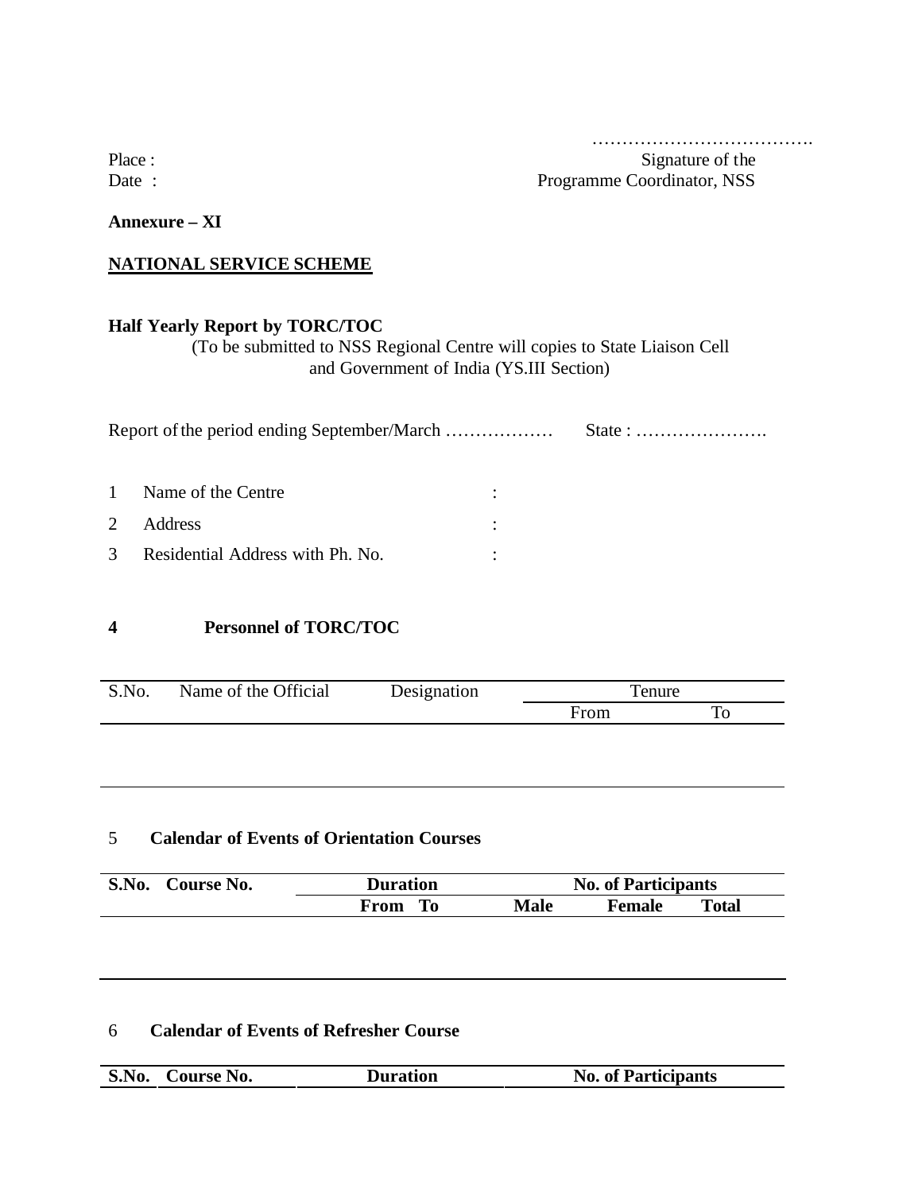……………………………….

Place : Signature of the

Date : Programme Coordinator, NSS

**Annexure – XI**

**NATIONAL SERVICE SCHEME**

**Half Yearly Report by TORC/TOC**

(To be submitted to NSS Regional Centre will copies to State Liaison Cell and Government of India (YS.III Section)

Report of the period ending September/March ……………… State : ………………….

1 Name of the Centre :

2 Address :

3 Residential Address with Ph. No. :

**4 Personnel of TORC/TOC**

| S.No. | Name of the Official | Designation | Tenure | |
|---|---|---|---|---|
| | | | From | To |
| | | | | |

5 **Calendar of Events of Orientation Courses**

| S.No. | Course No. | Duration | | No. of Participants | | |
|---|---|---|---|---|---|---|
| | | From | To | Male | Female | Total |
| | | | | | | |

6 **Calendar of Events of Refresher Course**

| S.No. | Course No. | Duration | No. of Participants |
|---|---|---|---|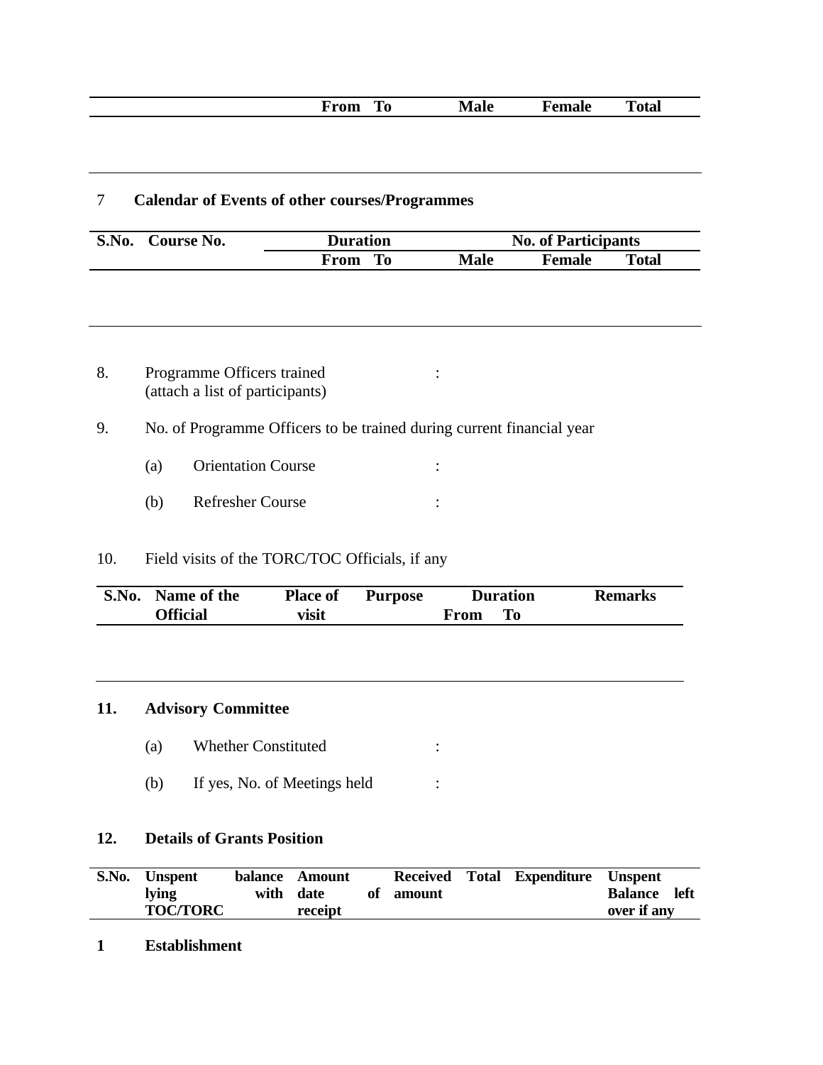| | | From | To | Male | Female | Total |
|---|---|---|---|---|---|---|
| | | | | | | |

7 **Calendar of Events of other courses/Programmes**

| S.No. | Course No. | Duration | | No. of Participants | | |
|---|---|---|---|---|---|---|
| | | From | To | Male | Female | Total |
| | | | | | | |

8. Programme Officers trained :
(attach a list of participants)

9. No. of Programme Officers to be trained during current financial year

(a) Orientation Course :

(b) Refresher Course :

10. Field visits of the TORC/TOC Officials, if any

| S.No. | Name of the Official | Place of visit | Purpose | Duration | | Remarks |
|---|---|---|---|---|---|---|
| | | | | From | To | |
| | | | | | | |

**11. Advisory Committee**

(a) Whether Constituted :

(b) If yes, No. of Meetings held :

**12. Details of Grants Position**

| S.No. | Unspent balance lying with TOC/TORC | Amount date of receipt | Received amount | Total Expenditure | Unspent Balance left over if any |
|---|---|---|---|---|---|
| **1** | **Establishment** | | | | |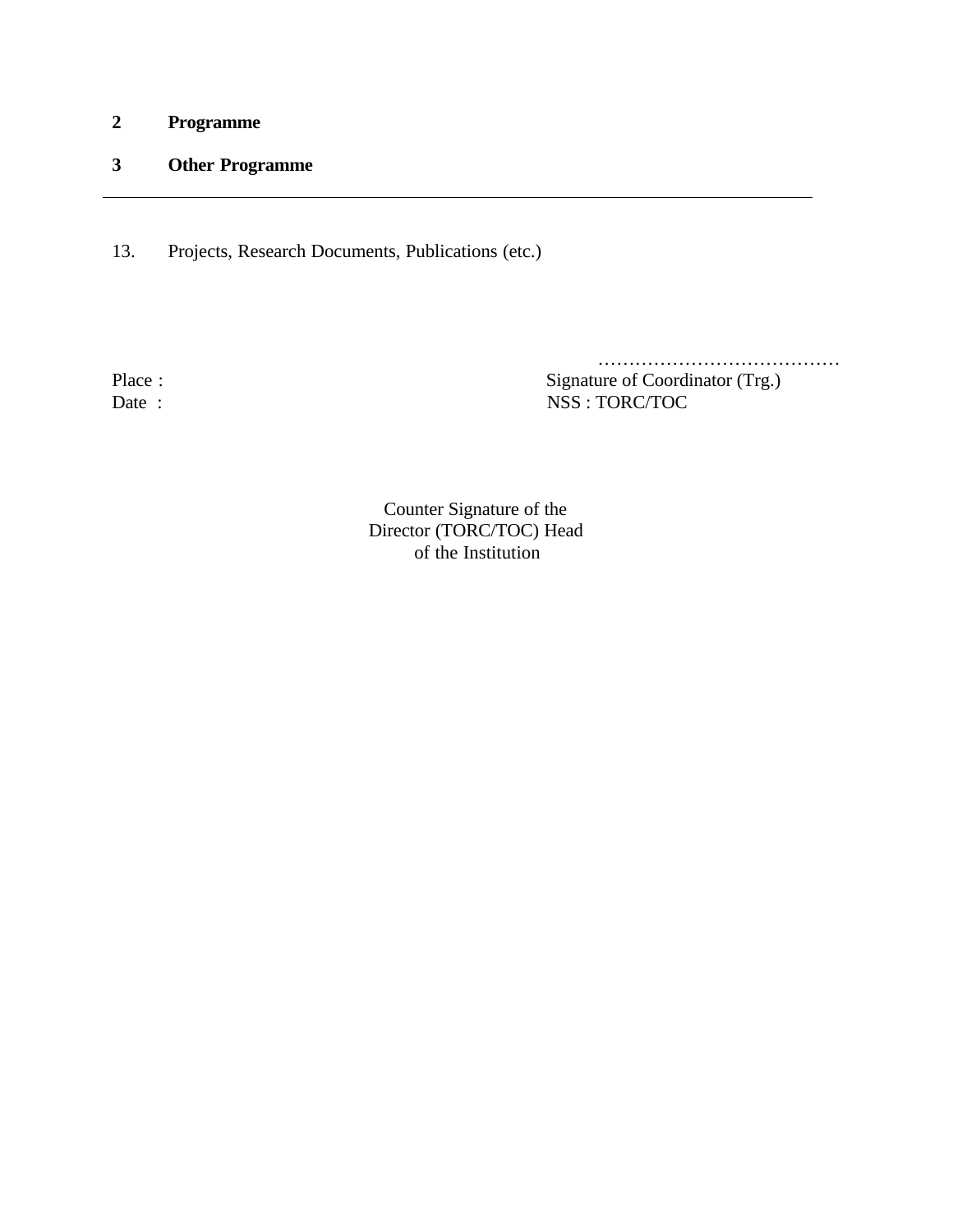**2 Programme**

**3 Other Programme**

---

13. Projects, Research Documents, Publications (etc.)

…………………………………

Place : Signature of Coordinator (Trg.)

Date : NSS : TORC/TOC

Counter Signature of the
Director (TORC/TOC) Head
of the Institution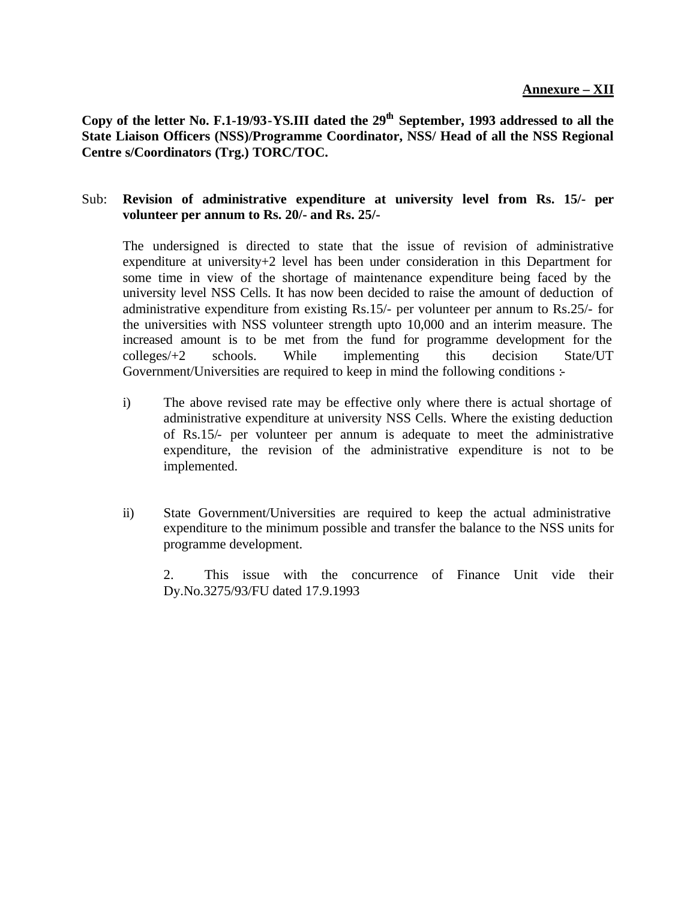**<u>Annexure – XII</u>**

**Copy of the letter No. F.1-19/93-YS.III dated the 29th September, 1993 addressed to all the State Liaison Officers (NSS)/Programme Coordinator, NSS/ Head of all the NSS Regional Centre s/Coordinators (Trg.) TORC/TOC.**

Sub: **Revision of administrative expenditure at university level from Rs. 15/- per volunteer per annum to Rs. 20/- and Rs. 25/-**

The undersigned is directed to state that the issue of revision of administrative expenditure at university+2 level has been under consideration in this Department for some time in view of the shortage of maintenance expenditure being faced by the university level NSS Cells. It has now been decided to raise the amount of deduction of administrative expenditure from existing Rs.15/- per volunteer per annum to Rs.25/- for the universities with NSS volunteer strength upto 10,000 and an interim measure. The increased amount is to be met from the fund for programme development for the colleges/+2 schools. While implementing this decision State/UT Government/Universities are required to keep in mind the following conditions :-

i) The above revised rate may be effective only where there is actual shortage of administrative expenditure at university NSS Cells. Where the existing deduction of Rs.15/- per volunteer per annum is adequate to meet the administrative expenditure, the revision of the administrative expenditure is not to be implemented.

ii) State Government/Universities are required to keep the actual administrative expenditure to the minimum possible and transfer the balance to the NSS units for programme development.

2. This issue with the concurrence of Finance Unit vide their Dy.No.3275/93/FU dated 17.9.1993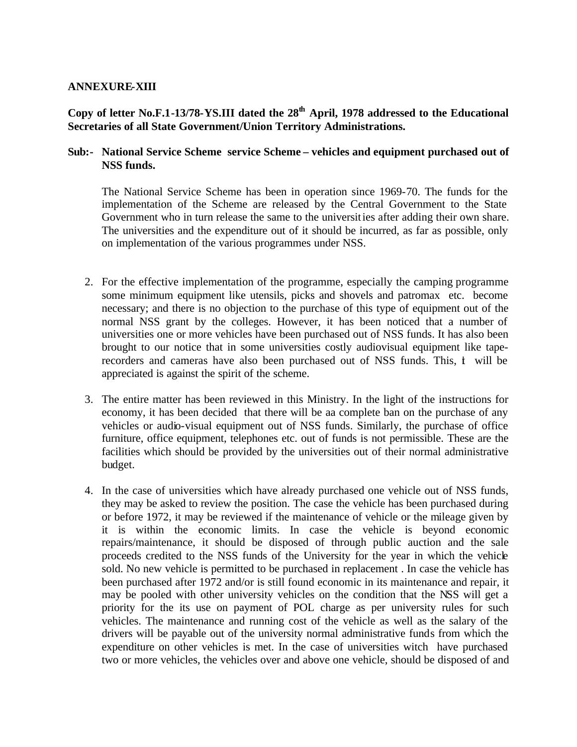**ANNEXURE-XIII**

**Copy of letter No.F.1-13/78-YS.III dated the 28th April, 1978 addressed to the Educational Secretaries of all State Government/Union Territory Administrations.**

**Sub:- National Service Scheme service Scheme – vehicles and equipment purchased out of NSS funds.**

The National Service Scheme has been in operation since 1969-70. The funds for the implementation of the Scheme are released by the Central Government to the State Government who in turn release the same to the universities after adding their own share. The universities and the expenditure out of it should be incurred, as far as possible, only on implementation of the various programmes under NSS.

2. For the effective implementation of the programme, especially the camping programme some minimum equipment like utensils, picks and shovels and patromax etc. become necessary; and there is no objection to the purchase of this type of equipment out of the normal NSS grant by the colleges. However, it has been noticed that a number of universities one or more vehicles have been purchased out of NSS funds. It has also been brought to our notice that in some universities costly audiovisual equipment like tape-recorders and cameras have also been purchased out of NSS funds. This, it will be appreciated is against the spirit of the scheme.

3. The entire matter has been reviewed in this Ministry. In the light of the instructions for economy, it has been decided that there will be aa complete ban on the purchase of any vehicles or audio-visual equipment out of NSS funds. Similarly, the purchase of office furniture, office equipment, telephones etc. out of funds is not permissible. These are the facilities which should be provided by the universities out of their normal administrative budget.

4. In the case of universities which have already purchased one vehicle out of NSS funds, they may be asked to review the position. The case the vehicle has been purchased during or before 1972, it may be reviewed if the maintenance of vehicle or the mileage given by it is within the economic limits. In case the vehicle is beyond economic repairs/maintenance, it should be disposed of through public auction and the sale proceeds credited to the NSS funds of the University for the year in which the vehicle sold. No new vehicle is permitted to be purchased in replacement . In case the vehicle has been purchased after 1972 and/or is still found economic in its maintenance and repair, it may be pooled with other university vehicles on the condition that the NSS will get a priority for the its use on payment of POL charge as per university rules for such vehicles. The maintenance and running cost of the vehicle as well as the salary of the drivers will be payable out of the university normal administrative funds from which the expenditure on other vehicles is met. In the case of universities witch have purchased two or more vehicles, the vehicles over and above one vehicle, should be disposed of and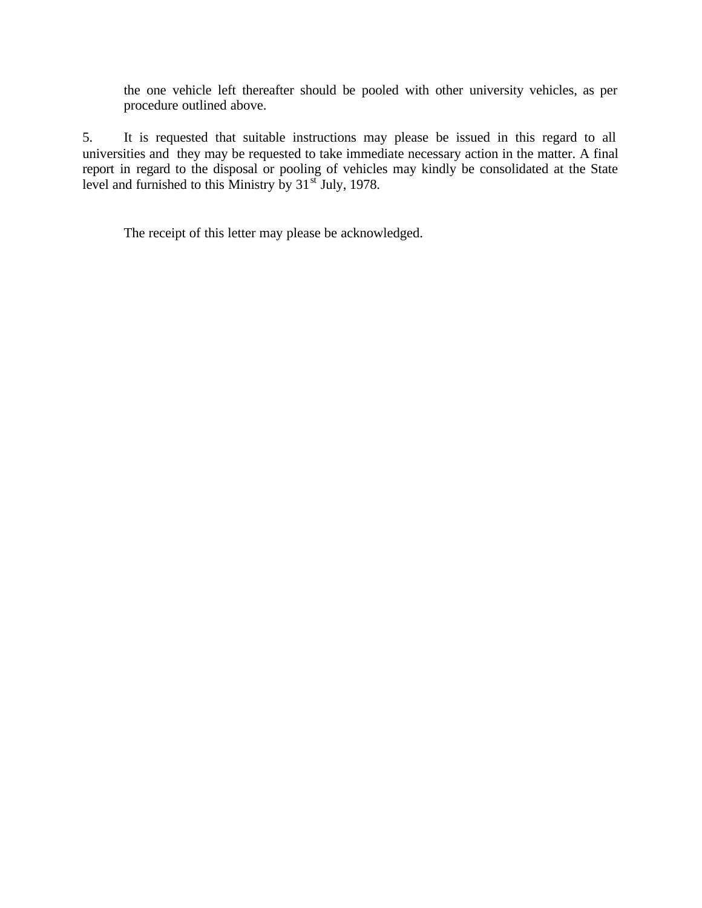the one vehicle left thereafter should be pooled with other university vehicles, as per procedure outlined above.

5. It is requested that suitable instructions may please be issued in this regard to all universities and they may be requested to take immediate necessary action in the matter. A final report in regard to the disposal or pooling of vehicles may kindly be consolidated at the State level and furnished to this Ministry by 31st July, 1978.

The receipt of this letter may please be acknowledged.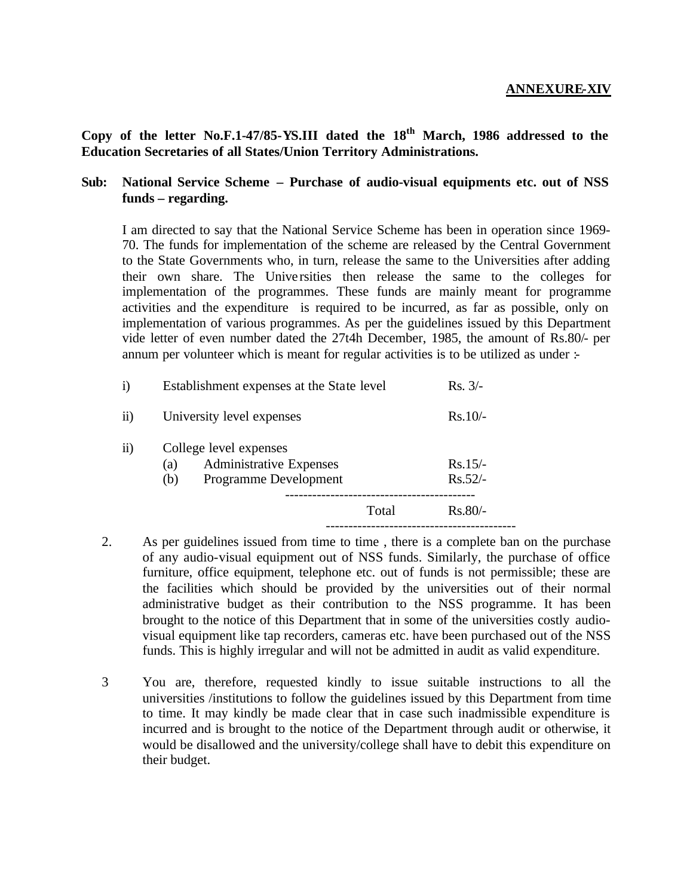**ANNEXURE-XIV**

**Copy of the letter No.F.1-47/85-YS.III dated the 18th March, 1986 addressed to the Education Secretaries of all States/Union Territory Administrations.**

**Sub: National Service Scheme – Purchase of audio-visual equipments etc. out of NSS funds – regarding.**

I am directed to say that the National Service Scheme has been in operation since 1969-70. The funds for implementation of the scheme are released by the Central Government to the State Governments who, in turn, release the same to the Universities after adding their own share. The Universities then release the same to the colleges for implementation of the programmes. These funds are mainly meant for programme activities and the expenditure is required to be incurred, as far as possible, only on implementation of various programmes. As per the guidelines issued by this Department vide letter of even number dated the 27t4h December, 1985, the amount of Rs.80/- per annum per volunteer which is meant for regular activities is to be utilized as under :-

| | | | |
|---|---|---|---|
| i) | Establishment expenses at the State level | | Rs. 3/- |
| ii) | University level expenses | | Rs.10/- |
| ii) | College level expenses | | |
| | (a) | Administrative Expenses | Rs.15/- |
| | (b) | Programme Development | Rs.52/- |
| | | Total | Rs.80/- |

2. As per guidelines issued from time to time , there is a complete ban on the purchase of any audio-visual equipment out of NSS funds. Similarly, the purchase of office furniture, office equipment, telephone etc. out of funds is not permissible; these are the facilities which should be provided by the universities out of their normal administrative budget as their contribution to the NSS programme. It has been brought to the notice of this Department that in some of the universities costly audio-visual equipment like tap recorders, cameras etc. have been purchased out of the NSS funds. This is highly irregular and will not be admitted in audit as valid expenditure.

3 You are, therefore, requested kindly to issue suitable instructions to all the universities /institutions to follow the guidelines issued by this Department from time to time. It may kindly be made clear that in case such inadmissible expenditure is incurred and is brought to the notice of the Department through audit or otherwise, it would be disallowed and the university/college shall have to debit this expenditure on their budget.